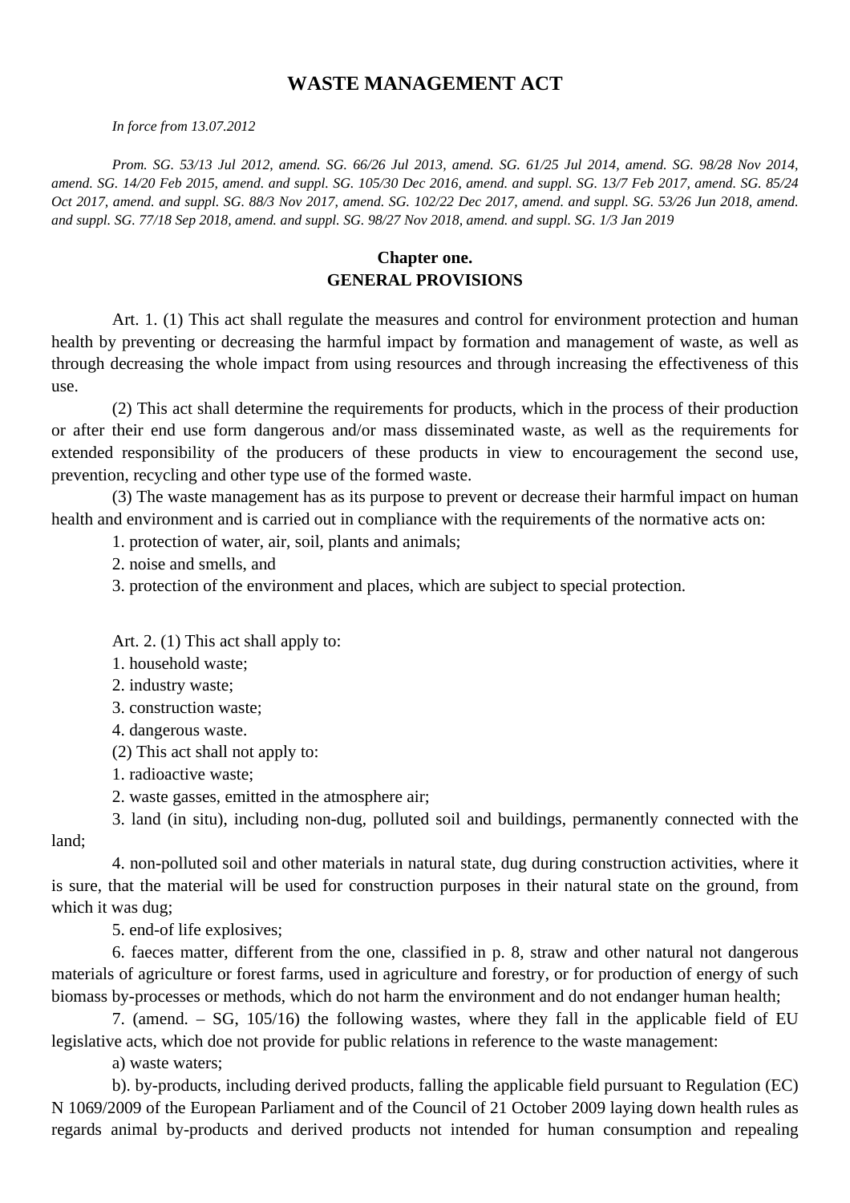# WASTE MANAGEMENT ACT

*In force from 13.07.2012*

*Prom. SG. 53/13 Jul 2012, amend. SG. 66/26 Jul 2013, amend. SG. 61/25 Jul 2014, amend. SG. 98/28 Nov 2014, amend. SG. 14/20 Feb 2015, amend. and suppl. SG. 105/30 Dec 2016, amend. and suppl. SG. 13/7 Feb 2017, amend. SG. 85/24 Oct 2017, amend. and suppl. SG. 88/3 Nov 2017, amend. SG. 102/22 Dec 2017, amend. and suppl. SG. 53/26 Jun 2018, amend. and suppl. SG. 77/18 Sep 2018, amend. and suppl. SG. 98/27 Nov 2018, amend. and suppl. SG. 1/3 Jan 2019*

## Chapter one.
## GENERAL PROVISIONS

Art. 1. (1) This act shall regulate the measures and control for environment protection and human health by preventing or decreasing the harmful impact by formation and management of waste, as well as through decreasing the whole impact from using resources and through increasing the effectiveness of this use.

(2) This act shall determine the requirements for products, which in the process of their production or after their end use form dangerous and/or mass disseminated waste, as well as the requirements for extended responsibility of the producers of these products in view to encouragement the second use, prevention, recycling and other type use of the formed waste.

(3) The waste management has as its purpose to prevent or decrease their harmful impact on human health and environment and is carried out in compliance with the requirements of the normative acts on:

1. protection of water, air, soil, plants and animals;

2. noise and smells, and

3. protection of the environment and places, which are subject to special protection.

Art. 2. (1) This act shall apply to:

1. household waste;

2. industry waste;

3. construction waste;

4. dangerous waste.

(2) This act shall not apply to:

1. radioactive waste;

2. waste gasses, emitted in the atmosphere air;

3. land (in situ), including non-dug, polluted soil and buildings, permanently connected with the land;

4. non-polluted soil and other materials in natural state, dug during construction activities, where it is sure, that the material will be used for construction purposes in their natural state on the ground, from which it was dug;

5. end-of life explosives;

6. faeces matter, different from the one, classified in p. 8, straw and other natural not dangerous materials of agriculture or forest farms, used in agriculture and forestry, or for production of energy of such biomass by-processes or methods, which do not harm the environment and do not endanger human health;

7. (amend. – SG, 105/16) the following wastes, where they fall in the applicable field of EU legislative acts, which doe not provide for public relations in reference to the waste management:

a) waste waters;

b). by-products, including derived products, falling the applicable field pursuant to Regulation (EC) N 1069/2009 of the European Parliament and of the Council of 21 October 2009 laying down health rules as regards animal by-products and derived products not intended for human consumption and repealing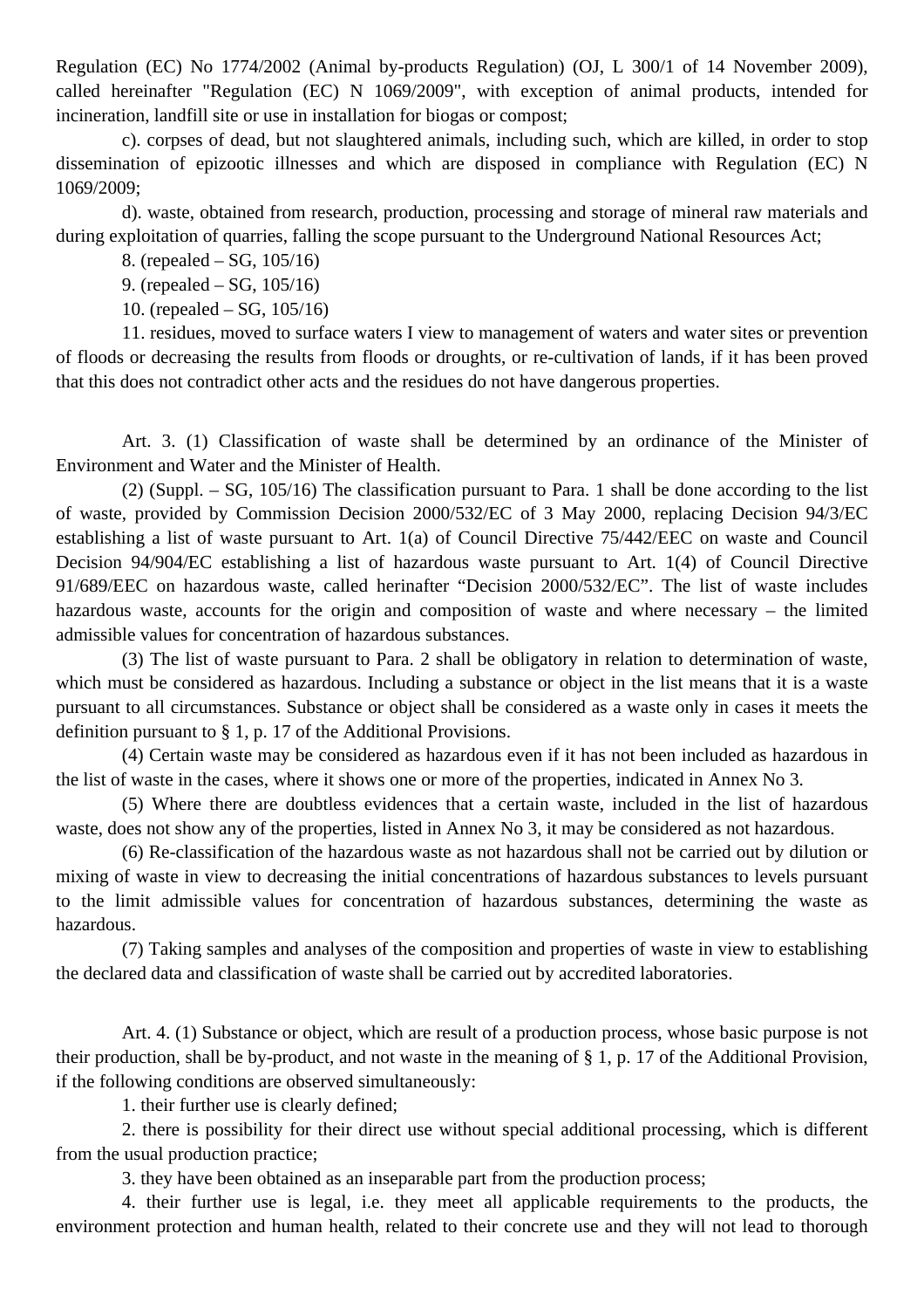Regulation (EC) No 1774/2002 (Animal by-products Regulation) (OJ, L 300/1 of 14 November 2009), called hereinafter "Regulation (EC) N 1069/2009", with exception of animal products, intended for incineration, landfill site or use in installation for biogas or compost;

c). corpses of dead, but not slaughtered animals, including such, which are killed, in order to stop dissemination of epizootic illnesses and which are disposed in compliance with Regulation (EC) N 1069/2009;

d). waste, obtained from research, production, processing and storage of mineral raw materials and during exploitation of quarries, falling the scope pursuant to the Underground National Resources Act;

8. (repealed – SG, 105/16)

9. (repealed – SG, 105/16)

10. (repealed – SG, 105/16)

11. residues, moved to surface waters I view to management of waters and water sites or prevention of floods or decreasing the results from floods or droughts, or re-cultivation of lands, if it has been proved that this does not contradict other acts and the residues do not have dangerous properties.

Art. 3. (1) Classification of waste shall be determined by an ordinance of the Minister of Environment and Water and the Minister of Health.

(2) (Suppl. – SG, 105/16) The classification pursuant to Para. 1 shall be done according to the list of waste, provided by Commission Decision 2000/532/EC of 3 May 2000, replacing Decision 94/3/EC establishing a list of waste pursuant to Art. 1(a) of Council Directive 75/442/EEC on waste and Council Decision 94/904/EC establishing a list of hazardous waste pursuant to Art. 1(4) of Council Directive 91/689/EEC on hazardous waste, called herinafter "Decision 2000/532/EC". The list of waste includes hazardous waste, accounts for the origin and composition of waste and where necessary – the limited admissible values for concentration of hazardous substances.

(3) The list of waste pursuant to Para. 2 shall be obligatory in relation to determination of waste, which must be considered as hazardous. Including a substance or object in the list means that it is a waste pursuant to all circumstances. Substance or object shall be considered as a waste only in cases it meets the definition pursuant to § 1, p. 17 of the Additional Provisions.

(4) Certain waste may be considered as hazardous even if it has not been included as hazardous in the list of waste in the cases, where it shows one or more of the properties, indicated in Annex No 3.

(5) Where there are doubtless evidences that a certain waste, included in the list of hazardous waste, does not show any of the properties, listed in Annex No 3, it may be considered as not hazardous.

(6) Re-classification of the hazardous waste as not hazardous shall not be carried out by dilution or mixing of waste in view to decreasing the initial concentrations of hazardous substances to levels pursuant to the limit admissible values for concentration of hazardous substances, determining the waste as hazardous.

(7) Taking samples and analyses of the composition and properties of waste in view to establishing the declared data and classification of waste shall be carried out by accredited laboratories.

Art. 4. (1) Substance or object, which are result of a production process, whose basic purpose is not their production, shall be by-product, and not waste in the meaning of § 1, p. 17 of the Additional Provision, if the following conditions are observed simultaneously:

1. their further use is clearly defined;

2. there is possibility for their direct use without special additional processing, which is different from the usual production practice;

3. they have been obtained as an inseparable part from the production process;

4. their further use is legal, i.e. they meet all applicable requirements to the products, the environment protection and human health, related to their concrete use and they will not lead to thorough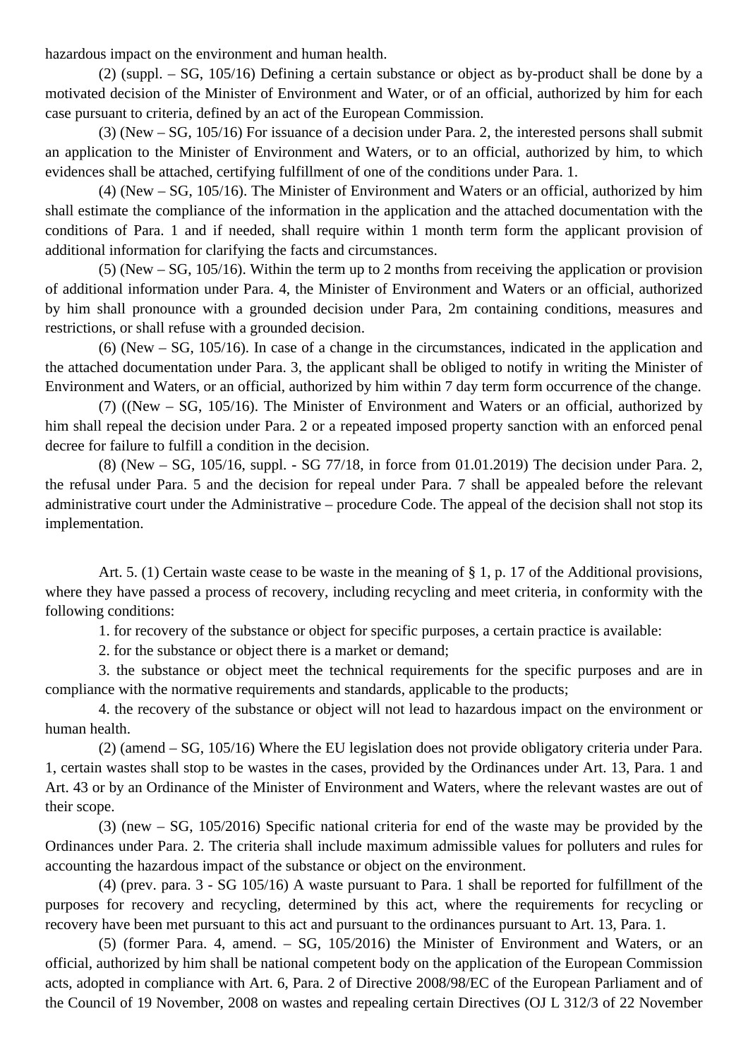hazardous impact on the environment and human health.

(2) (suppl. – SG, 105/16) Defining a certain substance or object as by-product shall be done by a motivated decision of the Minister of Environment and Water, or of an official, authorized by him for each case pursuant to criteria, defined by an act of the European Commission.

(3) (New – SG, 105/16) For issuance of a decision under Para. 2, the interested persons shall submit an application to the Minister of Environment and Waters, or to an official, authorized by him, to which evidences shall be attached, certifying fulfillment of one of the conditions under Para. 1.

(4) (New – SG, 105/16). The Minister of Environment and Waters or an official, authorized by him shall estimate the compliance of the information in the application and the attached documentation with the conditions of Para. 1 and if needed, shall require within 1 month term form the applicant provision of additional information for clarifying the facts and circumstances.

(5) (New – SG, 105/16). Within the term up to 2 months from receiving the application or provision of additional information under Para. 4, the Minister of Environment and Waters or an official, authorized by him shall pronounce with a grounded decision under Para, 2m containing conditions, measures and restrictions, or shall refuse with a grounded decision.

(6) (New – SG, 105/16). In case of a change in the circumstances, indicated in the application and the attached documentation under Para. 3, the applicant shall be obliged to notify in writing the Minister of Environment and Waters, or an official, authorized by him within 7 day term form occurrence of the change.

(7) ((New – SG, 105/16). The Minister of Environment and Waters or an official, authorized by him shall repeal the decision under Para. 2 or a repeated imposed property sanction with an enforced penal decree for failure to fulfill a condition in the decision.

(8) (New – SG, 105/16, suppl. - SG 77/18, in force from 01.01.2019) The decision under Para. 2, the refusal under Para. 5 and the decision for repeal under Para. 7 shall be appealed before the relevant administrative court under the Administrative – procedure Code. The appeal of the decision shall not stop its implementation.

Art. 5. (1) Certain waste cease to be waste in the meaning of § 1, p. 17 of the Additional provisions, where they have passed a process of recovery, including recycling and meet criteria, in conformity with the following conditions:

1. for recovery of the substance or object for specific purposes, a certain practice is available:

2. for the substance or object there is a market or demand;

3. the substance or object meet the technical requirements for the specific purposes and are in compliance with the normative requirements and standards, applicable to the products;

4. the recovery of the substance or object will not lead to hazardous impact on the environment or human health.

(2) (amend – SG, 105/16) Where the EU legislation does not provide obligatory criteria under Para. 1, certain wastes shall stop to be wastes in the cases, provided by the Ordinances under Art. 13, Para. 1 and Art. 43 or by an Ordinance of the Minister of Environment and Waters, where the relevant wastes are out of their scope.

(3) (new – SG, 105/2016) Specific national criteria for end of the waste may be provided by the Ordinances under Para. 2. The criteria shall include maximum admissible values for polluters and rules for accounting the hazardous impact of the substance or object on the environment.

(4) (prev. para. 3 - SG 105/16) A waste pursuant to Para. 1 shall be reported for fulfillment of the purposes for recovery and recycling, determined by this act, where the requirements for recycling or recovery have been met pursuant to this act and pursuant to the ordinances pursuant to Art. 13, Para. 1.

(5) (former Para. 4, amend. – SG, 105/2016) the Minister of Environment and Waters, or an official, authorized by him shall be national competent body on the application of the European Commission acts, adopted in compliance with Art. 6, Para. 2 of Directive 2008/98/EC of the European Parliament and of the Council of 19 November, 2008 on wastes and repealing certain Directives (OJ L 312/3 of 22 November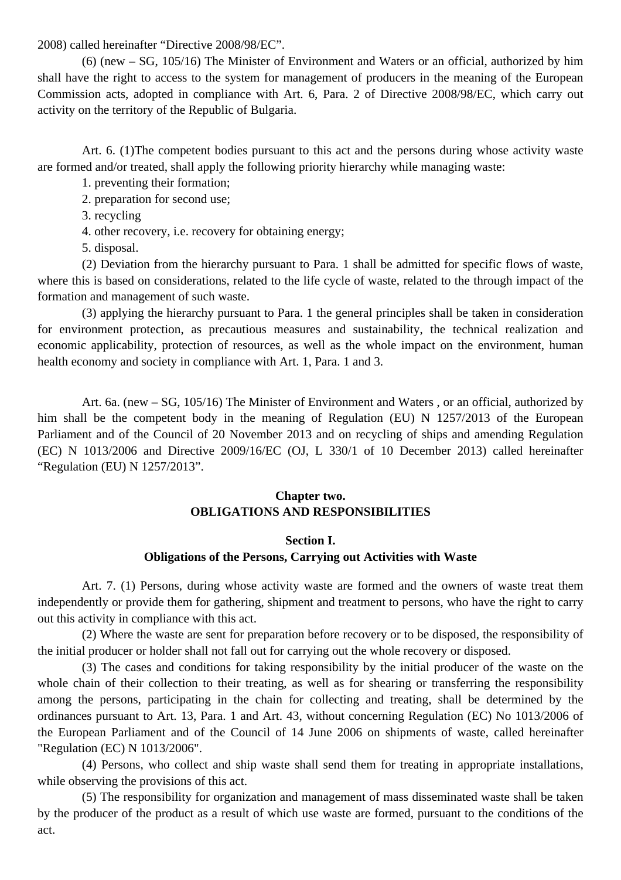2008) called hereinafter “Directive 2008/98/EC”.

(6) (new – SG, 105/16) The Minister of Environment and Waters or an official, authorized by him shall have the right to access to the system for management of producers in the meaning of the European Commission acts, adopted in compliance with Art. 6, Para. 2 of Directive 2008/98/EC, which carry out activity on the territory of the Republic of Bulgaria.

Art. 6. (1)The competent bodies pursuant to this act and the persons during whose activity waste are formed and/or treated, shall apply the following priority hierarchy while managing waste:

1. preventing their formation;
2. preparation for second use;
3. recycling
4. other recovery, i.e. recovery for obtaining energy;
5. disposal.

(2) Deviation from the hierarchy pursuant to Para. 1 shall be admitted for specific flows of waste, where this is based on considerations, related to the life cycle of waste, related to the through impact of the formation and management of such waste.

(3) applying the hierarchy pursuant to Para. 1 the general principles shall be taken in consideration for environment protection, as precautious measures and sustainability, the technical realization and economic applicability, protection of resources, as well as the whole impact on the environment, human health economy and society in compliance with Art. 1, Para. 1 and 3.

Art. 6a. (new – SG, 105/16) The Minister of Environment and Waters , or an official, authorized by him shall be the competent body in the meaning of Regulation (EU) N 1257/2013 of the European Parliament and of the Council of 20 November 2013 and on recycling of ships and amending Regulation (EC) N 1013/2006 and Directive 2009/16/EC (OJ, L 330/1 of 10 December 2013) called hereinafter “Regulation (EU) N 1257/2013”.

## Chapter two.
## OBLIGATIONS AND RESPONSIBILITIES

### Section I.
### Obligations of the Persons, Carrying out Activities with Waste

Art. 7. (1) Persons, during whose activity waste are formed and the owners of waste treat them independently or provide them for gathering, shipment and treatment to persons, who have the right to carry out this activity in compliance with this act.

(2) Where the waste are sent for preparation before recovery or to be disposed, the responsibility of the initial producer or holder shall not fall out for carrying out the whole recovery or disposed.

(3) The cases and conditions for taking responsibility by the initial producer of the waste on the whole chain of their collection to their treating, as well as for shearing or transferring the responsibility among the persons, participating in the chain for collecting and treating, shall be determined by the ordinances pursuant to Art. 13, Para. 1 and Art. 43, without concerning Regulation (EC) No 1013/2006 of the European Parliament and of the Council of 14 June 2006 on shipments of waste, called hereinafter "Regulation (EC) N 1013/2006".

(4) Persons, who collect and ship waste shall send them for treating in appropriate installations, while observing the provisions of this act.

(5) The responsibility for organization and management of mass disseminated waste shall be taken by the producer of the product as a result of which use waste are formed, pursuant to the conditions of the act.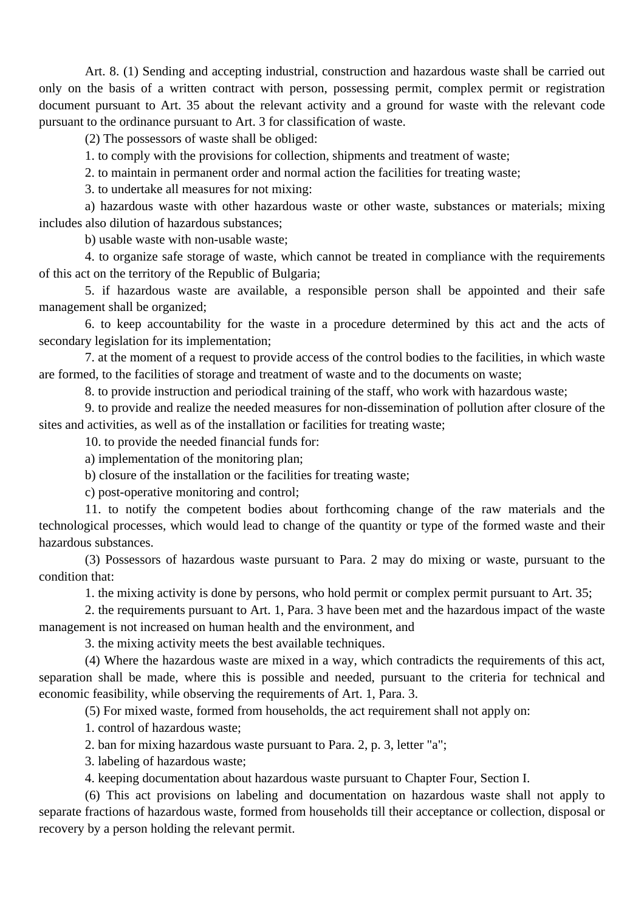Art. 8. (1) Sending and accepting industrial, construction and hazardous waste shall be carried out only on the basis of a written contract with person, possessing permit, complex permit or registration document pursuant to Art. 35 about the relevant activity and a ground for waste with the relevant code pursuant to the ordinance pursuant to Art. 3 for classification of waste.

(2) The possessors of waste shall be obliged:

1. to comply with the provisions for collection, shipments and treatment of waste;

2. to maintain in permanent order and normal action the facilities for treating waste;

3. to undertake all measures for not mixing:

a) hazardous waste with other hazardous waste or other waste, substances or materials; mixing includes also dilution of hazardous substances;

b) usable waste with non-usable waste;

4. to organize safe storage of waste, which cannot be treated in compliance with the requirements of this act on the territory of the Republic of Bulgaria;

5. if hazardous waste are available, a responsible person shall be appointed and their safe management shall be organized;

6. to keep accountability for the waste in a procedure determined by this act and the acts of secondary legislation for its implementation;

7. at the moment of a request to provide access of the control bodies to the facilities, in which waste are formed, to the facilities of storage and treatment of waste and to the documents on waste;

8. to provide instruction and periodical training of the staff, who work with hazardous waste;

9. to provide and realize the needed measures for non-dissemination of pollution after closure of the sites and activities, as well as of the installation or facilities for treating waste;

10. to provide the needed financial funds for:

a) implementation of the monitoring plan;

b) closure of the installation or the facilities for treating waste;

c) post-operative monitoring and control;

11. to notify the competent bodies about forthcoming change of the raw materials and the technological processes, which would lead to change of the quantity or type of the formed waste and their hazardous substances.

(3) Possessors of hazardous waste pursuant to Para. 2 may do mixing or waste, pursuant to the condition that:

1. the mixing activity is done by persons, who hold permit or complex permit pursuant to Art. 35;

2. the requirements pursuant to Art. 1, Para. 3 have been met and the hazardous impact of the waste management is not increased on human health and the environment, and

3. the mixing activity meets the best available techniques.

(4) Where the hazardous waste are mixed in a way, which contradicts the requirements of this act, separation shall be made, where this is possible and needed, pursuant to the criteria for technical and economic feasibility, while observing the requirements of Art. 1, Para. 3.

(5) For mixed waste, formed from households, the act requirement shall not apply on:

1. control of hazardous waste;

2. ban for mixing hazardous waste pursuant to Para. 2, p. 3, letter "a";

3. labeling of hazardous waste;

4. keeping documentation about hazardous waste pursuant to Chapter Four, Section I.

(6) This act provisions on labeling and documentation on hazardous waste shall not apply to separate fractions of hazardous waste, formed from households till their acceptance or collection, disposal or recovery by a person holding the relevant permit.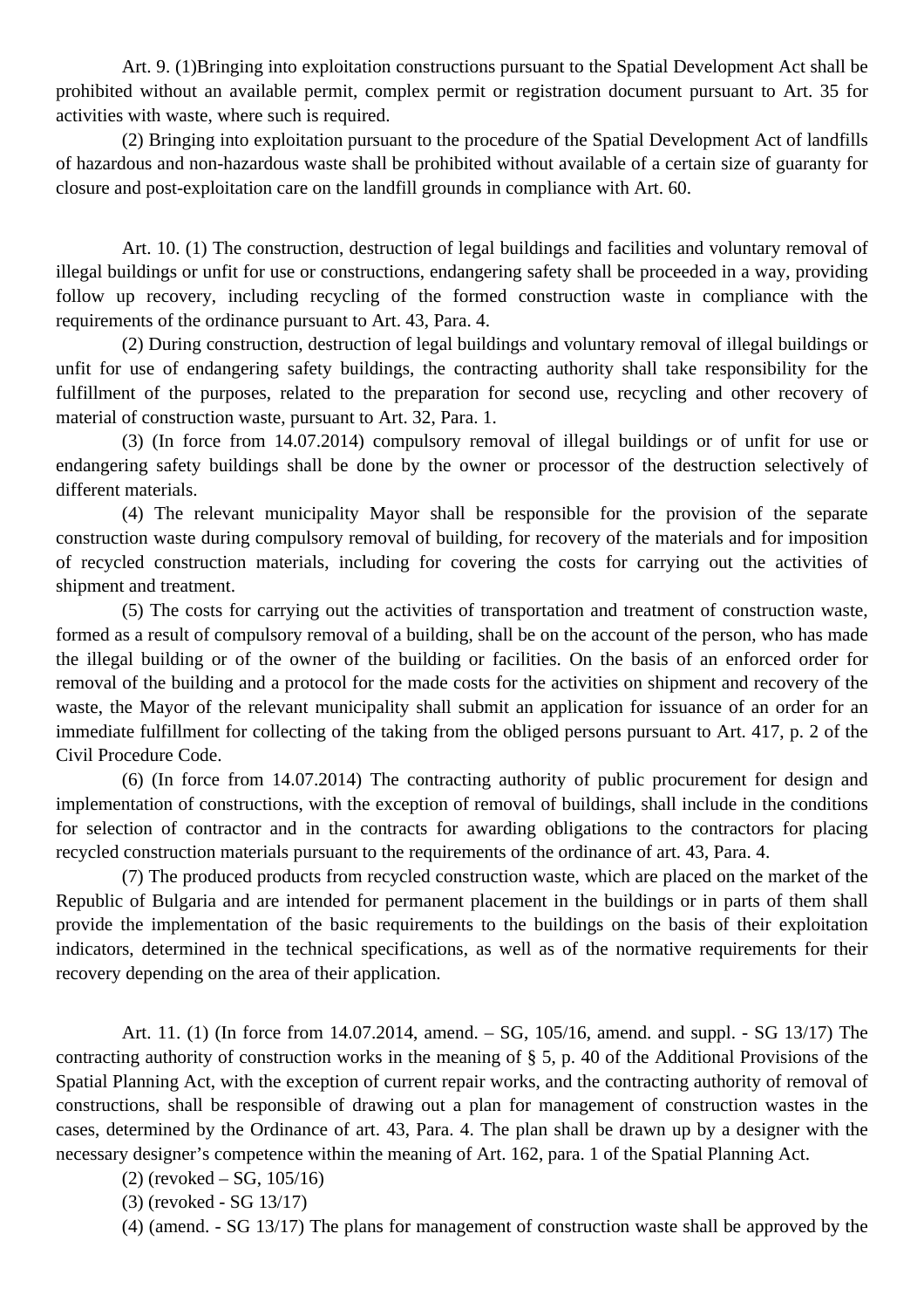Art. 9. (1)Bringing into exploitation constructions pursuant to the Spatial Development Act shall be prohibited without an available permit, complex permit or registration document pursuant to Art. 35 for activities with waste, where such is required.

(2) Bringing into exploitation pursuant to the procedure of the Spatial Development Act of landfills of hazardous and non-hazardous waste shall be prohibited without available of a certain size of guaranty for closure and post-exploitation care on the landfill grounds in compliance with Art. 60.

Art. 10. (1) The construction, destruction of legal buildings and facilities and voluntary removal of illegal buildings or unfit for use or constructions, endangering safety shall be proceeded in a way, providing follow up recovery, including recycling of the formed construction waste in compliance with the requirements of the ordinance pursuant to Art. 43, Para. 4.

(2) During construction, destruction of legal buildings and voluntary removal of illegal buildings or unfit for use of endangering safety buildings, the contracting authority shall take responsibility for the fulfillment of the purposes, related to the preparation for second use, recycling and other recovery of material of construction waste, pursuant to Art. 32, Para. 1.

(3) (In force from 14.07.2014) compulsory removal of illegal buildings or of unfit for use or endangering safety buildings shall be done by the owner or processor of the destruction selectively of different materials.

(4) The relevant municipality Mayor shall be responsible for the provision of the separate construction waste during compulsory removal of building, for recovery of the materials and for imposition of recycled construction materials, including for covering the costs for carrying out the activities of shipment and treatment.

(5) The costs for carrying out the activities of transportation and treatment of construction waste, formed as a result of compulsory removal of a building, shall be on the account of the person, who has made the illegal building or of the owner of the building or facilities. On the basis of an enforced order for removal of the building and a protocol for the made costs for the activities on shipment and recovery of the waste, the Mayor of the relevant municipality shall submit an application for issuance of an order for an immediate fulfillment for collecting of the taking from the obliged persons pursuant to Art. 417, p. 2 of the Civil Procedure Code.

(6) (In force from 14.07.2014) The contracting authority of public procurement for design and implementation of constructions, with the exception of removal of buildings, shall include in the conditions for selection of contractor and in the contracts for awarding obligations to the contractors for placing recycled construction materials pursuant to the requirements of the ordinance of art. 43, Para. 4.

(7) The produced products from recycled construction waste, which are placed on the market of the Republic of Bulgaria and are intended for permanent placement in the buildings or in parts of them shall provide the implementation of the basic requirements to the buildings on the basis of their exploitation indicators, determined in the technical specifications, as well as of the normative requirements for their recovery depending on the area of their application.

Art. 11. (1) (In force from 14.07.2014, amend. – SG, 105/16, amend. and suppl. - SG 13/17) The contracting authority of construction works in the meaning of § 5, p. 40 of the Additional Provisions of the Spatial Planning Act, with the exception of current repair works, and the contracting authority of removal of constructions, shall be responsible of drawing out a plan for management of construction wastes in the cases, determined by the Ordinance of art. 43, Para. 4. The plan shall be drawn up by a designer with the necessary designer's competence within the meaning of Art. 162, para. 1 of the Spatial Planning Act.

(2) (revoked – SG, 105/16)

(3) (revoked - SG 13/17)

(4) (amend. - SG 13/17) The plans for management of construction waste shall be approved by the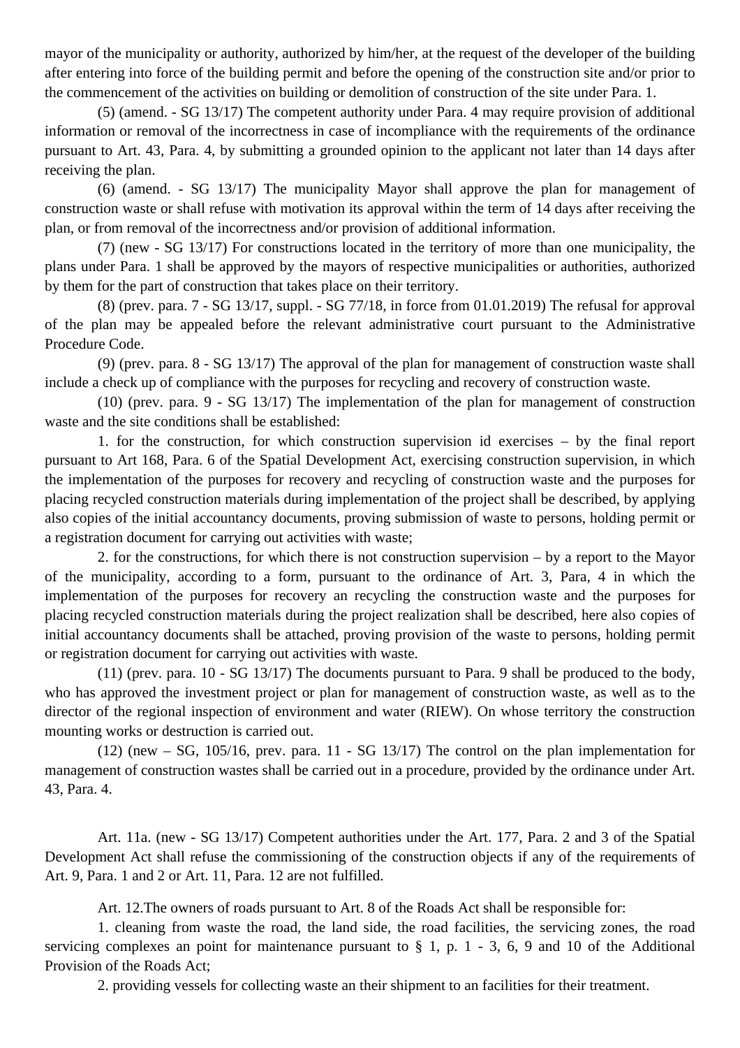mayor of the municipality or authority, authorized by him/her, at the request of the developer of the building after entering into force of the building permit and before the opening of the construction site and/or prior to the commencement of the activities on building or demolition of construction of the site under Para. 1.

(5) (amend. - SG 13/17) The competent authority under Para. 4 may require provision of additional information or removal of the incorrectness in case of incompliance with the requirements of the ordinance pursuant to Art. 43, Para. 4, by submitting a grounded opinion to the applicant not later than 14 days after receiving the plan.

(6) (amend. - SG 13/17) The municipality Mayor shall approve the plan for management of construction waste or shall refuse with motivation its approval within the term of 14 days after receiving the plan, or from removal of the incorrectness and/or provision of additional information.

(7) (new - SG 13/17) For constructions located in the territory of more than one municipality, the plans under Para. 1 shall be approved by the mayors of respective municipalities or authorities, authorized by them for the part of construction that takes place on their territory.

(8) (prev. para. 7 - SG 13/17, suppl. - SG 77/18, in force from 01.01.2019) The refusal for approval of the plan may be appealed before the relevant administrative court pursuant to the Administrative Procedure Code.

(9) (prev. para. 8 - SG 13/17) The approval of the plan for management of construction waste shall include a check up of compliance with the purposes for recycling and recovery of construction waste.

(10) (prev. para. 9 - SG 13/17) The implementation of the plan for management of construction waste and the site conditions shall be established:

1. for the construction, for which construction supervision id exercises – by the final report pursuant to Art 168, Para. 6 of the Spatial Development Act, exercising construction supervision, in which the implementation of the purposes for recovery and recycling of construction waste and the purposes for placing recycled construction materials during implementation of the project shall be described, by applying also copies of the initial accountancy documents, proving submission of waste to persons, holding permit or a registration document for carrying out activities with waste;

2. for the constructions, for which there is not construction supervision – by a report to the Mayor of the municipality, according to a form, pursuant to the ordinance of Art. 3, Para, 4 in which the implementation of the purposes for recovery an recycling the construction waste and the purposes for placing recycled construction materials during the project realization shall be described, here also copies of initial accountancy documents shall be attached, proving provision of the waste to persons, holding permit or registration document for carrying out activities with waste.

(11) (prev. para. 10 - SG 13/17) The documents pursuant to Para. 9 shall be produced to the body, who has approved the investment project or plan for management of construction waste, as well as to the director of the regional inspection of environment and water (RIEW). On whose territory the construction mounting works or destruction is carried out.

(12) (new – SG, 105/16, prev. para. 11 - SG 13/17) The control on the plan implementation for management of construction wastes shall be carried out in a procedure, provided by the ordinance under Art. 43, Para. 4.

Art. 11a. (new - SG 13/17) Competent authorities under the Art. 177, Para. 2 and 3 of the Spatial Development Act shall refuse the commissioning of the construction objects if any of the requirements of Art. 9, Para. 1 and 2 or Art. 11, Para. 12 are not fulfilled.

Art. 12.The owners of roads pursuant to Art. 8 of the Roads Act shall be responsible for:

1. cleaning from waste the road, the land side, the road facilities, the servicing zones, the road servicing complexes an point for maintenance pursuant to § 1, p. 1 - 3, 6, 9 and 10 of the Additional Provision of the Roads Act;

2. providing vessels for collecting waste an their shipment to an facilities for their treatment.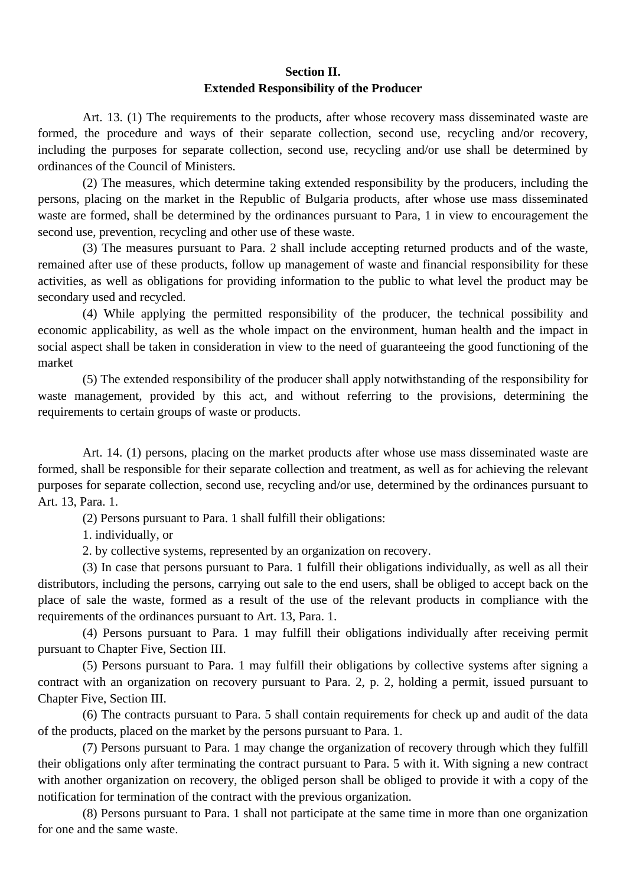## Section II.
## Extended Responsibility of the Producer

Art. 13. (1) The requirements to the products, after whose recovery mass disseminated waste are formed, the procedure and ways of their separate collection, second use, recycling and/or recovery, including the purposes for separate collection, second use, recycling and/or use shall be determined by ordinances of the Council of Ministers.

(2) The measures, which determine taking extended responsibility by the producers, including the persons, placing on the market in the Republic of Bulgaria products, after whose use mass disseminated waste are formed, shall be determined by the ordinances pursuant to Para, 1 in view to encouragement the second use, prevention, recycling and other use of these waste.

(3) The measures pursuant to Para. 2 shall include accepting returned products and of the waste, remained after use of these products, follow up management of waste and financial responsibility for these activities, as well as obligations for providing information to the public to what level the product may be secondary used and recycled.

(4) While applying the permitted responsibility of the producer, the technical possibility and economic applicability, as well as the whole impact on the environment, human health and the impact in social aspect shall be taken in consideration in view to the need of guaranteeing the good functioning of the market

(5) The extended responsibility of the producer shall apply notwithstanding of the responsibility for waste management, provided by this act, and without referring to the provisions, determining the requirements to certain groups of waste or products.

Art. 14. (1) persons, placing on the market products after whose use mass disseminated waste are formed, shall be responsible for their separate collection and treatment, as well as for achieving the relevant purposes for separate collection, second use, recycling and/or use, determined by the ordinances pursuant to Art. 13, Para. 1.

(2) Persons pursuant to Para. 1 shall fulfill their obligations:

1. individually, or

2. by collective systems, represented by an organization on recovery.

(3) In case that persons pursuant to Para. 1 fulfill their obligations individually, as well as all their distributors, including the persons, carrying out sale to the end users, shall be obliged to accept back on the place of sale the waste, formed as a result of the use of the relevant products in compliance with the requirements of the ordinances pursuant to Art. 13, Para. 1.

(4) Persons pursuant to Para. 1 may fulfill their obligations individually after receiving permit pursuant to Chapter Five, Section III.

(5) Persons pursuant to Para. 1 may fulfill their obligations by collective systems after signing a contract with an organization on recovery pursuant to Para. 2, p. 2, holding a permit, issued pursuant to Chapter Five, Section III.

(6) The contracts pursuant to Para. 5 shall contain requirements for check up and audit of the data of the products, placed on the market by the persons pursuant to Para. 1.

(7) Persons pursuant to Para. 1 may change the organization of recovery through which they fulfill their obligations only after terminating the contract pursuant to Para. 5 with it. With signing a new contract with another organization on recovery, the obliged person shall be obliged to provide it with a copy of the notification for termination of the contract with the previous organization.

(8) Persons pursuant to Para. 1 shall not participate at the same time in more than one organization for one and the same waste.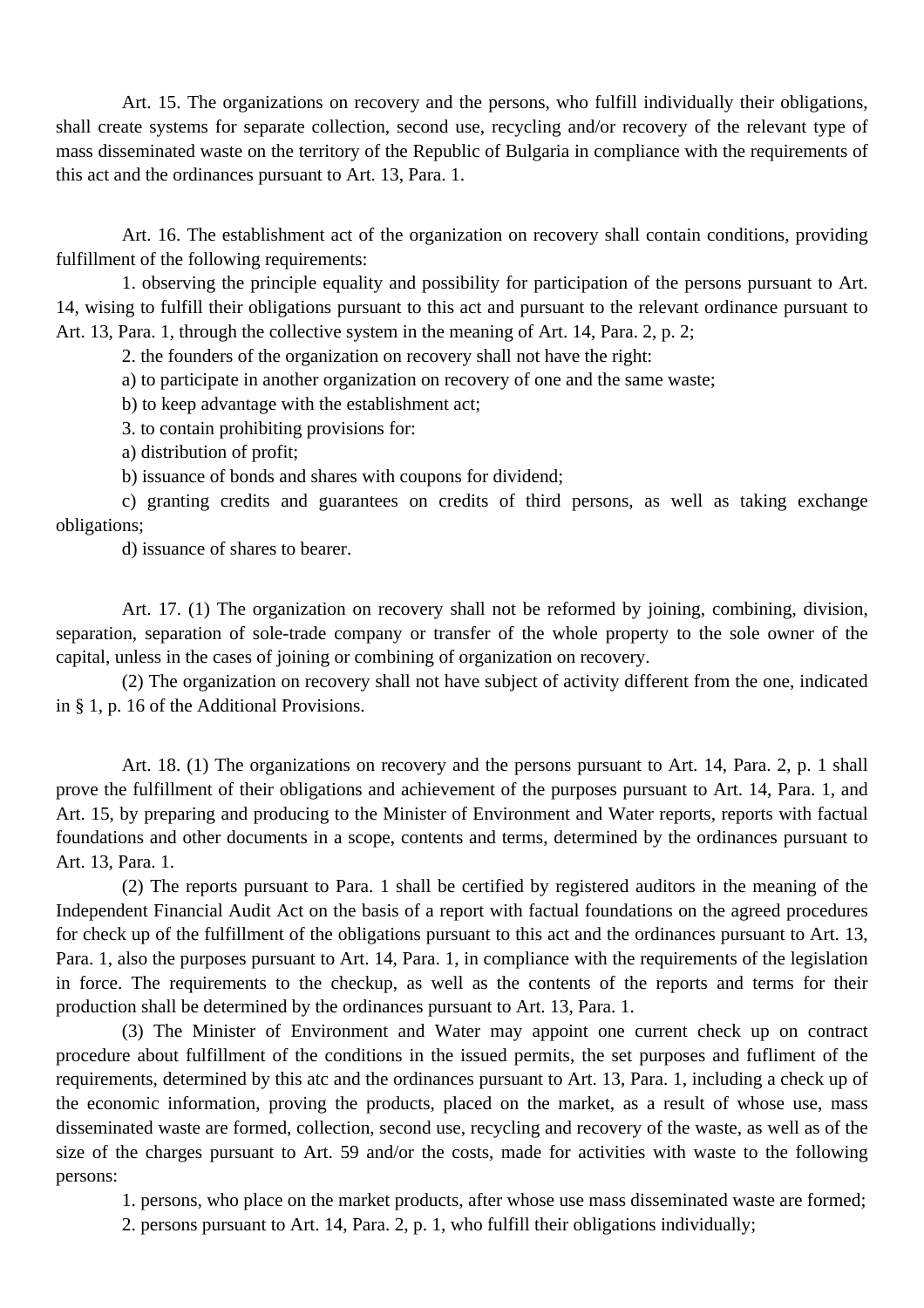Art. 15. The organizations on recovery and the persons, who fulfill individually their obligations, shall create systems for separate collection, second use, recycling and/or recovery of the relevant type of mass disseminated waste on the territory of the Republic of Bulgaria in compliance with the requirements of this act and the ordinances pursuant to Art. 13, Para. 1.

Art. 16. The establishment act of the organization on recovery shall contain conditions, providing fulfillment of the following requirements:

1. observing the principle equality and possibility for participation of the persons pursuant to Art. 14, wising to fulfill their obligations pursuant to this act and pursuant to the relevant ordinance pursuant to Art. 13, Para. 1, through the collective system in the meaning of Art. 14, Para. 2, p. 2;

2. the founders of the organization on recovery shall not have the right:

a) to participate in another organization on recovery of one and the same waste;

b) to keep advantage with the establishment act;

3. to contain prohibiting provisions for:

a) distribution of profit;

b) issuance of bonds and shares with coupons for dividend;

c) granting credits and guarantees on credits of third persons, as well as taking exchange obligations;

d) issuance of shares to bearer.

Art. 17. (1) The organization on recovery shall not be reformed by joining, combining, division, separation, separation of sole-trade company or transfer of the whole property to the sole owner of the capital, unless in the cases of joining or combining of organization on recovery.

(2) The organization on recovery shall not have subject of activity different from the one, indicated in § 1, p. 16 of the Additional Provisions.

Art. 18. (1) The organizations on recovery and the persons pursuant to Art. 14, Para. 2, p. 1 shall prove the fulfillment of their obligations and achievement of the purposes pursuant to Art. 14, Para. 1, and Art. 15, by preparing and producing to the Minister of Environment and Water reports, reports with factual foundations and other documents in a scope, contents and terms, determined by the ordinances pursuant to Art. 13, Para. 1.

(2) The reports pursuant to Para. 1 shall be certified by registered auditors in the meaning of the Independent Financial Audit Act on the basis of a report with factual foundations on the agreed procedures for check up of the fulfillment of the obligations pursuant to this act and the ordinances pursuant to Art. 13, Para. 1, also the purposes pursuant to Art. 14, Para. 1, in compliance with the requirements of the legislation in force. The requirements to the checkup, as well as the contents of the reports and terms for their production shall be determined by the ordinances pursuant to Art. 13, Para. 1.

(3) The Minister of Environment and Water may appoint one current check up on contract procedure about fulfillment of the conditions in the issued permits, the set purposes and fulfiment of the requirements, determined by this atc and the ordinances pursuant to Art. 13, Para. 1, including a check up of the economic information, proving the products, placed on the market, as a result of whose use, mass disseminated waste are formed, collection, second use, recycling and recovery of the waste, as well as of the size of the charges pursuant to Art. 59 and/or the costs, made for activities with waste to the following persons:

1. persons, who place on the market products, after whose use mass disseminated waste are formed;

2. persons pursuant to Art. 14, Para. 2, p. 1, who fulfill their obligations individually;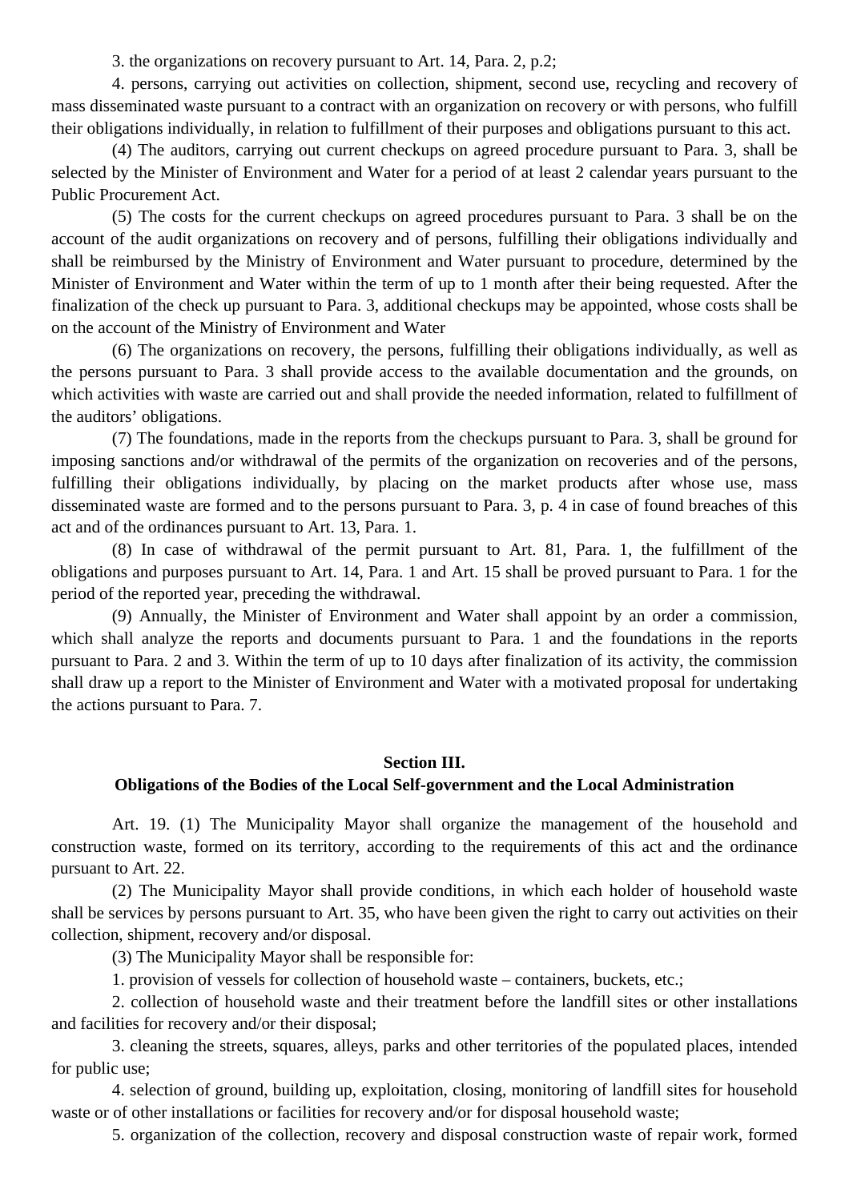3. the organizations on recovery pursuant to Art. 14, Para. 2, p.2;

4. persons, carrying out activities on collection, shipment, second use, recycling and recovery of mass disseminated waste pursuant to a contract with an organization on recovery or with persons, who fulfill their obligations individually, in relation to fulfillment of their purposes and obligations pursuant to this act.

(4) The auditors, carrying out current checkups on agreed procedure pursuant to Para. 3, shall be selected by the Minister of Environment and Water for a period of at least 2 calendar years pursuant to the Public Procurement Act.

(5) The costs for the current checkups on agreed procedures pursuant to Para. 3 shall be on the account of the audit organizations on recovery and of persons, fulfilling their obligations individually and shall be reimbursed by the Ministry of Environment and Water pursuant to procedure, determined by the Minister of Environment and Water within the term of up to 1 month after their being requested. After the finalization of the check up pursuant to Para. 3, additional checkups may be appointed, whose costs shall be on the account of the Ministry of Environment and Water

(6) The organizations on recovery, the persons, fulfilling their obligations individually, as well as the persons pursuant to Para. 3 shall provide access to the available documentation and the grounds, on which activities with waste are carried out and shall provide the needed information, related to fulfillment of the auditors' obligations.

(7) The foundations, made in the reports from the checkups pursuant to Para. 3, shall be ground for imposing sanctions and/or withdrawal of the permits of the organization on recoveries and of the persons, fulfilling their obligations individually, by placing on the market products after whose use, mass disseminated waste are formed and to the persons pursuant to Para. 3, p. 4 in case of found breaches of this act and of the ordinances pursuant to Art. 13, Para. 1.

(8) In case of withdrawal of the permit pursuant to Art. 81, Para. 1, the fulfillment of the obligations and purposes pursuant to Art. 14, Para. 1 and Art. 15 shall be proved pursuant to Para. 1 for the period of the reported year, preceding the withdrawal.

(9) Annually, the Minister of Environment and Water shall appoint by an order a commission, which shall analyze the reports and documents pursuant to Para. 1 and the foundations in the reports pursuant to Para. 2 and 3. Within the term of up to 10 days after finalization of its activity, the commission shall draw up a report to the Minister of Environment and Water with a motivated proposal for undertaking the actions pursuant to Para. 7.

## Section III.
## Obligations of the Bodies of the Local Self-government and the Local Administration

Art. 19. (1) The Municipality Mayor shall organize the management of the household and construction waste, formed on its territory, according to the requirements of this act and the ordinance pursuant to Art. 22.

(2) The Municipality Mayor shall provide conditions, in which each holder of household waste shall be services by persons pursuant to Art. 35, who have been given the right to carry out activities on their collection, shipment, recovery and/or disposal.

(3) The Municipality Mayor shall be responsible for:

1. provision of vessels for collection of household waste – containers, buckets, etc.;

2. collection of household waste and their treatment before the landfill sites or other installations and facilities for recovery and/or their disposal;

3. cleaning the streets, squares, alleys, parks and other territories of the populated places, intended for public use;

4. selection of ground, building up, exploitation, closing, monitoring of landfill sites for household waste or of other installations or facilities for recovery and/or for disposal household waste;

5. organization of the collection, recovery and disposal construction waste of repair work, formed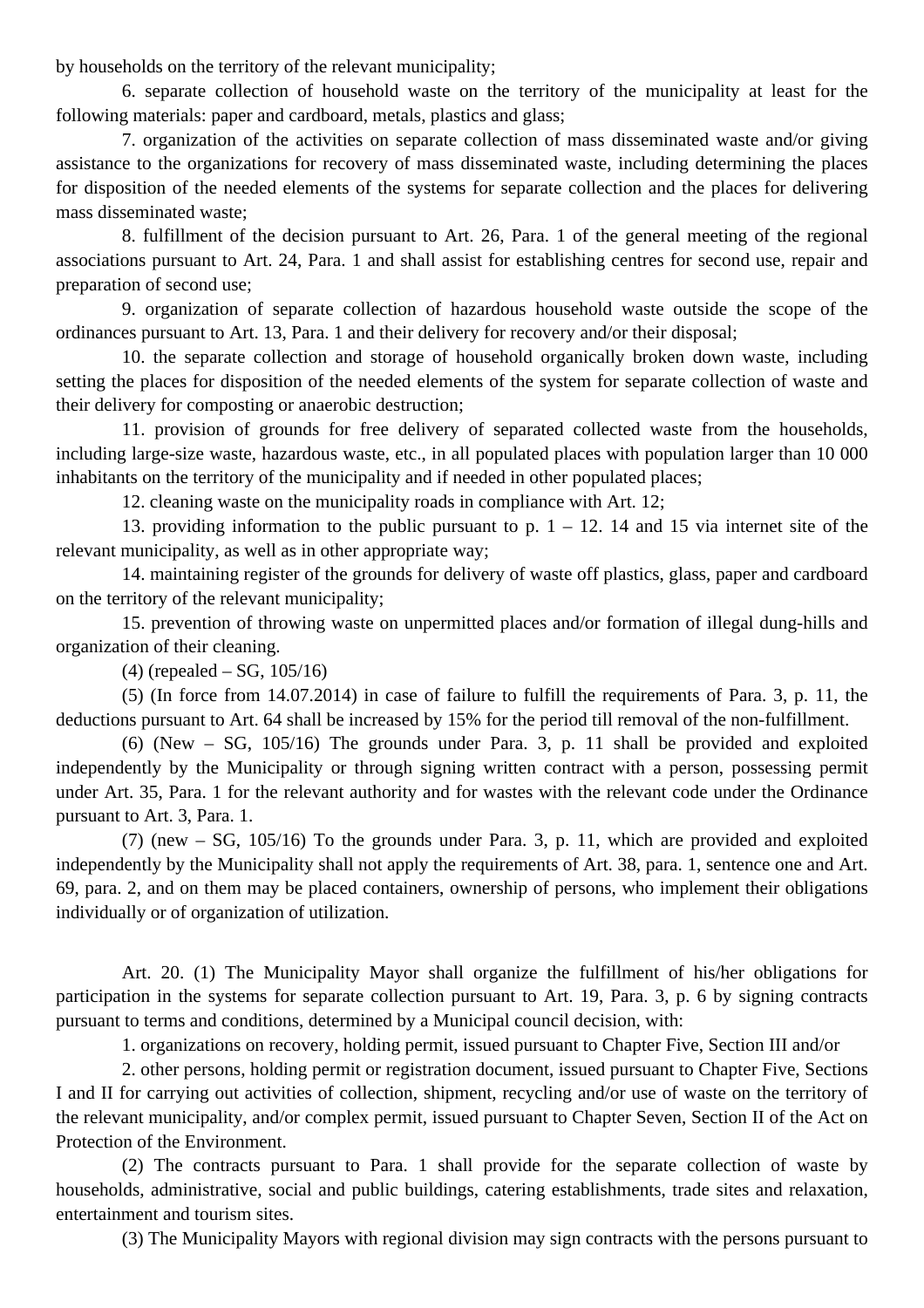by households on the territory of the relevant municipality;

6. separate collection of household waste on the territory of the municipality at least for the following materials: paper and cardboard, metals, plastics and glass;

7. organization of the activities on separate collection of mass disseminated waste and/or giving assistance to the organizations for recovery of mass disseminated waste, including determining the places for disposition of the needed elements of the systems for separate collection and the places for delivering mass disseminated waste;

8. fulfillment of the decision pursuant to Art. 26, Para. 1 of the general meeting of the regional associations pursuant to Art. 24, Para. 1 and shall assist for establishing centres for second use, repair and preparation of second use;

9. organization of separate collection of hazardous household waste outside the scope of the ordinances pursuant to Art. 13, Para. 1 and their delivery for recovery and/or their disposal;

10. the separate collection and storage of household organically broken down waste, including setting the places for disposition of the needed elements of the system for separate collection of waste and their delivery for composting or anaerobic destruction;

11. provision of grounds for free delivery of separated collected waste from the households, including large-size waste, hazardous waste, etc., in all populated places with population larger than 10 000 inhabitants on the territory of the municipality and if needed in other populated places;

12. cleaning waste on the municipality roads in compliance with Art. 12;

13. providing information to the public pursuant to p. 1 – 12. 14 and 15 via internet site of the relevant municipality, as well as in other appropriate way;

14. maintaining register of the grounds for delivery of waste off plastics, glass, paper and cardboard on the territory of the relevant municipality;

15. prevention of throwing waste on unpermitted places and/or formation of illegal dung-hills and organization of their cleaning.

(4) (repealed – SG, 105/16)

(5) (In force from 14.07.2014) in case of failure to fulfill the requirements of Para. 3, p. 11, the deductions pursuant to Art. 64 shall be increased by 15% for the period till removal of the non-fulfillment.

(6) (New – SG, 105/16) The grounds under Para. 3, p. 11 shall be provided and exploited independently by the Municipality or through signing written contract with a person, possessing permit under Art. 35, Para. 1 for the relevant authority and for wastes with the relevant code under the Ordinance pursuant to Art. 3, Para. 1.

(7) (new – SG, 105/16) To the grounds under Para. 3, p. 11, which are provided and exploited independently by the Municipality shall not apply the requirements of Art. 38, para. 1, sentence one and Art. 69, para. 2, and on them may be placed containers, ownership of persons, who implement their obligations individually or of organization of utilization.

Art. 20. (1) The Municipality Mayor shall organize the fulfillment of his/her obligations for participation in the systems for separate collection pursuant to Art. 19, Para. 3, p. 6 by signing contracts pursuant to terms and conditions, determined by a Municipal council decision, with:

1. organizations on recovery, holding permit, issued pursuant to Chapter Five, Section III and/or

2. other persons, holding permit or registration document, issued pursuant to Chapter Five, Sections I and II for carrying out activities of collection, shipment, recycling and/or use of waste on the territory of the relevant municipality, and/or complex permit, issued pursuant to Chapter Seven, Section II of the Act on Protection of the Environment.

(2) The contracts pursuant to Para. 1 shall provide for the separate collection of waste by households, administrative, social and public buildings, catering establishments, trade sites and relaxation, entertainment and tourism sites.

(3) The Municipality Mayors with regional division may sign contracts with the persons pursuant to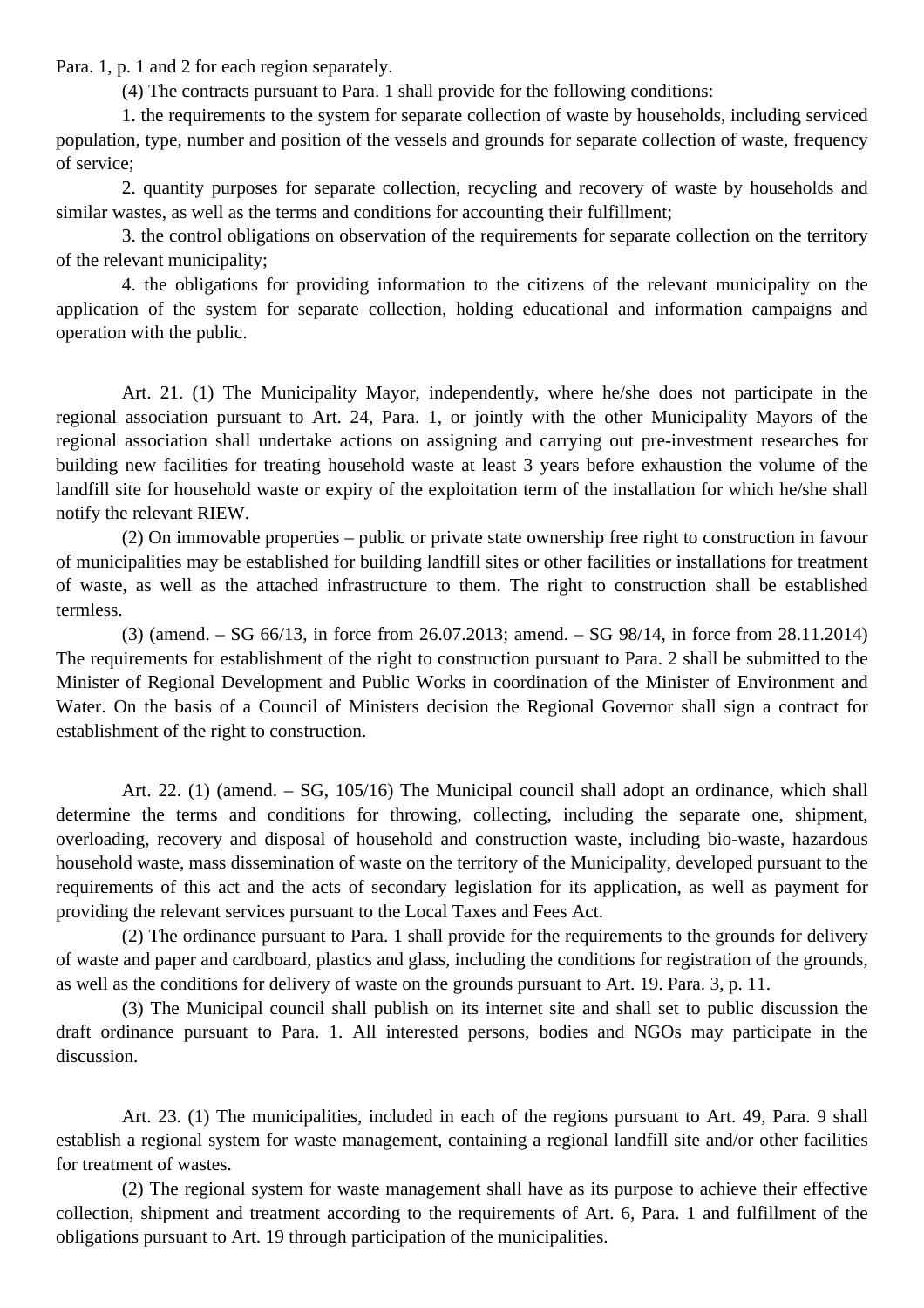Para. 1, p. 1 and 2 for each region separately.

(4) The contracts pursuant to Para. 1 shall provide for the following conditions:

1. the requirements to the system for separate collection of waste by households, including serviced population, type, number and position of the vessels and grounds for separate collection of waste, frequency of service;

2. quantity purposes for separate collection, recycling and recovery of waste by households and similar wastes, as well as the terms and conditions for accounting their fulfillment;

3. the control obligations on observation of the requirements for separate collection on the territory of the relevant municipality;

4. the obligations for providing information to the citizens of the relevant municipality on the application of the system for separate collection, holding educational and information campaigns and operation with the public.

Art. 21. (1) The Municipality Mayor, independently, where he/she does not participate in the regional association pursuant to Art. 24, Para. 1, or jointly with the other Municipality Mayors of the regional association shall undertake actions on assigning and carrying out pre-investment researches for building new facilities for treating household waste at least 3 years before exhaustion the volume of the landfill site for household waste or expiry of the exploitation term of the installation for which he/she shall notify the relevant RIEW.

(2) On immovable properties – public or private state ownership free right to construction in favour of municipalities may be established for building landfill sites or other facilities or installations for treatment of waste, as well as the attached infrastructure to them. The right to construction shall be established termless.

(3) (amend. – SG 66/13, in force from 26.07.2013; amend. – SG 98/14, in force from 28.11.2014) The requirements for establishment of the right to construction pursuant to Para. 2 shall be submitted to the Minister of Regional Development and Public Works in coordination of the Minister of Environment and Water. On the basis of a Council of Ministers decision the Regional Governor shall sign a contract for establishment of the right to construction.

Art. 22. (1) (amend. – SG, 105/16) The Municipal council shall adopt an ordinance, which shall determine the terms and conditions for throwing, collecting, including the separate one, shipment, overloading, recovery and disposal of household and construction waste, including bio-waste, hazardous household waste, mass dissemination of waste on the territory of the Municipality, developed pursuant to the requirements of this act and the acts of secondary legislation for its application, as well as payment for providing the relevant services pursuant to the Local Taxes and Fees Act.

(2) The ordinance pursuant to Para. 1 shall provide for the requirements to the grounds for delivery of waste and paper and cardboard, plastics and glass, including the conditions for registration of the grounds, as well as the conditions for delivery of waste on the grounds pursuant to Art. 19. Para. 3, p. 11.

(3) The Municipal council shall publish on its internet site and shall set to public discussion the draft ordinance pursuant to Para. 1. All interested persons, bodies and NGOs may participate in the discussion.

Art. 23. (1) The municipalities, included in each of the regions pursuant to Art. 49, Para. 9 shall establish a regional system for waste management, containing a regional landfill site and/or other facilities for treatment of wastes.

(2) The regional system for waste management shall have as its purpose to achieve their effective collection, shipment and treatment according to the requirements of Art. 6, Para. 1 and fulfillment of the obligations pursuant to Art. 19 through participation of the municipalities.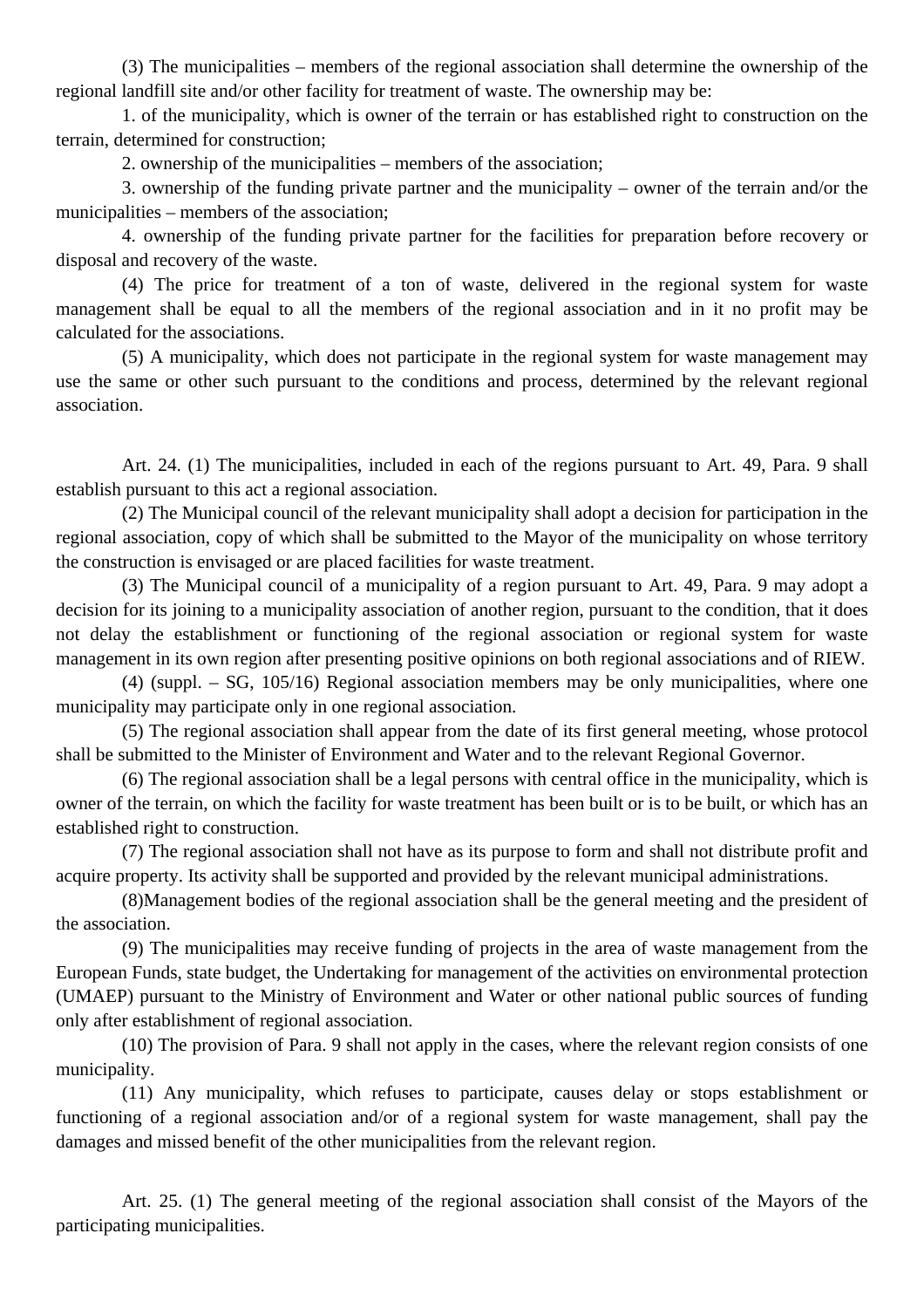(3) The municipalities – members of the regional association shall determine the ownership of the regional landfill site and/or other facility for treatment of waste. The ownership may be:

1. of the municipality, which is owner of the terrain or has established right to construction on the terrain, determined for construction;

2. ownership of the municipalities – members of the association;

3. ownership of the funding private partner and the municipality – owner of the terrain and/or the municipalities – members of the association;

4. ownership of the funding private partner for the facilities for preparation before recovery or disposal and recovery of the waste.

(4) The price for treatment of a ton of waste, delivered in the regional system for waste management shall be equal to all the members of the regional association and in it no profit may be calculated for the associations.

(5) A municipality, which does not participate in the regional system for waste management may use the same or other such pursuant to the conditions and process, determined by the relevant regional association.

Art. 24. (1) The municipalities, included in each of the regions pursuant to Art. 49, Para. 9 shall establish pursuant to this act a regional association.

(2) The Municipal council of the relevant municipality shall adopt a decision for participation in the regional association, copy of which shall be submitted to the Mayor of the municipality on whose territory the construction is envisaged or are placed facilities for waste treatment.

(3) The Municipal council of a municipality of a region pursuant to Art. 49, Para. 9 may adopt a decision for its joining to a municipality association of another region, pursuant to the condition, that it does not delay the establishment or functioning of the regional association or regional system for waste management in its own region after presenting positive opinions on both regional associations and of RIEW.

(4) (suppl. – SG, 105/16) Regional association members may be only municipalities, where one municipality may participate only in one regional association.

(5) The regional association shall appear from the date of its first general meeting, whose protocol shall be submitted to the Minister of Environment and Water and to the relevant Regional Governor.

(6) The regional association shall be a legal persons with central office in the municipality, which is owner of the terrain, on which the facility for waste treatment has been built or is to be built, or which has an established right to construction.

(7) The regional association shall not have as its purpose to form and shall not distribute profit and acquire property. Its activity shall be supported and provided by the relevant municipal administrations.

(8)Management bodies of the regional association shall be the general meeting and the president of the association.

(9) The municipalities may receive funding of projects in the area of waste management from the European Funds, state budget, the Undertaking for management of the activities on environmental protection (UMAEP) pursuant to the Ministry of Environment and Water or other national public sources of funding only after establishment of regional association.

(10) The provision of Para. 9 shall not apply in the cases, where the relevant region consists of one municipality.

(11) Any municipality, which refuses to participate, causes delay or stops establishment or functioning of a regional association and/or of a regional system for waste management, shall pay the damages and missed benefit of the other municipalities from the relevant region.

Art. 25. (1) The general meeting of the regional association shall consist of the Mayors of the participating municipalities.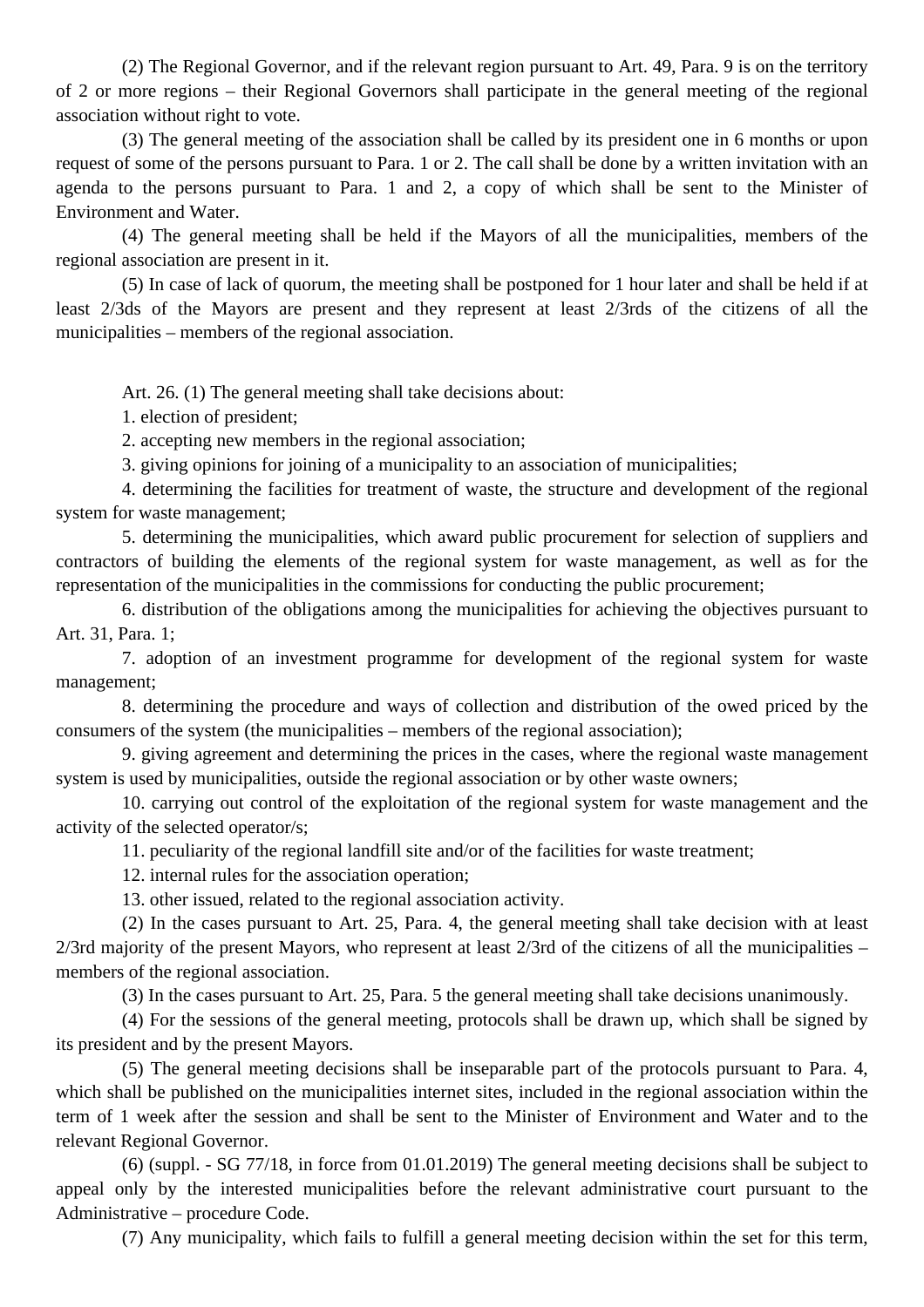(2) The Regional Governor, and if the relevant region pursuant to Art. 49, Para. 9 is on the territory of 2 or more regions – their Regional Governors shall participate in the general meeting of the regional association without right to vote.

(3) The general meeting of the association shall be called by its president one in 6 months or upon request of some of the persons pursuant to Para. 1 or 2. The call shall be done by a written invitation with an agenda to the persons pursuant to Para. 1 and 2, a copy of which shall be sent to the Minister of Environment and Water.

(4) The general meeting shall be held if the Mayors of all the municipalities, members of the regional association are present in it.

(5) In case of lack of quorum, the meeting shall be postponed for 1 hour later and shall be held if at least 2/3ds of the Mayors are present and they represent at least 2/3rds of the citizens of all the municipalities – members of the regional association.

Art. 26. (1) The general meeting shall take decisions about:

1. election of president;
2. accepting new members in the regional association;
3. giving opinions for joining of a municipality to an association of municipalities;
4. determining the facilities for treatment of waste, the structure and development of the regional system for waste management;
5. determining the municipalities, which award public procurement for selection of suppliers and contractors of building the elements of the regional system for waste management, as well as for the representation of the municipalities in the commissions for conducting the public procurement;
6. distribution of the obligations among the municipalities for achieving the objectives pursuant to Art. 31, Para. 1;
7. adoption of an investment programme for development of the regional system for waste management;
8. determining the procedure and ways of collection and distribution of the owed priced by the consumers of the system (the municipalities – members of the regional association);
9. giving agreement and determining the prices in the cases, where the regional waste management system is used by municipalities, outside the regional association or by other waste owners;
10. carrying out control of the exploitation of the regional system for waste management and the activity of the selected operator/s;
11. peculiarity of the regional landfill site and/or of the facilities for waste treatment;
12. internal rules for the association operation;
13. other issued, related to the regional association activity.

(2) In the cases pursuant to Art. 25, Para. 4, the general meeting shall take decision with at least 2/3rd majority of the present Mayors, who represent at least 2/3rd of the citizens of all the municipalities – members of the regional association.

(3) In the cases pursuant to Art. 25, Para. 5 the general meeting shall take decisions unanimously.

(4) For the sessions of the general meeting, protocols shall be drawn up, which shall be signed by its president and by the present Mayors.

(5) The general meeting decisions shall be inseparable part of the protocols pursuant to Para. 4, which shall be published on the municipalities internet sites, included in the regional association within the term of 1 week after the session and shall be sent to the Minister of Environment and Water and to the relevant Regional Governor.

(6) (suppl. - SG 77/18, in force from 01.01.2019) The general meeting decisions shall be subject to appeal only by the interested municipalities before the relevant administrative court pursuant to the Administrative – procedure Code.

(7) Any municipality, which fails to fulfill a general meeting decision within the set for this term,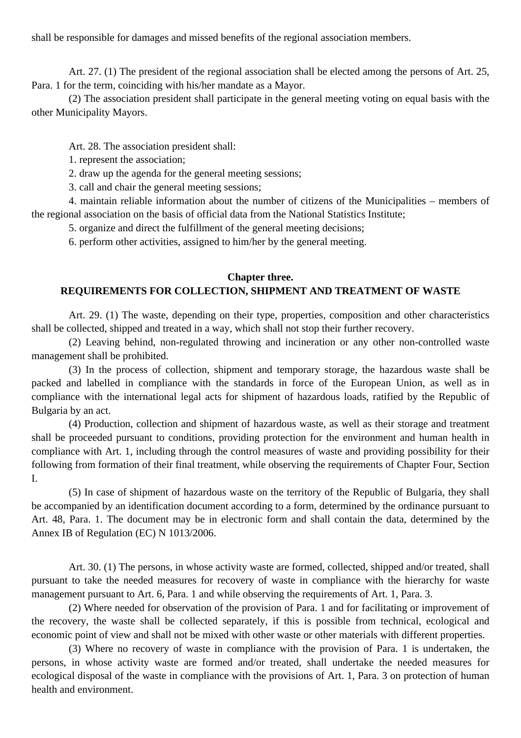shall be responsible for damages and missed benefits of the regional association members.

Art. 27. (1) The president of the regional association shall be elected among the persons of Art. 25, Para. 1 for the term, coinciding with his/her mandate as a Mayor.

(2) The association president shall participate in the general meeting voting on equal basis with the other Municipality Mayors.

Art. 28. The association president shall:

1. represent the association;

2. draw up the agenda for the general meeting sessions;

3. call and chair the general meeting sessions;

4. maintain reliable information about the number of citizens of the Municipalities – members of the regional association on the basis of official data from the National Statistics Institute;

5. organize and direct the fulfillment of the general meeting decisions;

6. perform other activities, assigned to him/her by the general meeting.

## Chapter three.
## REQUIREMENTS FOR COLLECTION, SHIPMENT AND TREATMENT OF WASTE

Art. 29. (1) The waste, depending on their type, properties, composition and other characteristics shall be collected, shipped and treated in a way, which shall not stop their further recovery.

(2) Leaving behind, non-regulated throwing and incineration or any other non-controlled waste management shall be prohibited.

(3) In the process of collection, shipment and temporary storage, the hazardous waste shall be packed and labelled in compliance with the standards in force of the European Union, as well as in compliance with the international legal acts for shipment of hazardous loads, ratified by the Republic of Bulgaria by an act.

(4) Production, collection and shipment of hazardous waste, as well as their storage and treatment shall be proceeded pursuant to conditions, providing protection for the environment and human health in compliance with Art. 1, including through the control measures of waste and providing possibility for their following from formation of their final treatment, while observing the requirements of Chapter Four, Section I.

(5) In case of shipment of hazardous waste on the territory of the Republic of Bulgaria, they shall be accompanied by an identification document according to a form, determined by the ordinance pursuant to Art. 48, Para. 1. The document may be in electronic form and shall contain the data, determined by the Annex IB of Regulation (EC) N 1013/2006.

Art. 30. (1) The persons, in whose activity waste are formed, collected, shipped and/or treated, shall pursuant to take the needed measures for recovery of waste in compliance with the hierarchy for waste management pursuant to Art. 6, Para. 1 and while observing the requirements of Art. 1, Para. 3.

(2) Where needed for observation of the provision of Para. 1 and for facilitating or improvement of the recovery, the waste shall be collected separately, if this is possible from technical, ecological and economic point of view and shall not be mixed with other waste or other materials with different properties.

(3) Where no recovery of waste in compliance with the provision of Para. 1 is undertaken, the persons, in whose activity waste are formed and/or treated, shall undertake the needed measures for ecological disposal of the waste in compliance with the provisions of Art. 1, Para. 3 on protection of human health and environment.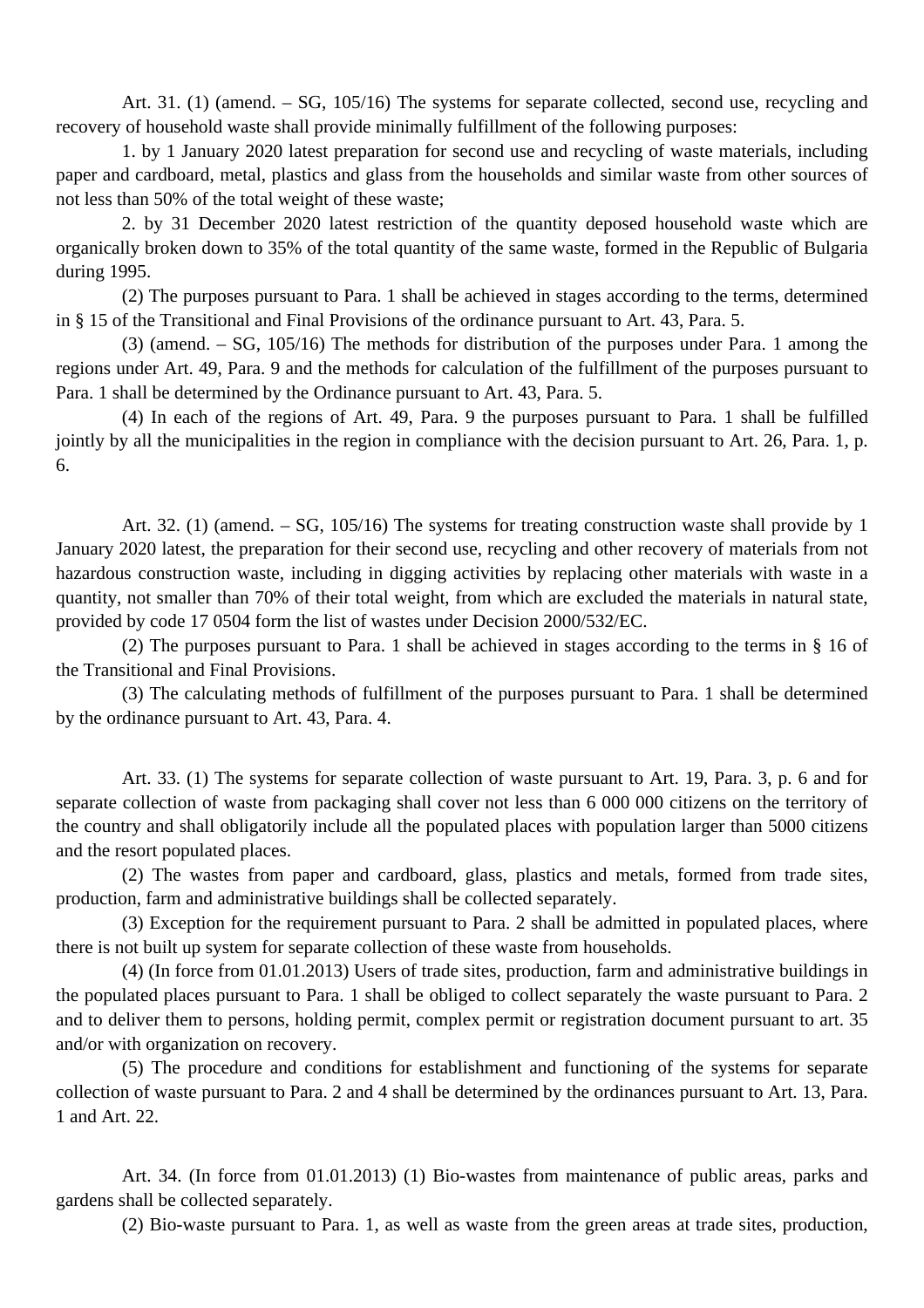Art. 31. (1) (amend. – SG, 105/16) The systems for separate collected, second use, recycling and recovery of household waste shall provide minimally fulfillment of the following purposes:

1. by 1 January 2020 latest preparation for second use and recycling of waste materials, including paper and cardboard, metal, plastics and glass from the households and similar waste from other sources of not less than 50% of the total weight of these waste;

2. by 31 December 2020 latest restriction of the quantity deposed household waste which are organically broken down to 35% of the total quantity of the same waste, formed in the Republic of Bulgaria during 1995.

(2) The purposes pursuant to Para. 1 shall be achieved in stages according to the terms, determined in § 15 of the Transitional and Final Provisions of the ordinance pursuant to Art. 43, Para. 5.

(3) (amend. – SG, 105/16) The methods for distribution of the purposes under Para. 1 among the regions under Art. 49, Para. 9 and the methods for calculation of the fulfillment of the purposes pursuant to Para. 1 shall be determined by the Ordinance pursuant to Art. 43, Para. 5.

(4) In each of the regions of Art. 49, Para. 9 the purposes pursuant to Para. 1 shall be fulfilled jointly by all the municipalities in the region in compliance with the decision pursuant to Art. 26, Para. 1, p. 6.

Art. 32. (1) (amend. – SG, 105/16) The systems for treating construction waste shall provide by 1 January 2020 latest, the preparation for their second use, recycling and other recovery of materials from not hazardous construction waste, including in digging activities by replacing other materials with waste in a quantity, not smaller than 70% of their total weight, from which are excluded the materials in natural state, provided by code 17 0504 form the list of wastes under Decision 2000/532/EC.

(2) The purposes pursuant to Para. 1 shall be achieved in stages according to the terms in § 16 of the Transitional and Final Provisions.

(3) The calculating methods of fulfillment of the purposes pursuant to Para. 1 shall be determined by the ordinance pursuant to Art. 43, Para. 4.

Art. 33. (1) The systems for separate collection of waste pursuant to Art. 19, Para. 3, p. 6 and for separate collection of waste from packaging shall cover not less than 6 000 000 citizens on the territory of the country and shall obligatorily include all the populated places with population larger than 5000 citizens and the resort populated places.

(2) The wastes from paper and cardboard, glass, plastics and metals, formed from trade sites, production, farm and administrative buildings shall be collected separately.

(3) Exception for the requirement pursuant to Para. 2 shall be admitted in populated places, where there is not built up system for separate collection of these waste from households.

(4) (In force from 01.01.2013) Users of trade sites, production, farm and administrative buildings in the populated places pursuant to Para. 1 shall be obliged to collect separately the waste pursuant to Para. 2 and to deliver them to persons, holding permit, complex permit or registration document pursuant to art. 35 and/or with organization on recovery.

(5) The procedure and conditions for establishment and functioning of the systems for separate collection of waste pursuant to Para. 2 and 4 shall be determined by the ordinances pursuant to Art. 13, Para. 1 and Art. 22.

Art. 34. (In force from 01.01.2013) (1) Bio-wastes from maintenance of public areas, parks and gardens shall be collected separately.

(2) Bio-waste pursuant to Para. 1, as well as waste from the green areas at trade sites, production,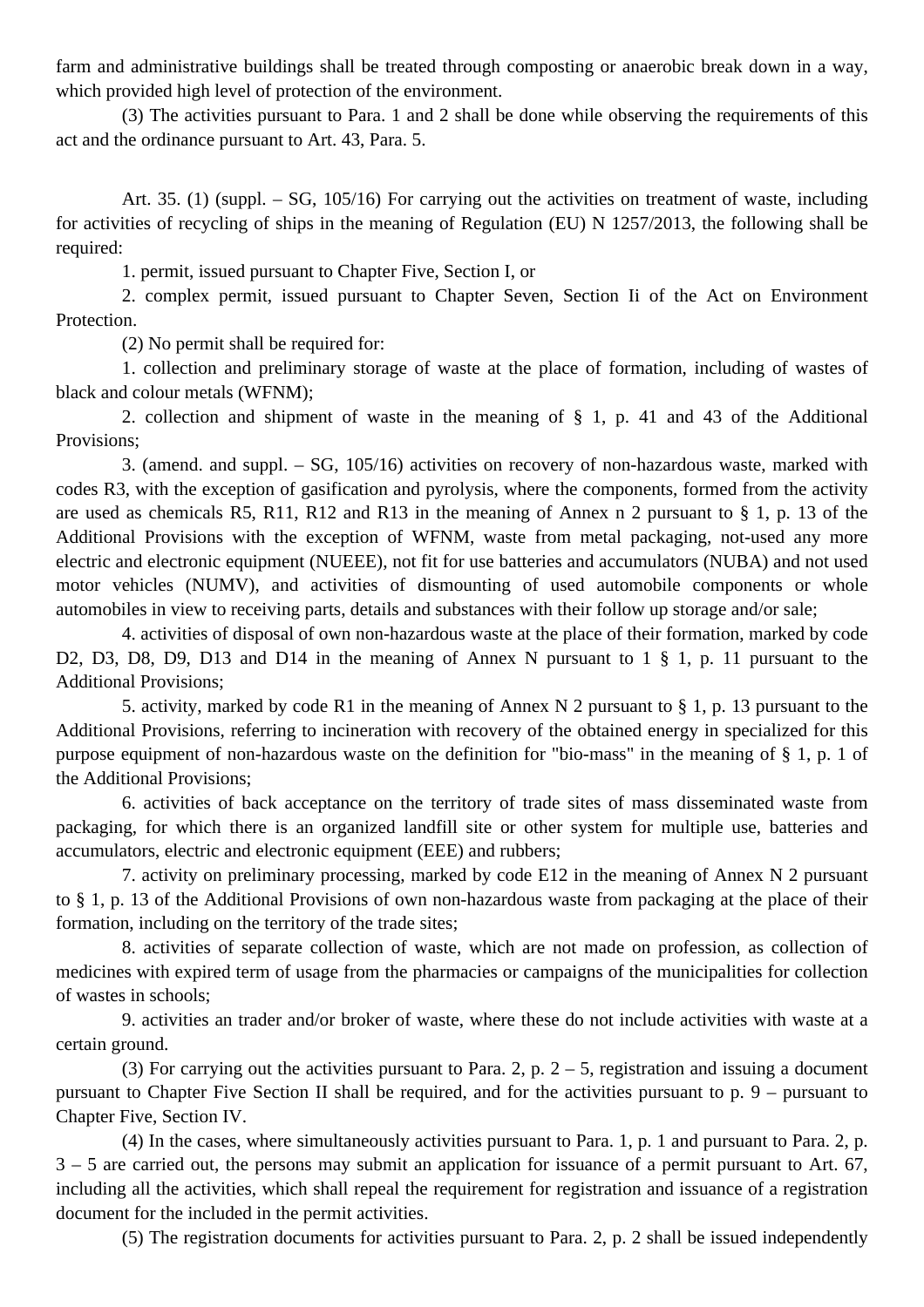farm and administrative buildings shall be treated through composting or anaerobic break down in a way, which provided high level of protection of the environment.

(3) The activities pursuant to Para. 1 and 2 shall be done while observing the requirements of this act and the ordinance pursuant to Art. 43, Para. 5.

Art. 35. (1) (suppl. – SG, 105/16) For carrying out the activities on treatment of waste, including for activities of recycling of ships in the meaning of Regulation (EU) N 1257/2013, the following shall be required:

1. permit, issued pursuant to Chapter Five, Section I, or

2. complex permit, issued pursuant to Chapter Seven, Section Ii of the Act on Environment Protection.

(2) No permit shall be required for:

1. collection and preliminary storage of waste at the place of formation, including of wastes of black and colour metals (WFNM);

2. collection and shipment of waste in the meaning of § 1, p. 41 and 43 of the Additional Provisions;

3. (amend. and suppl. – SG, 105/16) activities on recovery of non-hazardous waste, marked with codes R3, with the exception of gasification and pyrolysis, where the components, formed from the activity are used as chemicals R5, R11, R12 and R13 in the meaning of Annex n 2 pursuant to § 1, p. 13 of the Additional Provisions with the exception of WFNM, waste from metal packaging, not-used any more electric and electronic equipment (NUEEE), not fit for use batteries and accumulators (NUBA) and not used motor vehicles (NUMV), and activities of dismounting of used automobile components or whole automobiles in view to receiving parts, details and substances with their follow up storage and/or sale;

4. activities of disposal of own non-hazardous waste at the place of their formation, marked by code D2, D3, D8, D9, D13 and D14 in the meaning of Annex N pursuant to 1 § 1, p. 11 pursuant to the Additional Provisions;

5. activity, marked by code R1 in the meaning of Annex N 2 pursuant to § 1, p. 13 pursuant to the Additional Provisions, referring to incineration with recovery of the obtained energy in specialized for this purpose equipment of non-hazardous waste on the definition for "bio-mass" in the meaning of § 1, p. 1 of the Additional Provisions;

6. activities of back acceptance on the territory of trade sites of mass disseminated waste from packaging, for which there is an organized landfill site or other system for multiple use, batteries and accumulators, electric and electronic equipment (EEE) and rubbers;

7. activity on preliminary processing, marked by code E12 in the meaning of Annex N 2 pursuant to § 1, p. 13 of the Additional Provisions of own non-hazardous waste from packaging at the place of their formation, including on the territory of the trade sites;

8. activities of separate collection of waste, which are not made on profession, as collection of medicines with expired term of usage from the pharmacies or campaigns of the municipalities for collection of wastes in schools;

9. activities an trader and/or broker of waste, where these do not include activities with waste at a certain ground.

(3) For carrying out the activities pursuant to Para. 2, p. 2 – 5, registration and issuing a document pursuant to Chapter Five Section II shall be required, and for the activities pursuant to p. 9 – pursuant to Chapter Five, Section IV.

(4) In the cases, where simultaneously activities pursuant to Para. 1, p. 1 and pursuant to Para. 2, p. 3 – 5 are carried out, the persons may submit an application for issuance of a permit pursuant to Art. 67, including all the activities, which shall repeal the requirement for registration and issuance of a registration document for the included in the permit activities.

(5) The registration documents for activities pursuant to Para. 2, p. 2 shall be issued independently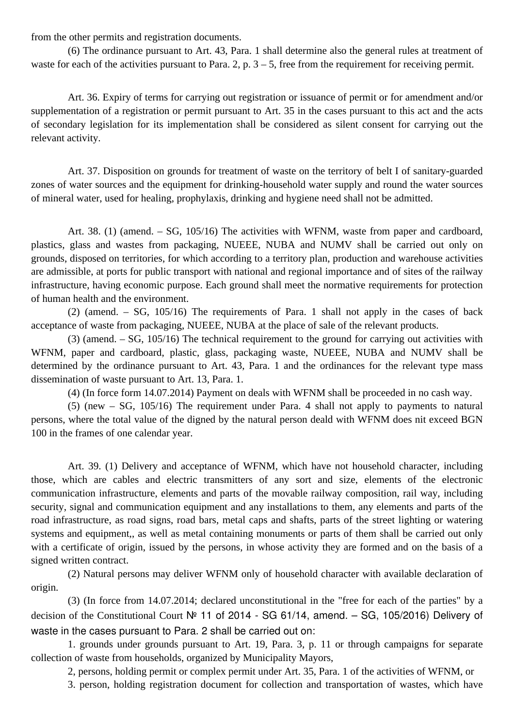from the other permits and registration documents.

(6) The ordinance pursuant to Art. 43, Para. 1 shall determine also the general rules at treatment of waste for each of the activities pursuant to Para. 2, p. 3 – 5, free from the requirement for receiving permit.

Art. 36. Expiry of terms for carrying out registration or issuance of permit or for amendment and/or supplementation of a registration or permit pursuant to Art. 35 in the cases pursuant to this act and the acts of secondary legislation for its implementation shall be considered as silent consent for carrying out the relevant activity.

Art. 37. Disposition on grounds for treatment of waste on the territory of belt I of sanitary-guarded zones of water sources and the equipment for drinking-household water supply and round the water sources of mineral water, used for healing, prophylaxis, drinking and hygiene need shall not be admitted.

Art. 38. (1) (amend. – SG, 105/16) The activities with WFNM, waste from paper and cardboard, plastics, glass and wastes from packaging, NUEEE, NUBA and NUMV shall be carried out only on grounds, disposed on territories, for which according to a territory plan, production and warehouse activities are admissible, at ports for public transport with national and regional importance and of sites of the railway infrastructure, having economic purpose. Each ground shall meet the normative requirements for protection of human health and the environment.

(2) (amend. – SG, 105/16) The requirements of Para. 1 shall not apply in the cases of back acceptance of waste from packaging, NUEEE, NUBA at the place of sale of the relevant products.

(3) (amend. – SG, 105/16) The technical requirement to the ground for carrying out activities with WFNM, paper and cardboard, plastic, glass, packaging waste, NUEEE, NUBA and NUMV shall be determined by the ordinance pursuant to Art. 43, Para. 1 and the ordinances for the relevant type mass dissemination of waste pursuant to Art. 13, Para. 1.

(4) (In force form 14.07.2014) Payment on deals with WFNM shall be proceeded in no cash way.

(5) (new – SG, 105/16) The requirement under Para. 4 shall not apply to payments to natural persons, where the total value of the digned by the natural person deald with WFNM does nit exceed BGN 100 in the frames of one calendar year.

Art. 39. (1) Delivery and acceptance of WFNM, which have not household character, including those, which are cables and electric transmitters of any sort and size, elements of the electronic communication infrastructure, elements and parts of the movable railway composition, rail way, including security, signal and communication equipment and any installations to them, any elements and parts of the road infrastructure, as road signs, road bars, metal caps and shafts, parts of the street lighting or watering systems and equipment,, as well as metal containing monuments or parts of them shall be carried out only with a certificate of origin, issued by the persons, in whose activity they are formed and on the basis of a signed written contract.

(2) Natural persons may deliver WFNM only of household character with available declaration of origin.

(3) (In force from 14.07.2014; declared unconstitutional in the "free for each of the parties" by a decision of the Constitutional Court № 11 of 2014 - SG 61/14, amend. – SG, 105/2016) Delivery of waste in the cases pursuant to Para. 2 shall be carried out on:

1. grounds under grounds pursuant to Art. 19, Para. 3, p. 11 or through campaigns for separate collection of waste from households, organized by Municipality Mayors,

2, persons, holding permit or complex permit under Art. 35, Para. 1 of the activities of WFNM, or

3. person, holding registration document for collection and transportation of wastes, which have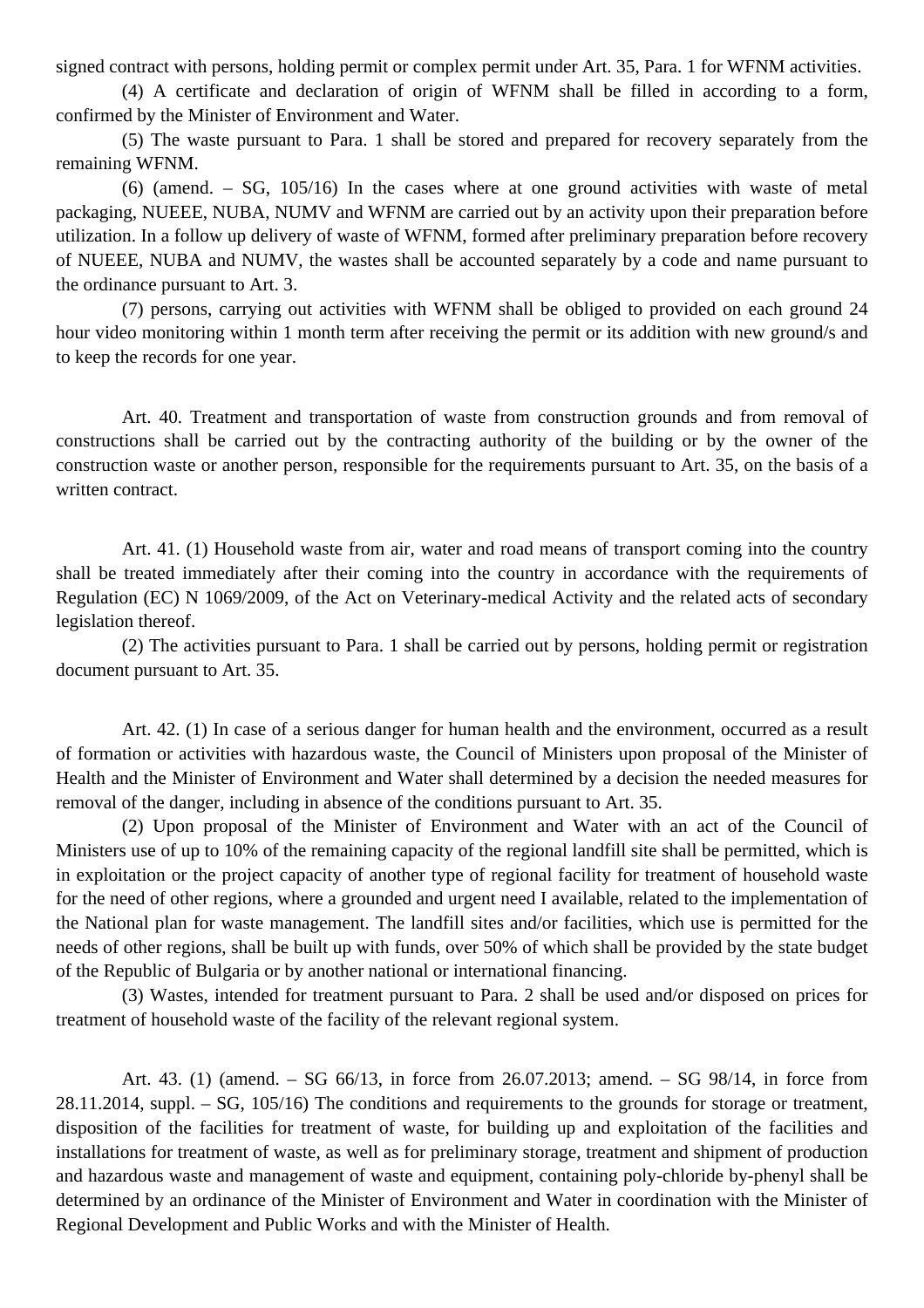signed contract with persons, holding permit or complex permit under Art. 35, Para. 1 for WFNM activities.

(4) A certificate and declaration of origin of WFNM shall be filled in according to a form, confirmed by the Minister of Environment and Water.

(5) The waste pursuant to Para. 1 shall be stored and prepared for recovery separately from the remaining WFNM.

(6) (amend. – SG, 105/16) In the cases where at one ground activities with waste of metal packaging, NUEEE, NUBA, NUMV and WFNM are carried out by an activity upon their preparation before utilization. In a follow up delivery of waste of WFNM, formed after preliminary preparation before recovery of NUEEE, NUBA and NUMV, the wastes shall be accounted separately by a code and name pursuant to the ordinance pursuant to Art. 3.

(7) persons, carrying out activities with WFNM shall be obliged to provided on each ground 24 hour video monitoring within 1 month term after receiving the permit or its addition with new ground/s and to keep the records for one year.

Art. 40. Treatment and transportation of waste from construction grounds and from removal of constructions shall be carried out by the contracting authority of the building or by the owner of the construction waste or another person, responsible for the requirements pursuant to Art. 35, on the basis of a written contract.

Art. 41. (1) Household waste from air, water and road means of transport coming into the country shall be treated immediately after their coming into the country in accordance with the requirements of Regulation (EC) N 1069/2009, of the Act on Veterinary-medical Activity and the related acts of secondary legislation thereof.

(2) The activities pursuant to Para. 1 shall be carried out by persons, holding permit or registration document pursuant to Art. 35.

Art. 42. (1) In case of a serious danger for human health and the environment, occurred as a result of formation or activities with hazardous waste, the Council of Ministers upon proposal of the Minister of Health and the Minister of Environment and Water shall determined by a decision the needed measures for removal of the danger, including in absence of the conditions pursuant to Art. 35.

(2) Upon proposal of the Minister of Environment and Water with an act of the Council of Ministers use of up to 10% of the remaining capacity of the regional landfill site shall be permitted, which is in exploitation or the project capacity of another type of regional facility for treatment of household waste for the need of other regions, where a grounded and urgent need I available, related to the implementation of the National plan for waste management. The landfill sites and/or facilities, which use is permitted for the needs of other regions, shall be built up with funds, over 50% of which shall be provided by the state budget of the Republic of Bulgaria or by another national or international financing.

(3) Wastes, intended for treatment pursuant to Para. 2 shall be used and/or disposed on prices for treatment of household waste of the facility of the relevant regional system.

Art. 43. (1) (amend. – SG 66/13, in force from 26.07.2013; amend. – SG 98/14, in force from 28.11.2014, suppl. – SG, 105/16) The conditions and requirements to the grounds for storage or treatment, disposition of the facilities for treatment of waste, for building up and exploitation of the facilities and installations for treatment of waste, as well as for preliminary storage, treatment and shipment of production and hazardous waste and management of waste and equipment, containing poly-chloride by-phenyl shall be determined by an ordinance of the Minister of Environment and Water in coordination with the Minister of Regional Development and Public Works and with the Minister of Health.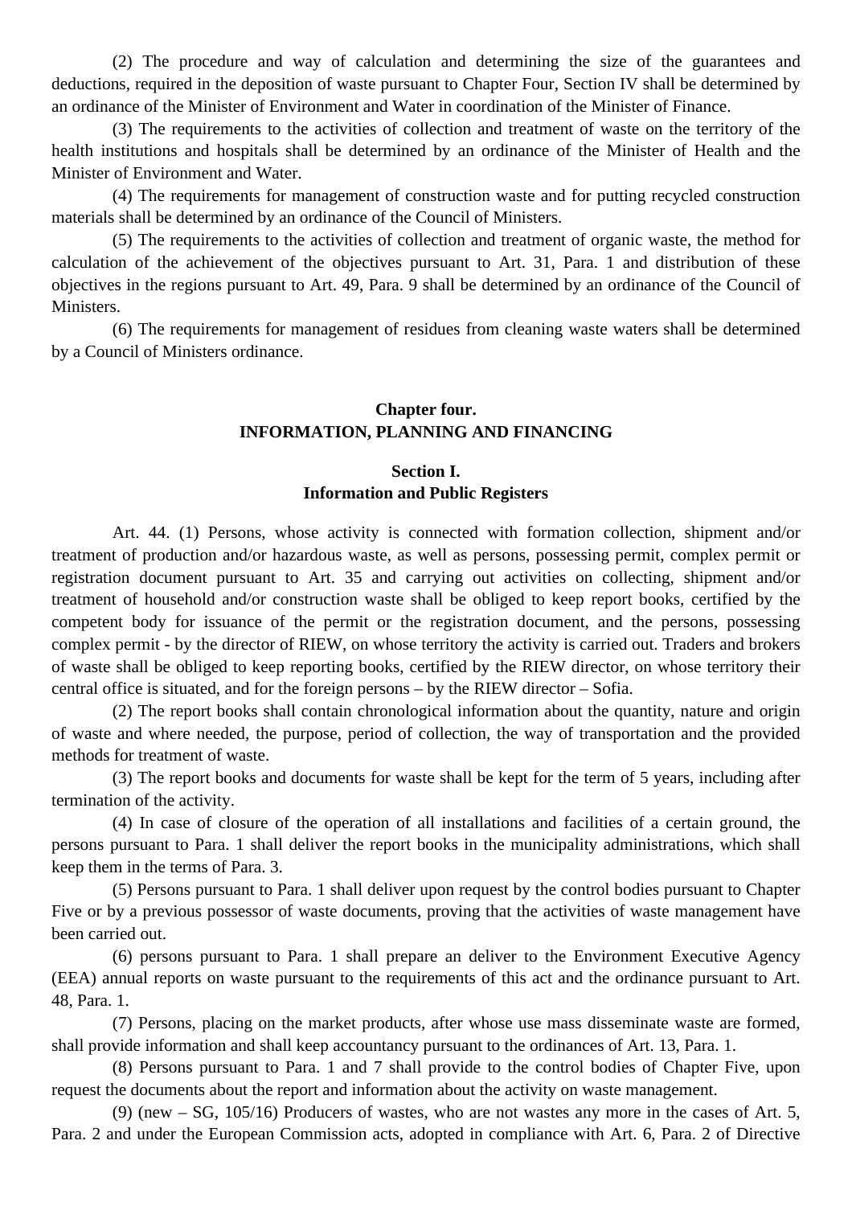(2) The procedure and way of calculation and determining the size of the guarantees and deductions, required in the deposition of waste pursuant to Chapter Four, Section IV shall be determined by an ordinance of the Minister of Environment and Water in coordination of the Minister of Finance.

(3) The requirements to the activities of collection and treatment of waste on the territory of the health institutions and hospitals shall be determined by an ordinance of the Minister of Health and the Minister of Environment and Water.

(4) The requirements for management of construction waste and for putting recycled construction materials shall be determined by an ordinance of the Council of Ministers.

(5) The requirements to the activities of collection and treatment of organic waste, the method for calculation of the achievement of the objectives pursuant to Art. 31, Para. 1 and distribution of these objectives in the regions pursuant to Art. 49, Para. 9 shall be determined by an ordinance of the Council of Ministers.

(6) The requirements for management of residues from cleaning waste waters shall be determined by a Council of Ministers ordinance.

## Chapter four.
## INFORMATION, PLANNING AND FINANCING

### Section I.
### Information and Public Registers

Art. 44. (1) Persons, whose activity is connected with formation collection, shipment and/or treatment of production and/or hazardous waste, as well as persons, possessing permit, complex permit or registration document pursuant to Art. 35 and carrying out activities on collecting, shipment and/or treatment of household and/or construction waste shall be obliged to keep report books, certified by the competent body for issuance of the permit or the registration document, and the persons, possessing complex permit - by the director of RIEW, on whose territory the activity is carried out. Traders and brokers of waste shall be obliged to keep reporting books, certified by the RIEW director, on whose territory their central office is situated, and for the foreign persons – by the RIEW director – Sofia.

(2) The report books shall contain chronological information about the quantity, nature and origin of waste and where needed, the purpose, period of collection, the way of transportation and the provided methods for treatment of waste.

(3) The report books and documents for waste shall be kept for the term of 5 years, including after termination of the activity.

(4) In case of closure of the operation of all installations and facilities of a certain ground, the persons pursuant to Para. 1 shall deliver the report books in the municipality administrations, which shall keep them in the terms of Para. 3.

(5) Persons pursuant to Para. 1 shall deliver upon request by the control bodies pursuant to Chapter Five or by a previous possessor of waste documents, proving that the activities of waste management have been carried out.

(6) persons pursuant to Para. 1 shall prepare an deliver to the Environment Executive Agency (EEA) annual reports on waste pursuant to the requirements of this act and the ordinance pursuant to Art. 48, Para. 1.

(7) Persons, placing on the market products, after whose use mass disseminate waste are formed, shall provide information and shall keep accountancy pursuant to the ordinances of Art. 13, Para. 1.

(8) Persons pursuant to Para. 1 and 7 shall provide to the control bodies of Chapter Five, upon request the documents about the report and information about the activity on waste management.

(9) (new – SG, 105/16) Producers of wastes, who are not wastes any more in the cases of Art. 5, Para. 2 and under the European Commission acts, adopted in compliance with Art. 6, Para. 2 of Directive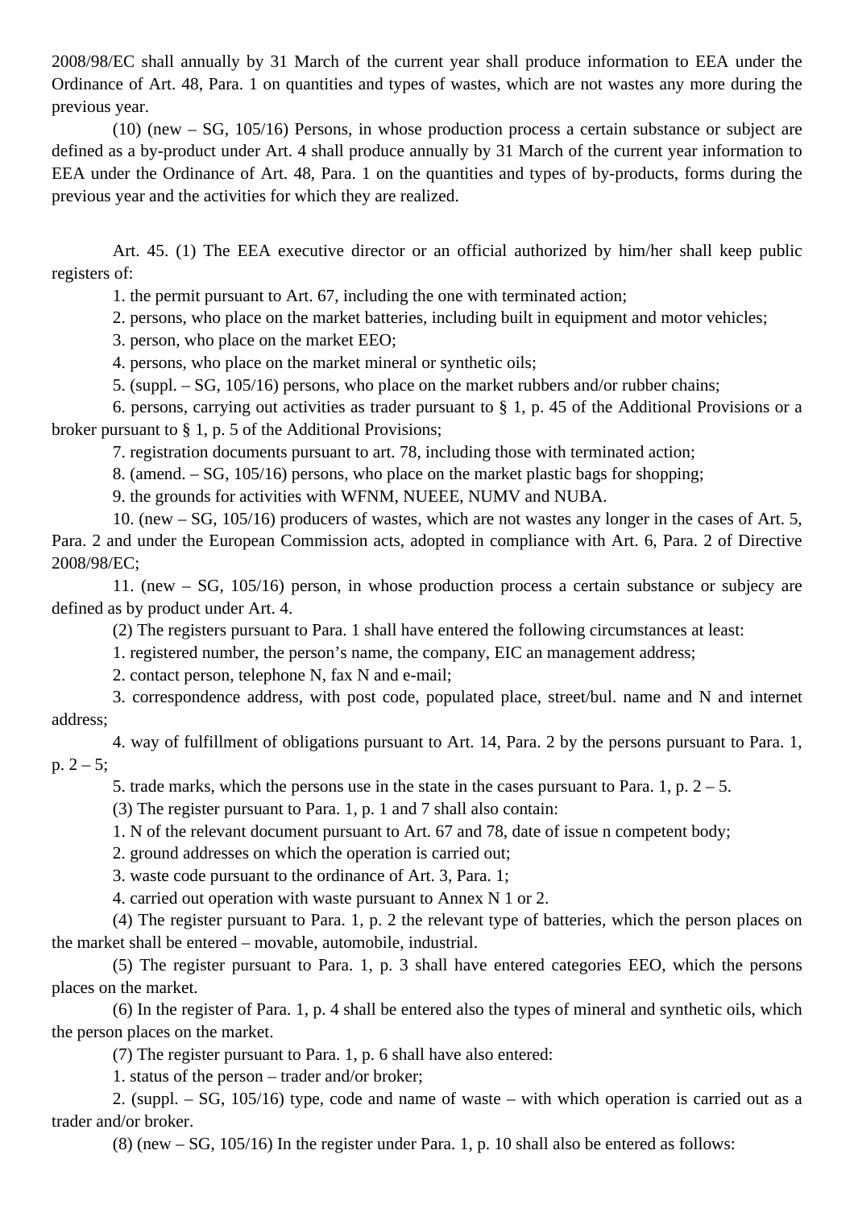2008/98/EC shall annually by 31 March of the current year shall produce information to EEA under the Ordinance of Art. 48, Para. 1 on quantities and types of wastes, which are not wastes any more during the previous year.

(10) (new – SG, 105/16) Persons, in whose production process a certain substance or subject are defined as a by-product under Art. 4 shall produce annually by 31 March of the current year information to EEA under the Ordinance of Art. 48, Para. 1 on the quantities and types of by-products, forms during the previous year and the activities for which they are realized.

Art. 45. (1) The EEA executive director or an official authorized by him/her shall keep public registers of:

1. the permit pursuant to Art. 67, including the one with terminated action;

2. persons, who place on the market batteries, including built in equipment and motor vehicles;

3. person, who place on the market EEO;

4. persons, who place on the market mineral or synthetic oils;

5. (suppl. – SG, 105/16) persons, who place on the market rubbers and/or rubber chains;

6. persons, carrying out activities as trader pursuant to § 1, p. 45 of the Additional Provisions or a broker pursuant to § 1, p. 5 of the Additional Provisions;

7. registration documents pursuant to art. 78, including those with terminated action;

8. (amend. – SG, 105/16) persons, who place on the market plastic bags for shopping;

9. the grounds for activities with WFNM, NUEEE, NUMV and NUBA.

10. (new – SG, 105/16) producers of wastes, which are not wastes any longer in the cases of Art. 5, Para. 2 and under the European Commission acts, adopted in compliance with Art. 6, Para. 2 of Directive 2008/98/EC;

11. (new – SG, 105/16) person, in whose production process a certain substance or subjecy are defined as by product under Art. 4.

(2) The registers pursuant to Para. 1 shall have entered the following circumstances at least:

1. registered number, the person’s name, the company, EIC an management address;

2. contact person, telephone N, fax N and e-mail;

3. correspondence address, with post code, populated place, street/bul. name and N and internet address;

4. way of fulfillment of obligations pursuant to Art. 14, Para. 2 by the persons pursuant to Para. 1, p. 2 – 5;

5. trade marks, which the persons use in the state in the cases pursuant to Para. 1, p. 2 – 5.

(3) The register pursuant to Para. 1, p. 1 and 7 shall also contain:

1. N of the relevant document pursuant to Art. 67 and 78, date of issue n competent body;

2. ground addresses on which the operation is carried out;

3. waste code pursuant to the ordinance of Art. 3, Para. 1;

4. carried out operation with waste pursuant to Annex N 1 or 2.

(4) The register pursuant to Para. 1, p. 2 the relevant type of batteries, which the person places on the market shall be entered – movable, automobile, industrial.

(5) The register pursuant to Para. 1, p. 3 shall have entered categories EEO, which the persons places on the market.

(6) In the register of Para. 1, p. 4 shall be entered also the types of mineral and synthetic oils, which the person places on the market.

(7) The register pursuant to Para. 1, p. 6 shall have also entered:

1. status of the person – trader and/or broker;

2. (suppl. – SG, 105/16) type, code and name of waste – with which operation is carried out as a trader and/or broker.

(8) (new – SG, 105/16) In the register under Para. 1, p. 10 shall also be entered as follows: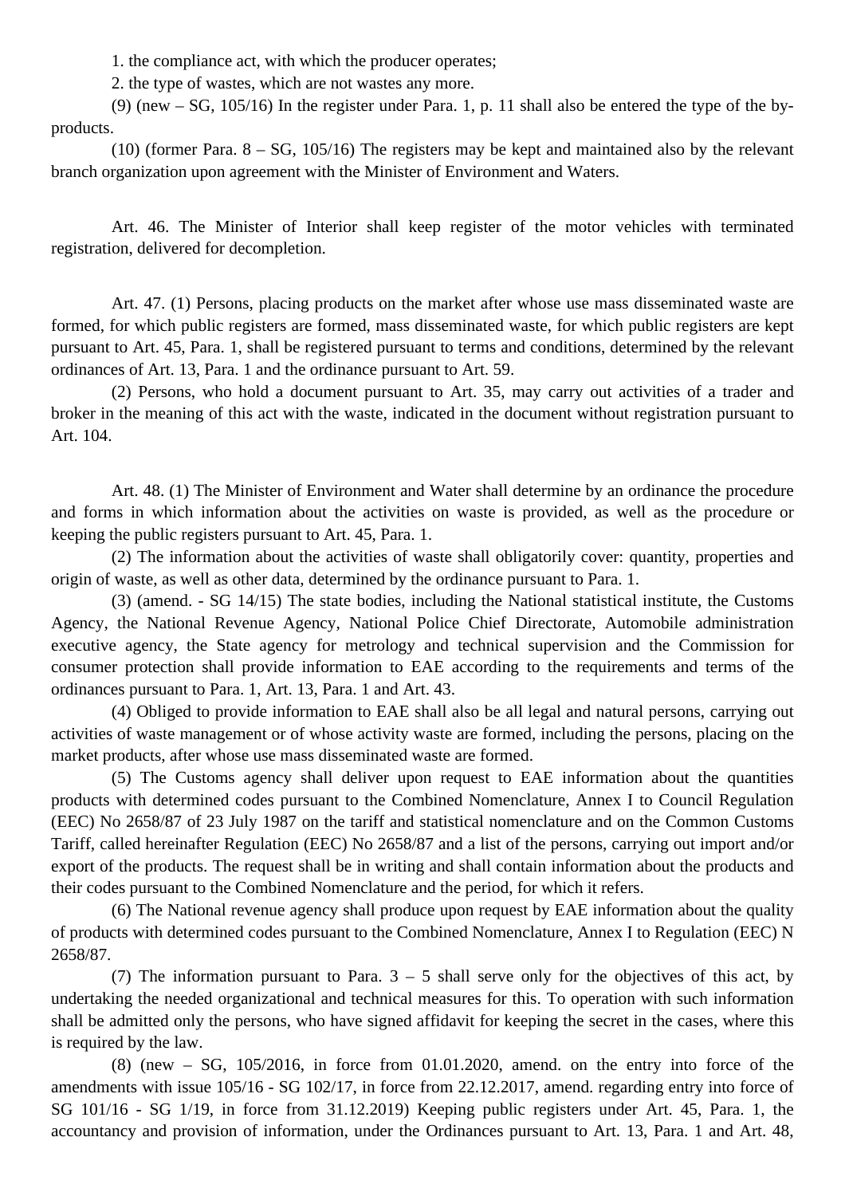1. the compliance act, with which the producer operates;

2. the type of wastes, which are not wastes any more.

(9) (new – SG, 105/16) In the register under Para. 1, p. 11 shall also be entered the type of the by-products.

(10) (former Para. 8 – SG, 105/16) The registers may be kept and maintained also by the relevant branch organization upon agreement with the Minister of Environment and Waters.

Art. 46. The Minister of Interior shall keep register of the motor vehicles with terminated registration, delivered for decompletion.

Art. 47. (1) Persons, placing products on the market after whose use mass disseminated waste are formed, for which public registers are formed, mass disseminated waste, for which public registers are kept pursuant to Art. 45, Para. 1, shall be registered pursuant to terms and conditions, determined by the relevant ordinances of Art. 13, Para. 1 and the ordinance pursuant to Art. 59.

(2) Persons, who hold a document pursuant to Art. 35, may carry out activities of a trader and broker in the meaning of this act with the waste, indicated in the document without registration pursuant to Art. 104.

Art. 48. (1) The Minister of Environment and Water shall determine by an ordinance the procedure and forms in which information about the activities on waste is provided, as well as the procedure or keeping the public registers pursuant to Art. 45, Para. 1.

(2) The information about the activities of waste shall obligatorily cover: quantity, properties and origin of waste, as well as other data, determined by the ordinance pursuant to Para. 1.

(3) (amend. - SG 14/15) The state bodies, including the National statistical institute, the Customs Agency, the National Revenue Agency, National Police Chief Directorate, Automobile administration executive agency, the State agency for metrology and technical supervision and the Commission for consumer protection shall provide information to EAE according to the requirements and terms of the ordinances pursuant to Para. 1, Art. 13, Para. 1 and Art. 43.

(4) Obliged to provide information to EAE shall also be all legal and natural persons, carrying out activities of waste management or of whose activity waste are formed, including the persons, placing on the market products, after whose use mass disseminated waste are formed.

(5) The Customs agency shall deliver upon request to EAE information about the quantities products with determined codes pursuant to the Combined Nomenclature, Annex I to Council Regulation (EEC) No 2658/87 of 23 July 1987 on the tariff and statistical nomenclature and on the Common Customs Tariff, called hereinafter Regulation (EEC) No 2658/87 and a list of the persons, carrying out import and/or export of the products. The request shall be in writing and shall contain information about the products and their codes pursuant to the Combined Nomenclature and the period, for which it refers.

(6) The National revenue agency shall produce upon request by EAE information about the quality of products with determined codes pursuant to the Combined Nomenclature, Annex I to Regulation (EEC) N 2658/87.

(7) The information pursuant to Para. 3 – 5 shall serve only for the objectives of this act, by undertaking the needed organizational and technical measures for this. To operation with such information shall be admitted only the persons, who have signed affidavit for keeping the secret in the cases, where this is required by the law.

(8) (new – SG, 105/2016, in force from 01.01.2020, amend. on the entry into force of the amendments with issue 105/16 - SG 102/17, in force from 22.12.2017, amend. regarding entry into force of SG 101/16 - SG 1/19, in force from 31.12.2019) Keeping public registers under Art. 45, Para. 1, the accountancy and provision of information, under the Ordinances pursuant to Art. 13, Para. 1 and Art. 48,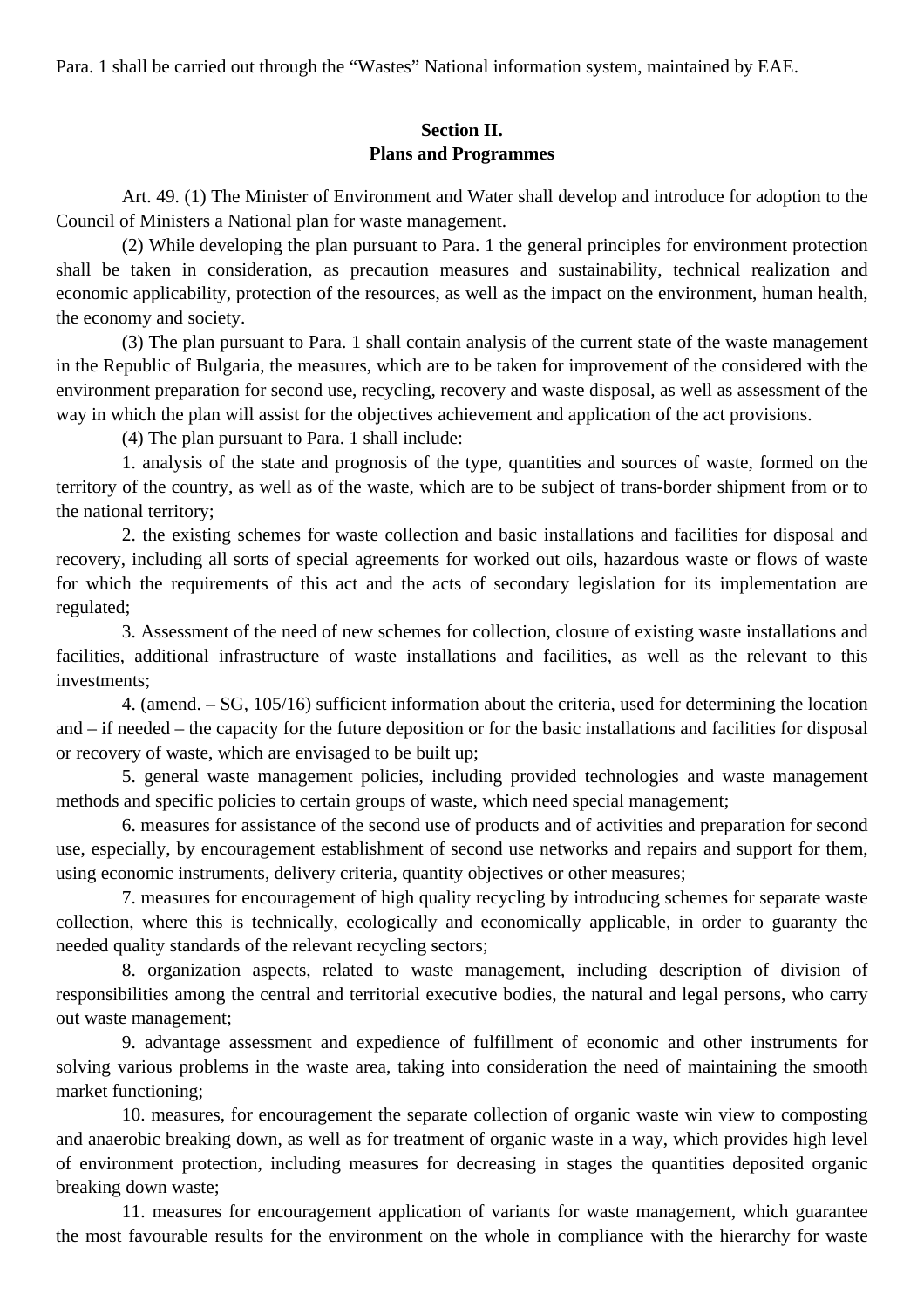Para. 1 shall be carried out through the “Wastes” National information system, maintained by EAE.

## Section II.
## Plans and Programmes

Art. 49. (1) The Minister of Environment and Water shall develop and introduce for adoption to the Council of Ministers a National plan for waste management.

(2) While developing the plan pursuant to Para. 1 the general principles for environment protection shall be taken in consideration, as precaution measures and sustainability, technical realization and economic applicability, protection of the resources, as well as the impact on the environment, human health, the economy and society.

(3) The plan pursuant to Para. 1 shall contain analysis of the current state of the waste management in the Republic of Bulgaria, the measures, which are to be taken for improvement of the considered with the environment preparation for second use, recycling, recovery and waste disposal, as well as assessment of the way in which the plan will assist for the objectives achievement and application of the act provisions.

(4) The plan pursuant to Para. 1 shall include:

1. analysis of the state and prognosis of the type, quantities and sources of waste, formed on the territory of the country, as well as of the waste, which are to be subject of trans-border shipment from or to the national territory;

2. the existing schemes for waste collection and basic installations and facilities for disposal and recovery, including all sorts of special agreements for worked out oils, hazardous waste or flows of waste for which the requirements of this act and the acts of secondary legislation for its implementation are regulated;

3. Assessment of the need of new schemes for collection, closure of existing waste installations and facilities, additional infrastructure of waste installations and facilities, as well as the relevant to this investments;

4. (amend. – SG, 105/16) sufficient information about the criteria, used for determining the location and – if needed – the capacity for the future deposition or for the basic installations and facilities for disposal or recovery of waste, which are envisaged to be built up;

5. general waste management policies, including provided technologies and waste management methods and specific policies to certain groups of waste, which need special management;

6. measures for assistance of the second use of products and of activities and preparation for second use, especially, by encouragement establishment of second use networks and repairs and support for them, using economic instruments, delivery criteria, quantity objectives or other measures;

7. measures for encouragement of high quality recycling by introducing schemes for separate waste collection, where this is technically, ecologically and economically applicable, in order to guaranty the needed quality standards of the relevant recycling sectors;

8. organization aspects, related to waste management, including description of division of responsibilities among the central and territorial executive bodies, the natural and legal persons, who carry out waste management;

9. advantage assessment and expedience of fulfillment of economic and other instruments for solving various problems in the waste area, taking into consideration the need of maintaining the smooth market functioning;

10. measures, for encouragement the separate collection of organic waste win view to composting and anaerobic breaking down, as well as for treatment of organic waste in a way, which provides high level of environment protection, including measures for decreasing in stages the quantities deposited organic breaking down waste;

11. measures for encouragement application of variants for waste management, which guarantee the most favourable results for the environment on the whole in compliance with the hierarchy for waste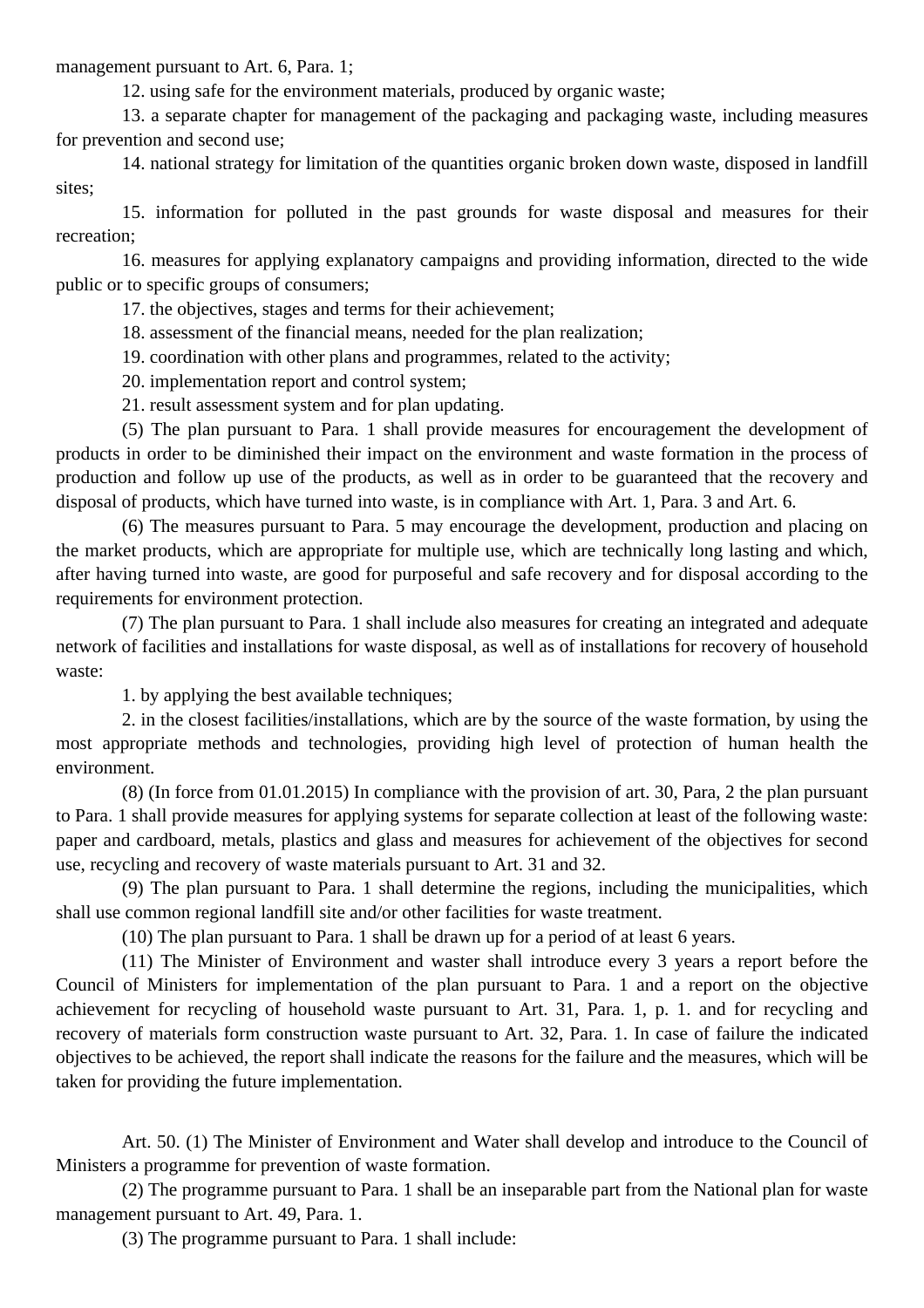management pursuant to Art. 6, Para. 1;

12. using safe for the environment materials, produced by organic waste;

13. a separate chapter for management of the packaging and packaging waste, including measures for prevention and second use;

14. national strategy for limitation of the quantities organic broken down waste, disposed in landfill sites;

15. information for polluted in the past grounds for waste disposal and measures for their recreation;

16. measures for applying explanatory campaigns and providing information, directed to the wide public or to specific groups of consumers;

17. the objectives, stages and terms for their achievement;

18. assessment of the financial means, needed for the plan realization;

19. coordination with other plans and programmes, related to the activity;

20. implementation report and control system;

21. result assessment system and for plan updating.

(5) The plan pursuant to Para. 1 shall provide measures for encouragement the development of products in order to be diminished their impact on the environment and waste formation in the process of production and follow up use of the products, as well as in order to be guaranteed that the recovery and disposal of products, which have turned into waste, is in compliance with Art. 1, Para. 3 and Art. 6.

(6) The measures pursuant to Para. 5 may encourage the development, production and placing on the market products, which are appropriate for multiple use, which are technically long lasting and which, after having turned into waste, are good for purposeful and safe recovery and for disposal according to the requirements for environment protection.

(7) The plan pursuant to Para. 1 shall include also measures for creating an integrated and adequate network of facilities and installations for waste disposal, as well as of installations for recovery of household waste:

1. by applying the best available techniques;

2. in the closest facilities/installations, which are by the source of the waste formation, by using the most appropriate methods and technologies, providing high level of protection of human health the environment.

(8) (In force from 01.01.2015) In compliance with the provision of art. 30, Para, 2 the plan pursuant to Para. 1 shall provide measures for applying systems for separate collection at least of the following waste: paper and cardboard, metals, plastics and glass and measures for achievement of the objectives for second use, recycling and recovery of waste materials pursuant to Art. 31 and 32.

(9) The plan pursuant to Para. 1 shall determine the regions, including the municipalities, which shall use common regional landfill site and/or other facilities for waste treatment.

(10) The plan pursuant to Para. 1 shall be drawn up for a period of at least 6 years.

(11) The Minister of Environment and waster shall introduce every 3 years a report before the Council of Ministers for implementation of the plan pursuant to Para. 1 and a report on the objective achievement for recycling of household waste pursuant to Art. 31, Para. 1, p. 1. and for recycling and recovery of materials form construction waste pursuant to Art. 32, Para. 1. In case of failure the indicated objectives to be achieved, the report shall indicate the reasons for the failure and the measures, which will be taken for providing the future implementation.

Art. 50. (1) The Minister of Environment and Water shall develop and introduce to the Council of Ministers a programme for prevention of waste formation.

(2) The programme pursuant to Para. 1 shall be an inseparable part from the National plan for waste management pursuant to Art. 49, Para. 1.

(3) The programme pursuant to Para. 1 shall include: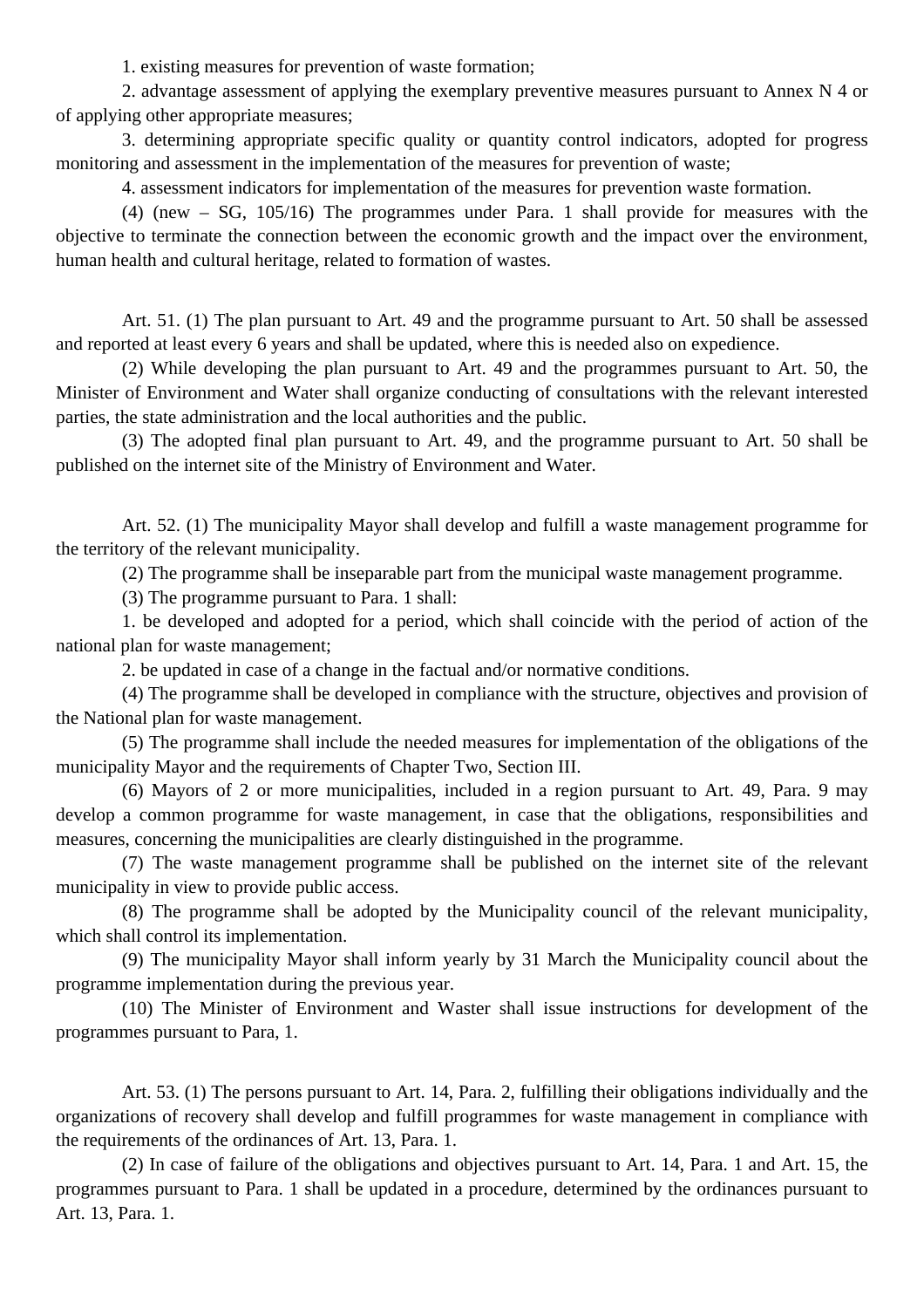1. existing measures for prevention of waste formation;

2. advantage assessment of applying the exemplary preventive measures pursuant to Annex N 4 or of applying other appropriate measures;

3. determining appropriate specific quality or quantity control indicators, adopted for progress monitoring and assessment in the implementation of the measures for prevention of waste;

4. assessment indicators for implementation of the measures for prevention waste formation.

(4) (new – SG, 105/16) The programmes under Para. 1 shall provide for measures with the objective to terminate the connection between the economic growth and the impact over the environment, human health and cultural heritage, related to formation of wastes.

Art. 51. (1) The plan pursuant to Art. 49 and the programme pursuant to Art. 50 shall be assessed and reported at least every 6 years and shall be updated, where this is needed also on expedience.

(2) While developing the plan pursuant to Art. 49 and the programmes pursuant to Art. 50, the Minister of Environment and Water shall organize conducting of consultations with the relevant interested parties, the state administration and the local authorities and the public.

(3) The adopted final plan pursuant to Art. 49, and the programme pursuant to Art. 50 shall be published on the internet site of the Ministry of Environment and Water.

Art. 52. (1) The municipality Mayor shall develop and fulfill a waste management programme for the territory of the relevant municipality.

(2) The programme shall be inseparable part from the municipal waste management programme.

(3) The programme pursuant to Para. 1 shall:

1. be developed and adopted for a period, which shall coincide with the period of action of the national plan for waste management;

2. be updated in case of a change in the factual and/or normative conditions.

(4) The programme shall be developed in compliance with the structure, objectives and provision of the National plan for waste management.

(5) The programme shall include the needed measures for implementation of the obligations of the municipality Mayor and the requirements of Chapter Two, Section III.

(6) Mayors of 2 or more municipalities, included in a region pursuant to Art. 49, Para. 9 may develop a common programme for waste management, in case that the obligations, responsibilities and measures, concerning the municipalities are clearly distinguished in the programme.

(7) The waste management programme shall be published on the internet site of the relevant municipality in view to provide public access.

(8) The programme shall be adopted by the Municipality council of the relevant municipality, which shall control its implementation.

(9) The municipality Mayor shall inform yearly by 31 March the Municipality council about the programme implementation during the previous year.

(10) The Minister of Environment and Waster shall issue instructions for development of the programmes pursuant to Para, 1.

Art. 53. (1) The persons pursuant to Art. 14, Para. 2, fulfilling their obligations individually and the organizations of recovery shall develop and fulfill programmes for waste management in compliance with the requirements of the ordinances of Art. 13, Para. 1.

(2) In case of failure of the obligations and objectives pursuant to Art. 14, Para. 1 and Art. 15, the programmes pursuant to Para. 1 shall be updated in a procedure, determined by the ordinances pursuant to Art. 13, Para. 1.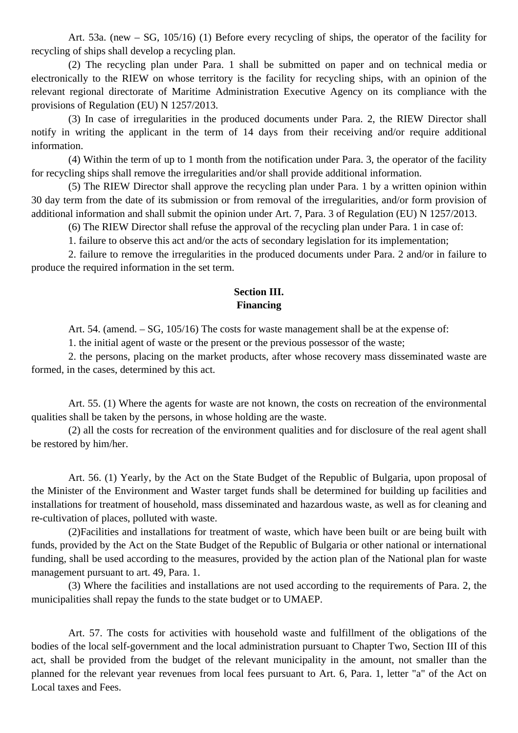Art. 53a. (new – SG, 105/16) (1) Before every recycling of ships, the operator of the facility for recycling of ships shall develop a recycling plan.

(2) The recycling plan under Para. 1 shall be submitted on paper and on technical media or electronically to the RIEW on whose territory is the facility for recycling ships, with an opinion of the relevant regional directorate of Maritime Administration Executive Agency on its compliance with the provisions of Regulation (EU) N 1257/2013.

(3) In case of irregularities in the produced documents under Para. 2, the RIEW Director shall notify in writing the applicant in the term of 14 days from their receiving and/or require additional information.

(4) Within the term of up to 1 month from the notification under Para. 3, the operator of the facility for recycling ships shall remove the irregularities and/or shall provide additional information.

(5) The RIEW Director shall approve the recycling plan under Para. 1 by a written opinion within 30 day term from the date of its submission or from removal of the irregularities, and/or form provision of additional information and shall submit the opinion under Art. 7, Para. 3 of Regulation (EU) N 1257/2013.

(6) The RIEW Director shall refuse the approval of the recycling plan under Para. 1 in case of:

1. failure to observe this act and/or the acts of secondary legislation for its implementation;

2. failure to remove the irregularities in the produced documents under Para. 2 and/or in failure to produce the required information in the set term.

## Section III.
## Financing

Art. 54. (amend. – SG, 105/16) The costs for waste management shall be at the expense of:

1. the initial agent of waste or the present or the previous possessor of the waste;

2. the persons, placing on the market products, after whose recovery mass disseminated waste are formed, in the cases, determined by this act.

Art. 55. (1) Where the agents for waste are not known, the costs on recreation of the environmental qualities shall be taken by the persons, in whose holding are the waste.

(2) all the costs for recreation of the environment qualities and for disclosure of the real agent shall be restored by him/her.

Art. 56. (1) Yearly, by the Act on the State Budget of the Republic of Bulgaria, upon proposal of the Minister of the Environment and Waster target funds shall be determined for building up facilities and installations for treatment of household, mass disseminated and hazardous waste, as well as for cleaning and re-cultivation of places, polluted with waste.

(2)Facilities and installations for treatment of waste, which have been built or are being built with funds, provided by the Act on the State Budget of the Republic of Bulgaria or other national or international funding, shall be used according to the measures, provided by the action plan of the National plan for waste management pursuant to art. 49, Para. 1.

(3) Where the facilities and installations are not used according to the requirements of Para. 2, the municipalities shall repay the funds to the state budget or to UMAEP.

Art. 57. The costs for activities with household waste and fulfillment of the obligations of the bodies of the local self-government and the local administration pursuant to Chapter Two, Section III of this act, shall be provided from the budget of the relevant municipality in the amount, not smaller than the planned for the relevant year revenues from local fees pursuant to Art. 6, Para. 1, letter "a" of the Act on Local taxes and Fees.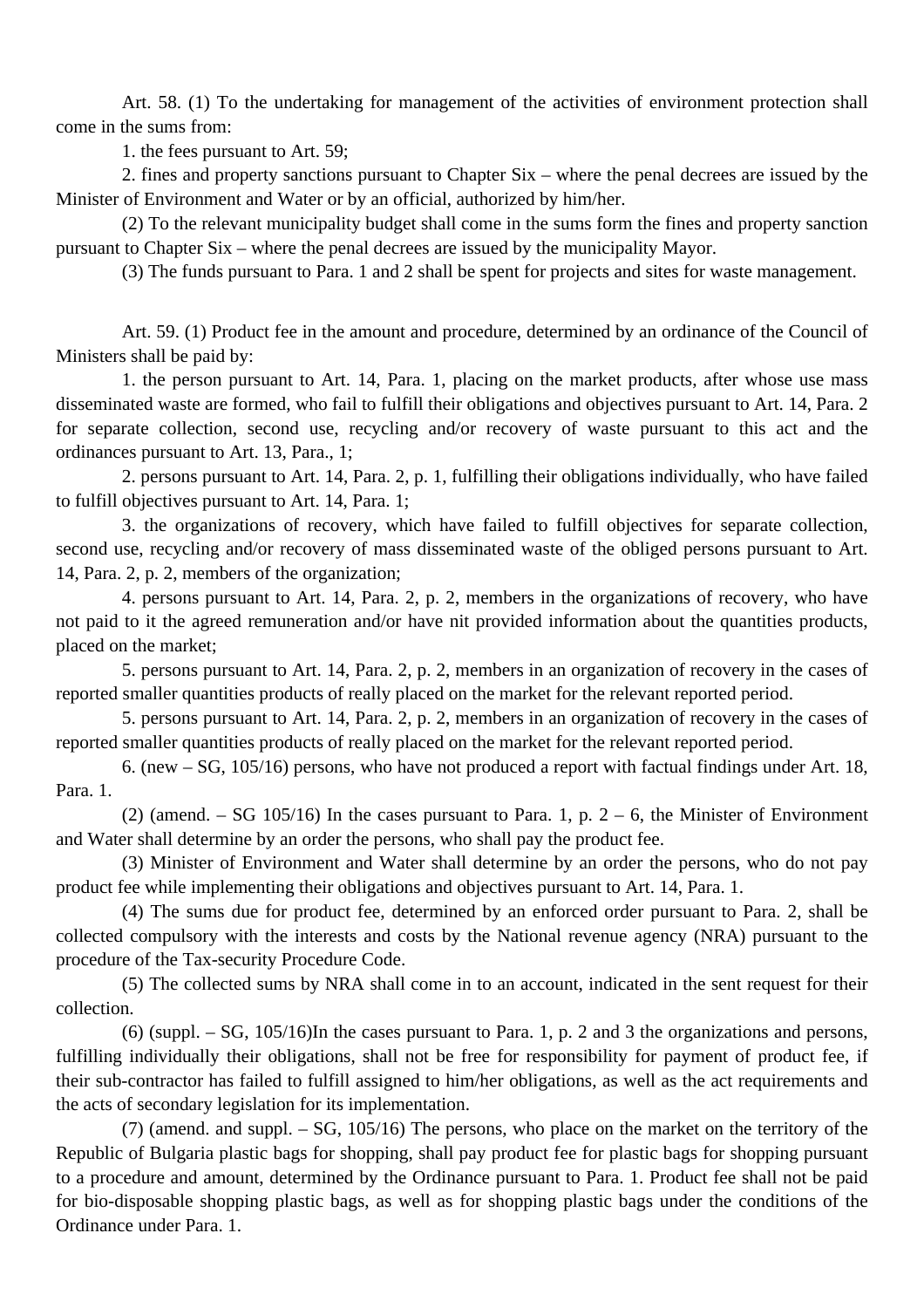Art. 58. (1) To the undertaking for management of the activities of environment protection shall come in the sums from:

1. the fees pursuant to Art. 59;

2. fines and property sanctions pursuant to Chapter Six – where the penal decrees are issued by the Minister of Environment and Water or by an official, authorized by him/her.

(2) To the relevant municipality budget shall come in the sums form the fines and property sanction pursuant to Chapter Six – where the penal decrees are issued by the municipality Mayor.

(3) The funds pursuant to Para. 1 and 2 shall be spent for projects and sites for waste management.

Art. 59. (1) Product fee in the amount and procedure, determined by an ordinance of the Council of Ministers shall be paid by:

1. the person pursuant to Art. 14, Para. 1, placing on the market products, after whose use mass disseminated waste are formed, who fail to fulfill their obligations and objectives pursuant to Art. 14, Para. 2 for separate collection, second use, recycling and/or recovery of waste pursuant to this act and the ordinances pursuant to Art. 13, Para., 1;

2. persons pursuant to Art. 14, Para. 2, p. 1, fulfilling their obligations individually, who have failed to fulfill objectives pursuant to Art. 14, Para. 1;

3. the organizations of recovery, which have failed to fulfill objectives for separate collection, second use, recycling and/or recovery of mass disseminated waste of the obliged persons pursuant to Art. 14, Para. 2, p. 2, members of the organization;

4. persons pursuant to Art. 14, Para. 2, p. 2, members in the organizations of recovery, who have not paid to it the agreed remuneration and/or have nit provided information about the quantities products, placed on the market;

5. persons pursuant to Art. 14, Para. 2, p. 2, members in an organization of recovery in the cases of reported smaller quantities products of really placed on the market for the relevant reported period.

5. persons pursuant to Art. 14, Para. 2, p. 2, members in an organization of recovery in the cases of reported smaller quantities products of really placed on the market for the relevant reported period.

6. (new – SG, 105/16) persons, who have not produced a report with factual findings under Art. 18, Para. 1.

(2) (amend. – SG 105/16) In the cases pursuant to Para. 1, p. 2 – 6, the Minister of Environment and Water shall determine by an order the persons, who shall pay the product fee.

(3) Minister of Environment and Water shall determine by an order the persons, who do not pay product fee while implementing their obligations and objectives pursuant to Art. 14, Para. 1.

(4) The sums due for product fee, determined by an enforced order pursuant to Para. 2, shall be collected compulsory with the interests and costs by the National revenue agency (NRA) pursuant to the procedure of the Tax-security Procedure Code.

(5) The collected sums by NRA shall come in to an account, indicated in the sent request for their collection.

(6) (suppl. – SG, 105/16)In the cases pursuant to Para. 1, p. 2 and 3 the organizations and persons, fulfilling individually their obligations, shall not be free for responsibility for payment of product fee, if their sub-contractor has failed to fulfill assigned to him/her obligations, as well as the act requirements and the acts of secondary legislation for its implementation.

(7) (amend. and suppl. – SG, 105/16) The persons, who place on the market on the territory of the Republic of Bulgaria plastic bags for shopping, shall pay product fee for plastic bags for shopping pursuant to a procedure and amount, determined by the Ordinance pursuant to Para. 1. Product fee shall not be paid for bio-disposable shopping plastic bags, as well as for shopping plastic bags under the conditions of the Ordinance under Para. 1.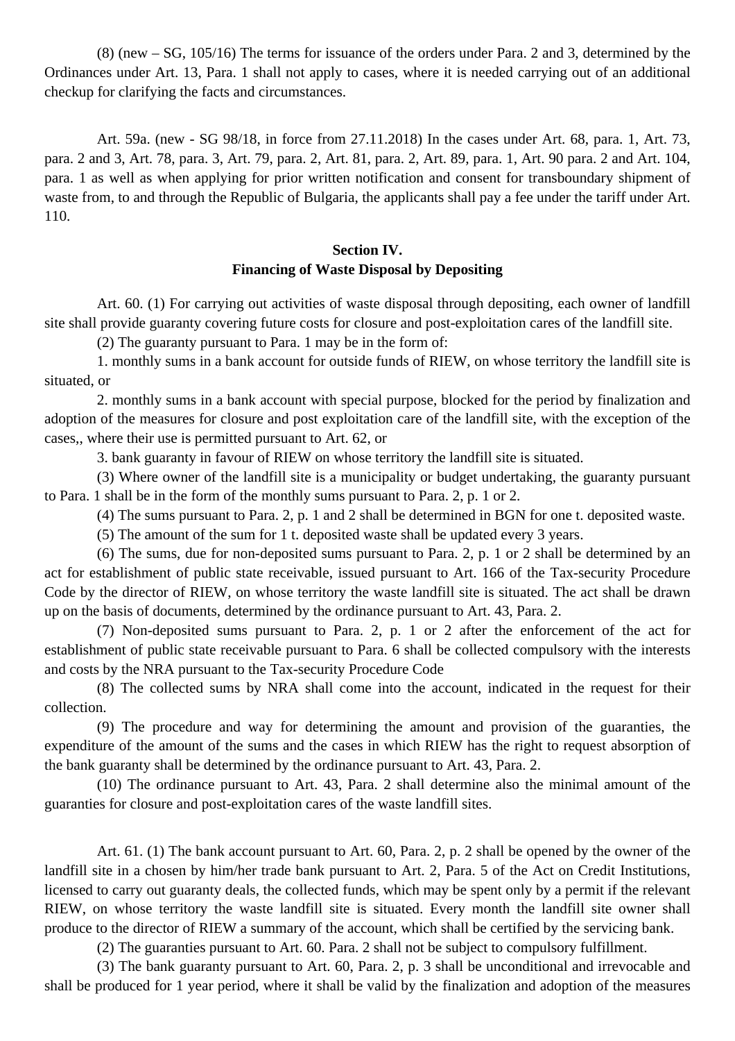(8) (new – SG, 105/16) The terms for issuance of the orders under Para. 2 and 3, determined by the Ordinances under Art. 13, Para. 1 shall not apply to cases, where it is needed carrying out of an additional checkup for clarifying the facts and circumstances.

Art. 59a. (new - SG 98/18, in force from 27.11.2018) In the cases under Art. 68, para. 1, Art. 73, para. 2 and 3, Art. 78, para. 3, Art. 79, para. 2, Art. 81, para. 2, Art. 89, para. 1, Art. 90 para. 2 and Art. 104, para. 1 as well as when applying for prior written notification and consent for transboundary shipment of waste from, to and through the Republic of Bulgaria, the applicants shall pay a fee under the tariff under Art. 110.

## Section IV.
## Financing of Waste Disposal by Depositing

Art. 60. (1) For carrying out activities of waste disposal through depositing, each owner of landfill site shall provide guaranty covering future costs for closure and post-exploitation cares of the landfill site.

(2) The guaranty pursuant to Para. 1 may be in the form of:

1. monthly sums in a bank account for outside funds of RIEW, on whose territory the landfill site is situated, or

2. monthly sums in a bank account with special purpose, blocked for the period by finalization and adoption of the measures for closure and post exploitation care of the landfill site, with the exception of the cases,, where their use is permitted pursuant to Art. 62, or

3. bank guaranty in favour of RIEW on whose territory the landfill site is situated.

(3) Where owner of the landfill site is a municipality or budget undertaking, the guaranty pursuant to Para. 1 shall be in the form of the monthly sums pursuant to Para. 2, p. 1 or 2.

(4) The sums pursuant to Para. 2, p. 1 and 2 shall be determined in BGN for one t. deposited waste.

(5) The amount of the sum for 1 t. deposited waste shall be updated every 3 years.

(6) The sums, due for non-deposited sums pursuant to Para. 2, p. 1 or 2 shall be determined by an act for establishment of public state receivable, issued pursuant to Art. 166 of the Tax-security Procedure Code by the director of RIEW, on whose territory the waste landfill site is situated. The act shall be drawn up on the basis of documents, determined by the ordinance pursuant to Art. 43, Para. 2.

(7) Non-deposited sums pursuant to Para. 2, p. 1 or 2 after the enforcement of the act for establishment of public state receivable pursuant to Para. 6 shall be collected compulsory with the interests and costs by the NRA pursuant to the Tax-security Procedure Code

(8) The collected sums by NRA shall come into the account, indicated in the request for their collection.

(9) The procedure and way for determining the amount and provision of the guaranties, the expenditure of the amount of the sums and the cases in which RIEW has the right to request absorption of the bank guaranty shall be determined by the ordinance pursuant to Art. 43, Para. 2.

(10) The ordinance pursuant to Art. 43, Para. 2 shall determine also the minimal amount of the guaranties for closure and post-exploitation cares of the waste landfill sites.

Art. 61. (1) The bank account pursuant to Art. 60, Para. 2, p. 2 shall be opened by the owner of the landfill site in a chosen by him/her trade bank pursuant to Art. 2, Para. 5 of the Act on Credit Institutions, licensed to carry out guaranty deals, the collected funds, which may be spent only by a permit if the relevant RIEW, on whose territory the waste landfill site is situated. Every month the landfill site owner shall produce to the director of RIEW a summary of the account, which shall be certified by the servicing bank.

(2) The guaranties pursuant to Art. 60. Para. 2 shall not be subject to compulsory fulfillment.

(3) The bank guaranty pursuant to Art. 60, Para. 2, p. 3 shall be unconditional and irrevocable and shall be produced for 1 year period, where it shall be valid by the finalization and adoption of the measures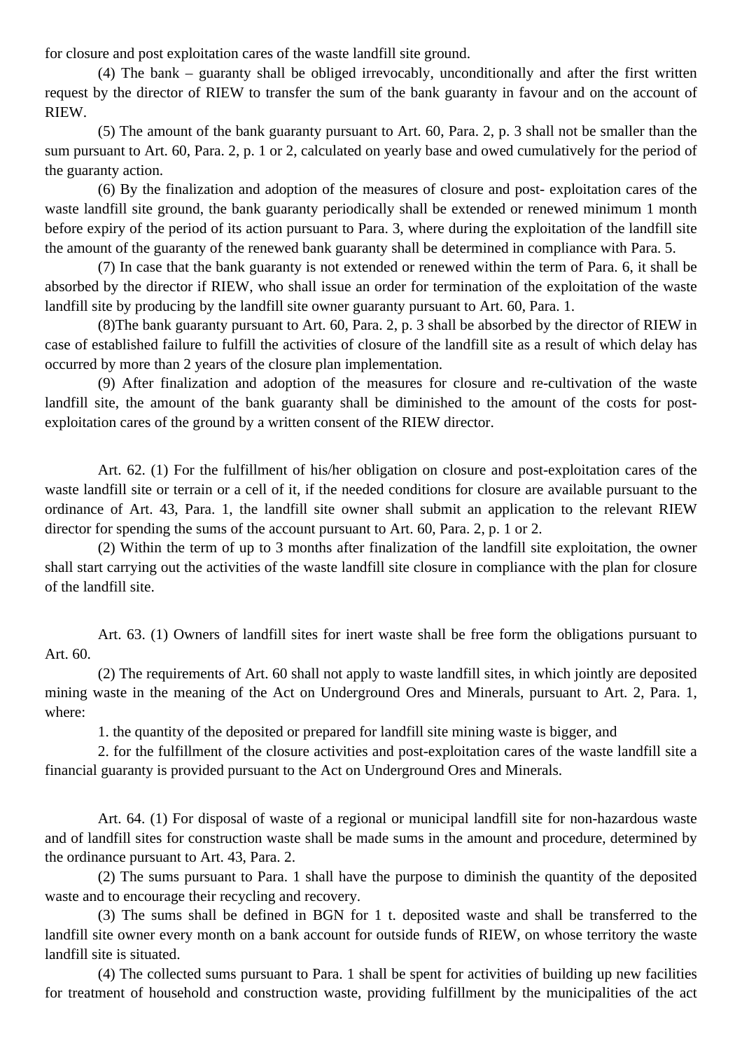for closure and post exploitation cares of the waste landfill site ground.

(4) The bank – guaranty shall be obliged irrevocably, unconditionally and after the first written request by the director of RIEW to transfer the sum of the bank guaranty in favour and on the account of RIEW.

(5) The amount of the bank guaranty pursuant to Art. 60, Para. 2, p. 3 shall not be smaller than the sum pursuant to Art. 60, Para. 2, p. 1 or 2, calculated on yearly base and owed cumulatively for the period of the guaranty action.

(6) By the finalization and adoption of the measures of closure and post- exploitation cares of the waste landfill site ground, the bank guaranty periodically shall be extended or renewed minimum 1 month before expiry of the period of its action pursuant to Para. 3, where during the exploitation of the landfill site the amount of the guaranty of the renewed bank guaranty shall be determined in compliance with Para. 5.

(7) In case that the bank guaranty is not extended or renewed within the term of Para. 6, it shall be absorbed by the director if RIEW, who shall issue an order for termination of the exploitation of the waste landfill site by producing by the landfill site owner guaranty pursuant to Art. 60, Para. 1.

(8)The bank guaranty pursuant to Art. 60, Para. 2, p. 3 shall be absorbed by the director of RIEW in case of established failure to fulfill the activities of closure of the landfill site as a result of which delay has occurred by more than 2 years of the closure plan implementation.

(9) After finalization and adoption of the measures for closure and re-cultivation of the waste landfill site, the amount of the bank guaranty shall be diminished to the amount of the costs for post-exploitation cares of the ground by a written consent of the RIEW director.

Art. 62. (1) For the fulfillment of his/her obligation on closure and post-exploitation cares of the waste landfill site or terrain or a cell of it, if the needed conditions for closure are available pursuant to the ordinance of Art. 43, Para. 1, the landfill site owner shall submit an application to the relevant RIEW director for spending the sums of the account pursuant to Art. 60, Para. 2, p. 1 or 2.

(2) Within the term of up to 3 months after finalization of the landfill site exploitation, the owner shall start carrying out the activities of the waste landfill site closure in compliance with the plan for closure of the landfill site.

Art. 63. (1) Owners of landfill sites for inert waste shall be free form the obligations pursuant to Art. 60.

(2) The requirements of Art. 60 shall not apply to waste landfill sites, in which jointly are deposited mining waste in the meaning of the Act on Underground Ores and Minerals, pursuant to Art. 2, Para. 1, where:

1. the quantity of the deposited or prepared for landfill site mining waste is bigger, and

2. for the fulfillment of the closure activities and post-exploitation cares of the waste landfill site a financial guaranty is provided pursuant to the Act on Underground Ores and Minerals.

Art. 64. (1) For disposal of waste of a regional or municipal landfill site for non-hazardous waste and of landfill sites for construction waste shall be made sums in the amount and procedure, determined by the ordinance pursuant to Art. 43, Para. 2.

(2) The sums pursuant to Para. 1 shall have the purpose to diminish the quantity of the deposited waste and to encourage their recycling and recovery.

(3) The sums shall be defined in BGN for 1 t. deposited waste and shall be transferred to the landfill site owner every month on a bank account for outside funds of RIEW, on whose territory the waste landfill site is situated.

(4) The collected sums pursuant to Para. 1 shall be spent for activities of building up new facilities for treatment of household and construction waste, providing fulfillment by the municipalities of the act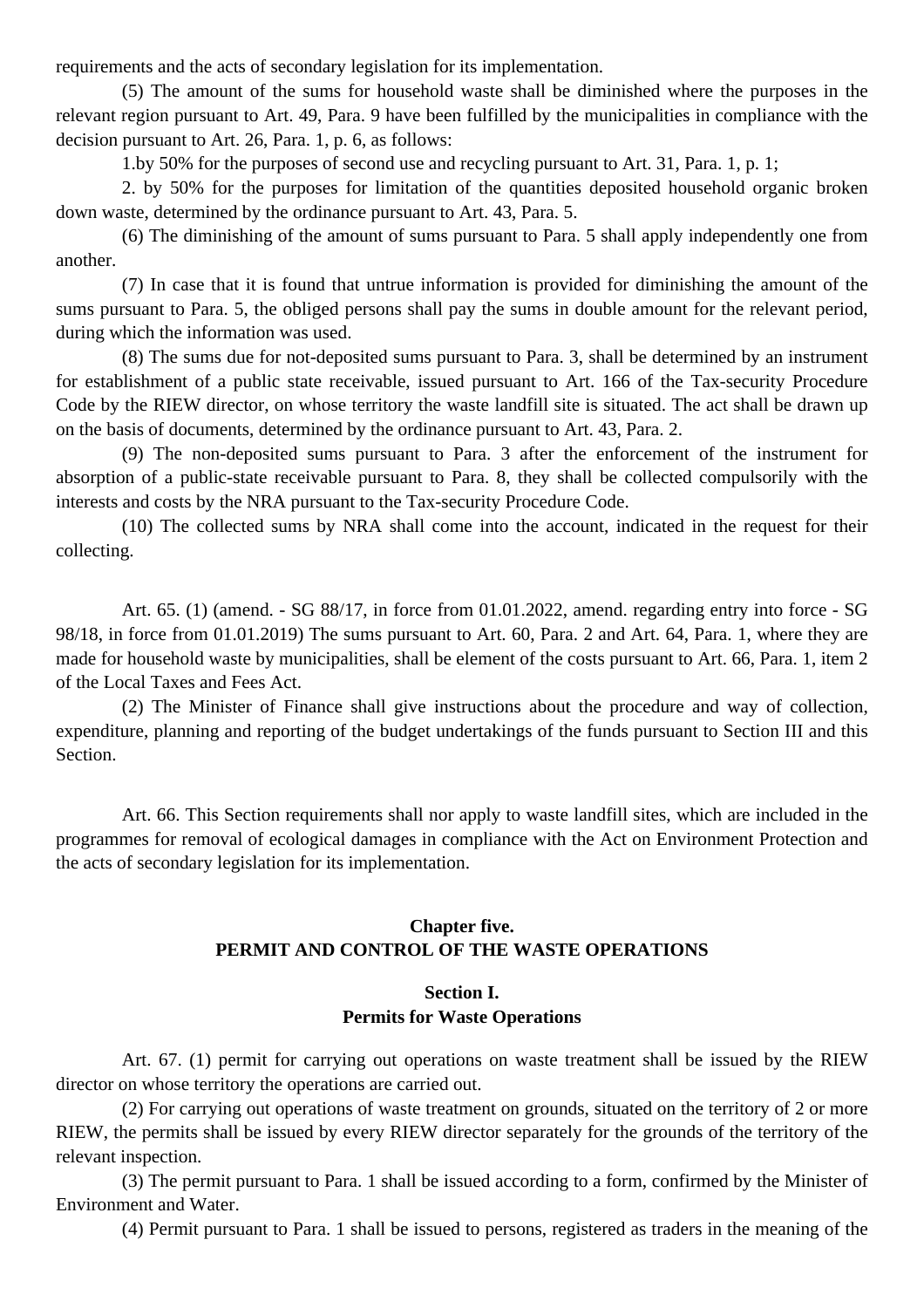requirements and the acts of secondary legislation for its implementation.

(5) The amount of the sums for household waste shall be diminished where the purposes in the relevant region pursuant to Art. 49, Para. 9 have been fulfilled by the municipalities in compliance with the decision pursuant to Art. 26, Para. 1, p. 6, as follows:

1.by 50% for the purposes of second use and recycling pursuant to Art. 31, Para. 1, p. 1;

2. by 50% for the purposes for limitation of the quantities deposited household organic broken down waste, determined by the ordinance pursuant to Art. 43, Para. 5.

(6) The diminishing of the amount of sums pursuant to Para. 5 shall apply independently one from another.

(7) In case that it is found that untrue information is provided for diminishing the amount of the sums pursuant to Para. 5, the obliged persons shall pay the sums in double amount for the relevant period, during which the information was used.

(8) The sums due for not-deposited sums pursuant to Para. 3, shall be determined by an instrument for establishment of a public state receivable, issued pursuant to Art. 166 of the Tax-security Procedure Code by the RIEW director, on whose territory the waste landfill site is situated. The act shall be drawn up on the basis of documents, determined by the ordinance pursuant to Art. 43, Para. 2.

(9) The non-deposited sums pursuant to Para. 3 after the enforcement of the instrument for absorption of a public-state receivable pursuant to Para. 8, they shall be collected compulsorily with the interests and costs by the NRA pursuant to the Tax-security Procedure Code.

(10) The collected sums by NRA shall come into the account, indicated in the request for their collecting.

Art. 65. (1) (amend. - SG 88/17, in force from 01.01.2022, amend. regarding entry into force - SG 98/18, in force from 01.01.2019) The sums pursuant to Art. 60, Para. 2 and Art. 64, Para. 1, where they are made for household waste by municipalities, shall be element of the costs pursuant to Art. 66, Para. 1, item 2 of the Local Taxes and Fees Act.

(2) The Minister of Finance shall give instructions about the procedure and way of collection, expenditure, planning and reporting of the budget undertakings of the funds pursuant to Section III and this Section.

Art. 66. This Section requirements shall nor apply to waste landfill sites, which are included in the programmes for removal of ecological damages in compliance with the Act on Environment Protection and the acts of secondary legislation for its implementation.

## Chapter five.
## PERMIT AND CONTROL OF THE WASTE OPERATIONS

### Section I.
### Permits for Waste Operations

Art. 67. (1) permit for carrying out operations on waste treatment shall be issued by the RIEW director on whose territory the operations are carried out.

(2) For carrying out operations of waste treatment on grounds, situated on the territory of 2 or more RIEW, the permits shall be issued by every RIEW director separately for the grounds of the territory of the relevant inspection.

(3) The permit pursuant to Para. 1 shall be issued according to a form, confirmed by the Minister of Environment and Water.

(4) Permit pursuant to Para. 1 shall be issued to persons, registered as traders in the meaning of the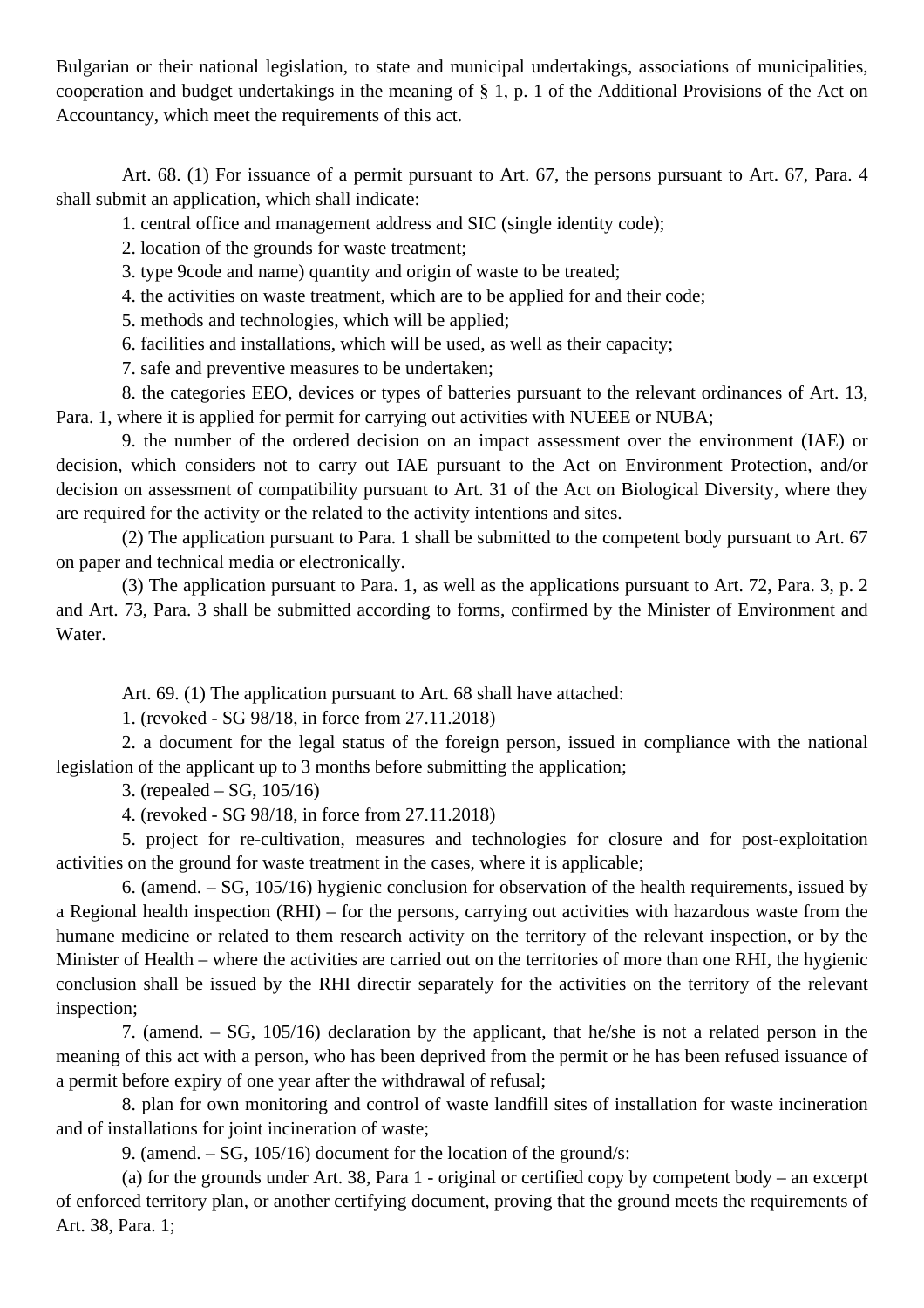Bulgarian or their national legislation, to state and municipal undertakings, associations of municipalities, cooperation and budget undertakings in the meaning of § 1, p. 1 of the Additional Provisions of the Act on Accountancy, which meet the requirements of this act.

Art. 68. (1) For issuance of a permit pursuant to Art. 67, the persons pursuant to Art. 67, Para. 4 shall submit an application, which shall indicate:

1. central office and management address and SIC (single identity code);
2. location of the grounds for waste treatment;
3. type 9code and name) quantity and origin of waste to be treated;
4. the activities on waste treatment, which are to be applied for and their code;
5. methods and technologies, which will be applied;
6. facilities and installations, which will be used, as well as their capacity;
7. safe and preventive measures to be undertaken;
8. the categories EEO, devices or types of batteries pursuant to the relevant ordinances of Art. 13, Para. 1, where it is applied for permit for carrying out activities with NUEEE or NUBA;
9. the number of the ordered decision on an impact assessment over the environment (IAE) or decision, which considers not to carry out IAE pursuant to the Act on Environment Protection, and/or decision on assessment of compatibility pursuant to Art. 31 of the Act on Biological Diversity, where they are required for the activity or the related to the activity intentions and sites.

(2) The application pursuant to Para. 1 shall be submitted to the competent body pursuant to Art. 67 on paper and technical media or electronically.

(3) The application pursuant to Para. 1, as well as the applications pursuant to Art. 72, Para. 3, p. 2 and Art. 73, Para. 3 shall be submitted according to forms, confirmed by the Minister of Environment and Water.

Art. 69. (1) The application pursuant to Art. 68 shall have attached:

1. (revoked - SG 98/18, in force from 27.11.2018)
2. a document for the legal status of the foreign person, issued in compliance with the national legislation of the applicant up to 3 months before submitting the application;
3. (repealed – SG, 105/16)
4. (revoked - SG 98/18, in force from 27.11.2018)
5. project for re-cultivation, measures and technologies for closure and for post-exploitation activities on the ground for waste treatment in the cases, where it is applicable;
6. (amend. – SG, 105/16) hygienic conclusion for observation of the health requirements, issued by a Regional health inspection (RHI) – for the persons, carrying out activities with hazardous waste from the humane medicine or related to them research activity on the territory of the relevant inspection, or by the Minister of Health – where the activities are carried out on the territories of more than one RHI, the hygienic conclusion shall be issued by the RHI directir separately for the activities on the territory of the relevant inspection;
7. (amend. – SG, 105/16) declaration by the applicant, that he/she is not a related person in the meaning of this act with a person, who has been deprived from the permit or he has been refused issuance of a permit before expiry of one year after the withdrawal of refusal;
8. plan for own monitoring and control of waste landfill sites of installation for waste incineration and of installations for joint incineration of waste;
9. (amend. – SG, 105/16) document for the location of the ground/s:

(a) for the grounds under Art. 38, Para 1 - original or certified copy by competent body – an excerpt of enforced territory plan, or another certifying document, proving that the ground meets the requirements of Art. 38, Para. 1;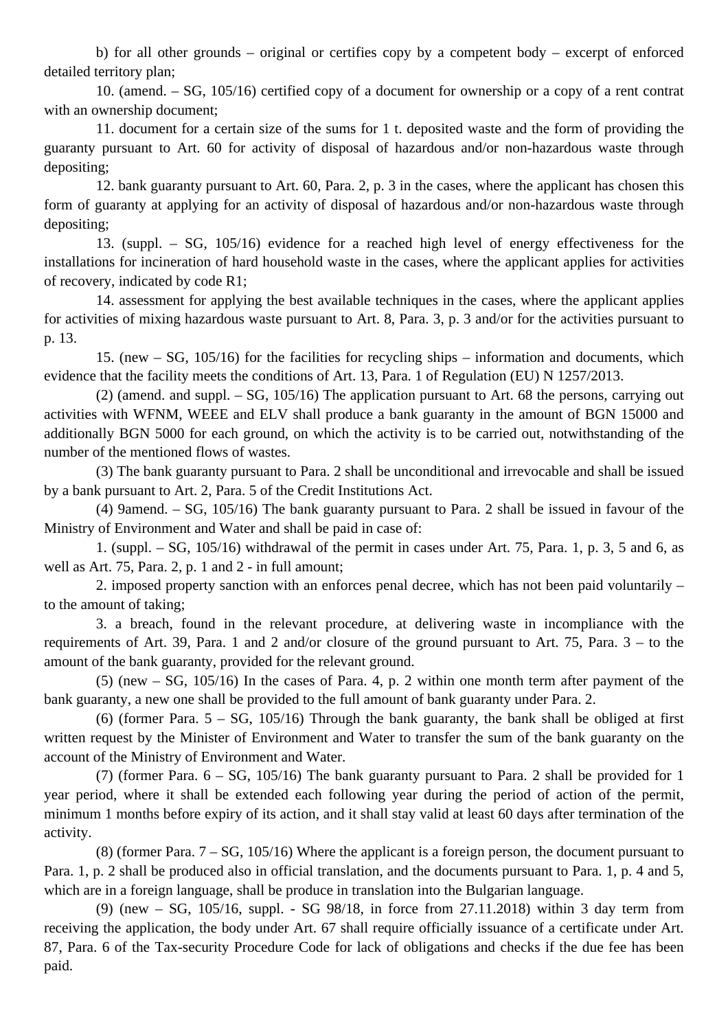b) for all other grounds – original or certifies copy by a competent body – excerpt of enforced detailed territory plan;

10. (amend. – SG, 105/16) certified copy of a document for ownership or a copy of a rent contrat with an ownership document;

11. document for a certain size of the sums for 1 t. deposited waste and the form of providing the guaranty pursuant to Art. 60 for activity of disposal of hazardous and/or non-hazardous waste through depositing;

12. bank guaranty pursuant to Art. 60, Para. 2, p. 3 in the cases, where the applicant has chosen this form of guaranty at applying for an activity of disposal of hazardous and/or non-hazardous waste through depositing;

13. (suppl. – SG, 105/16) evidence for a reached high level of energy effectiveness for the installations for incineration of hard household waste in the cases, where the applicant applies for activities of recovery, indicated by code R1;

14. assessment for applying the best available techniques in the cases, where the applicant applies for activities of mixing hazardous waste pursuant to Art. 8, Para. 3, p. 3 and/or for the activities pursuant to p. 13.

15. (new – SG, 105/16) for the facilities for recycling ships – information and documents, which evidence that the facility meets the conditions of Art. 13, Para. 1 of Regulation (EU) N 1257/2013.

(2) (amend. and suppl. – SG, 105/16) The application pursuant to Art. 68 the persons, carrying out activities with WFNM, WEEE and ELV shall produce a bank guaranty in the amount of BGN 15000 and additionally BGN 5000 for each ground, on which the activity is to be carried out, notwithstanding of the number of the mentioned flows of wastes.

(3) The bank guaranty pursuant to Para. 2 shall be unconditional and irrevocable and shall be issued by a bank pursuant to Art. 2, Para. 5 of the Credit Institutions Act.

(4) 9amend. – SG, 105/16) The bank guaranty pursuant to Para. 2 shall be issued in favour of the Ministry of Environment and Water and shall be paid in case of:

1. (suppl. – SG, 105/16) withdrawal of the permit in cases under Art. 75, Para. 1, p. 3, 5 and 6, as well as Art. 75, Para. 2, p. 1 and 2 - in full amount;

2. imposed property sanction with an enforces penal decree, which has not been paid voluntarily – to the amount of taking;

3. a breach, found in the relevant procedure, at delivering waste in incompliance with the requirements of Art. 39, Para. 1 and 2 and/or closure of the ground pursuant to Art. 75, Para. 3 – to the amount of the bank guaranty, provided for the relevant ground.

(5) (new – SG, 105/16) In the cases of Para. 4, p. 2 within one month term after payment of the bank guaranty, a new one shall be provided to the full amount of bank guaranty under Para. 2.

(6) (former Para. 5 – SG, 105/16) Through the bank guaranty, the bank shall be obliged at first written request by the Minister of Environment and Water to transfer the sum of the bank guaranty on the account of the Ministry of Environment and Water.

(7) (former Para. 6 – SG, 105/16) The bank guaranty pursuant to Para. 2 shall be provided for 1 year period, where it shall be extended each following year during the period of action of the permit, minimum 1 months before expiry of its action, and it shall stay valid at least 60 days after termination of the activity.

(8) (former Para. 7 – SG, 105/16) Where the applicant is a foreign person, the document pursuant to Para. 1, p. 2 shall be produced also in official translation, and the documents pursuant to Para. 1, p. 4 and 5, which are in a foreign language, shall be produce in translation into the Bulgarian language.

(9) (new – SG, 105/16, suppl. - SG 98/18, in force from 27.11.2018) within 3 day term from receiving the application, the body under Art. 67 shall require officially issuance of a certificate under Art. 87, Para. 6 of the Tax-security Procedure Code for lack of obligations and checks if the due fee has been paid.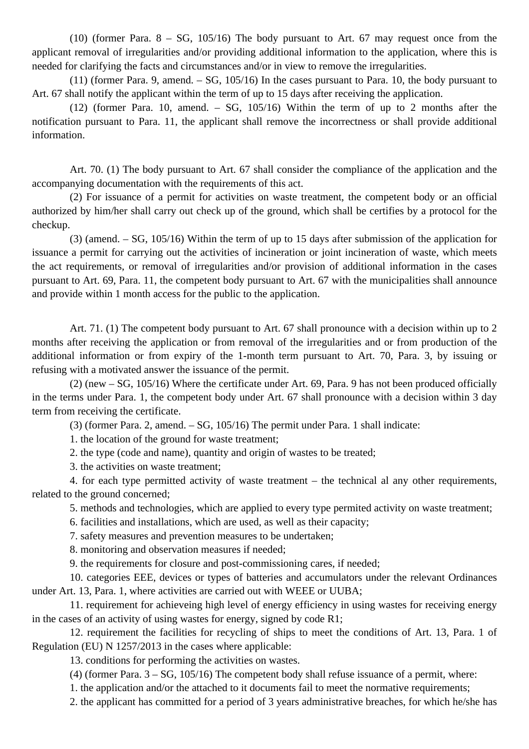(10) (former Para. 8 – SG, 105/16) The body pursuant to Art. 67 may request once from the applicant removal of irregularities and/or providing additional information to the application, where this is needed for clarifying the facts and circumstances and/or in view to remove the irregularities.

(11) (former Para. 9, amend. – SG, 105/16) In the cases pursuant to Para. 10, the body pursuant to Art. 67 shall notify the applicant within the term of up to 15 days after receiving the application.

(12) (former Para. 10, amend. – SG, 105/16) Within the term of up to 2 months after the notification pursuant to Para. 11, the applicant shall remove the incorrectness or shall provide additional information.

Art. 70. (1) The body pursuant to Art. 67 shall consider the compliance of the application and the accompanying documentation with the requirements of this act.

(2) For issuance of a permit for activities on waste treatment, the competent body or an official authorized by him/her shall carry out check up of the ground, which shall be certifies by a protocol for the checkup.

(3) (amend. – SG, 105/16) Within the term of up to 15 days after submission of the application for issuance a permit for carrying out the activities of incineration or joint incineration of waste, which meets the act requirements, or removal of irregularities and/or provision of additional information in the cases pursuant to Art. 69, Para. 11, the competent body pursuant to Art. 67 with the municipalities shall announce and provide within 1 month access for the public to the application.

Art. 71. (1) The competent body pursuant to Art. 67 shall pronounce with a decision within up to 2 months after receiving the application or from removal of the irregularities and or from production of the additional information or from expiry of the 1-month term pursuant to Art. 70, Para. 3, by issuing or refusing with a motivated answer the issuance of the permit.

(2) (new – SG, 105/16) Where the certificate under Art. 69, Para. 9 has not been produced officially in the terms under Para. 1, the competent body under Art. 67 shall pronounce with a decision within 3 day term from receiving the certificate.

(3) (former Para. 2, amend. – SG, 105/16) The permit under Para. 1 shall indicate:

1. the location of the ground for waste treatment;

2. the type (code and name), quantity and origin of wastes to be treated;

3. the activities on waste treatment;

4. for each type permitted activity of waste treatment – the technical al any other requirements, related to the ground concerned;

5. methods and technologies, which are applied to every type permited activity on waste treatment;

6. facilities and installations, which are used, as well as their capacity;

7. safety measures and prevention measures to be undertaken;

8. monitoring and observation measures if needed;

9. the requirements for closure and post-commissioning cares, if needed;

10. categories EEE, devices or types of batteries and accumulators under the relevant Ordinances under Art. 13, Para. 1, where activities are carried out with WEEE or UUBA;

11. requirement for achieveing high level of energy efficiency in using wastes for receiving energy in the cases of an activity of using wastes for energy, signed by code R1;

12. requirement the facilities for recycling of ships to meet the conditions of Art. 13, Para. 1 of Regulation (EU) N 1257/2013 in the cases where applicable:

13. conditions for performing the activities on wastes.

(4) (former Para. 3 – SG, 105/16) The competent body shall refuse issuance of a permit, where:

1. the application and/or the attached to it documents fail to meet the normative requirements;

2. the applicant has committed for a period of 3 years administrative breaches, for which he/she has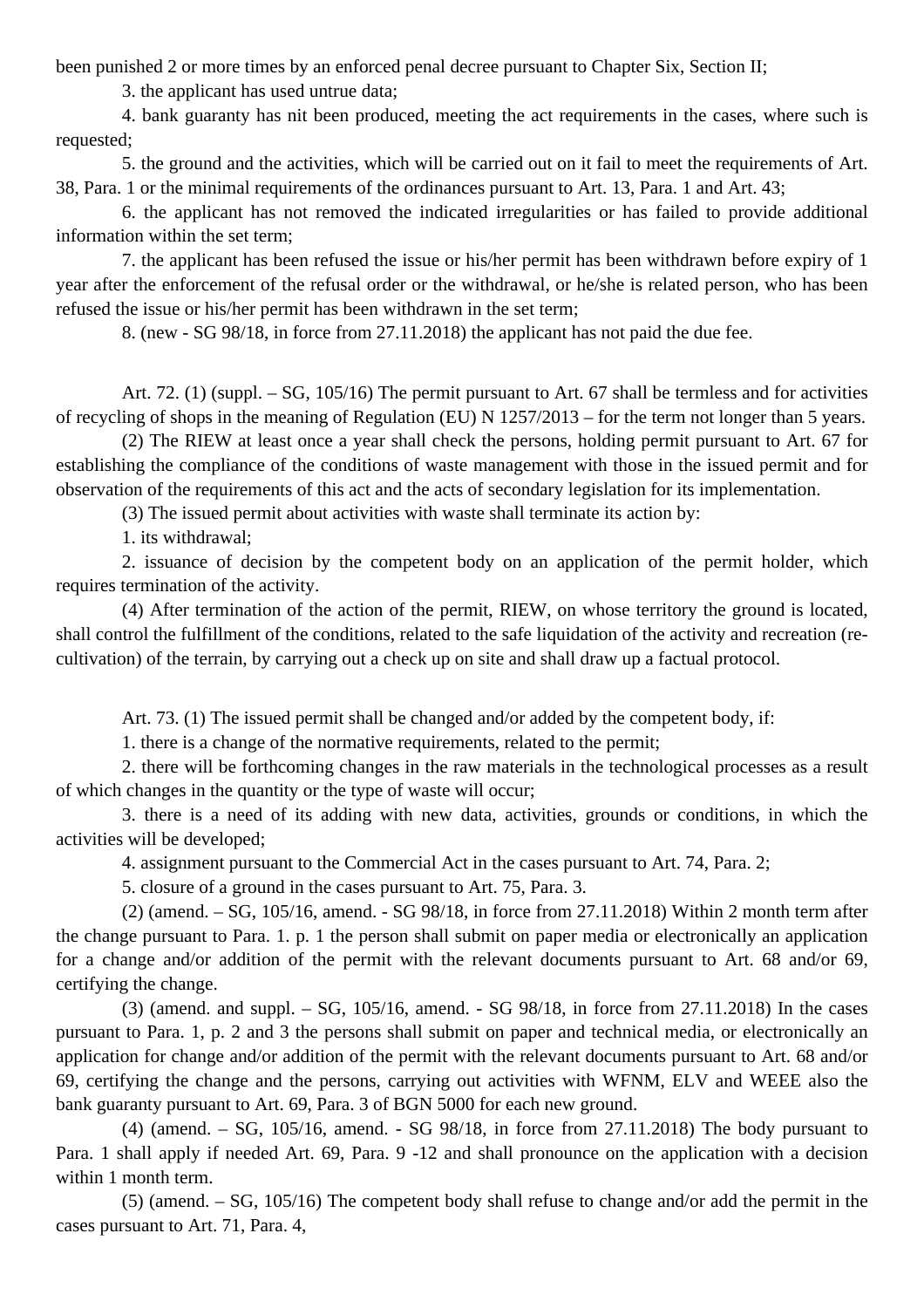been punished 2 or more times by an enforced penal decree pursuant to Chapter Six, Section II;

3. the applicant has used untrue data;

4. bank guaranty has nit been produced, meeting the act requirements in the cases, where such is requested;

5. the ground and the activities, which will be carried out on it fail to meet the requirements of Art. 38, Para. 1 or the minimal requirements of the ordinances pursuant to Art. 13, Para. 1 and Art. 43;

6. the applicant has not removed the indicated irregularities or has failed to provide additional information within the set term;

7. the applicant has been refused the issue or his/her permit has been withdrawn before expiry of 1 year after the enforcement of the refusal order or the withdrawal, or he/she is related person, who has been refused the issue or his/her permit has been withdrawn in the set term;

8. (new - SG 98/18, in force from 27.11.2018) the applicant has not paid the due fee.

Art. 72. (1) (suppl. – SG, 105/16) The permit pursuant to Art. 67 shall be termless and for activities of recycling of shops in the meaning of Regulation (EU) N 1257/2013 – for the term not longer than 5 years.

(2) The RIEW at least once a year shall check the persons, holding permit pursuant to Art. 67 for establishing the compliance of the conditions of waste management with those in the issued permit and for observation of the requirements of this act and the acts of secondary legislation for its implementation.

(3) The issued permit about activities with waste shall terminate its action by:

1. its withdrawal;

2. issuance of decision by the competent body on an application of the permit holder, which requires termination of the activity.

(4) After termination of the action of the permit, RIEW, on whose territory the ground is located, shall control the fulfillment of the conditions, related to the safe liquidation of the activity and recreation (re-cultivation) of the terrain, by carrying out a check up on site and shall draw up a factual protocol.

Art. 73. (1) The issued permit shall be changed and/or added by the competent body, if:

1. there is a change of the normative requirements, related to the permit;

2. there will be forthcoming changes in the raw materials in the technological processes as a result of which changes in the quantity or the type of waste will occur;

3. there is a need of its adding with new data, activities, grounds or conditions, in which the activities will be developed;

4. assignment pursuant to the Commercial Act in the cases pursuant to Art. 74, Para. 2;

5. closure of a ground in the cases pursuant to Art. 75, Para. 3.

(2) (amend. – SG, 105/16, amend. - SG 98/18, in force from 27.11.2018) Within 2 month term after the change pursuant to Para. 1. p. 1 the person shall submit on paper media or electronically an application for a change and/or addition of the permit with the relevant documents pursuant to Art. 68 and/or 69, certifying the change.

(3) (amend. and suppl. – SG, 105/16, amend. - SG 98/18, in force from 27.11.2018) In the cases pursuant to Para. 1, p. 2 and 3 the persons shall submit on paper and technical media, or electronically an application for change and/or addition of the permit with the relevant documents pursuant to Art. 68 and/or 69, certifying the change and the persons, carrying out activities with WFNM, ELV and WEEE also the bank guaranty pursuant to Art. 69, Para. 3 of BGN 5000 for each new ground.

(4) (amend. – SG, 105/16, amend. - SG 98/18, in force from 27.11.2018) The body pursuant to Para. 1 shall apply if needed Art. 69, Para. 9 -12 and shall pronounce on the application with a decision within 1 month term.

(5) (amend. – SG, 105/16) The competent body shall refuse to change and/or add the permit in the cases pursuant to Art. 71, Para. 4,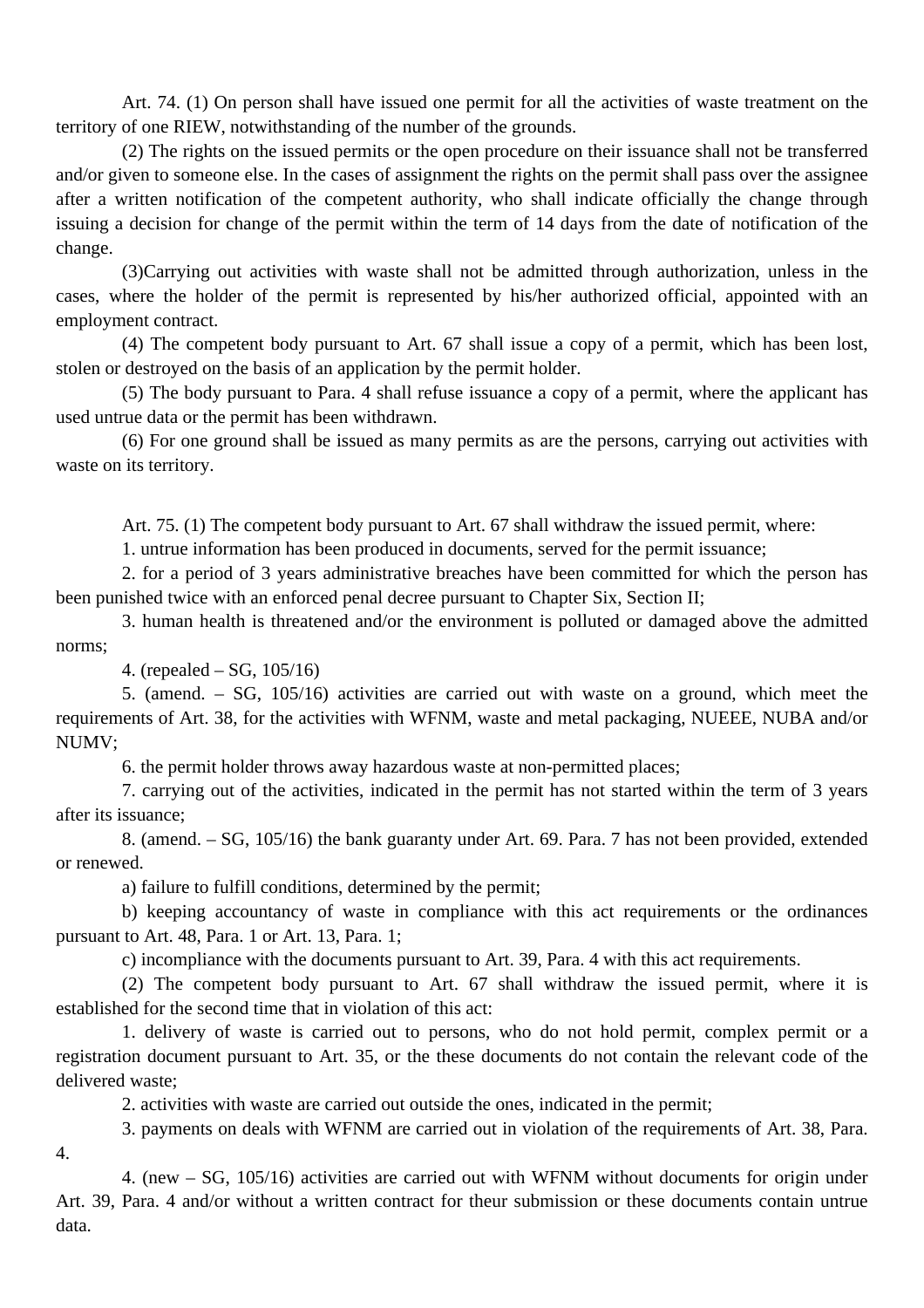Art. 74. (1) On person shall have issued one permit for all the activities of waste treatment on the territory of one RIEW, notwithstanding of the number of the grounds.

(2) The rights on the issued permits or the open procedure on their issuance shall not be transferred and/or given to someone else. In the cases of assignment the rights on the permit shall pass over the assignee after a written notification of the competent authority, who shall indicate officially the change through issuing a decision for change of the permit within the term of 14 days from the date of notification of the change.

(3)Carrying out activities with waste shall not be admitted through authorization, unless in the cases, where the holder of the permit is represented by his/her authorized official, appointed with an employment contract.

(4) The competent body pursuant to Art. 67 shall issue a copy of a permit, which has been lost, stolen or destroyed on the basis of an application by the permit holder.

(5) The body pursuant to Para. 4 shall refuse issuance a copy of a permit, where the applicant has used untrue data or the permit has been withdrawn.

(6) For one ground shall be issued as many permits as are the persons, carrying out activities with waste on its territory.

Art. 75. (1) The competent body pursuant to Art. 67 shall withdraw the issued permit, where:

1. untrue information has been produced in documents, served for the permit issuance;

2. for a period of 3 years administrative breaches have been committed for which the person has been punished twice with an enforced penal decree pursuant to Chapter Six, Section II;

3. human health is threatened and/or the environment is polluted or damaged above the admitted norms;

4. (repealed – SG, 105/16)

5. (amend. – SG, 105/16) activities are carried out with waste on a ground, which meet the requirements of Art. 38, for the activities with WFNM, waste and metal packaging, NUEEE, NUBA and/or NUMV;

6. the permit holder throws away hazardous waste at non-permitted places;

7. carrying out of the activities, indicated in the permit has not started within the term of 3 years after its issuance;

8. (amend. – SG, 105/16) the bank guaranty under Art. 69. Para. 7 has not been provided, extended or renewed.

a) failure to fulfill conditions, determined by the permit;

b) keeping accountancy of waste in compliance with this act requirements or the ordinances pursuant to Art. 48, Para. 1 or Art. 13, Para. 1;

c) incompliance with the documents pursuant to Art. 39, Para. 4 with this act requirements.

(2) The competent body pursuant to Art. 67 shall withdraw the issued permit, where it is established for the second time that in violation of this act:

1. delivery of waste is carried out to persons, who do not hold permit, complex permit or a registration document pursuant to Art. 35, or the these documents do not contain the relevant code of the delivered waste;

2. activities with waste are carried out outside the ones, indicated in the permit;

3. payments on deals with WFNM are carried out in violation of the requirements of Art. 38, Para. 4.

4. (new – SG, 105/16) activities are carried out with WFNM without documents for origin under Art. 39, Para. 4 and/or without a written contract for theur submission or these documents contain untrue data.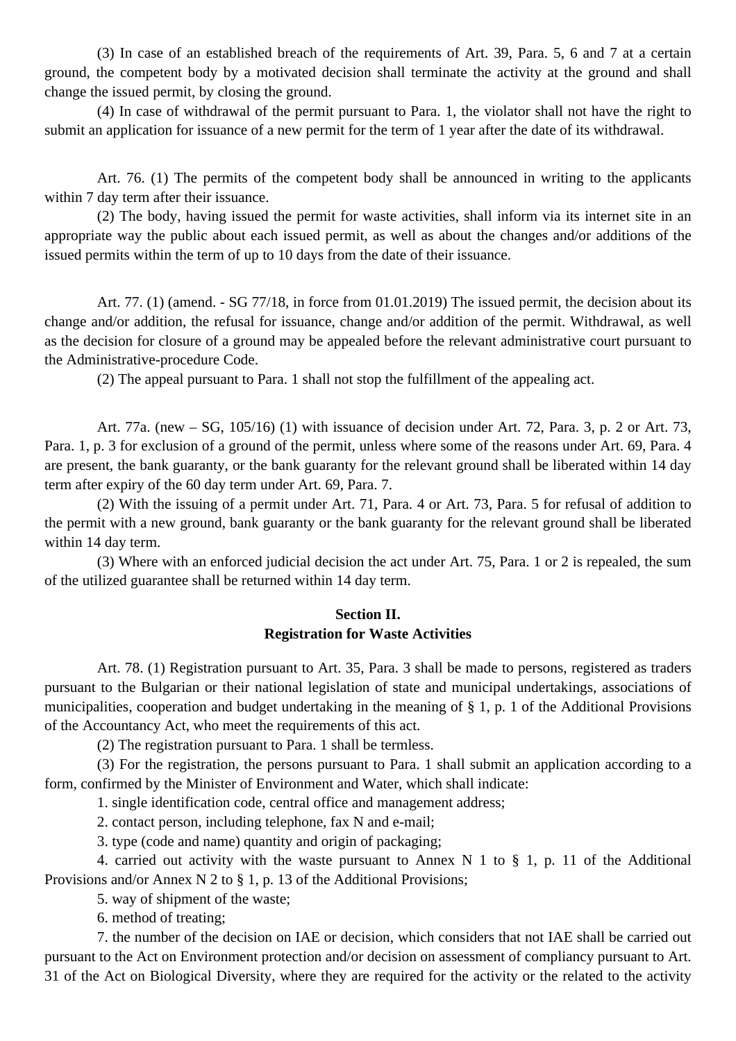(3) In case of an established breach of the requirements of Art. 39, Para. 5, 6 and 7 at a certain ground, the competent body by a motivated decision shall terminate the activity at the ground and shall change the issued permit, by closing the ground.

(4) In case of withdrawal of the permit pursuant to Para. 1, the violator shall not have the right to submit an application for issuance of a new permit for the term of 1 year after the date of its withdrawal.

Art. 76. (1) The permits of the competent body shall be announced in writing to the applicants within 7 day term after their issuance.

(2) The body, having issued the permit for waste activities, shall inform via its internet site in an appropriate way the public about each issued permit, as well as about the changes and/or additions of the issued permits within the term of up to 10 days from the date of their issuance.

Art. 77. (1) (amend. - SG 77/18, in force from 01.01.2019) The issued permit, the decision about its change and/or addition, the refusal for issuance, change and/or addition of the permit. Withdrawal, as well as the decision for closure of a ground may be appealed before the relevant administrative court pursuant to the Administrative-procedure Code.

(2) The appeal pursuant to Para. 1 shall not stop the fulfillment of the appealing act.

Art. 77a. (new – SG, 105/16) (1) with issuance of decision under Art. 72, Para. 3, p. 2 or Art. 73, Para. 1, p. 3 for exclusion of a ground of the permit, unless where some of the reasons under Art. 69, Para. 4 are present, the bank guaranty, or the bank guaranty for the relevant ground shall be liberated within 14 day term after expiry of the 60 day term under Art. 69, Para. 7.

(2) With the issuing of a permit under Art. 71, Para. 4 or Art. 73, Para. 5 for refusal of addition to the permit with a new ground, bank guaranty or the bank guaranty for the relevant ground shall be liberated within 14 day term.

(3) Where with an enforced judicial decision the act under Art. 75, Para. 1 or 2 is repealed, the sum of the utilized guarantee shall be returned within 14 day term.

### Section II.
### Registration for Waste Activities

Art. 78. (1) Registration pursuant to Art. 35, Para. 3 shall be made to persons, registered as traders pursuant to the Bulgarian or their national legislation of state and municipal undertakings, associations of municipalities, cooperation and budget undertaking in the meaning of § 1, p. 1 of the Additional Provisions of the Accountancy Act, who meet the requirements of this act.

(2) The registration pursuant to Para. 1 shall be termless.

(3) For the registration, the persons pursuant to Para. 1 shall submit an application according to a form, confirmed by the Minister of Environment and Water, which shall indicate:

1. single identification code, central office and management address;

2. contact person, including telephone, fax N and e-mail;

3. type (code and name) quantity and origin of packaging;

4. carried out activity with the waste pursuant to Annex N 1 to § 1, p. 11 of the Additional Provisions and/or Annex N 2 to § 1, p. 13 of the Additional Provisions;

5. way of shipment of the waste;

6. method of treating;

7. the number of the decision on IAE or decision, which considers that not IAE shall be carried out pursuant to the Act on Environment protection and/or decision on assessment of compliancy pursuant to Art. 31 of the Act on Biological Diversity, where they are required for the activity or the related to the activity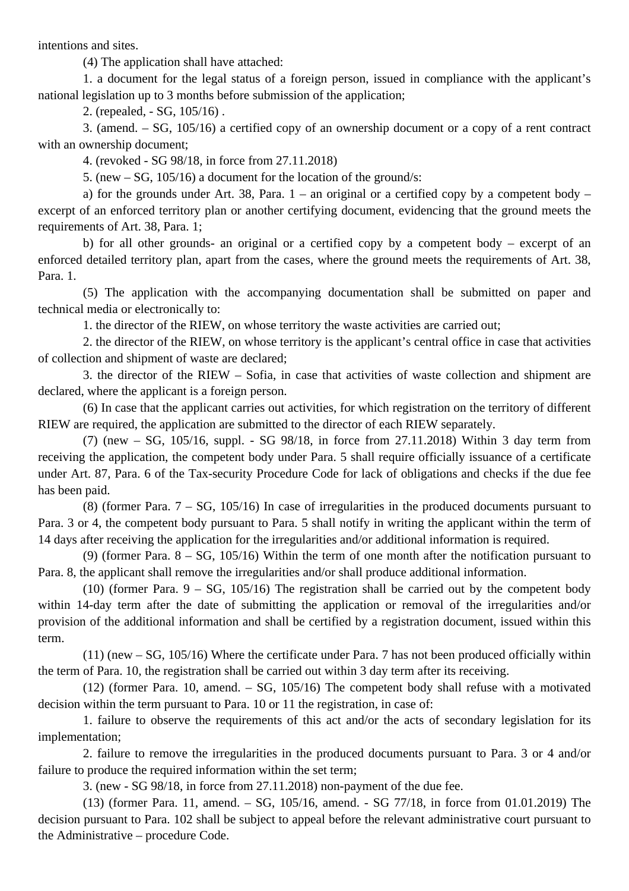intentions and sites.

(4) The application shall have attached:

1. a document for the legal status of a foreign person, issued in compliance with the applicant's national legislation up to 3 months before submission of the application;

2. (repealed, - SG, 105/16) .

3. (amend. – SG, 105/16) a certified copy of an ownership document or a copy of a rent contract with an ownership document;

4. (revoked - SG 98/18, in force from 27.11.2018)

5. (new – SG, 105/16) a document for the location of the ground/s:

a) for the grounds under Art. 38, Para. 1 – an original or a certified copy by a competent body – excerpt of an enforced territory plan or another certifying document, evidencing that the ground meets the requirements of Art. 38, Para. 1;

b) for all other grounds- an original or a certified copy by a competent body – excerpt of an enforced detailed territory plan, apart from the cases, where the ground meets the requirements of Art. 38, Para. 1.

(5) The application with the accompanying documentation shall be submitted on paper and technical media or electronically to:

1. the director of the RIEW, on whose territory the waste activities are carried out;

2. the director of the RIEW, on whose territory is the applicant's central office in case that activities of collection and shipment of waste are declared;

3. the director of the RIEW – Sofia, in case that activities of waste collection and shipment are declared, where the applicant is a foreign person.

(6) In case that the applicant carries out activities, for which registration on the territory of different RIEW are required, the application are submitted to the director of each RIEW separately.

(7) (new – SG, 105/16, suppl. - SG 98/18, in force from 27.11.2018) Within 3 day term from receiving the application, the competent body under Para. 5 shall require officially issuance of a certificate under Art. 87, Para. 6 of the Tax-security Procedure Code for lack of obligations and checks if the due fee has been paid.

(8) (former Para. 7 – SG, 105/16) In case of irregularities in the produced documents pursuant to Para. 3 or 4, the competent body pursuant to Para. 5 shall notify in writing the applicant within the term of 14 days after receiving the application for the irregularities and/or additional information is required.

(9) (former Para. 8 – SG, 105/16) Within the term of one month after the notification pursuant to Para. 8, the applicant shall remove the irregularities and/or shall produce additional information.

(10) (former Para. 9 – SG, 105/16) The registration shall be carried out by the competent body within 14-day term after the date of submitting the application or removal of the irregularities and/or provision of the additional information and shall be certified by a registration document, issued within this term.

(11) (new – SG, 105/16) Where the certificate under Para. 7 has not been produced officially within the term of Para. 10, the registration shall be carried out within 3 day term after its receiving.

(12) (former Para. 10, amend. – SG, 105/16) The competent body shall refuse with a motivated decision within the term pursuant to Para. 10 or 11 the registration, in case of:

1. failure to observe the requirements of this act and/or the acts of secondary legislation for its implementation;

2. failure to remove the irregularities in the produced documents pursuant to Para. 3 or 4 and/or failure to produce the required information within the set term;

3. (new - SG 98/18, in force from 27.11.2018) non-payment of the due fee.

(13) (former Para. 11, amend. – SG, 105/16, amend. - SG 77/18, in force from 01.01.2019) The decision pursuant to Para. 102 shall be subject to appeal before the relevant administrative court pursuant to the Administrative – procedure Code.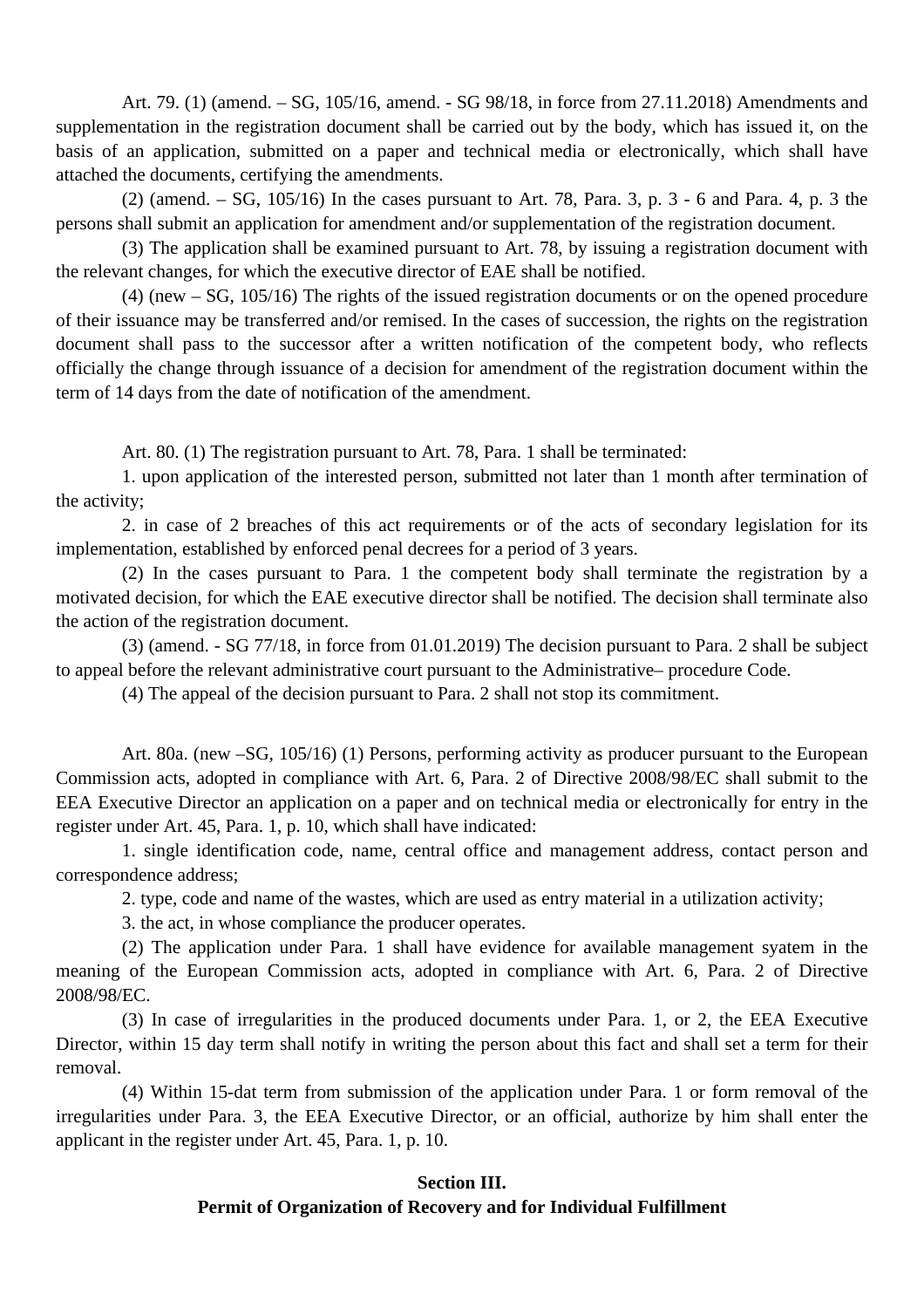Art. 79. (1) (amend. – SG, 105/16, amend. - SG 98/18, in force from 27.11.2018) Amendments and supplementation in the registration document shall be carried out by the body, which has issued it, on the basis of an application, submitted on a paper and technical media or electronically, which shall have attached the documents, certifying the amendments.

(2) (amend. – SG, 105/16) In the cases pursuant to Art. 78, Para. 3, p. 3 - 6 and Para. 4, p. 3 the persons shall submit an application for amendment and/or supplementation of the registration document.

(3) The application shall be examined pursuant to Art. 78, by issuing a registration document with the relevant changes, for which the executive director of EAE shall be notified.

(4) (new – SG, 105/16) The rights of the issued registration documents or on the opened procedure of their issuance may be transferred and/or remised. In the cases of succession, the rights on the registration document shall pass to the successor after a written notification of the competent body, who reflects officially the change through issuance of a decision for amendment of the registration document within the term of 14 days from the date of notification of the amendment.

Art. 80. (1) The registration pursuant to Art. 78, Para. 1 shall be terminated:

1. upon application of the interested person, submitted not later than 1 month after termination of the activity;

2. in case of 2 breaches of this act requirements or of the acts of secondary legislation for its implementation, established by enforced penal decrees for a period of 3 years.

(2) In the cases pursuant to Para. 1 the competent body shall terminate the registration by a motivated decision, for which the EAE executive director shall be notified. The decision shall terminate also the action of the registration document.

(3) (amend. - SG 77/18, in force from 01.01.2019) The decision pursuant to Para. 2 shall be subject to appeal before the relevant administrative court pursuant to the Administrative– procedure Code.

(4) The appeal of the decision pursuant to Para. 2 shall not stop its commitment.

Art. 80a. (new –SG, 105/16) (1) Persons, performing activity as producer pursuant to the European Commission acts, adopted in compliance with Art. 6, Para. 2 of Directive 2008/98/EC shall submit to the EEA Executive Director an application on a paper and on technical media or electronically for entry in the register under Art. 45, Para. 1, p. 10, which shall have indicated:

1. single identification code, name, central office and management address, contact person and correspondence address;

2. type, code and name of the wastes, which are used as entry material in a utilization activity;

3. the act, in whose compliance the producer operates.

(2) The application under Para. 1 shall have evidence for available management syatem in the meaning of the European Commission acts, adopted in compliance with Art. 6, Para. 2 of Directive 2008/98/EC.

(3) In case of irregularities in the produced documents under Para. 1, or 2, the EEA Executive Director, within 15 day term shall notify in writing the person about this fact and shall set a term for their removal.

(4) Within 15-dat term from submission of the application under Para. 1 or form removal of the irregularities under Para. 3, the EEA Executive Director, or an official, authorize by him shall enter the applicant in the register under Art. 45, Para. 1, p. 10.

## Section III.
## Permit of Organization of Recovery and for Individual Fulfillment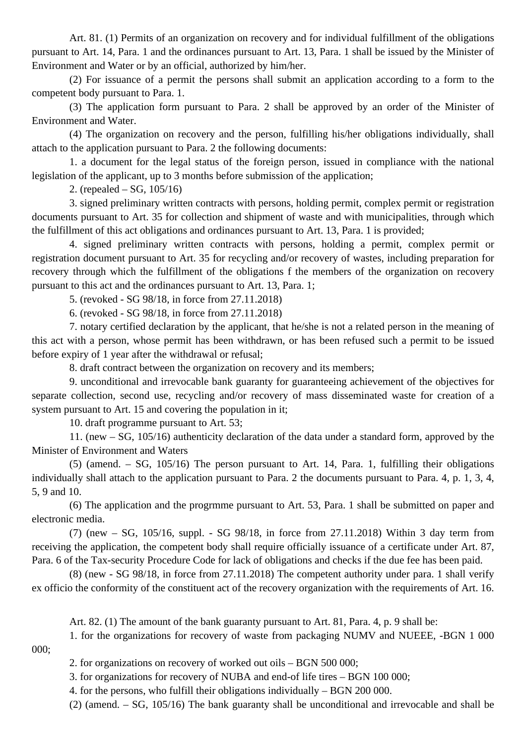Art. 81. (1) Permits of an organization on recovery and for individual fulfillment of the obligations pursuant to Art. 14, Para. 1 and the ordinances pursuant to Art. 13, Para. 1 shall be issued by the Minister of Environment and Water or by an official, authorized by him/her.

(2) For issuance of a permit the persons shall submit an application according to a form to the competent body pursuant to Para. 1.

(3) The application form pursuant to Para. 2 shall be approved by an order of the Minister of Environment and Water.

(4) The organization on recovery and the person, fulfilling his/her obligations individually, shall attach to the application pursuant to Para. 2 the following documents:

1. a document for the legal status of the foreign person, issued in compliance with the national legislation of the applicant, up to 3 months before submission of the application;

2. (repealed – SG, 105/16)

3. signed preliminary written contracts with persons, holding permit, complex permit or registration documents pursuant to Art. 35 for collection and shipment of waste and with municipalities, through which the fulfillment of this act obligations and ordinances pursuant to Art. 13, Para. 1 is provided;

4. signed preliminary written contracts with persons, holding a permit, complex permit or registration document pursuant to Art. 35 for recycling and/or recovery of wastes, including preparation for recovery through which the fulfillment of the obligations f the members of the organization on recovery pursuant to this act and the ordinances pursuant to Art. 13, Para. 1;

5. (revoked - SG 98/18, in force from 27.11.2018)

6. (revoked - SG 98/18, in force from 27.11.2018)

7. notary certified declaration by the applicant, that he/she is not a related person in the meaning of this act with a person, whose permit has been withdrawn, or has been refused such a permit to be issued before expiry of 1 year after the withdrawal or refusal;

8. draft contract between the organization on recovery and its members;

9. unconditional and irrevocable bank guaranty for guaranteeing achievement of the objectives for separate collection, second use, recycling and/or recovery of mass disseminated waste for creation of a system pursuant to Art. 15 and covering the population in it;

10. draft programme pursuant to Art. 53;

11. (new – SG, 105/16) authenticity declaration of the data under a standard form, approved by the Minister of Environment and Waters

(5) (amend. – SG, 105/16) The person pursuant to Art. 14, Para. 1, fulfilling their obligations individually shall attach to the application pursuant to Para. 2 the documents pursuant to Para. 4, p. 1, 3, 4, 5, 9 and 10.

(6) The application and the progrmme pursuant to Art. 53, Para. 1 shall be submitted on paper and electronic media.

(7) (new – SG, 105/16, suppl. - SG 98/18, in force from 27.11.2018) Within 3 day term from receiving the application, the competent body shall require officially issuance of a certificate under Art. 87, Para. 6 of the Tax-security Procedure Code for lack of obligations and checks if the due fee has been paid.

(8) (new - SG 98/18, in force from 27.11.2018) The competent authority under para. 1 shall verify ex officio the conformity of the constituent act of the recovery organization with the requirements of Art. 16.

Art. 82. (1) The amount of the bank guaranty pursuant to Art. 81, Para. 4, p. 9 shall be:

1. for the organizations for recovery of waste from packaging NUMV and NUEEE, -BGN 1 000 000;

2. for organizations on recovery of worked out oils – BGN 500 000;

3. for organizations for recovery of NUBA and end-of life tires – BGN 100 000;

4. for the persons, who fulfill their obligations individually – BGN 200 000.

(2) (amend. – SG, 105/16) The bank guaranty shall be unconditional and irrevocable and shall be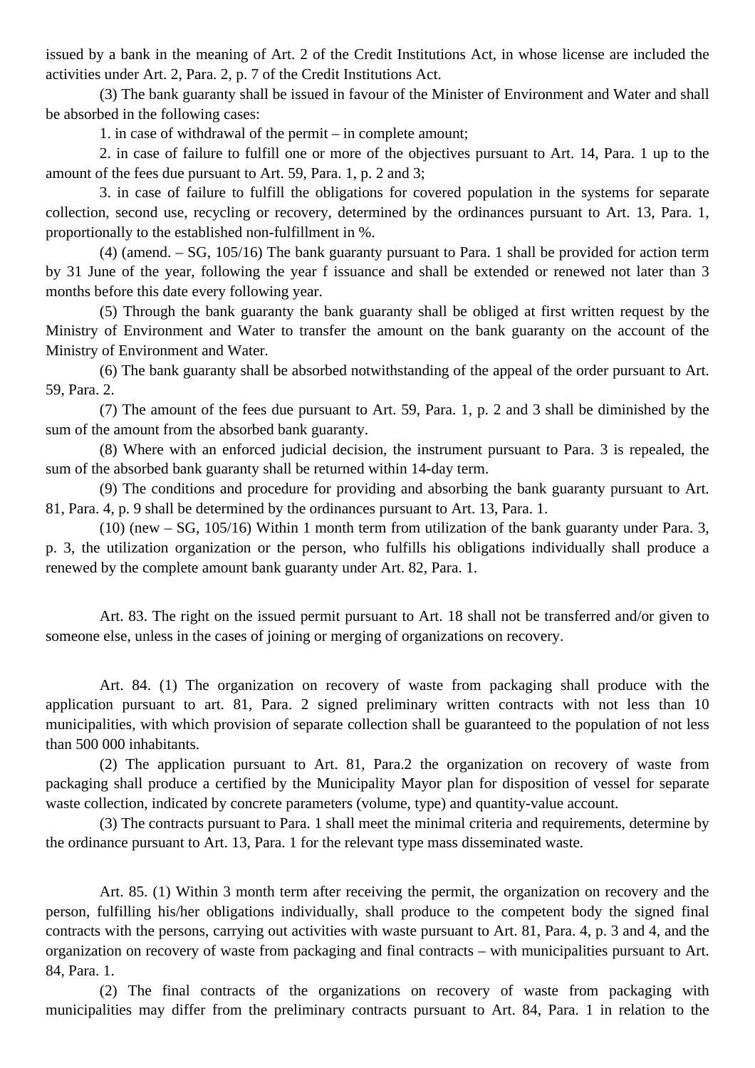issued by a bank in the meaning of Art. 2 of the Credit Institutions Act, in whose license are included the activities under Art. 2, Para. 2, p. 7 of the Credit Institutions Act.

(3) The bank guaranty shall be issued in favour of the Minister of Environment and Water and shall be absorbed in the following cases:

1. in case of withdrawal of the permit – in complete amount;

2. in case of failure to fulfill one or more of the objectives pursuant to Art. 14, Para. 1 up to the amount of the fees due pursuant to Art. 59, Para. 1, p. 2 and 3;

3. in case of failure to fulfill the obligations for covered population in the systems for separate collection, second use, recycling or recovery, determined by the ordinances pursuant to Art. 13, Para. 1, proportionally to the established non-fulfillment in %.

(4) (amend. – SG, 105/16) The bank guaranty pursuant to Para. 1 shall be provided for action term by 31 June of the year, following the year f issuance and shall be extended or renewed not later than 3 months before this date every following year.

(5) Through the bank guaranty the bank guaranty shall be obliged at first written request by the Ministry of Environment and Water to transfer the amount on the bank guaranty on the account of the Ministry of Environment and Water.

(6) The bank guaranty shall be absorbed notwithstanding of the appeal of the order pursuant to Art. 59, Para. 2.

(7) The amount of the fees due pursuant to Art. 59, Para. 1, p. 2 and 3 shall be diminished by the sum of the amount from the absorbed bank guaranty.

(8) Where with an enforced judicial decision, the instrument pursuant to Para. 3 is repealed, the sum of the absorbed bank guaranty shall be returned within 14-day term.

(9) The conditions and procedure for providing and absorbing the bank guaranty pursuant to Art. 81, Para. 4, p. 9 shall be determined by the ordinances pursuant to Art. 13, Para. 1.

(10) (new – SG, 105/16) Within 1 month term from utilization of the bank guaranty under Para. 3, p. 3, the utilization organization or the person, who fulfills his obligations individually shall produce a renewed by the complete amount bank guaranty under Art. 82, Para. 1.

Art. 83. The right on the issued permit pursuant to Art. 18 shall not be transferred and/or given to someone else, unless in the cases of joining or merging of organizations on recovery.

Art. 84. (1) The organization on recovery of waste from packaging shall produce with the application pursuant to art. 81, Para. 2 signed preliminary written contracts with not less than 10 municipalities, with which provision of separate collection shall be guaranteed to the population of not less than 500 000 inhabitants.

(2) The application pursuant to Art. 81, Para.2 the organization on recovery of waste from packaging shall produce a certified by the Municipality Mayor plan for disposition of vessel for separate waste collection, indicated by concrete parameters (volume, type) and quantity-value account.

(3) The contracts pursuant to Para. 1 shall meet the minimal criteria and requirements, determine by the ordinance pursuant to Art. 13, Para. 1 for the relevant type mass disseminated waste.

Art. 85. (1) Within 3 month term after receiving the permit, the organization on recovery and the person, fulfilling his/her obligations individually, shall produce to the competent body the signed final contracts with the persons, carrying out activities with waste pursuant to Art. 81, Para. 4, p. 3 and 4, and the organization on recovery of waste from packaging and final contracts – with municipalities pursuant to Art. 84, Para. 1.

(2) The final contracts of the organizations on recovery of waste from packaging with municipalities may differ from the preliminary contracts pursuant to Art. 84, Para. 1 in relation to the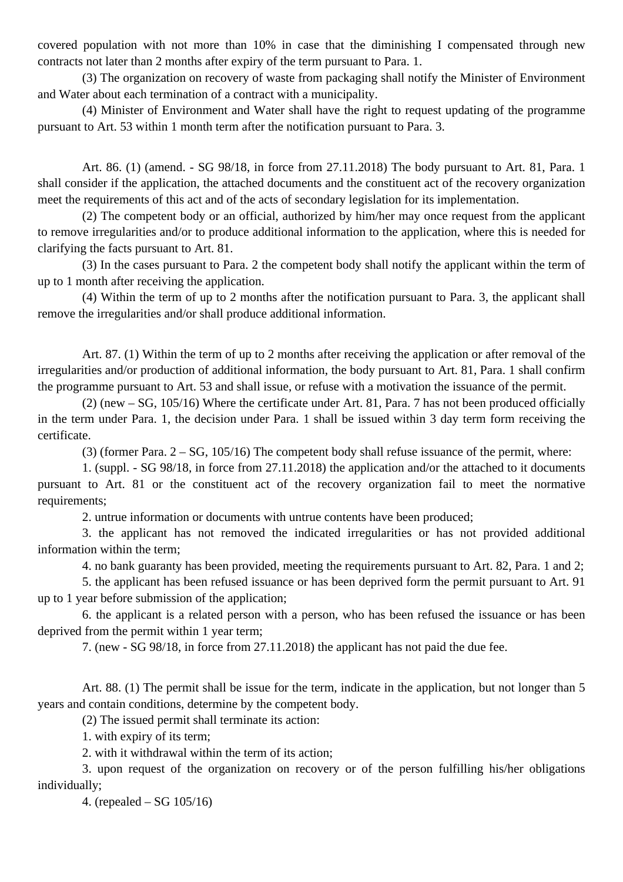covered population with not more than 10% in case that the diminishing I compensated through new contracts not later than 2 months after expiry of the term pursuant to Para. 1.

(3) The organization on recovery of waste from packaging shall notify the Minister of Environment and Water about each termination of a contract with a municipality.

(4) Minister of Environment and Water shall have the right to request updating of the programme pursuant to Art. 53 within 1 month term after the notification pursuant to Para. 3.

Art. 86. (1) (amend. - SG 98/18, in force from 27.11.2018) The body pursuant to Art. 81, Para. 1 shall consider if the application, the attached documents and the constituent act of the recovery organization meet the requirements of this act and of the acts of secondary legislation for its implementation.

(2) The competent body or an official, authorized by him/her may once request from the applicant to remove irregularities and/or to produce additional information to the application, where this is needed for clarifying the facts pursuant to Art. 81.

(3) In the cases pursuant to Para. 2 the competent body shall notify the applicant within the term of up to 1 month after receiving the application.

(4) Within the term of up to 2 months after the notification pursuant to Para. 3, the applicant shall remove the irregularities and/or shall produce additional information.

Art. 87. (1) Within the term of up to 2 months after receiving the application or after removal of the irregularities and/or production of additional information, the body pursuant to Art. 81, Para. 1 shall confirm the programme pursuant to Art. 53 and shall issue, or refuse with a motivation the issuance of the permit.

(2) (new – SG, 105/16) Where the certificate under Art. 81, Para. 7 has not been produced officially in the term under Para. 1, the decision under Para. 1 shall be issued within 3 day term form receiving the certificate.

(3) (former Para. 2 – SG, 105/16) The competent body shall refuse issuance of the permit, where:

1. (suppl. - SG 98/18, in force from 27.11.2018) the application and/or the attached to it documents pursuant to Art. 81 or the constituent act of the recovery organization fail to meet the normative requirements;

2. untrue information or documents with untrue contents have been produced;

3. the applicant has not removed the indicated irregularities or has not provided additional information within the term;

4. no bank guaranty has been provided, meeting the requirements pursuant to Art. 82, Para. 1 and 2;

5. the applicant has been refused issuance or has been deprived form the permit pursuant to Art. 91 up to 1 year before submission of the application;

6. the applicant is a related person with a person, who has been refused the issuance or has been deprived from the permit within 1 year term;

7. (new - SG 98/18, in force from 27.11.2018) the applicant has not paid the due fee.

Art. 88. (1) The permit shall be issue for the term, indicate in the application, but not longer than 5 years and contain conditions, determine by the competent body.

(2) The issued permit shall terminate its action:

1. with expiry of its term;

2. with it withdrawal within the term of its action;

3. upon request of the organization on recovery or of the person fulfilling his/her obligations individually;

4. (repealed – SG 105/16)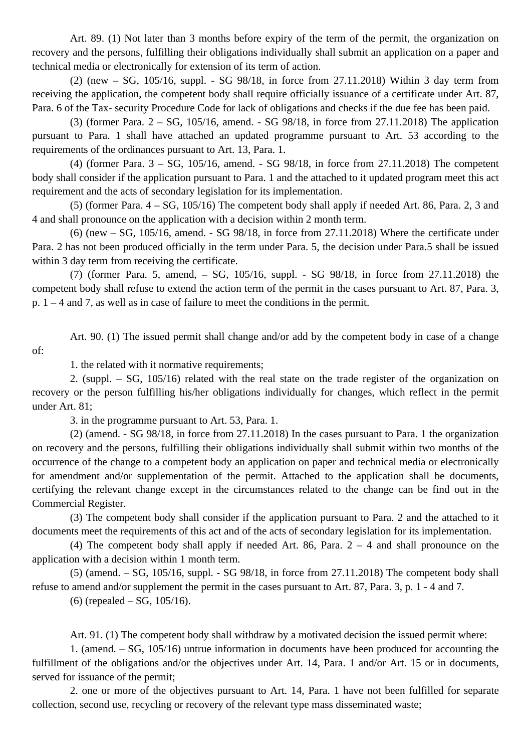Art. 89. (1) Not later than 3 months before expiry of the term of the permit, the organization on recovery and the persons, fulfilling their obligations individually shall submit an application on a paper and technical media or electronically for extension of its term of action.

(2) (new – SG, 105/16, suppl. - SG 98/18, in force from 27.11.2018) Within 3 day term from receiving the application, the competent body shall require officially issuance of a certificate under Art. 87, Para. 6 of the Tax- security Procedure Code for lack of obligations and checks if the due fee has been paid.

(3) (former Para. 2 – SG, 105/16, amend. - SG 98/18, in force from 27.11.2018) The application pursuant to Para. 1 shall have attached an updated programme pursuant to Art. 53 according to the requirements of the ordinances pursuant to Art. 13, Para. 1.

(4) (former Para. 3 – SG, 105/16, amend. - SG 98/18, in force from 27.11.2018) The competent body shall consider if the application pursuant to Para. 1 and the attached to it updated program meet this act requirement and the acts of secondary legislation for its implementation.

(5) (former Para. 4 – SG, 105/16) The competent body shall apply if needed Art. 86, Para. 2, 3 and 4 and shall pronounce on the application with a decision within 2 month term.

(6) (new – SG, 105/16, amend. - SG 98/18, in force from 27.11.2018) Where the certificate under Para. 2 has not been produced officially in the term under Para. 5, the decision under Para.5 shall be issued within 3 day term from receiving the certificate.

(7) (former Para. 5, amend, – SG, 105/16, suppl. - SG 98/18, in force from 27.11.2018) the competent body shall refuse to extend the action term of the permit in the cases pursuant to Art. 87, Para. 3, p. 1 – 4 and 7, as well as in case of failure to meet the conditions in the permit.

Art. 90. (1) The issued permit shall change and/or add by the competent body in case of a change of:

1. the related with it normative requirements;

2. (suppl. – SG, 105/16) related with the real state on the trade register of the organization on recovery or the person fulfilling his/her obligations individually for changes, which reflect in the permit under Art. 81;

3. in the programme pursuant to Art. 53, Para. 1.

(2) (amend. - SG 98/18, in force from 27.11.2018) In the cases pursuant to Para. 1 the organization on recovery and the persons, fulfilling their obligations individually shall submit within two months of the occurrence of the change to a competent body an application on paper and technical media or electronically for amendment and/or supplementation of the permit. Attached to the application shall be documents, certifying the relevant change except in the circumstances related to the change can be find out in the Commercial Register.

(3) The competent body shall consider if the application pursuant to Para. 2 and the attached to it documents meet the requirements of this act and of the acts of secondary legislation for its implementation.

(4) The competent body shall apply if needed Art. 86, Para. 2 – 4 and shall pronounce on the application with a decision within 1 month term.

(5) (amend. – SG, 105/16, suppl. - SG 98/18, in force from 27.11.2018) The competent body shall refuse to amend and/or supplement the permit in the cases pursuant to Art. 87, Para. 3, p. 1 - 4 and 7.

(6) (repealed – SG, 105/16).

Art. 91. (1) The competent body shall withdraw by a motivated decision the issued permit where:

1. (amend. – SG, 105/16) untrue information in documents have been produced for accounting the fulfillment of the obligations and/or the objectives under Art. 14, Para. 1 and/or Art. 15 or in documents, served for issuance of the permit;

2. one or more of the objectives pursuant to Art. 14, Para. 1 have not been fulfilled for separate collection, second use, recycling or recovery of the relevant type mass disseminated waste;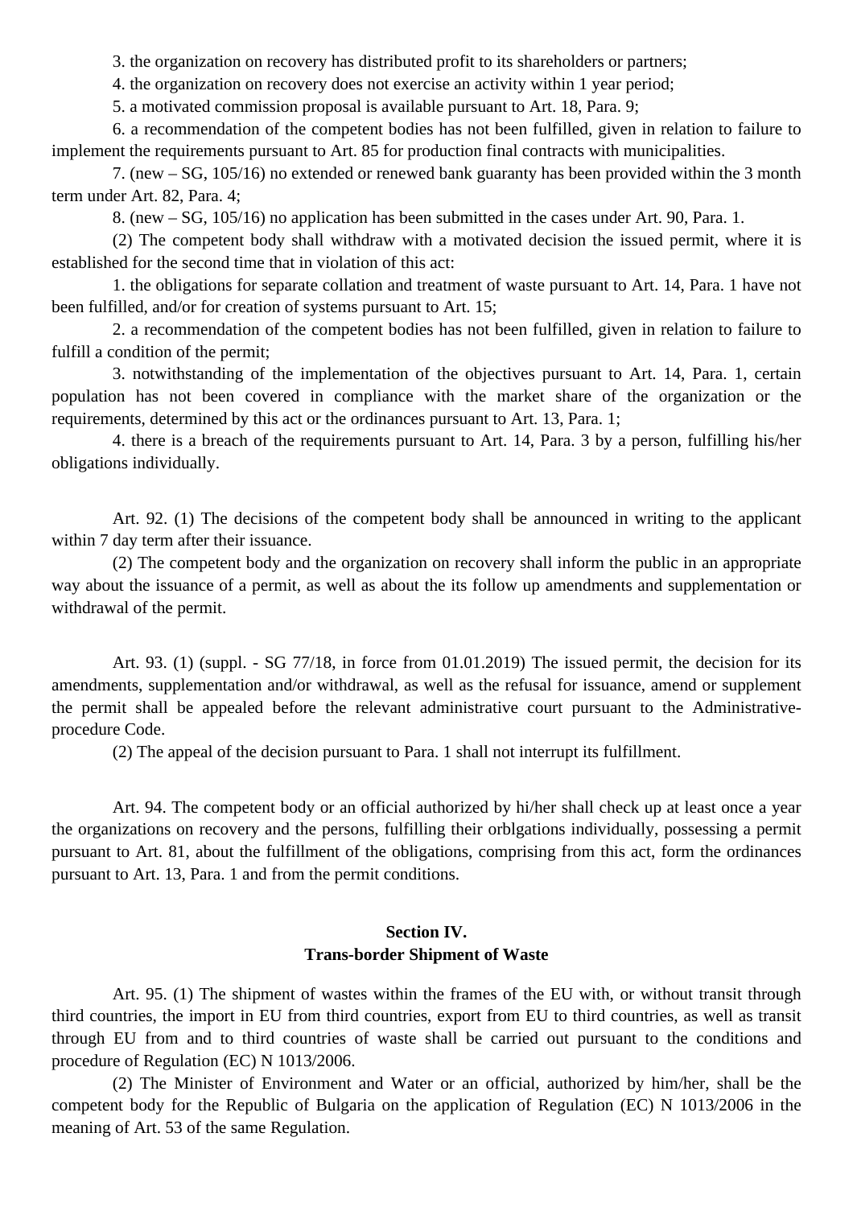3. the organization on recovery has distributed profit to its shareholders or partners;

4. the organization on recovery does not exercise an activity within 1 year period;

5. a motivated commission proposal is available pursuant to Art. 18, Para. 9;

6. a recommendation of the competent bodies has not been fulfilled, given in relation to failure to implement the requirements pursuant to Art. 85 for production final contracts with municipalities.

7. (new – SG, 105/16) no extended or renewed bank guaranty has been provided within the 3 month term under Art. 82, Para. 4;

8. (new – SG, 105/16) no application has been submitted in the cases under Art. 90, Para. 1.

(2) The competent body shall withdraw with a motivated decision the issued permit, where it is established for the second time that in violation of this act:

1. the obligations for separate collation and treatment of waste pursuant to Art. 14, Para. 1 have not been fulfilled, and/or for creation of systems pursuant to Art. 15;

2. a recommendation of the competent bodies has not been fulfilled, given in relation to failure to fulfill a condition of the permit;

3. notwithstanding of the implementation of the objectives pursuant to Art. 14, Para. 1, certain population has not been covered in compliance with the market share of the organization or the requirements, determined by this act or the ordinances pursuant to Art. 13, Para. 1;

4. there is a breach of the requirements pursuant to Art. 14, Para. 3 by a person, fulfilling his/her obligations individually.

Art. 92. (1) The decisions of the competent body shall be announced in writing to the applicant within 7 day term after their issuance.

(2) The competent body and the organization on recovery shall inform the public in an appropriate way about the issuance of a permit, as well as about the its follow up amendments and supplementation or withdrawal of the permit.

Art. 93. (1) (suppl. - SG 77/18, in force from 01.01.2019) The issued permit, the decision for its amendments, supplementation and/or withdrawal, as well as the refusal for issuance, amend or supplement the permit shall be appealed before the relevant administrative court pursuant to the Administrative-procedure Code.

(2) The appeal of the decision pursuant to Para. 1 shall not interrupt its fulfillment.

Art. 94. The competent body or an official authorized by hi/her shall check up at least once a year the organizations on recovery and the persons, fulfilling their orblgations individually, possessing a permit pursuant to Art. 81, about the fulfillment of the obligations, comprising from this act, form the ordinances pursuant to Art. 13, Para. 1 and from the permit conditions.

## Section IV.
## Trans-border Shipment of Waste

Art. 95. (1) The shipment of wastes within the frames of the EU with, or without transit through third countries, the import in EU from third countries, export from EU to third countries, as well as transit through EU from and to third countries of waste shall be carried out pursuant to the conditions and procedure of Regulation (EC) N 1013/2006.

(2) The Minister of Environment and Water or an official, authorized by him/her, shall be the competent body for the Republic of Bulgaria on the application of Regulation (EC) N 1013/2006 in the meaning of Art. 53 of the same Regulation.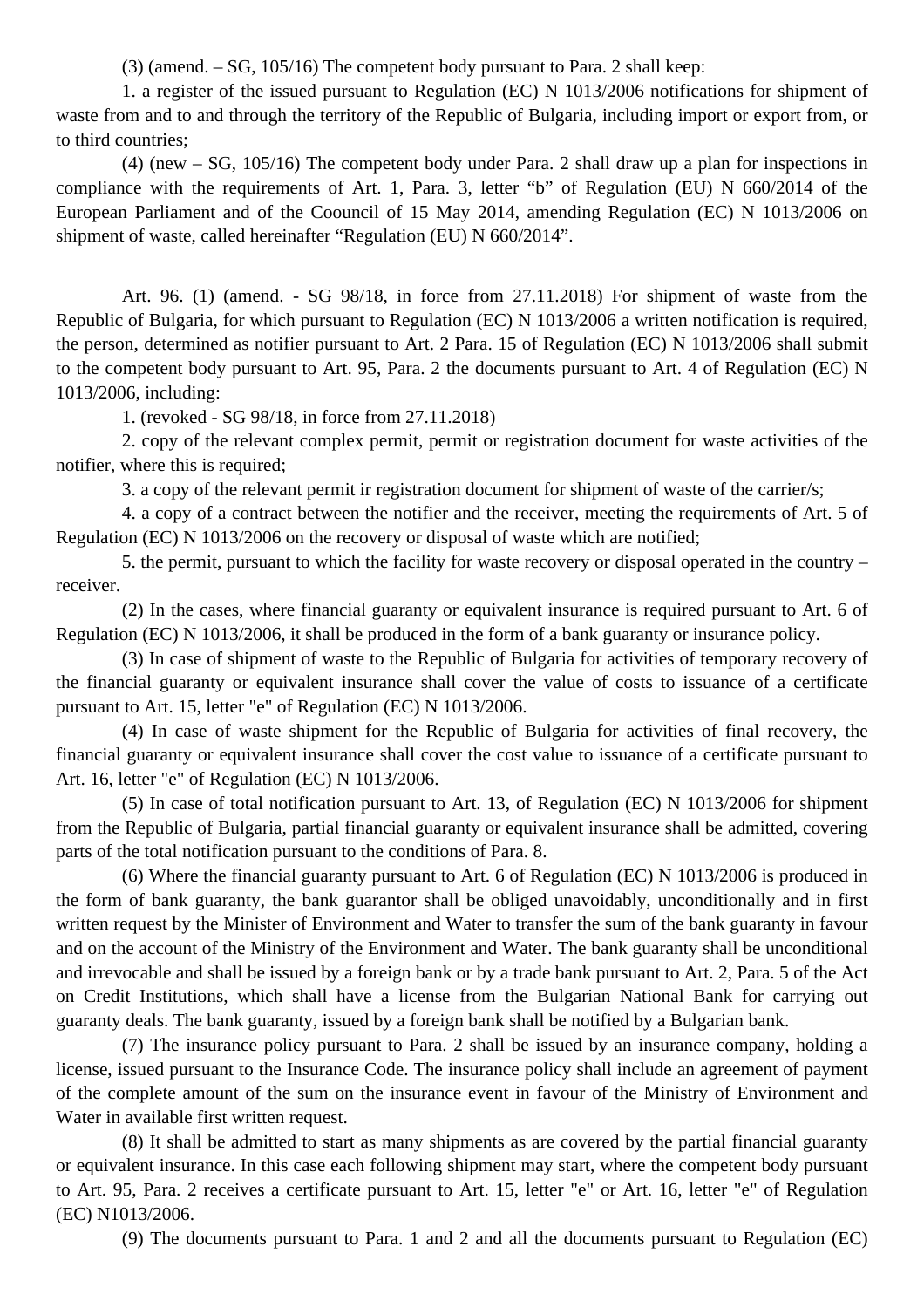(3) (amend. – SG, 105/16) The competent body pursuant to Para. 2 shall keep:

1. a register of the issued pursuant to Regulation (EC) N 1013/2006 notifications for shipment of waste from and to and through the territory of the Republic of Bulgaria, including import or export from, or to third countries;

(4) (new – SG, 105/16) The competent body under Para. 2 shall draw up a plan for inspections in compliance with the requirements of Art. 1, Para. 3, letter “b” of Regulation (EU) N 660/2014 of the European Parliament and of the Coouncil of 15 May 2014, amending Regulation (EC) N 1013/2006 on shipment of waste, called hereinafter “Regulation (EU) N 660/2014”.

Art. 96. (1) (amend. - SG 98/18, in force from 27.11.2018) For shipment of waste from the Republic of Bulgaria, for which pursuant to Regulation (EC) N 1013/2006 a written notification is required, the person, determined as notifier pursuant to Art. 2 Para. 15 of Regulation (EC) N 1013/2006 shall submit to the competent body pursuant to Art. 95, Para. 2 the documents pursuant to Art. 4 of Regulation (EC) N 1013/2006, including:

1. (revoked - SG 98/18, in force from 27.11.2018)

2. copy of the relevant complex permit, permit or registration document for waste activities of the notifier, where this is required;

3. a copy of the relevant permit ir registration document for shipment of waste of the carrier/s;

4. a copy of a contract between the notifier and the receiver, meeting the requirements of Art. 5 of Regulation (EC) N 1013/2006 on the recovery or disposal of waste which are notified;

5. the permit, pursuant to which the facility for waste recovery or disposal operated in the country – receiver.

(2) In the cases, where financial guaranty or equivalent insurance is required pursuant to Art. 6 of Regulation (EC) N 1013/2006, it shall be produced in the form of a bank guaranty or insurance policy.

(3) In case of shipment of waste to the Republic of Bulgaria for activities of temporary recovery of the financial guaranty or equivalent insurance shall cover the value of costs to issuance of a certificate pursuant to Art. 15, letter "e" of Regulation (EC) N 1013/2006.

(4) In case of waste shipment for the Republic of Bulgaria for activities of final recovery, the financial guaranty or equivalent insurance shall cover the cost value to issuance of a certificate pursuant to Art. 16, letter "e" of Regulation (EC) N 1013/2006.

(5) In case of total notification pursuant to Art. 13, of Regulation (EC) N 1013/2006 for shipment from the Republic of Bulgaria, partial financial guaranty or equivalent insurance shall be admitted, covering parts of the total notification pursuant to the conditions of Para. 8.

(6) Where the financial guaranty pursuant to Art. 6 of Regulation (EC) N 1013/2006 is produced in the form of bank guaranty, the bank guarantor shall be obliged unavoidably, unconditionally and in first written request by the Minister of Environment and Water to transfer the sum of the bank guaranty in favour and on the account of the Ministry of the Environment and Water. The bank guaranty shall be unconditional and irrevocable and shall be issued by a foreign bank or by a trade bank pursuant to Art. 2, Para. 5 of the Act on Credit Institutions, which shall have a license from the Bulgarian National Bank for carrying out guaranty deals. The bank guaranty, issued by a foreign bank shall be notified by a Bulgarian bank.

(7) The insurance policy pursuant to Para. 2 shall be issued by an insurance company, holding a license, issued pursuant to the Insurance Code. The insurance policy shall include an agreement of payment of the complete amount of the sum on the insurance event in favour of the Ministry of Environment and Water in available first written request.

(8) It shall be admitted to start as many shipments as are covered by the partial financial guaranty or equivalent insurance. In this case each following shipment may start, where the competent body pursuant to Art. 95, Para. 2 receives a certificate pursuant to Art. 15, letter "e" or Art. 16, letter "e" of Regulation (EC) N1013/2006.

(9) The documents pursuant to Para. 1 and 2 and all the documents pursuant to Regulation (EC)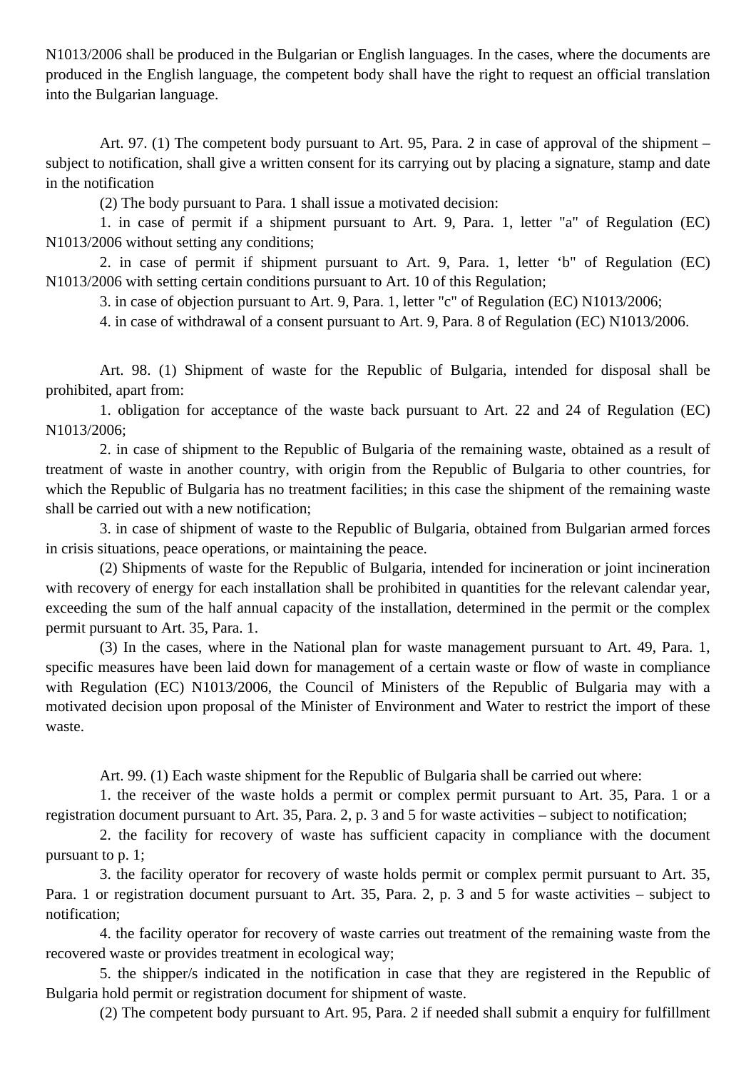N1013/2006 shall be produced in the Bulgarian or English languages. In the cases, where the documents are produced in the English language, the competent body shall have the right to request an official translation into the Bulgarian language.

Art. 97. (1) The competent body pursuant to Art. 95, Para. 2 in case of approval of the shipment – subject to notification, shall give a written consent for its carrying out by placing a signature, stamp and date in the notification

(2) The body pursuant to Para. 1 shall issue a motivated decision:

1. in case of permit if a shipment pursuant to Art. 9, Para. 1, letter "a" of Regulation (EC) N1013/2006 without setting any conditions;

2. in case of permit if shipment pursuant to Art. 9, Para. 1, letter ‘b" of Regulation (EC) N1013/2006 with setting certain conditions pursuant to Art. 10 of this Regulation;

3. in case of objection pursuant to Art. 9, Para. 1, letter "c" of Regulation (EC) N1013/2006;

4. in case of withdrawal of a consent pursuant to Art. 9, Para. 8 of Regulation (EC) N1013/2006.

Art. 98. (1) Shipment of waste for the Republic of Bulgaria, intended for disposal shall be prohibited, apart from:

1. obligation for acceptance of the waste back pursuant to Art. 22 and 24 of Regulation (EC) N1013/2006;

2. in case of shipment to the Republic of Bulgaria of the remaining waste, obtained as a result of treatment of waste in another country, with origin from the Republic of Bulgaria to other countries, for which the Republic of Bulgaria has no treatment facilities; in this case the shipment of the remaining waste shall be carried out with a new notification;

3. in case of shipment of waste to the Republic of Bulgaria, obtained from Bulgarian armed forces in crisis situations, peace operations, or maintaining the peace.

(2) Shipments of waste for the Republic of Bulgaria, intended for incineration or joint incineration with recovery of energy for each installation shall be prohibited in quantities for the relevant calendar year, exceeding the sum of the half annual capacity of the installation, determined in the permit or the complex permit pursuant to Art. 35, Para. 1.

(3) In the cases, where in the National plan for waste management pursuant to Art. 49, Para. 1, specific measures have been laid down for management of a certain waste or flow of waste in compliance with Regulation (EC) N1013/2006, the Council of Ministers of the Republic of Bulgaria may with a motivated decision upon proposal of the Minister of Environment and Water to restrict the import of these waste.

Art. 99. (1) Each waste shipment for the Republic of Bulgaria shall be carried out where:

1. the receiver of the waste holds a permit or complex permit pursuant to Art. 35, Para. 1 or a registration document pursuant to Art. 35, Para. 2, p. 3 and 5 for waste activities – subject to notification;

2. the facility for recovery of waste has sufficient capacity in compliance with the document pursuant to p. 1;

3. the facility operator for recovery of waste holds permit or complex permit pursuant to Art. 35, Para. 1 or registration document pursuant to Art. 35, Para. 2, p. 3 and 5 for waste activities – subject to notification;

4. the facility operator for recovery of waste carries out treatment of the remaining waste from the recovered waste or provides treatment in ecological way;

5. the shipper/s indicated in the notification in case that they are registered in the Republic of Bulgaria hold permit or registration document for shipment of waste.

(2) The competent body pursuant to Art. 95, Para. 2 if needed shall submit a enquiry for fulfillment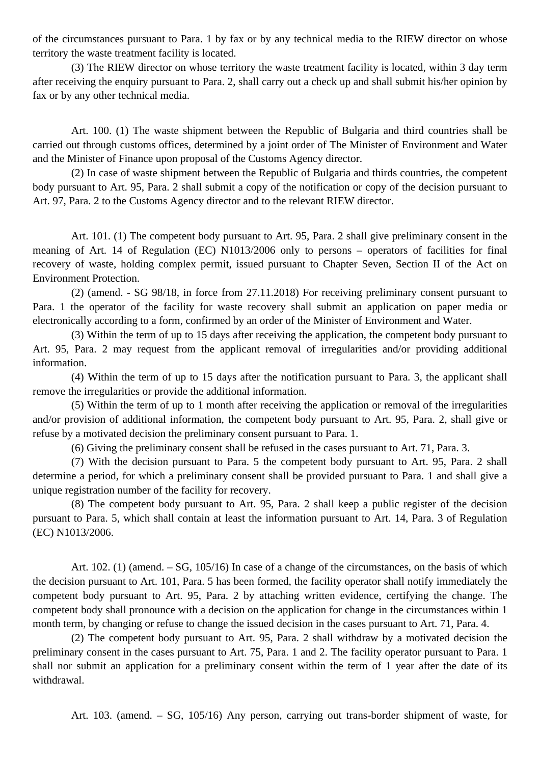of the circumstances pursuant to Para. 1 by fax or by any technical media to the RIEW director on whose territory the waste treatment facility is located.

(3) The RIEW director on whose territory the waste treatment facility is located, within 3 day term after receiving the enquiry pursuant to Para. 2, shall carry out a check up and shall submit his/her opinion by fax or by any other technical media.

Art. 100. (1) The waste shipment between the Republic of Bulgaria and third countries shall be carried out through customs offices, determined by a joint order of The Minister of Environment and Water and the Minister of Finance upon proposal of the Customs Agency director.

(2) In case of waste shipment between the Republic of Bulgaria and thirds countries, the competent body pursuant to Art. 95, Para. 2 shall submit a copy of the notification or copy of the decision pursuant to Art. 97, Para. 2 to the Customs Agency director and to the relevant RIEW director.

Art. 101. (1) The competent body pursuant to Art. 95, Para. 2 shall give preliminary consent in the meaning of Art. 14 of Regulation (EC) N1013/2006 only to persons – operators of facilities for final recovery of waste, holding complex permit, issued pursuant to Chapter Seven, Section II of the Act on Environment Protection.

(2) (amend. - SG 98/18, in force from 27.11.2018) For receiving preliminary consent pursuant to Para. 1 the operator of the facility for waste recovery shall submit an application on paper media or electronically according to a form, confirmed by an order of the Minister of Environment and Water.

(3) Within the term of up to 15 days after receiving the application, the competent body pursuant to Art. 95, Para. 2 may request from the applicant removal of irregularities and/or providing additional information.

(4) Within the term of up to 15 days after the notification pursuant to Para. 3, the applicant shall remove the irregularities or provide the additional information.

(5) Within the term of up to 1 month after receiving the application or removal of the irregularities and/or provision of additional information, the competent body pursuant to Art. 95, Para. 2, shall give or refuse by a motivated decision the preliminary consent pursuant to Para. 1.

(6) Giving the preliminary consent shall be refused in the cases pursuant to Art. 71, Para. 3.

(7) With the decision pursuant to Para. 5 the competent body pursuant to Art. 95, Para. 2 shall determine a period, for which a preliminary consent shall be provided pursuant to Para. 1 and shall give a unique registration number of the facility for recovery.

(8) The competent body pursuant to Art. 95, Para. 2 shall keep a public register of the decision pursuant to Para. 5, which shall contain at least the information pursuant to Art. 14, Para. 3 of Regulation (EC) N1013/2006.

Art. 102. (1) (amend. – SG, 105/16) In case of a change of the circumstances, on the basis of which the decision pursuant to Art. 101, Para. 5 has been formed, the facility operator shall notify immediately the competent body pursuant to Art. 95, Para. 2 by attaching written evidence, certifying the change. The competent body shall pronounce with a decision on the application for change in the circumstances within 1 month term, by changing or refuse to change the issued decision in the cases pursuant to Art. 71, Para. 4.

(2) The competent body pursuant to Art. 95, Para. 2 shall withdraw by a motivated decision the preliminary consent in the cases pursuant to Art. 75, Para. 1 and 2. The facility operator pursuant to Para. 1 shall nor submit an application for a preliminary consent within the term of 1 year after the date of its withdrawal.

Art. 103. (amend. – SG, 105/16) Any person, carrying out trans-border shipment of waste, for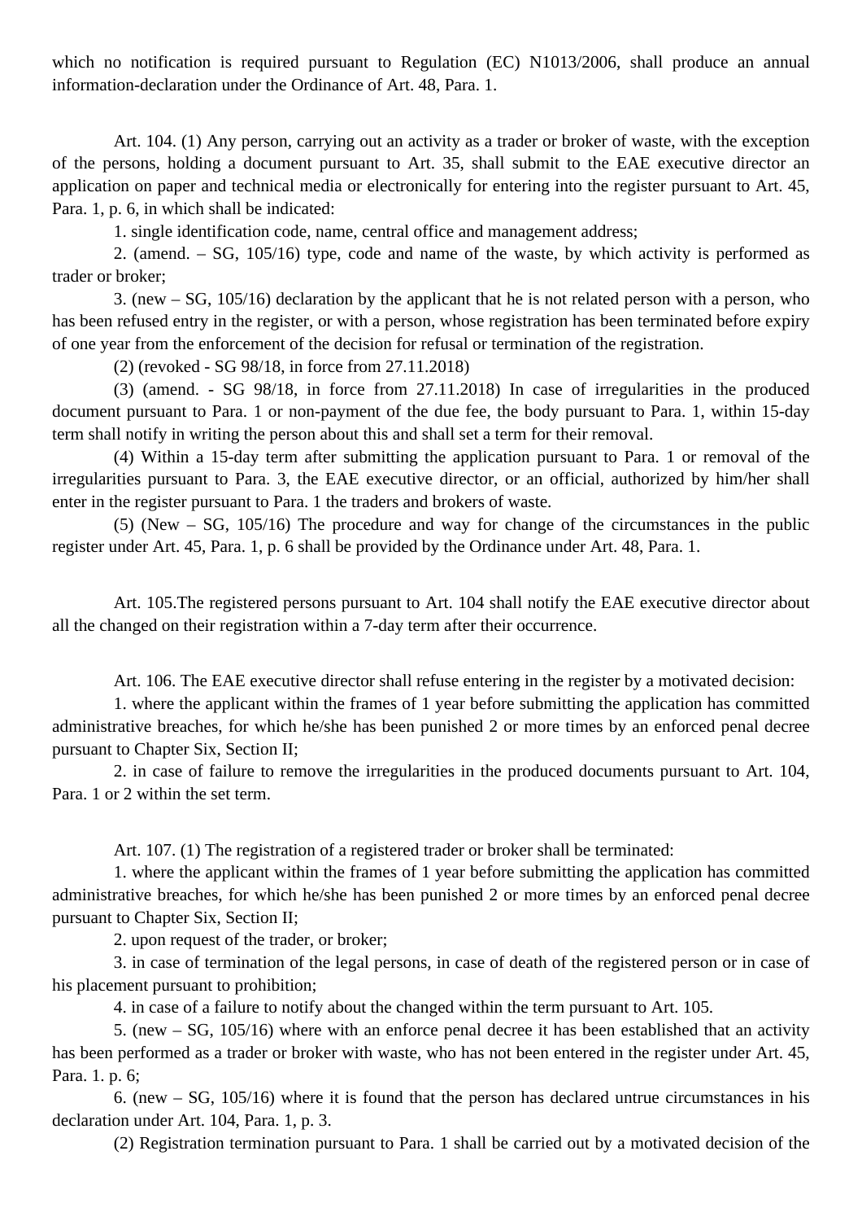which no notification is required pursuant to Regulation (EC) N1013/2006, shall produce an annual information-declaration under the Ordinance of Art. 48, Para. 1.

Art. 104. (1) Any person, carrying out an activity as a trader or broker of waste, with the exception of the persons, holding a document pursuant to Art. 35, shall submit to the EAE executive director an application on paper and technical media or electronically for entering into the register pursuant to Art. 45, Para. 1, p. 6, in which shall be indicated:

1. single identification code, name, central office and management address;

2. (amend. – SG, 105/16) type, code and name of the waste, by which activity is performed as trader or broker;

3. (new – SG, 105/16) declaration by the applicant that he is not related person with a person, who has been refused entry in the register, or with a person, whose registration has been terminated before expiry of one year from the enforcement of the decision for refusal or termination of the registration.

(2) (revoked - SG 98/18, in force from 27.11.2018)

(3) (amend. - SG 98/18, in force from 27.11.2018) In case of irregularities in the produced document pursuant to Para. 1 or non-payment of the due fee, the body pursuant to Para. 1, within 15-day term shall notify in writing the person about this and shall set a term for their removal.

(4) Within a 15-day term after submitting the application pursuant to Para. 1 or removal of the irregularities pursuant to Para. 3, the EAE executive director, or an official, authorized by him/her shall enter in the register pursuant to Para. 1 the traders and brokers of waste.

(5) (New – SG, 105/16) The procedure and way for change of the circumstances in the public register under Art. 45, Para. 1, p. 6 shall be provided by the Ordinance under Art. 48, Para. 1.

Art. 105.The registered persons pursuant to Art. 104 shall notify the EAE executive director about all the changed on their registration within a 7-day term after their occurrence.

Art. 106. The EAE executive director shall refuse entering in the register by a motivated decision:

1. where the applicant within the frames of 1 year before submitting the application has committed administrative breaches, for which he/she has been punished 2 or more times by an enforced penal decree pursuant to Chapter Six, Section II;

2. in case of failure to remove the irregularities in the produced documents pursuant to Art. 104, Para. 1 or 2 within the set term.

Art. 107. (1) The registration of a registered trader or broker shall be terminated:

1. where the applicant within the frames of 1 year before submitting the application has committed administrative breaches, for which he/she has been punished 2 or more times by an enforced penal decree pursuant to Chapter Six, Section II;

2. upon request of the trader, or broker;

3. in case of termination of the legal persons, in case of death of the registered person or in case of his placement pursuant to prohibition;

4. in case of a failure to notify about the changed within the term pursuant to Art. 105.

5. (new – SG, 105/16) where with an enforce penal decree it has been established that an activity has been performed as a trader or broker with waste, who has not been entered in the register under Art. 45, Para. 1. p. 6;

6. (new – SG, 105/16) where it is found that the person has declared untrue circumstances in his declaration under Art. 104, Para. 1, p. 3.

(2) Registration termination pursuant to Para. 1 shall be carried out by a motivated decision of the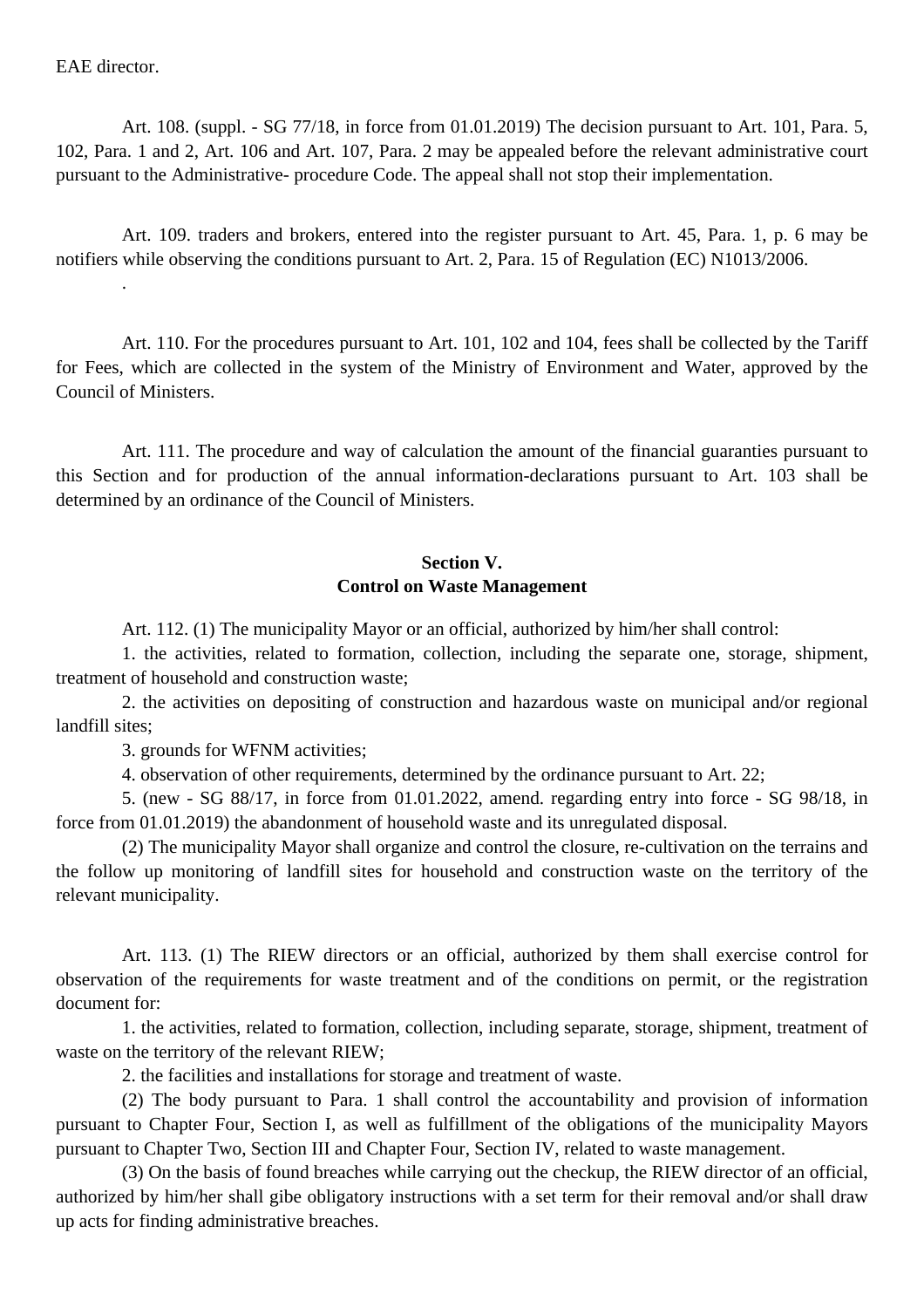EAE director.

Art. 108. (suppl. - SG 77/18, in force from 01.01.2019) The decision pursuant to Art. 101, Para. 5, 102, Para. 1 and 2, Art. 106 and Art. 107, Para. 2 may be appealed before the relevant administrative court pursuant to the Administrative- procedure Code. The appeal shall not stop their implementation.

Art. 109. traders and brokers, entered into the register pursuant to Art. 45, Para. 1, p. 6 may be notifiers while observing the conditions pursuant to Art. 2, Para. 15 of Regulation (EC) N1013/2006.

.

Art. 110. For the procedures pursuant to Art. 101, 102 and 104, fees shall be collected by the Tariff for Fees, which are collected in the system of the Ministry of Environment and Water, approved by the Council of Ministers.

Art. 111. The procedure and way of calculation the amount of the financial guaranties pursuant to this Section and for production of the annual information-declarations pursuant to Art. 103 shall be determined by an ordinance of the Council of Ministers.

## Section V.
## Control on Waste Management

Art. 112. (1) The municipality Mayor or an official, authorized by him/her shall control:

1. the activities, related to formation, collection, including the separate one, storage, shipment, treatment of household and construction waste;

2. the activities on depositing of construction and hazardous waste on municipal and/or regional landfill sites;

3. grounds for WFNM activities;

4. observation of other requirements, determined by the ordinance pursuant to Art. 22;

5. (new - SG 88/17, in force from 01.01.2022, amend. regarding entry into force - SG 98/18, in force from 01.01.2019) the abandonment of household waste and its unregulated disposal.

(2) The municipality Mayor shall organize and control the closure, re-cultivation on the terrains and the follow up monitoring of landfill sites for household and construction waste on the territory of the relevant municipality.

Art. 113. (1) The RIEW directors or an official, authorized by them shall exercise control for observation of the requirements for waste treatment and of the conditions on permit, or the registration document for:

1. the activities, related to formation, collection, including separate, storage, shipment, treatment of waste on the territory of the relevant RIEW;

2. the facilities and installations for storage and treatment of waste.

(2) The body pursuant to Para. 1 shall control the accountability and provision of information pursuant to Chapter Four, Section I, as well as fulfillment of the obligations of the municipality Mayors pursuant to Chapter Two, Section III and Chapter Four, Section IV, related to waste management.

(3) On the basis of found breaches while carrying out the checkup, the RIEW director of an official, authorized by him/her shall gibe obligatory instructions with a set term for their removal and/or shall draw up acts for finding administrative breaches.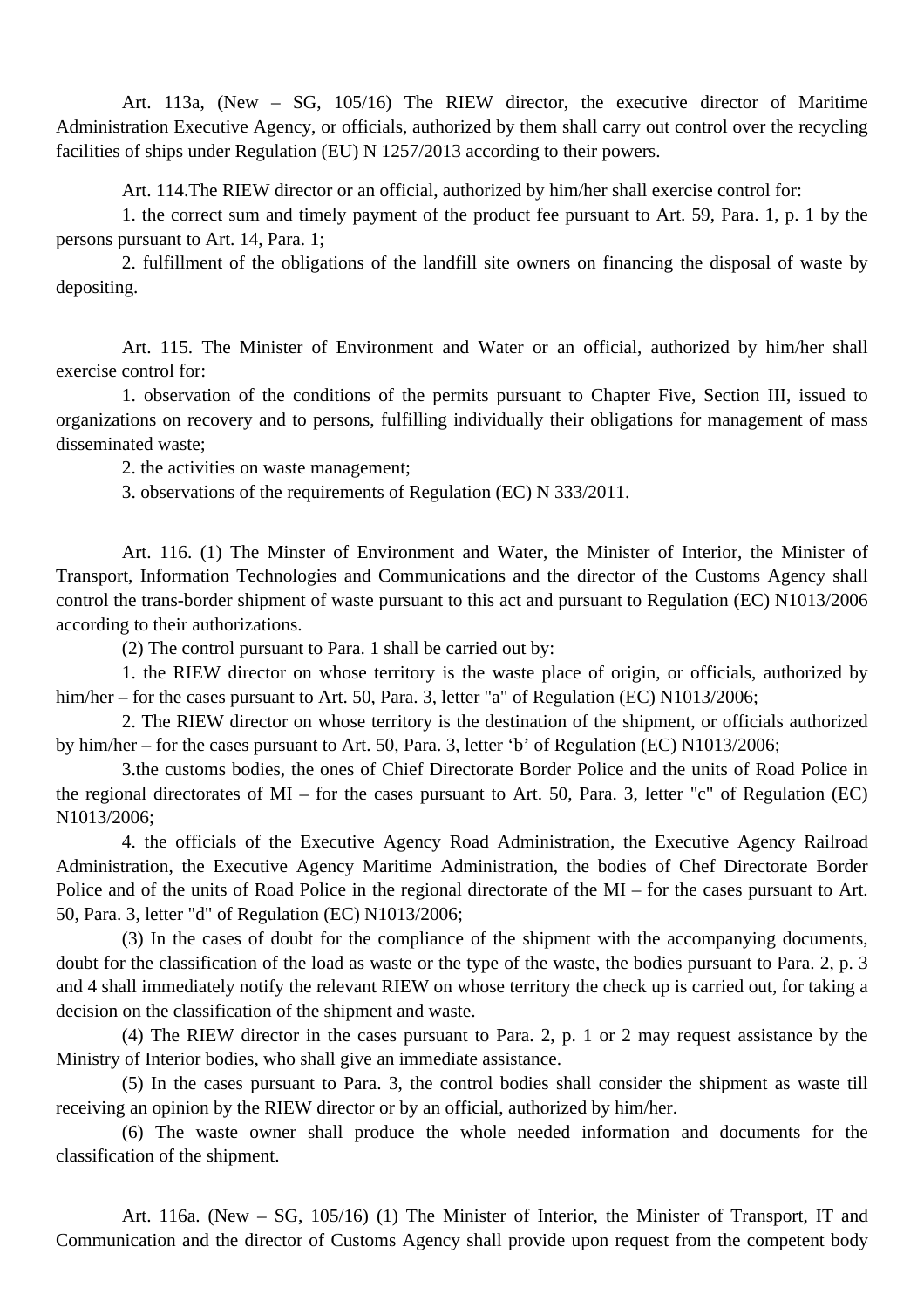Art. 113a, (New – SG, 105/16) The RIEW director, the executive director of Maritime Administration Executive Agency, or officials, authorized by them shall carry out control over the recycling facilities of ships under Regulation (EU) N 1257/2013 according to their powers.

Art. 114.The RIEW director or an official, authorized by him/her shall exercise control for:

1. the correct sum and timely payment of the product fee pursuant to Art. 59, Para. 1, p. 1 by the persons pursuant to Art. 14, Para. 1;

2. fulfillment of the obligations of the landfill site owners on financing the disposal of waste by depositing.

Art. 115. The Minister of Environment and Water or an official, authorized by him/her shall exercise control for:

1. observation of the conditions of the permits pursuant to Chapter Five, Section III, issued to organizations on recovery and to persons, fulfilling individually their obligations for management of mass disseminated waste;

2. the activities on waste management;

3. observations of the requirements of Regulation (EC) N 333/2011.

Art. 116. (1) The Minster of Environment and Water, the Minister of Interior, the Minister of Transport, Information Technologies and Communications and the director of the Customs Agency shall control the trans-border shipment of waste pursuant to this act and pursuant to Regulation (EC) N1013/2006 according to their authorizations.

(2) The control pursuant to Para. 1 shall be carried out by:

1. the RIEW director on whose territory is the waste place of origin, or officials, authorized by him/her – for the cases pursuant to Art. 50, Para. 3, letter "a" of Regulation (EC) N1013/2006;

2. The RIEW director on whose territory is the destination of the shipment, or officials authorized by him/her – for the cases pursuant to Art. 50, Para. 3, letter 'b' of Regulation (EC) N1013/2006;

3.the customs bodies, the ones of Chief Directorate Border Police and the units of Road Police in the regional directorates of MI – for the cases pursuant to Art. 50, Para. 3, letter "c" of Regulation (EC) N1013/2006;

4. the officials of the Executive Agency Road Administration, the Executive Agency Railroad Administration, the Executive Agency Maritime Administration, the bodies of Chef Directorate Border Police and of the units of Road Police in the regional directorate of the MI – for the cases pursuant to Art. 50, Para. 3, letter "d" of Regulation (EC) N1013/2006;

(3) In the cases of doubt for the compliance of the shipment with the accompanying documents, doubt for the classification of the load as waste or the type of the waste, the bodies pursuant to Para. 2, p. 3 and 4 shall immediately notify the relevant RIEW on whose territory the check up is carried out, for taking a decision on the classification of the shipment and waste.

(4) The RIEW director in the cases pursuant to Para. 2, p. 1 or 2 may request assistance by the Ministry of Interior bodies, who shall give an immediate assistance.

(5) In the cases pursuant to Para. 3, the control bodies shall consider the shipment as waste till receiving an opinion by the RIEW director or by an official, authorized by him/her.

(6) The waste owner shall produce the whole needed information and documents for the classification of the shipment.

Art. 116a. (New – SG, 105/16) (1) The Minister of Interior, the Minister of Transport, IT and Communication and the director of Customs Agency shall provide upon request from the competent body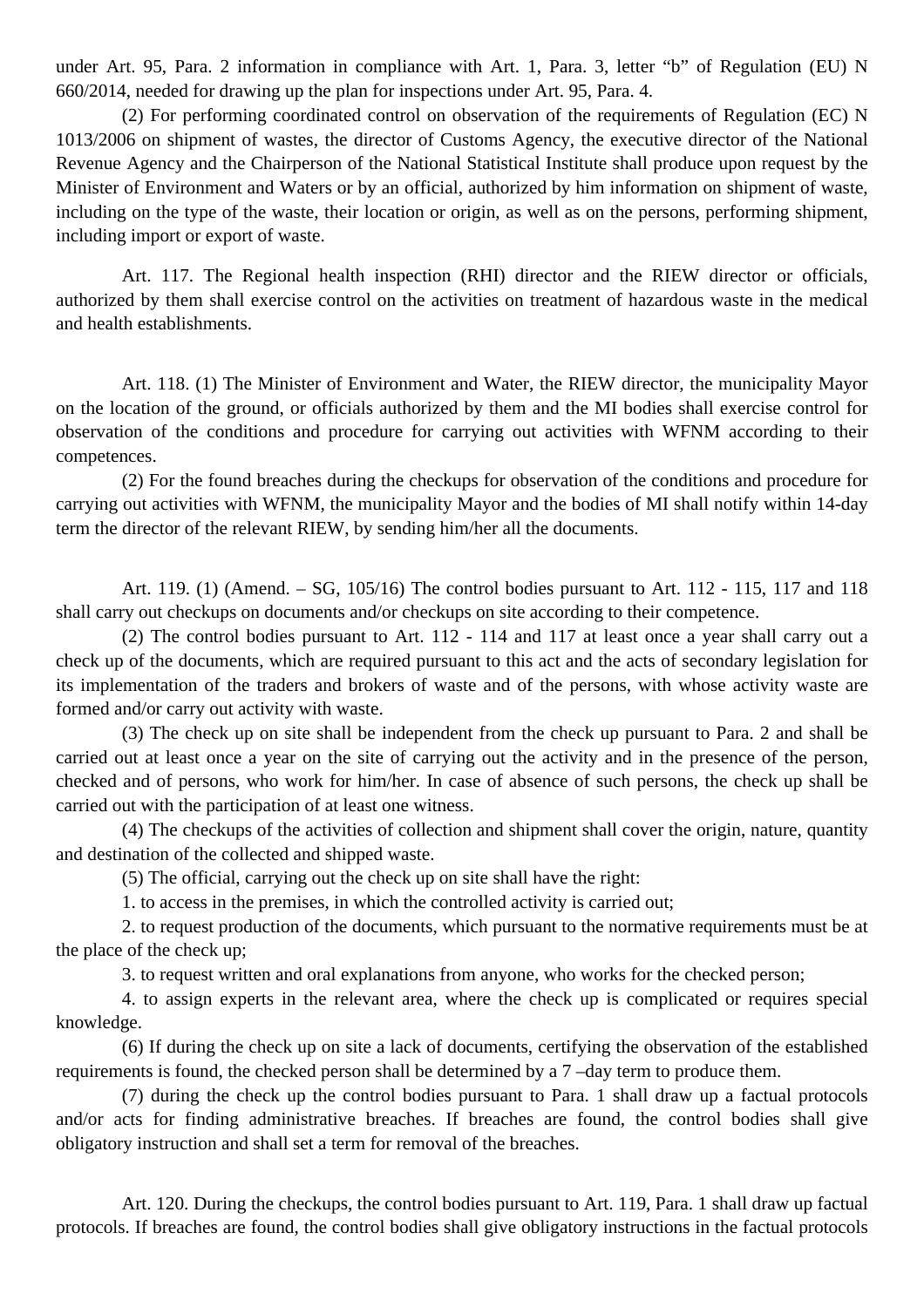under Art. 95, Para. 2 information in compliance with Art. 1, Para. 3, letter "b" of Regulation (EU) N 660/2014, needed for drawing up the plan for inspections under Art. 95, Para. 4.

(2) For performing coordinated control on observation of the requirements of Regulation (EC) N 1013/2006 on shipment of wastes, the director of Customs Agency, the executive director of the National Revenue Agency and the Chairperson of the National Statistical Institute shall produce upon request by the Minister of Environment and Waters or by an official, authorized by him information on shipment of waste, including on the type of the waste, their location or origin, as well as on the persons, performing shipment, including import or export of waste.

Art. 117. The Regional health inspection (RHI) director and the RIEW director or officials, authorized by them shall exercise control on the activities on treatment of hazardous waste in the medical and health establishments.

Art. 118. (1) The Minister of Environment and Water, the RIEW director, the municipality Mayor on the location of the ground, or officials authorized by them and the MI bodies shall exercise control for observation of the conditions and procedure for carrying out activities with WFNM according to their competences.

(2) For the found breaches during the checkups for observation of the conditions and procedure for carrying out activities with WFNM, the municipality Mayor and the bodies of MI shall notify within 14-day term the director of the relevant RIEW, by sending him/her all the documents.

Art. 119. (1) (Amend. – SG, 105/16) The control bodies pursuant to Art. 112 - 115, 117 and 118 shall carry out checkups on documents and/or checkups on site according to their competence.

(2) The control bodies pursuant to Art. 112 - 114 and 117 at least once a year shall carry out a check up of the documents, which are required pursuant to this act and the acts of secondary legislation for its implementation of the traders and brokers of waste and of the persons, with whose activity waste are formed and/or carry out activity with waste.

(3) The check up on site shall be independent from the check up pursuant to Para. 2 and shall be carried out at least once a year on the site of carrying out the activity and in the presence of the person, checked and of persons, who work for him/her. In case of absence of such persons, the check up shall be carried out with the participation of at least one witness.

(4) The checkups of the activities of collection and shipment shall cover the origin, nature, quantity and destination of the collected and shipped waste.

(5) The official, carrying out the check up on site shall have the right:

1. to access in the premises, in which the controlled activity is carried out;

2. to request production of the documents, which pursuant to the normative requirements must be at the place of the check up;

3. to request written and oral explanations from anyone, who works for the checked person;

4. to assign experts in the relevant area, where the check up is complicated or requires special knowledge.

(6) If during the check up on site a lack of documents, certifying the observation of the established requirements is found, the checked person shall be determined by a 7 –day term to produce them.

(7) during the check up the control bodies pursuant to Para. 1 shall draw up a factual protocols and/or acts for finding administrative breaches. If breaches are found, the control bodies shall give obligatory instruction and shall set a term for removal of the breaches.

Art. 120. During the checkups, the control bodies pursuant to Art. 119, Para. 1 shall draw up factual protocols. If breaches are found, the control bodies shall give obligatory instructions in the factual protocols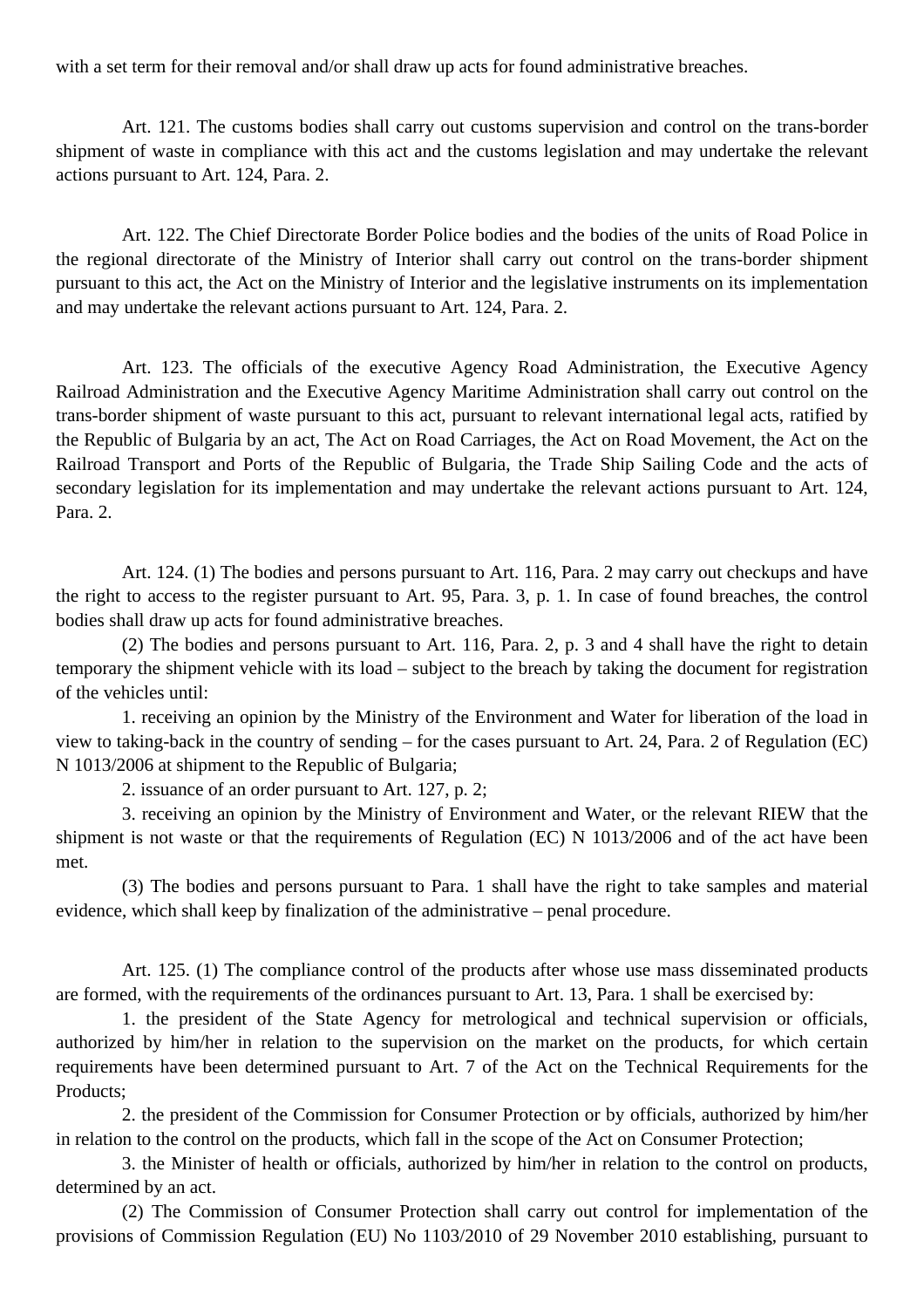with a set term for their removal and/or shall draw up acts for found administrative breaches.

Art. 121. The customs bodies shall carry out customs supervision and control on the trans-border shipment of waste in compliance with this act and the customs legislation and may undertake the relevant actions pursuant to Art. 124, Para. 2.

Art. 122. The Chief Directorate Border Police bodies and the bodies of the units of Road Police in the regional directorate of the Ministry of Interior shall carry out control on the trans-border shipment pursuant to this act, the Act on the Ministry of Interior and the legislative instruments on its implementation and may undertake the relevant actions pursuant to Art. 124, Para. 2.

Art. 123. The officials of the executive Agency Road Administration, the Executive Agency Railroad Administration and the Executive Agency Maritime Administration shall carry out control on the trans-border shipment of waste pursuant to this act, pursuant to relevant international legal acts, ratified by the Republic of Bulgaria by an act, The Act on Road Carriages, the Act on Road Movement, the Act on the Railroad Transport and Ports of the Republic of Bulgaria, the Trade Ship Sailing Code and the acts of secondary legislation for its implementation and may undertake the relevant actions pursuant to Art. 124, Para. 2.

Art. 124. (1) The bodies and persons pursuant to Art. 116, Para. 2 may carry out checkups and have the right to access to the register pursuant to Art. 95, Para. 3, p. 1. In case of found breaches, the control bodies shall draw up acts for found administrative breaches.

(2) The bodies and persons pursuant to Art. 116, Para. 2, p. 3 and 4 shall have the right to detain temporary the shipment vehicle with its load – subject to the breach by taking the document for registration of the vehicles until:

1. receiving an opinion by the Ministry of the Environment and Water for liberation of the load in view to taking-back in the country of sending – for the cases pursuant to Art. 24, Para. 2 of Regulation (EC) N 1013/2006 at shipment to the Republic of Bulgaria;

2. issuance of an order pursuant to Art. 127, p. 2;

3. receiving an opinion by the Ministry of Environment and Water, or the relevant RIEW that the shipment is not waste or that the requirements of Regulation (EC) N 1013/2006 and of the act have been met.

(3) The bodies and persons pursuant to Para. 1 shall have the right to take samples and material evidence, which shall keep by finalization of the administrative – penal procedure.

Art. 125. (1) The compliance control of the products after whose use mass disseminated products are formed, with the requirements of the ordinances pursuant to Art. 13, Para. 1 shall be exercised by:

1. the president of the State Agency for metrological and technical supervision or officials, authorized by him/her in relation to the supervision on the market on the products, for which certain requirements have been determined pursuant to Art. 7 of the Act on the Technical Requirements for the Products;

2. the president of the Commission for Consumer Protection or by officials, authorized by him/her in relation to the control on the products, which fall in the scope of the Act on Consumer Protection;

3. the Minister of health or officials, authorized by him/her in relation to the control on products, determined by an act.

(2) The Commission of Consumer Protection shall carry out control for implementation of the provisions of Commission Regulation (EU) No 1103/2010 of 29 November 2010 establishing, pursuant to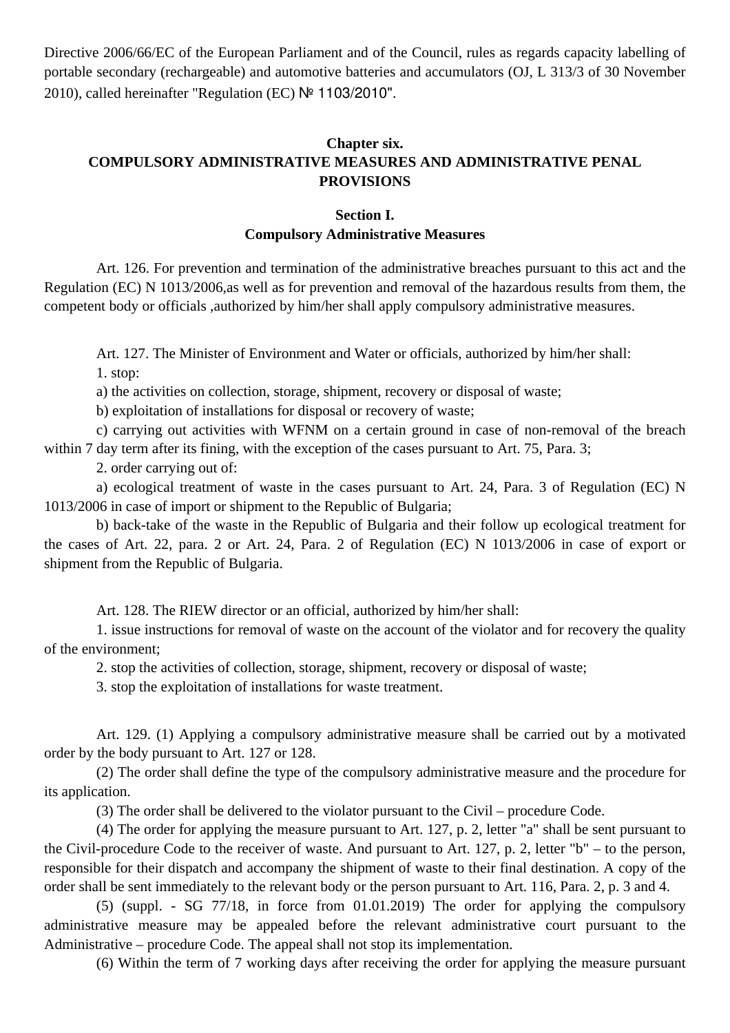Directive 2006/66/EC of the European Parliament and of the Council, rules as regards capacity labelling of portable secondary (rechargeable) and automotive batteries and accumulators (OJ, L 313/3 of 30 November 2010), called hereinafter "Regulation (EC) № 1103/2010".

## Chapter six.
## COMPULSORY ADMINISTRATIVE MEASURES AND ADMINISTRATIVE PENAL PROVISIONS

### Section I.
### Compulsory Administrative Measures

Art. 126. For prevention and termination of the administrative breaches pursuant to this act and the Regulation (EC) N 1013/2006,as well as for prevention and removal of the hazardous results from them, the competent body or officials ,authorized by him/her shall apply compulsory administrative measures.

Art. 127. The Minister of Environment and Water or officials, authorized by him/her shall:

1. stop:

a) the activities on collection, storage, shipment, recovery or disposal of waste;

b) exploitation of installations for disposal or recovery of waste;

c) carrying out activities with WFNM on a certain ground in case of non-removal of the breach within 7 day term after its fining, with the exception of the cases pursuant to Art. 75, Para. 3;

2. order carrying out of:

a) ecological treatment of waste in the cases pursuant to Art. 24, Para. 3 of Regulation (EC) N 1013/2006 in case of import or shipment to the Republic of Bulgaria;

b) back-take of the waste in the Republic of Bulgaria and their follow up ecological treatment for the cases of Art. 22, para. 2 or Art. 24, Para. 2 of Regulation (EC) N 1013/2006 in case of export or shipment from the Republic of Bulgaria.

Art. 128. The RIEW director or an official, authorized by him/her shall:

1. issue instructions for removal of waste on the account of the violator and for recovery the quality of the environment;

2. stop the activities of collection, storage, shipment, recovery or disposal of waste;

3. stop the exploitation of installations for waste treatment.

Art. 129. (1) Applying a compulsory administrative measure shall be carried out by a motivated order by the body pursuant to Art. 127 or 128.

(2) The order shall define the type of the compulsory administrative measure and the procedure for its application.

(3) The order shall be delivered to the violator pursuant to the Civil – procedure Code.

(4) The order for applying the measure pursuant to Art. 127, p. 2, letter "a" shall be sent pursuant to the Civil-procedure Code to the receiver of waste. And pursuant to Art. 127, p. 2, letter "b" – to the person, responsible for their dispatch and accompany the shipment of waste to their final destination. A copy of the order shall be sent immediately to the relevant body or the person pursuant to Art. 116, Para. 2, p. 3 and 4.

(5) (suppl. - SG 77/18, in force from 01.01.2019) The order for applying the compulsory administrative measure may be appealed before the relevant administrative court pursuant to the Administrative – procedure Code. The appeal shall not stop its implementation.

(6) Within the term of 7 working days after receiving the order for applying the measure pursuant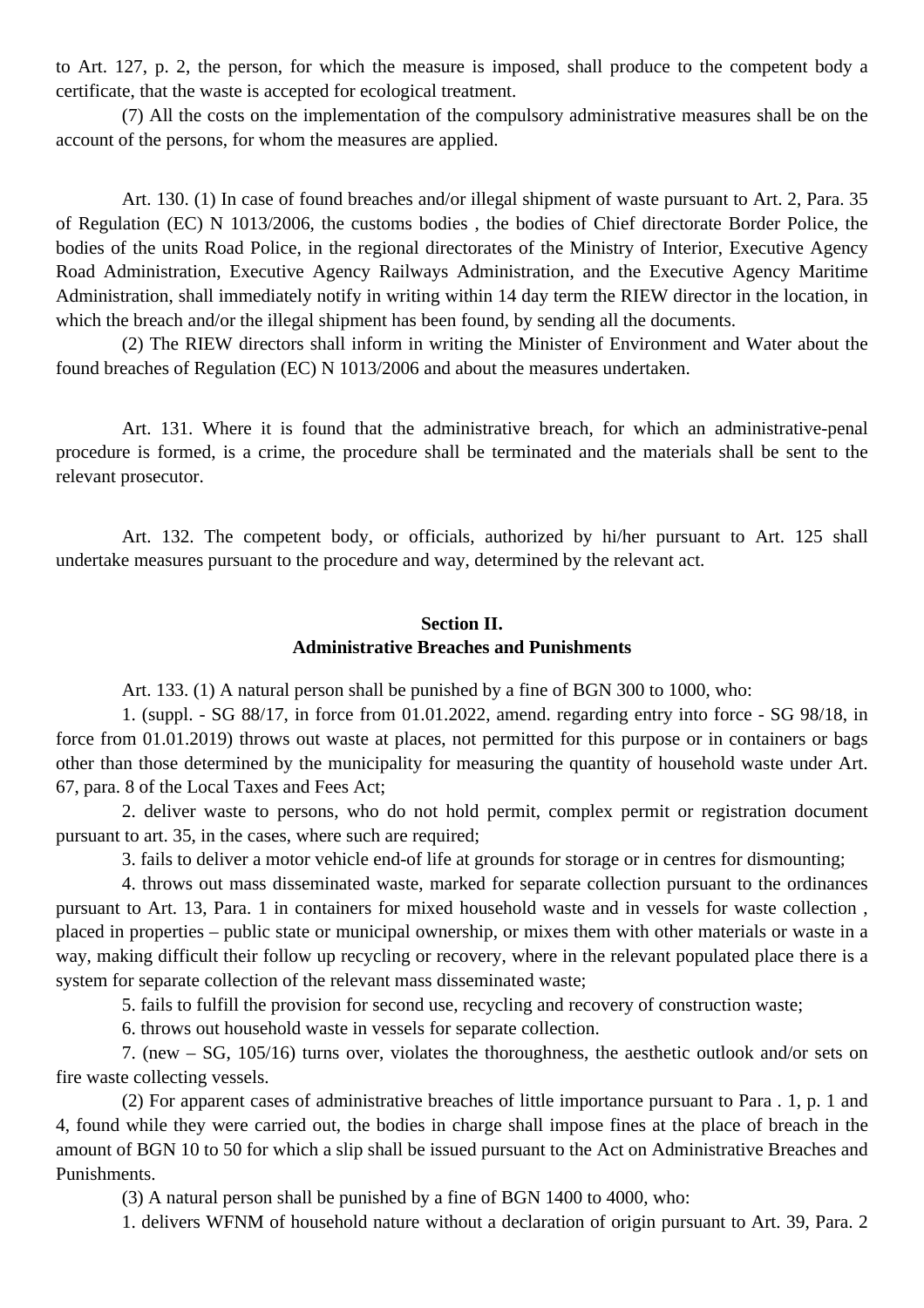to Art. 127, p. 2, the person, for which the measure is imposed, shall produce to the competent body a certificate, that the waste is accepted for ecological treatment.

(7) All the costs on the implementation of the compulsory administrative measures shall be on the account of the persons, for whom the measures are applied.

Art. 130. (1) In case of found breaches and/or illegal shipment of waste pursuant to Art. 2, Para. 35 of Regulation (EC) N 1013/2006, the customs bodies , the bodies of Chief directorate Border Police, the bodies of the units Road Police, in the regional directorates of the Ministry of Interior, Executive Agency Road Administration, Executive Agency Railways Administration, and the Executive Agency Maritime Administration, shall immediately notify in writing within 14 day term the RIEW director in the location, in which the breach and/or the illegal shipment has been found, by sending all the documents.

(2) The RIEW directors shall inform in writing the Minister of Environment and Water about the found breaches of Regulation (EC) N 1013/2006 and about the measures undertaken.

Art. 131. Where it is found that the administrative breach, for which an administrative-penal procedure is formed, is a crime, the procedure shall be terminated and the materials shall be sent to the relevant prosecutor.

Art. 132. The competent body, or officials, authorized by hi/her pursuant to Art. 125 shall undertake measures pursuant to the procedure and way, determined by the relevant act.

## Section II.
## Administrative Breaches and Punishments

Art. 133. (1) A natural person shall be punished by a fine of BGN 300 to 1000, who:

1. (suppl. - SG 88/17, in force from 01.01.2022, amend. regarding entry into force - SG 98/18, in force from 01.01.2019) throws out waste at places, not permitted for this purpose or in containers or bags other than those determined by the municipality for measuring the quantity of household waste under Art. 67, para. 8 of the Local Taxes and Fees Act;

2. deliver waste to persons, who do not hold permit, complex permit or registration document pursuant to art. 35, in the cases, where such are required;

3. fails to deliver a motor vehicle end-of life at grounds for storage or in centres for dismounting;

4. throws out mass disseminated waste, marked for separate collection pursuant to the ordinances pursuant to Art. 13, Para. 1 in containers for mixed household waste and in vessels for waste collection , placed in properties – public state or municipal ownership, or mixes them with other materials or waste in a way, making difficult their follow up recycling or recovery, where in the relevant populated place there is a system for separate collection of the relevant mass disseminated waste;

5. fails to fulfill the provision for second use, recycling and recovery of construction waste;

6. throws out household waste in vessels for separate collection.

7. (new – SG, 105/16) turns over, violates the thoroughness, the aesthetic outlook and/or sets on fire waste collecting vessels.

(2) For apparent cases of administrative breaches of little importance pursuant to Para . 1, p. 1 and 4, found while they were carried out, the bodies in charge shall impose fines at the place of breach in the amount of BGN 10 to 50 for which a slip shall be issued pursuant to the Act on Administrative Breaches and Punishments.

(3) A natural person shall be punished by a fine of BGN 1400 to 4000, who:

1. delivers WFNM of household nature without a declaration of origin pursuant to Art. 39, Para. 2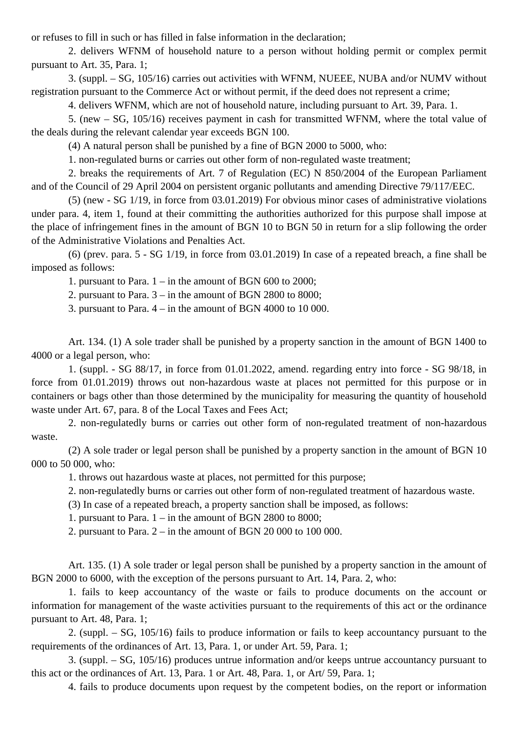or refuses to fill in such or has filled in false information in the declaration;

2. delivers WFNM of household nature to a person without holding permit or complex permit pursuant to Art. 35, Para. 1;

3. (suppl. – SG, 105/16) carries out activities with WFNM, NUEEE, NUBA and/or NUMV without registration pursuant to the Commerce Act or without permit, if the deed does not represent a crime;

4. delivers WFNM, which are not of household nature, including pursuant to Art. 39, Para. 1.

5. (new – SG, 105/16) receives payment in cash for transmitted WFNM, where the total value of the deals during the relevant calendar year exceeds BGN 100.

(4) A natural person shall be punished by a fine of BGN 2000 to 5000, who:

1. non-regulated burns or carries out other form of non-regulated waste treatment;

2. breaks the requirements of Art. 7 of Regulation (EC) N 850/2004 of the European Parliament and of the Council of 29 April 2004 on persistent organic pollutants and amending Directive 79/117/EEC.

(5) (new - SG 1/19, in force from 03.01.2019) For obvious minor cases of administrative violations under para. 4, item 1, found at their committing the authorities authorized for this purpose shall impose at the place of infringement fines in the amount of BGN 10 to BGN 50 in return for a slip following the order of the Administrative Violations and Penalties Act.

(6) (prev. para. 5 - SG 1/19, in force from 03.01.2019) In case of a repeated breach, a fine shall be imposed as follows:

1. pursuant to Para. 1 – in the amount of BGN 600 to 2000;

2. pursuant to Para. 3 – in the amount of BGN 2800 to 8000;

3. pursuant to Para. 4 – in the amount of BGN 4000 to 10 000.

Art. 134. (1) A sole trader shall be punished by a property sanction in the amount of BGN 1400 to 4000 or a legal person, who:

1. (suppl. - SG 88/17, in force from 01.01.2022, amend. regarding entry into force - SG 98/18, in force from 01.01.2019) throws out non-hazardous waste at places not permitted for this purpose or in containers or bags other than those determined by the municipality for measuring the quantity of household waste under Art. 67, para. 8 of the Local Taxes and Fees Act;

2. non-regulatedly burns or carries out other form of non-regulated treatment of non-hazardous waste.

(2) A sole trader or legal person shall be punished by a property sanction in the amount of BGN 10 000 to 50 000, who:

1. throws out hazardous waste at places, not permitted for this purpose;

2. non-regulatedly burns or carries out other form of non-regulated treatment of hazardous waste.

(3) In case of a repeated breach, a property sanction shall be imposed, as follows:

1. pursuant to Para. 1 – in the amount of BGN 2800 to 8000;

2. pursuant to Para. 2 – in the amount of BGN 20 000 to 100 000.

Art. 135. (1) A sole trader or legal person shall be punished by a property sanction in the amount of BGN 2000 to 6000, with the exception of the persons pursuant to Art. 14, Para. 2, who:

1. fails to keep accountancy of the waste or fails to produce documents on the account or information for management of the waste activities pursuant to the requirements of this act or the ordinance pursuant to Art. 48, Para. 1;

2. (suppl. – SG, 105/16) fails to produce information or fails to keep accountancy pursuant to the requirements of the ordinances of Art. 13, Para. 1, or under Art. 59, Para. 1;

3. (suppl. – SG, 105/16) produces untrue information and/or keeps untrue accountancy pursuant to this act or the ordinances of Art. 13, Para. 1 or Art. 48, Para. 1, or Art/ 59, Para. 1;

4. fails to produce documents upon request by the competent bodies, on the report or information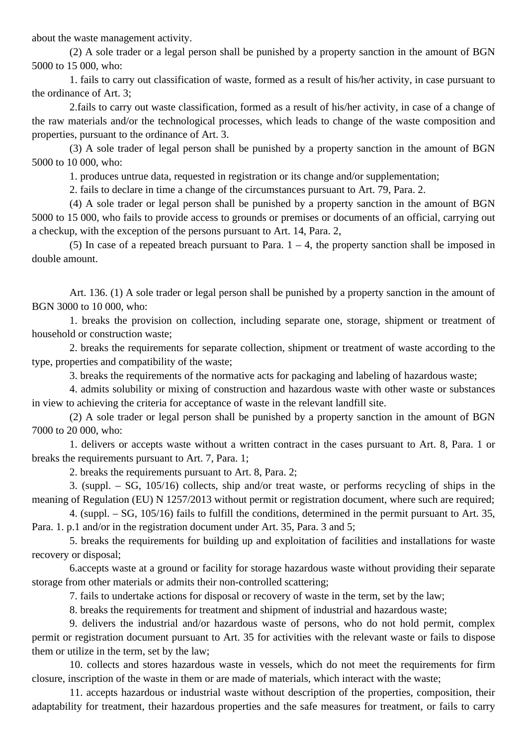about the waste management activity.

(2) A sole trader or a legal person shall be punished by a property sanction in the amount of BGN 5000 to 15 000, who:

1. fails to carry out classification of waste, formed as a result of his/her activity, in case pursuant to the ordinance of Art. 3;

2.fails to carry out waste classification, formed as a result of his/her activity, in case of a change of the raw materials and/or the technological processes, which leads to change of the waste composition and properties, pursuant to the ordinance of Art. 3.

(3) A sole trader of legal person shall be punished by a property sanction in the amount of BGN 5000 to 10 000, who:

1. produces untrue data, requested in registration or its change and/or supplementation;

2. fails to declare in time a change of the circumstances pursuant to Art. 79, Para. 2.

(4) A sole trader or legal person shall be punished by a property sanction in the amount of BGN 5000 to 15 000, who fails to provide access to grounds or premises or documents of an official, carrying out a checkup, with the exception of the persons pursuant to Art. 14, Para. 2,

(5) In case of a repeated breach pursuant to Para. 1 – 4, the property sanction shall be imposed in double amount.

Art. 136. (1) A sole trader or legal person shall be punished by a property sanction in the amount of BGN 3000 to 10 000, who:

1. breaks the provision on collection, including separate one, storage, shipment or treatment of household or construction waste;

2. breaks the requirements for separate collection, shipment or treatment of waste according to the type, properties and compatibility of the waste;

3. breaks the requirements of the normative acts for packaging and labeling of hazardous waste;

4. admits solubility or mixing of construction and hazardous waste with other waste or substances in view to achieving the criteria for acceptance of waste in the relevant landfill site.

(2) A sole trader or legal person shall be punished by a property sanction in the amount of BGN 7000 to 20 000, who:

1. delivers or accepts waste without a written contract in the cases pursuant to Art. 8, Para. 1 or breaks the requirements pursuant to Art. 7, Para. 1;

2. breaks the requirements pursuant to Art. 8, Para. 2;

3. (suppl. – SG, 105/16) collects, ship and/or treat waste, or performs recycling of ships in the meaning of Regulation (EU) N 1257/2013 without permit or registration document, where such are required;

4. (suppl. – SG, 105/16) fails to fulfill the conditions, determined in the permit pursuant to Art. 35, Para. 1. p.1 and/or in the registration document under Art. 35, Para. 3 and 5;

5. breaks the requirements for building up and exploitation of facilities and installations for waste recovery or disposal;

6.accepts waste at a ground or facility for storage hazardous waste without providing their separate storage from other materials or admits their non-controlled scattering;

7. fails to undertake actions for disposal or recovery of waste in the term, set by the law;

8. breaks the requirements for treatment and shipment of industrial and hazardous waste;

9. delivers the industrial and/or hazardous waste of persons, who do not hold permit, complex permit or registration document pursuant to Art. 35 for activities with the relevant waste or fails to dispose them or utilize in the term, set by the law;

10. collects and stores hazardous waste in vessels, which do not meet the requirements for firm closure, inscription of the waste in them or are made of materials, which interact with the waste;

11. accepts hazardous or industrial waste without description of the properties, composition, their adaptability for treatment, their hazardous properties and the safe measures for treatment, or fails to carry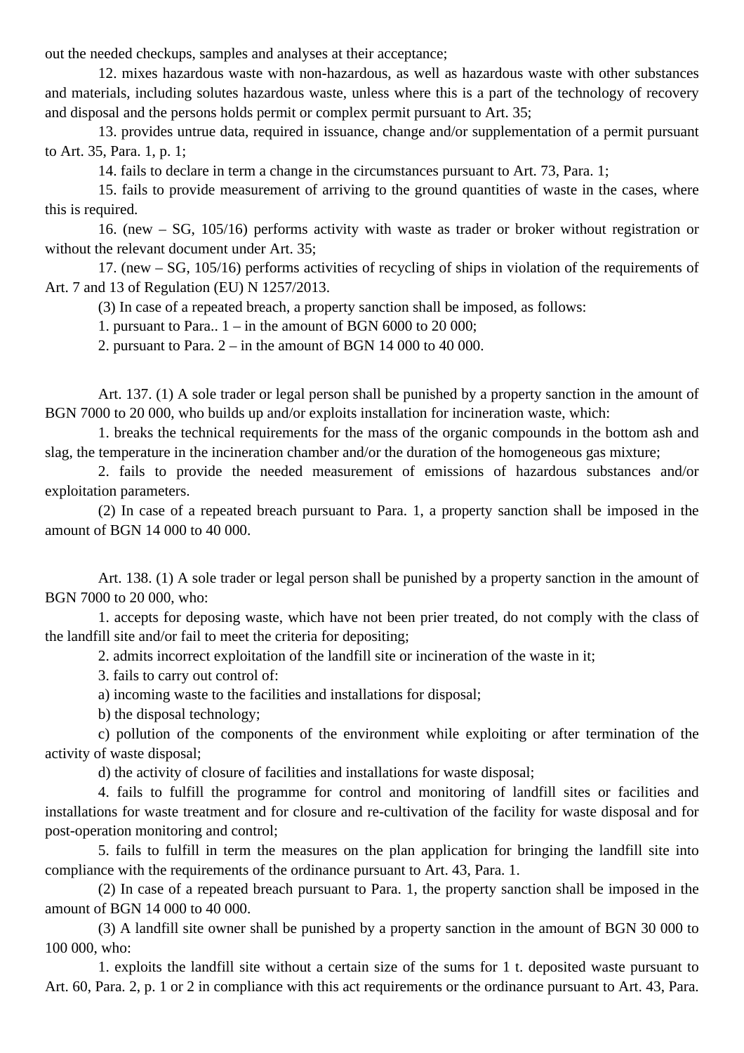out the needed checkups, samples and analyses at their acceptance;

12. mixes hazardous waste with non-hazardous, as well as hazardous waste with other substances and materials, including solutes hazardous waste, unless where this is a part of the technology of recovery and disposal and the persons holds permit or complex permit pursuant to Art. 35;

13. provides untrue data, required in issuance, change and/or supplementation of a permit pursuant to Art. 35, Para. 1, p. 1;

14. fails to declare in term a change in the circumstances pursuant to Art. 73, Para. 1;

15. fails to provide measurement of arriving to the ground quantities of waste in the cases, where this is required.

16. (new – SG, 105/16) performs activity with waste as trader or broker without registration or without the relevant document under Art. 35;

17. (new – SG, 105/16) performs activities of recycling of ships in violation of the requirements of Art. 7 and 13 of Regulation (EU) N 1257/2013.

(3) In case of a repeated breach, a property sanction shall be imposed, as follows:

1. pursuant to Para.. 1 – in the amount of BGN 6000 to 20 000;

2. pursuant to Para. 2 – in the amount of BGN 14 000 to 40 000.

Art. 137. (1) A sole trader or legal person shall be punished by a property sanction in the amount of BGN 7000 to 20 000, who builds up and/or exploits installation for incineration waste, which:

1. breaks the technical requirements for the mass of the organic compounds in the bottom ash and slag, the temperature in the incineration chamber and/or the duration of the homogeneous gas mixture;

2. fails to provide the needed measurement of emissions of hazardous substances and/or exploitation parameters.

(2) In case of a repeated breach pursuant to Para. 1, a property sanction shall be imposed in the amount of BGN 14 000 to 40 000.

Art. 138. (1) A sole trader or legal person shall be punished by a property sanction in the amount of BGN 7000 to 20 000, who:

1. accepts for deposing waste, which have not been prier treated, do not comply with the class of the landfill site and/or fail to meet the criteria for depositing;

2. admits incorrect exploitation of the landfill site or incineration of the waste in it;

3. fails to carry out control of:

a) incoming waste to the facilities and installations for disposal;

b) the disposal technology;

c) pollution of the components of the environment while exploiting or after termination of the activity of waste disposal;

d) the activity of closure of facilities and installations for waste disposal;

4. fails to fulfill the programme for control and monitoring of landfill sites or facilities and installations for waste treatment and for closure and re-cultivation of the facility for waste disposal and for post-operation monitoring and control;

5. fails to fulfill in term the measures on the plan application for bringing the landfill site into compliance with the requirements of the ordinance pursuant to Art. 43, Para. 1.

(2) In case of a repeated breach pursuant to Para. 1, the property sanction shall be imposed in the amount of BGN 14 000 to 40 000.

(3) A landfill site owner shall be punished by a property sanction in the amount of BGN 30 000 to 100 000, who:

1. exploits the landfill site without a certain size of the sums for 1 t. deposited waste pursuant to Art. 60, Para. 2, p. 1 or 2 in compliance with this act requirements or the ordinance pursuant to Art. 43, Para.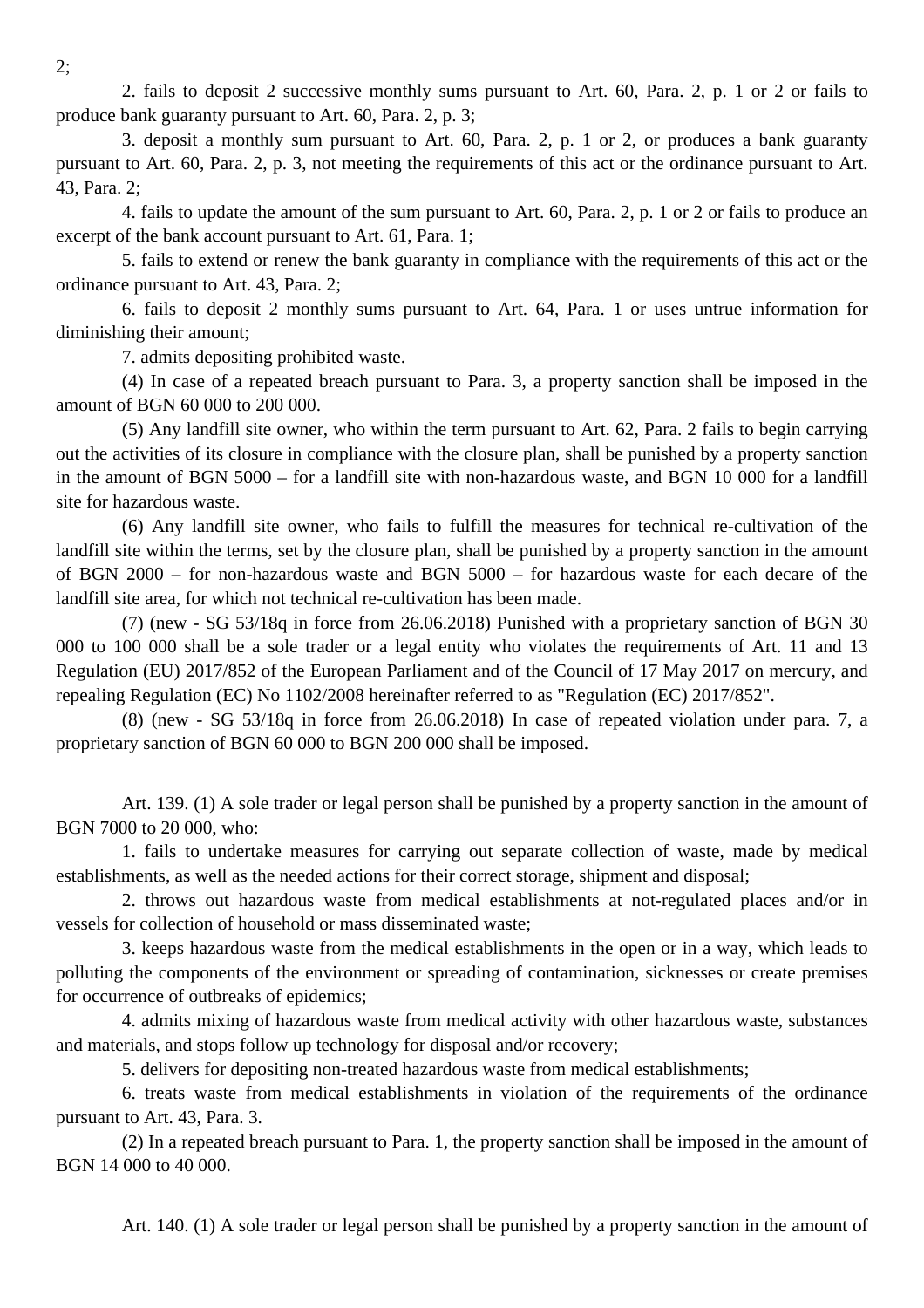2;

2. fails to deposit 2 successive monthly sums pursuant to Art. 60, Para. 2, p. 1 or 2 or fails to produce bank guaranty pursuant to Art. 60, Para. 2, p. 3;

3. deposit a monthly sum pursuant to Art. 60, Para. 2, p. 1 or 2, or produces a bank guaranty pursuant to Art. 60, Para. 2, p. 3, not meeting the requirements of this act or the ordinance pursuant to Art. 43, Para. 2;

4. fails to update the amount of the sum pursuant to Art. 60, Para. 2, p. 1 or 2 or fails to produce an excerpt of the bank account pursuant to Art. 61, Para. 1;

5. fails to extend or renew the bank guaranty in compliance with the requirements of this act or the ordinance pursuant to Art. 43, Para. 2;

6. fails to deposit 2 monthly sums pursuant to Art. 64, Para. 1 or uses untrue information for diminishing their amount;

7. admits depositing prohibited waste.

(4) In case of a repeated breach pursuant to Para. 3, a property sanction shall be imposed in the amount of BGN 60 000 to 200 000.

(5) Any landfill site owner, who within the term pursuant to Art. 62, Para. 2 fails to begin carrying out the activities of its closure in compliance with the closure plan, shall be punished by a property sanction in the amount of BGN 5000 – for a landfill site with non-hazardous waste, and BGN 10 000 for a landfill site for hazardous waste.

(6) Any landfill site owner, who fails to fulfill the measures for technical re-cultivation of the landfill site within the terms, set by the closure plan, shall be punished by a property sanction in the amount of BGN 2000 – for non-hazardous waste and BGN 5000 – for hazardous waste for each decare of the landfill site area, for which not technical re-cultivation has been made.

(7) (new - SG 53/18q in force from 26.06.2018) Punished with a proprietary sanction of BGN 30 000 to 100 000 shall be a sole trader or a legal entity who violates the requirements of Art. 11 and 13 Regulation (EU) 2017/852 of the European Parliament and of the Council of 17 May 2017 on mercury, and repealing Regulation (EC) No 1102/2008 hereinafter referred to as "Regulation (EC) 2017/852".

(8) (new - SG 53/18q in force from 26.06.2018) In case of repeated violation under para. 7, a proprietary sanction of BGN 60 000 to BGN 200 000 shall be imposed.

Art. 139. (1) A sole trader or legal person shall be punished by a property sanction in the amount of BGN 7000 to 20 000, who:

1. fails to undertake measures for carrying out separate collection of waste, made by medical establishments, as well as the needed actions for their correct storage, shipment and disposal;

2. throws out hazardous waste from medical establishments at not-regulated places and/or in vessels for collection of household or mass disseminated waste;

3. keeps hazardous waste from the medical establishments in the open or in a way, which leads to polluting the components of the environment or spreading of contamination, sicknesses or create premises for occurrence of outbreaks of epidemics;

4. admits mixing of hazardous waste from medical activity with other hazardous waste, substances and materials, and stops follow up technology for disposal and/or recovery;

5. delivers for depositing non-treated hazardous waste from medical establishments;

6. treats waste from medical establishments in violation of the requirements of the ordinance pursuant to Art. 43, Para. 3.

(2) In a repeated breach pursuant to Para. 1, the property sanction shall be imposed in the amount of BGN 14 000 to 40 000.

Art. 140. (1) A sole trader or legal person shall be punished by a property sanction in the amount of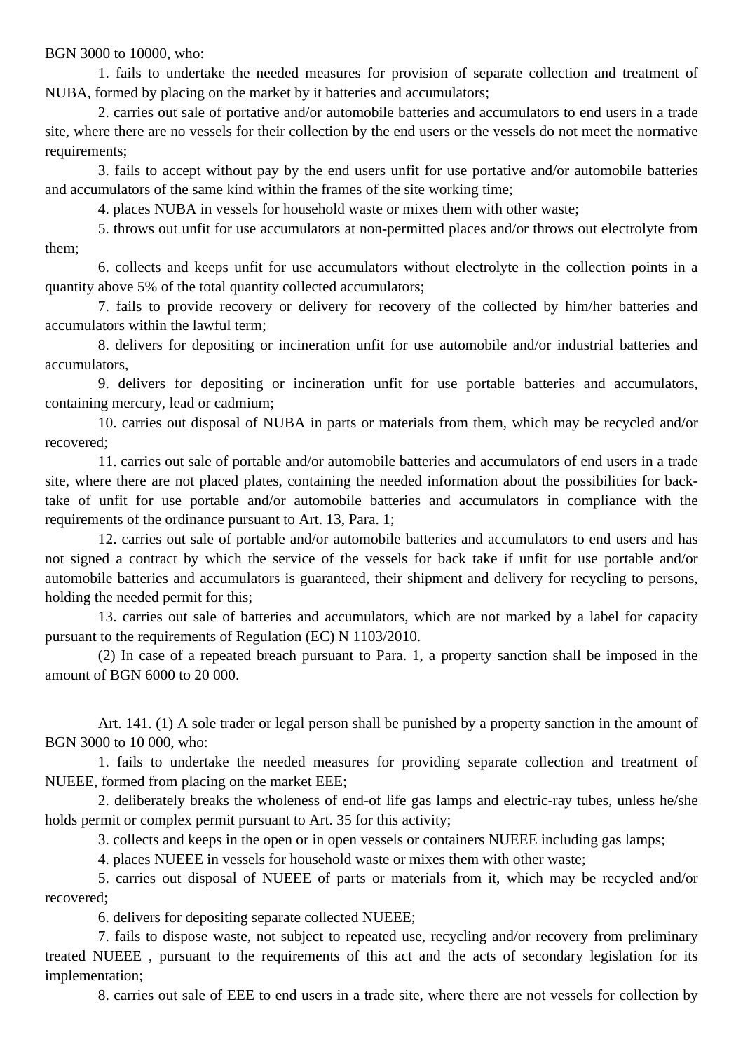BGN 3000 to 10000, who:

1. fails to undertake the needed measures for provision of separate collection and treatment of NUBA, formed by placing on the market by it batteries and accumulators;

2. carries out sale of portative and/or automobile batteries and accumulators to end users in a trade site, where there are no vessels for their collection by the end users or the vessels do not meet the normative requirements;

3. fails to accept without pay by the end users unfit for use portative and/or automobile batteries and accumulators of the same kind within the frames of the site working time;

4. places NUBA in vessels for household waste or mixes them with other waste;

5. throws out unfit for use accumulators at non-permitted places and/or throws out electrolyte from them;

6. collects and keeps unfit for use accumulators without electrolyte in the collection points in a quantity above 5% of the total quantity collected accumulators;

7. fails to provide recovery or delivery for recovery of the collected by him/her batteries and accumulators within the lawful term;

8. delivers for depositing or incineration unfit for use automobile and/or industrial batteries and accumulators,

9. delivers for depositing or incineration unfit for use portable batteries and accumulators, containing mercury, lead or cadmium;

10. carries out disposal of NUBA in parts or materials from them, which may be recycled and/or recovered;

11. carries out sale of portable and/or automobile batteries and accumulators of end users in a trade site, where there are not placed plates, containing the needed information about the possibilities for back-take of unfit for use portable and/or automobile batteries and accumulators in compliance with the requirements of the ordinance pursuant to Art. 13, Para. 1;

12. carries out sale of portable and/or automobile batteries and accumulators to end users and has not signed a contract by which the service of the vessels for back take if unfit for use portable and/or automobile batteries and accumulators is guaranteed, their shipment and delivery for recycling to persons, holding the needed permit for this;

13. carries out sale of batteries and accumulators, which are not marked by a label for capacity pursuant to the requirements of Regulation (EC) N 1103/2010.

(2) In case of a repeated breach pursuant to Para. 1, a property sanction shall be imposed in the amount of BGN 6000 to 20 000.

Art. 141. (1) A sole trader or legal person shall be punished by a property sanction in the amount of BGN 3000 to 10 000, who:

1. fails to undertake the needed measures for providing separate collection and treatment of NUEEE, formed from placing on the market EEE;

2. deliberately breaks the wholeness of end-of life gas lamps and electric-ray tubes, unless he/she holds permit or complex permit pursuant to Art. 35 for this activity;

3. collects and keeps in the open or in open vessels or containers NUEEE including gas lamps;

4. places NUEEE in vessels for household waste or mixes them with other waste;

5. carries out disposal of NUEEE of parts or materials from it, which may be recycled and/or recovered;

6. delivers for depositing separate collected NUEEE;

7. fails to dispose waste, not subject to repeated use, recycling and/or recovery from preliminary treated NUEEE , pursuant to the requirements of this act and the acts of secondary legislation for its implementation;

8. carries out sale of EEE to end users in a trade site, where there are not vessels for collection by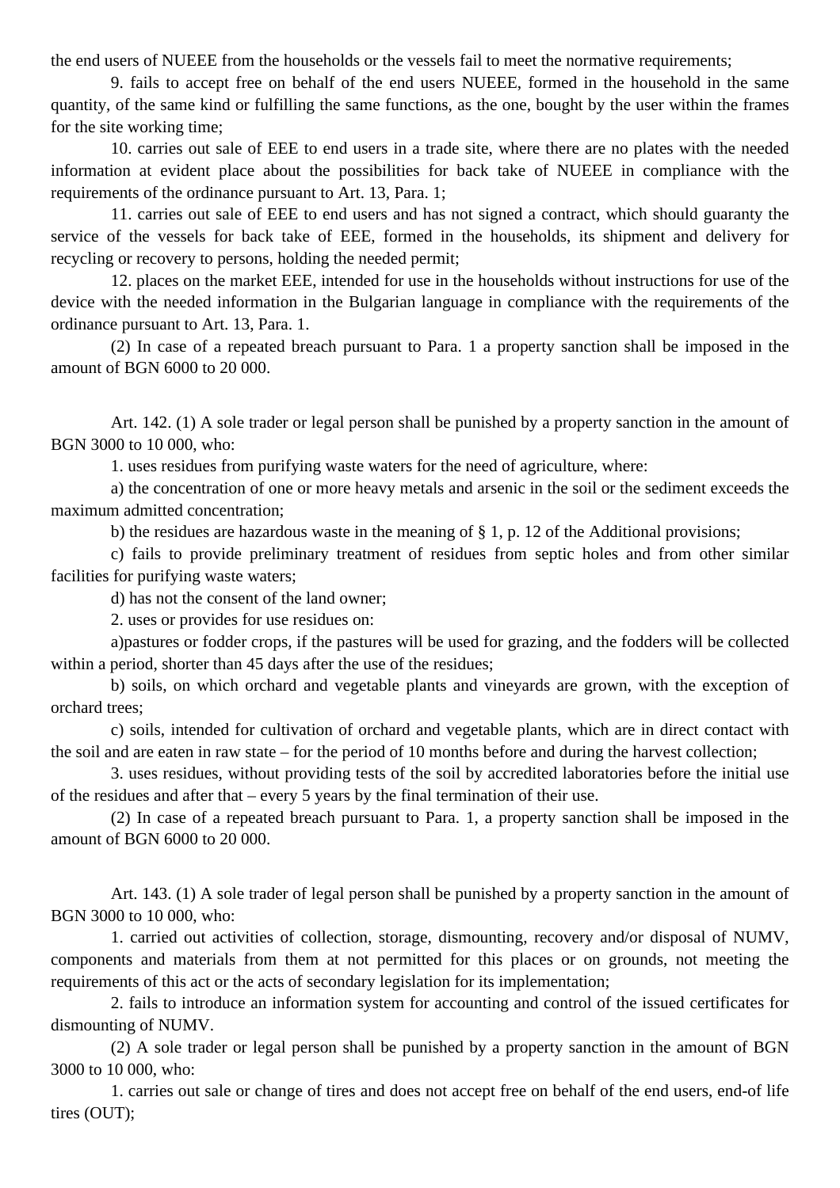the end users of NUEEE from the households or the vessels fail to meet the normative requirements;

9. fails to accept free on behalf of the end users NUEEE, formed in the household in the same quantity, of the same kind or fulfilling the same functions, as the one, bought by the user within the frames for the site working time;

10. carries out sale of EEE to end users in a trade site, where there are no plates with the needed information at evident place about the possibilities for back take of NUEEE in compliance with the requirements of the ordinance pursuant to Art. 13, Para. 1;

11. carries out sale of EEE to end users and has not signed a contract, which should guaranty the service of the vessels for back take of EEE, formed in the households, its shipment and delivery for recycling or recovery to persons, holding the needed permit;

12. places on the market EEE, intended for use in the households without instructions for use of the device with the needed information in the Bulgarian language in compliance with the requirements of the ordinance pursuant to Art. 13, Para. 1.

(2) In case of a repeated breach pursuant to Para. 1 a property sanction shall be imposed in the amount of BGN 6000 to 20 000.

Art. 142. (1) A sole trader or legal person shall be punished by a property sanction in the amount of BGN 3000 to 10 000, who:

1. uses residues from purifying waste waters for the need of agriculture, where:

a) the concentration of one or more heavy metals and arsenic in the soil or the sediment exceeds the maximum admitted concentration;

b) the residues are hazardous waste in the meaning of § 1, p. 12 of the Additional provisions;

c) fails to provide preliminary treatment of residues from septic holes and from other similar facilities for purifying waste waters;

d) has not the consent of the land owner;

2. uses or provides for use residues on:

a)pastures or fodder crops, if the pastures will be used for grazing, and the fodders will be collected within a period, shorter than 45 days after the use of the residues;

b) soils, on which orchard and vegetable plants and vineyards are grown, with the exception of orchard trees;

c) soils, intended for cultivation of orchard and vegetable plants, which are in direct contact with the soil and are eaten in raw state – for the period of 10 months before and during the harvest collection;

3. uses residues, without providing tests of the soil by accredited laboratories before the initial use of the residues and after that – every 5 years by the final termination of their use.

(2) In case of a repeated breach pursuant to Para. 1, a property sanction shall be imposed in the amount of BGN 6000 to 20 000.

Art. 143. (1) A sole trader of legal person shall be punished by a property sanction in the amount of BGN 3000 to 10 000, who:

1. carried out activities of collection, storage, dismounting, recovery and/or disposal of NUMV, components and materials from them at not permitted for this places or on grounds, not meeting the requirements of this act or the acts of secondary legislation for its implementation;

2. fails to introduce an information system for accounting and control of the issued certificates for dismounting of NUMV.

(2) A sole trader or legal person shall be punished by a property sanction in the amount of BGN 3000 to 10 000, who:

1. carries out sale or change of tires and does not accept free on behalf of the end users, end-of life tires (OUT);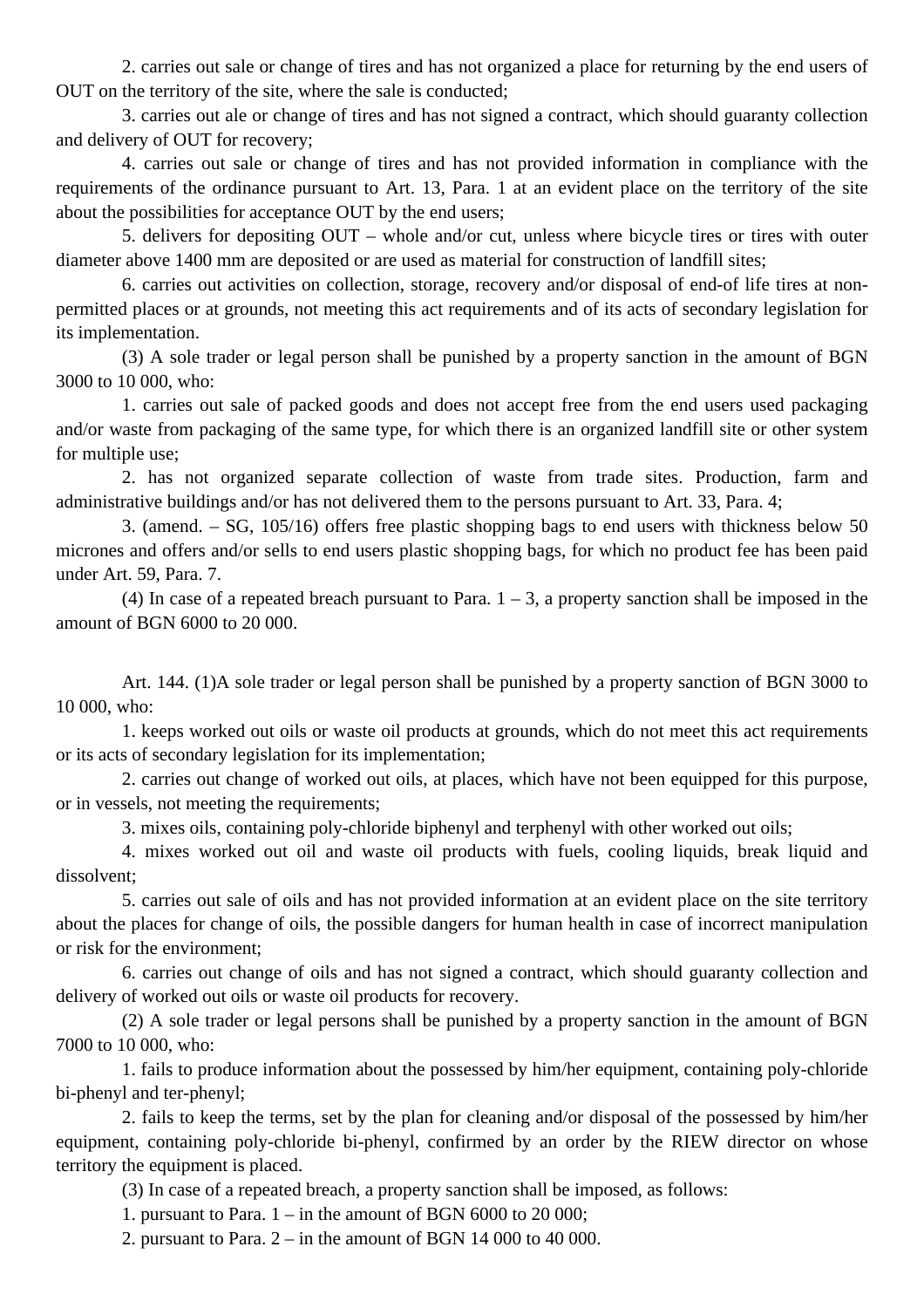2. carries out sale or change of tires and has not organized a place for returning by the end users of OUT on the territory of the site, where the sale is conducted;

3. carries out ale or change of tires and has not signed a contract, which should guaranty collection and delivery of OUT for recovery;

4. carries out sale or change of tires and has not provided information in compliance with the requirements of the ordinance pursuant to Art. 13, Para. 1 at an evident place on the territory of the site about the possibilities for acceptance OUT by the end users;

5. delivers for depositing OUT – whole and/or cut, unless where bicycle tires or tires with outer diameter above 1400 mm are deposited or are used as material for construction of landfill sites;

6. carries out activities on collection, storage, recovery and/or disposal of end-of life tires at non-permitted places or at grounds, not meeting this act requirements and of its acts of secondary legislation for its implementation.

(3) A sole trader or legal person shall be punished by a property sanction in the amount of BGN 3000 to 10 000, who:

1. carries out sale of packed goods and does not accept free from the end users used packaging and/or waste from packaging of the same type, for which there is an organized landfill site or other system for multiple use;

2. has not organized separate collection of waste from trade sites. Production, farm and administrative buildings and/or has not delivered them to the persons pursuant to Art. 33, Para. 4;

3. (amend. – SG, 105/16) offers free plastic shopping bags to end users with thickness below 50 micrones and offers and/or sells to end users plastic shopping bags, for which no product fee has been paid under Art. 59, Para. 7.

(4) In case of a repeated breach pursuant to Para. 1 – 3, a property sanction shall be imposed in the amount of BGN 6000 to 20 000.

Art. 144. (1)A sole trader or legal person shall be punished by a property sanction of BGN 3000 to 10 000, who:

1. keeps worked out oils or waste oil products at grounds, which do not meet this act requirements or its acts of secondary legislation for its implementation;

2. carries out change of worked out oils, at places, which have not been equipped for this purpose, or in vessels, not meeting the requirements;

3. mixes oils, containing poly-chloride biphenyl and terphenyl with other worked out oils;

4. mixes worked out oil and waste oil products with fuels, cooling liquids, break liquid and dissolvent;

5. carries out sale of oils and has not provided information at an evident place on the site territory about the places for change of oils, the possible dangers for human health in case of incorrect manipulation or risk for the environment;

6. carries out change of oils and has not signed a contract, which should guaranty collection and delivery of worked out oils or waste oil products for recovery.

(2) A sole trader or legal persons shall be punished by a property sanction in the amount of BGN 7000 to 10 000, who:

1. fails to produce information about the possessed by him/her equipment, containing poly-chloride bi-phenyl and ter-phenyl;

2. fails to keep the terms, set by the plan for cleaning and/or disposal of the possessed by him/her equipment, containing poly-chloride bi-phenyl, confirmed by an order by the RIEW director on whose territory the equipment is placed.

(3) In case of a repeated breach, a property sanction shall be imposed, as follows:

1. pursuant to Para. 1 – in the amount of BGN 6000 to 20 000;

2. pursuant to Para. 2 – in the amount of BGN 14 000 to 40 000.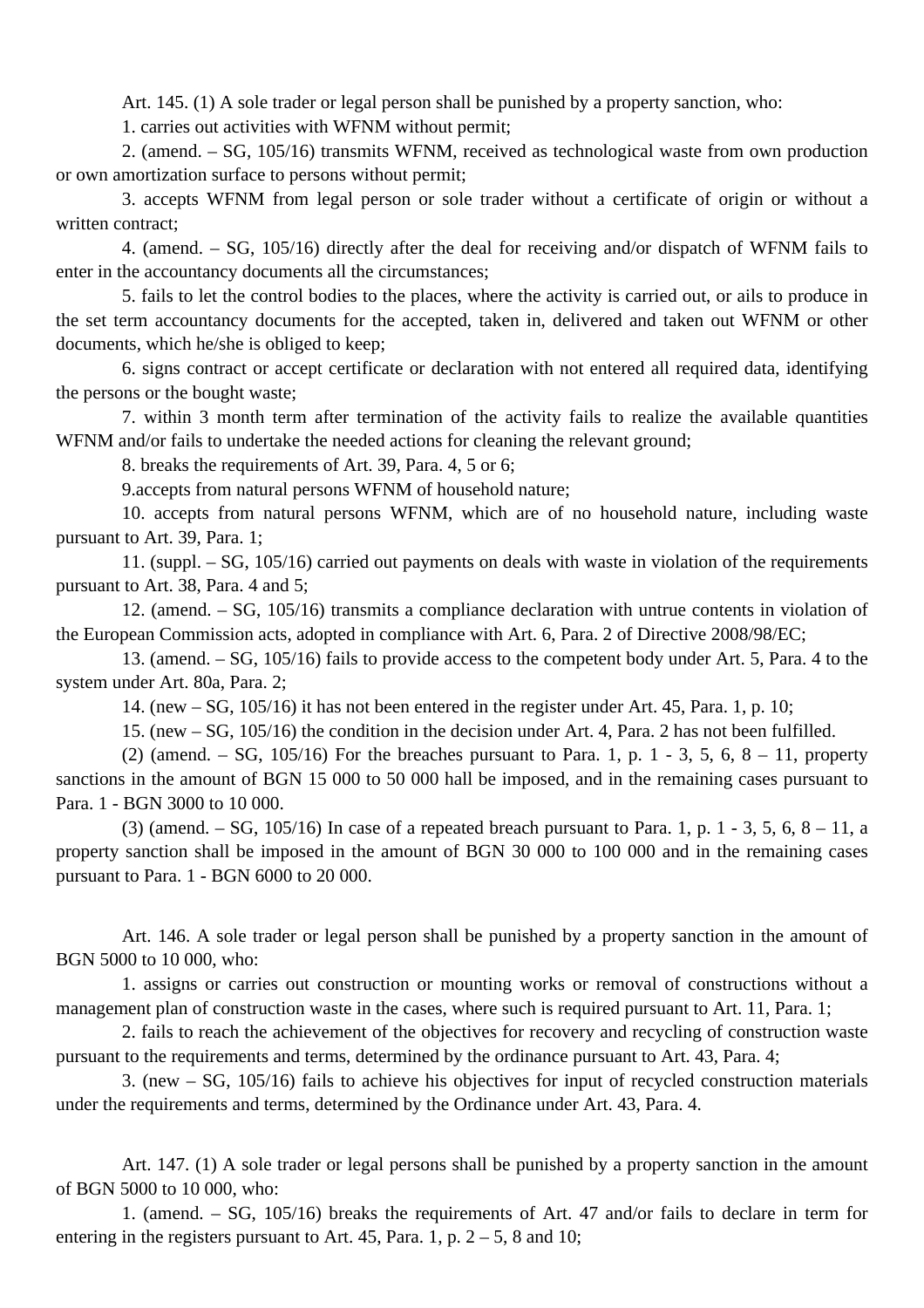Art. 145. (1) A sole trader or legal person shall be punished by a property sanction, who:

1. carries out activities with WFNM without permit;

2. (amend. – SG, 105/16) transmits WFNM, received as technological waste from own production or own amortization surface to persons without permit;

3. accepts WFNM from legal person or sole trader without a certificate of origin or without a written contract;

4. (amend. – SG, 105/16) directly after the deal for receiving and/or dispatch of WFNM fails to enter in the accountancy documents all the circumstances;

5. fails to let the control bodies to the places, where the activity is carried out, or ails to produce in the set term accountancy documents for the accepted, taken in, delivered and taken out WFNM or other documents, which he/she is obliged to keep;

6. signs contract or accept certificate or declaration with not entered all required data, identifying the persons or the bought waste;

7. within 3 month term after termination of the activity fails to realize the available quantities WFNM and/or fails to undertake the needed actions for cleaning the relevant ground;

8. breaks the requirements of Art. 39, Para. 4, 5 or 6;

9.accepts from natural persons WFNM of household nature;

10. accepts from natural persons WFNM, which are of no household nature, including waste pursuant to Art. 39, Para. 1;

11. (suppl. – SG, 105/16) carried out payments on deals with waste in violation of the requirements pursuant to Art. 38, Para. 4 and 5;

12. (amend. – SG, 105/16) transmits a compliance declaration with untrue contents in violation of the European Commission acts, adopted in compliance with Art. 6, Para. 2 of Directive 2008/98/EC;

13. (amend. – SG, 105/16) fails to provide access to the competent body under Art. 5, Para. 4 to the system under Art. 80a, Para. 2;

14. (new – SG, 105/16) it has not been entered in the register under Art. 45, Para. 1, p. 10;

15. (new – SG, 105/16) the condition in the decision under Art. 4, Para. 2 has not been fulfilled.

(2) (amend. – SG, 105/16) For the breaches pursuant to Para. 1, p. 1 - 3, 5, 6, 8 – 11, property sanctions in the amount of BGN 15 000 to 50 000 hall be imposed, and in the remaining cases pursuant to Para. 1 - BGN 3000 to 10 000.

(3) (amend. – SG, 105/16) In case of a repeated breach pursuant to Para. 1, p. 1 - 3, 5, 6, 8 – 11, a property sanction shall be imposed in the amount of BGN 30 000 to 100 000 and in the remaining cases pursuant to Para. 1 - BGN 6000 to 20 000.

Art. 146. A sole trader or legal person shall be punished by a property sanction in the amount of BGN 5000 to 10 000, who:

1. assigns or carries out construction or mounting works or removal of constructions without a management plan of construction waste in the cases, where such is required pursuant to Art. 11, Para. 1;

2. fails to reach the achievement of the objectives for recovery and recycling of construction waste pursuant to the requirements and terms, determined by the ordinance pursuant to Art. 43, Para. 4;

3. (new – SG, 105/16) fails to achieve his objectives for input of recycled construction materials under the requirements and terms, determined by the Ordinance under Art. 43, Para. 4.

Art. 147. (1) A sole trader or legal persons shall be punished by a property sanction in the amount of BGN 5000 to 10 000, who:

1. (amend. – SG, 105/16) breaks the requirements of Art. 47 and/or fails to declare in term for entering in the registers pursuant to Art. 45, Para. 1, p. 2 – 5, 8 and 10;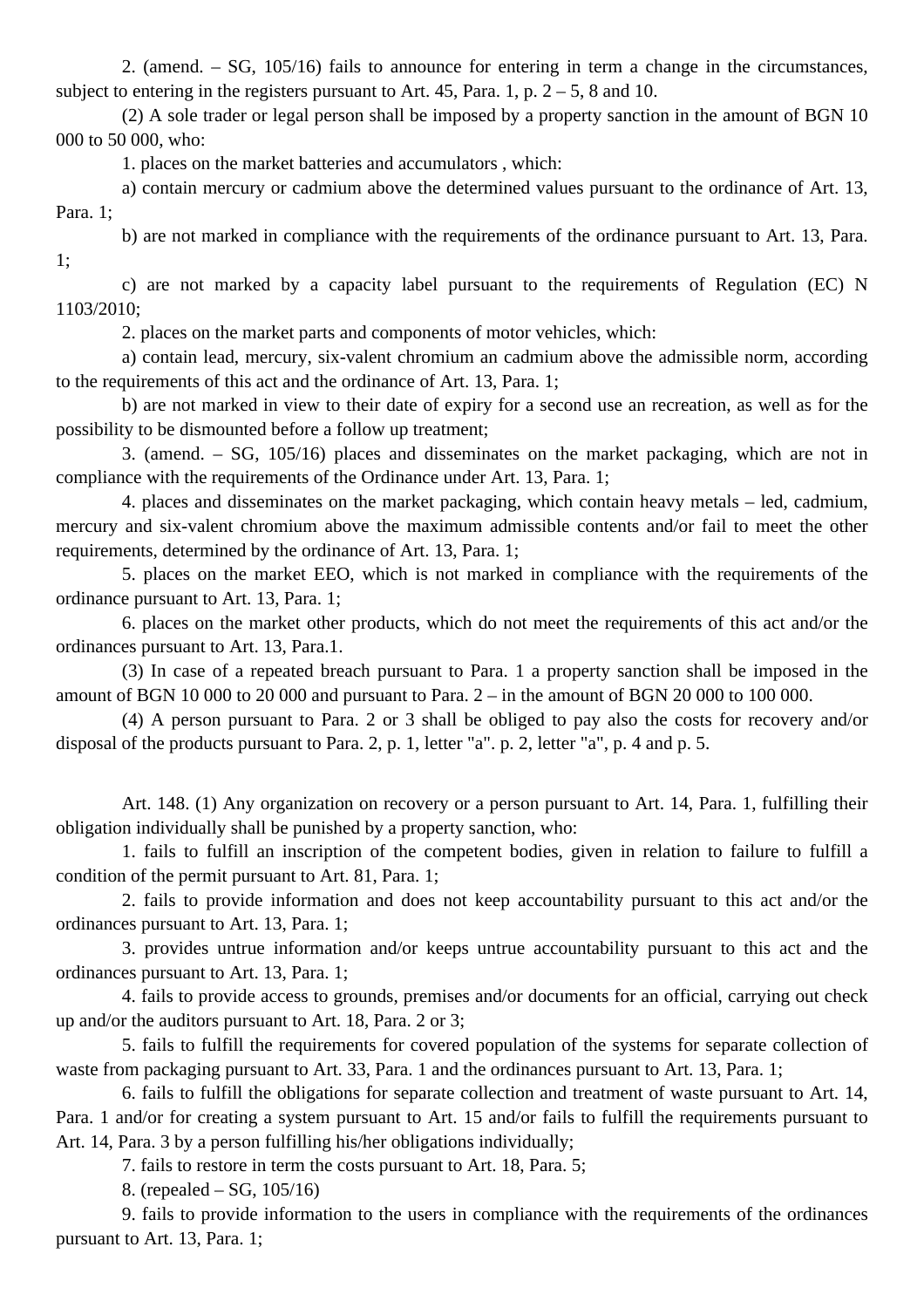2. (amend. – SG, 105/16) fails to announce for entering in term a change in the circumstances, subject to entering in the registers pursuant to Art. 45, Para. 1, p. 2 – 5, 8 and 10.

(2) A sole trader or legal person shall be imposed by a property sanction in the amount of BGN 10 000 to 50 000, who:

1. places on the market batteries and accumulators , which:

a) contain mercury or cadmium above the determined values pursuant to the ordinance of Art. 13, Para. 1;

b) are not marked in compliance with the requirements of the ordinance pursuant to Art. 13, Para. 1;

c) are not marked by a capacity label pursuant to the requirements of Regulation (EC) N 1103/2010;

2. places on the market parts and components of motor vehicles, which:

a) contain lead, mercury, six-valent chromium an cadmium above the admissible norm, according to the requirements of this act and the ordinance of Art. 13, Para. 1;

b) are not marked in view to their date of expiry for a second use an recreation, as well as for the possibility to be dismounted before a follow up treatment;

3. (amend. – SG, 105/16) places and disseminates on the market packaging, which are not in compliance with the requirements of the Ordinance under Art. 13, Para. 1;

4. places and disseminates on the market packaging, which contain heavy metals – led, cadmium, mercury and six-valent chromium above the maximum admissible contents and/or fail to meet the other requirements, determined by the ordinance of Art. 13, Para. 1;

5. places on the market EEO, which is not marked in compliance with the requirements of the ordinance pursuant to Art. 13, Para. 1;

6. places on the market other products, which do not meet the requirements of this act and/or the ordinances pursuant to Art. 13, Para.1.

(3) In case of a repeated breach pursuant to Para. 1 a property sanction shall be imposed in the amount of BGN 10 000 to 20 000 and pursuant to Para. 2 – in the amount of BGN 20 000 to 100 000.

(4) A person pursuant to Para. 2 or 3 shall be obliged to pay also the costs for recovery and/or disposal of the products pursuant to Para. 2, p. 1, letter "a". p. 2, letter "a", p. 4 and p. 5.

Art. 148. (1) Any organization on recovery or a person pursuant to Art. 14, Para. 1, fulfilling their obligation individually shall be punished by a property sanction, who:

1. fails to fulfill an inscription of the competent bodies, given in relation to failure to fulfill a condition of the permit pursuant to Art. 81, Para. 1;

2. fails to provide information and does not keep accountability pursuant to this act and/or the ordinances pursuant to Art. 13, Para. 1;

3. provides untrue information and/or keeps untrue accountability pursuant to this act and the ordinances pursuant to Art. 13, Para. 1;

4. fails to provide access to grounds, premises and/or documents for an official, carrying out check up and/or the auditors pursuant to Art. 18, Para. 2 or 3;

5. fails to fulfill the requirements for covered population of the systems for separate collection of waste from packaging pursuant to Art. 33, Para. 1 and the ordinances pursuant to Art. 13, Para. 1;

6. fails to fulfill the obligations for separate collection and treatment of waste pursuant to Art. 14, Para. 1 and/or for creating a system pursuant to Art. 15 and/or fails to fulfill the requirements pursuant to Art. 14, Para. 3 by a person fulfilling his/her obligations individually;

7. fails to restore in term the costs pursuant to Art. 18, Para. 5;

8. (repealed – SG, 105/16)

9. fails to provide information to the users in compliance with the requirements of the ordinances pursuant to Art. 13, Para. 1;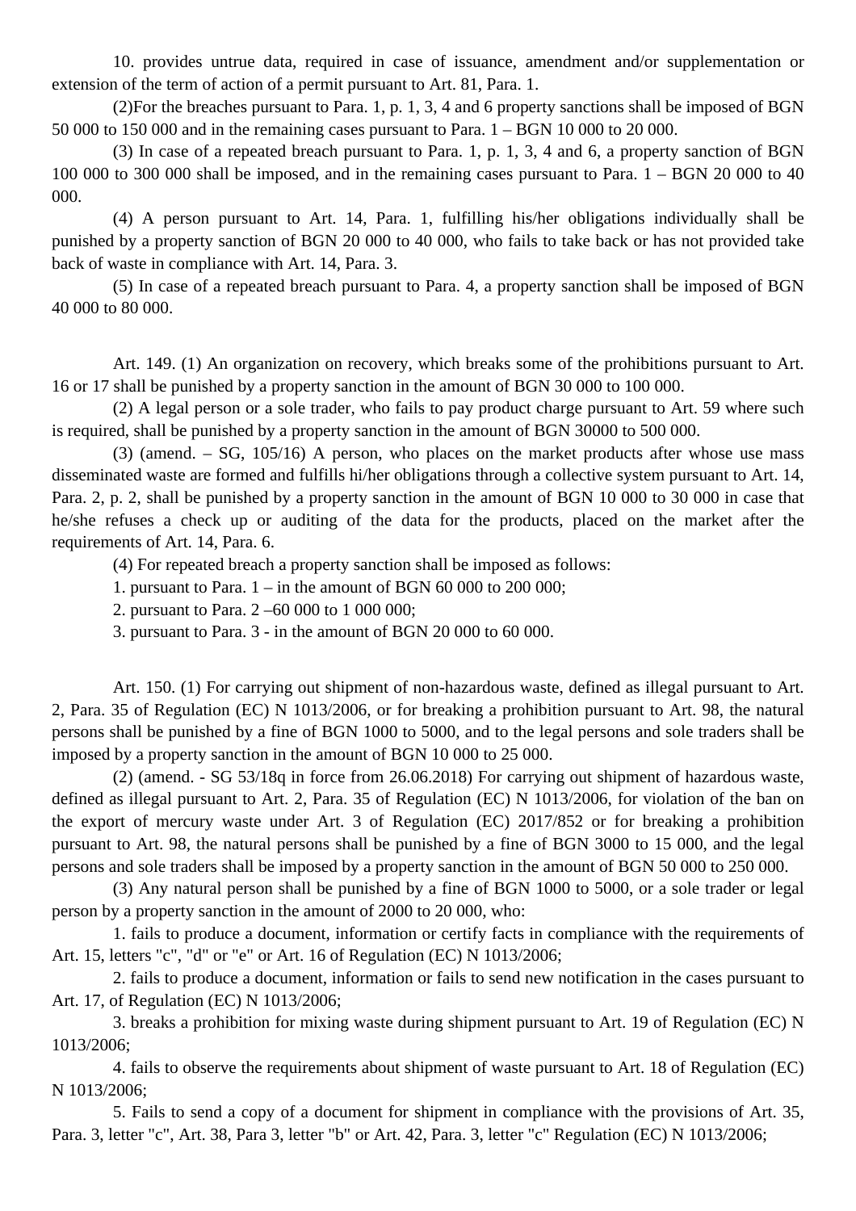10. provides untrue data, required in case of issuance, amendment and/or supplementation or extension of the term of action of a permit pursuant to Art. 81, Para. 1.

(2)For the breaches pursuant to Para. 1, p. 1, 3, 4 and 6 property sanctions shall be imposed of BGN 50 000 to 150 000 and in the remaining cases pursuant to Para. 1 – BGN 10 000 to 20 000.

(3) In case of a repeated breach pursuant to Para. 1, p. 1, 3, 4 and 6, a property sanction of BGN 100 000 to 300 000 shall be imposed, and in the remaining cases pursuant to Para. 1 – BGN 20 000 to 40 000.

(4) A person pursuant to Art. 14, Para. 1, fulfilling his/her obligations individually shall be punished by a property sanction of BGN 20 000 to 40 000, who fails to take back or has not provided take back of waste in compliance with Art. 14, Para. 3.

(5) In case of a repeated breach pursuant to Para. 4, a property sanction shall be imposed of BGN 40 000 to 80 000.

Art. 149. (1) An organization on recovery, which breaks some of the prohibitions pursuant to Art. 16 or 17 shall be punished by a property sanction in the amount of BGN 30 000 to 100 000.

(2) A legal person or a sole trader, who fails to pay product charge pursuant to Art. 59 where such is required, shall be punished by a property sanction in the amount of BGN 30000 to 500 000.

(3) (amend. – SG, 105/16) A person, who places on the market products after whose use mass disseminated waste are formed and fulfills hi/her obligations through a collective system pursuant to Art. 14, Para. 2, p. 2, shall be punished by a property sanction in the amount of BGN 10 000 to 30 000 in case that he/she refuses a check up or auditing of the data for the products, placed on the market after the requirements of Art. 14, Para. 6.

(4) For repeated breach a property sanction shall be imposed as follows:

1. pursuant to Para. 1 – in the amount of BGN 60 000 to 200 000;

2. pursuant to Para. 2 –60 000 to 1 000 000;

3. pursuant to Para. 3 - in the amount of BGN 20 000 to 60 000.

Art. 150. (1) For carrying out shipment of non-hazardous waste, defined as illegal pursuant to Art. 2, Para. 35 of Regulation (EC) N 1013/2006, or for breaking a prohibition pursuant to Art. 98, the natural persons shall be punished by a fine of BGN 1000 to 5000, and to the legal persons and sole traders shall be imposed by a property sanction in the amount of BGN 10 000 to 25 000.

(2) (amend. - SG 53/18q in force from 26.06.2018) For carrying out shipment of hazardous waste, defined as illegal pursuant to Art. 2, Para. 35 of Regulation (EC) N 1013/2006, for violation of the ban on the export of mercury waste under Art. 3 of Regulation (EC) 2017/852 or for breaking a prohibition pursuant to Art. 98, the natural persons shall be punished by a fine of BGN 3000 to 15 000, and the legal persons and sole traders shall be imposed by a property sanction in the amount of BGN 50 000 to 250 000.

(3) Any natural person shall be punished by a fine of BGN 1000 to 5000, or a sole trader or legal person by a property sanction in the amount of 2000 to 20 000, who:

1. fails to produce a document, information or certify facts in compliance with the requirements of Art. 15, letters "c", "d" or "e" or Art. 16 of Regulation (EC) N 1013/2006;

2. fails to produce a document, information or fails to send new notification in the cases pursuant to Art. 17, of Regulation (EC) N 1013/2006;

3. breaks a prohibition for mixing waste during shipment pursuant to Art. 19 of Regulation (EC) N 1013/2006;

4. fails to observe the requirements about shipment of waste pursuant to Art. 18 of Regulation (EC) N 1013/2006;

5. Fails to send a copy of a document for shipment in compliance with the provisions of Art. 35, Para. 3, letter "c", Art. 38, Para 3, letter "b" or Art. 42, Para. 3, letter "c" Regulation (EC) N 1013/2006;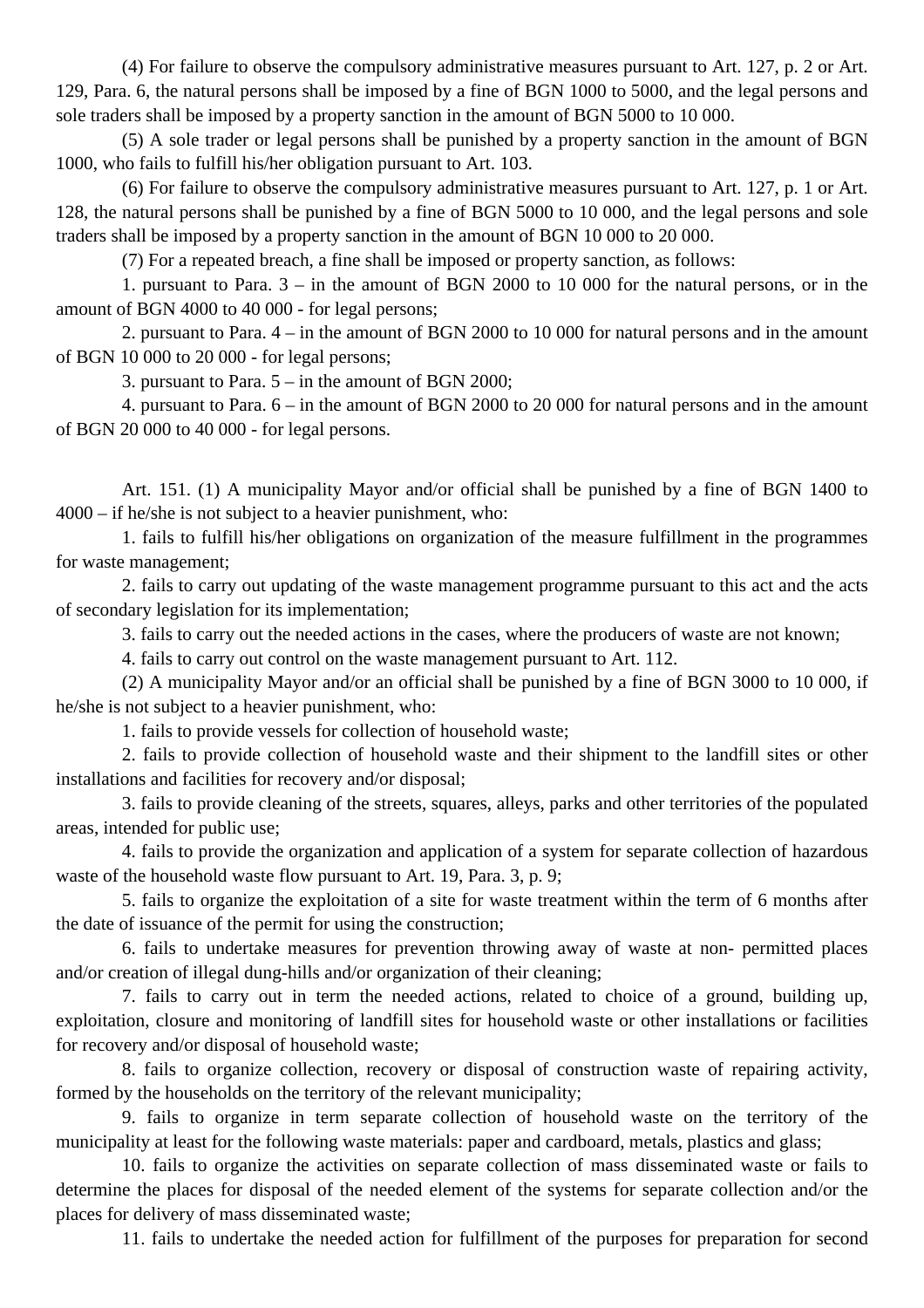(4) For failure to observe the compulsory administrative measures pursuant to Art. 127, p. 2 or Art. 129, Para. 6, the natural persons shall be imposed by a fine of BGN 1000 to 5000, and the legal persons and sole traders shall be imposed by a property sanction in the amount of BGN 5000 to 10 000.

(5) A sole trader or legal persons shall be punished by a property sanction in the amount of BGN 1000, who fails to fulfill his/her obligation pursuant to Art. 103.

(6) For failure to observe the compulsory administrative measures pursuant to Art. 127, p. 1 or Art. 128, the natural persons shall be punished by a fine of BGN 5000 to 10 000, and the legal persons and sole traders shall be imposed by a property sanction in the amount of BGN 10 000 to 20 000.

(7) For a repeated breach, a fine shall be imposed or property sanction, as follows:

1. pursuant to Para. 3 – in the amount of BGN 2000 to 10 000 for the natural persons, or in the amount of BGN 4000 to 40 000 - for legal persons;

2. pursuant to Para. 4 – in the amount of BGN 2000 to 10 000 for natural persons and in the amount of BGN 10 000 to 20 000 - for legal persons;

3. pursuant to Para. 5 – in the amount of BGN 2000;

4. pursuant to Para. 6 – in the amount of BGN 2000 to 20 000 for natural persons and in the amount of BGN 20 000 to 40 000 - for legal persons.

Art. 151. (1) A municipality Mayor and/or official shall be punished by a fine of BGN 1400 to 4000 – if he/she is not subject to a heavier punishment, who:

1. fails to fulfill his/her obligations on organization of the measure fulfillment in the programmes for waste management;

2. fails to carry out updating of the waste management programme pursuant to this act and the acts of secondary legislation for its implementation;

3. fails to carry out the needed actions in the cases, where the producers of waste are not known;

4. fails to carry out control on the waste management pursuant to Art. 112.

(2) A municipality Mayor and/or an official shall be punished by a fine of BGN 3000 to 10 000, if he/she is not subject to a heavier punishment, who:

1. fails to provide vessels for collection of household waste;

2. fails to provide collection of household waste and their shipment to the landfill sites or other installations and facilities for recovery and/or disposal;

3. fails to provide cleaning of the streets, squares, alleys, parks and other territories of the populated areas, intended for public use;

4. fails to provide the organization and application of a system for separate collection of hazardous waste of the household waste flow pursuant to Art. 19, Para. 3, p. 9;

5. fails to organize the exploitation of a site for waste treatment within the term of 6 months after the date of issuance of the permit for using the construction;

6. fails to undertake measures for prevention throwing away of waste at non- permitted places and/or creation of illegal dung-hills and/or organization of their cleaning;

7. fails to carry out in term the needed actions, related to choice of a ground, building up, exploitation, closure and monitoring of landfill sites for household waste or other installations or facilities for recovery and/or disposal of household waste;

8. fails to organize collection, recovery or disposal of construction waste of repairing activity, formed by the households on the territory of the relevant municipality;

9. fails to organize in term separate collection of household waste on the territory of the municipality at least for the following waste materials: paper and cardboard, metals, plastics and glass;

10. fails to organize the activities on separate collection of mass disseminated waste or fails to determine the places for disposal of the needed element of the systems for separate collection and/or the places for delivery of mass disseminated waste;

11. fails to undertake the needed action for fulfillment of the purposes for preparation for second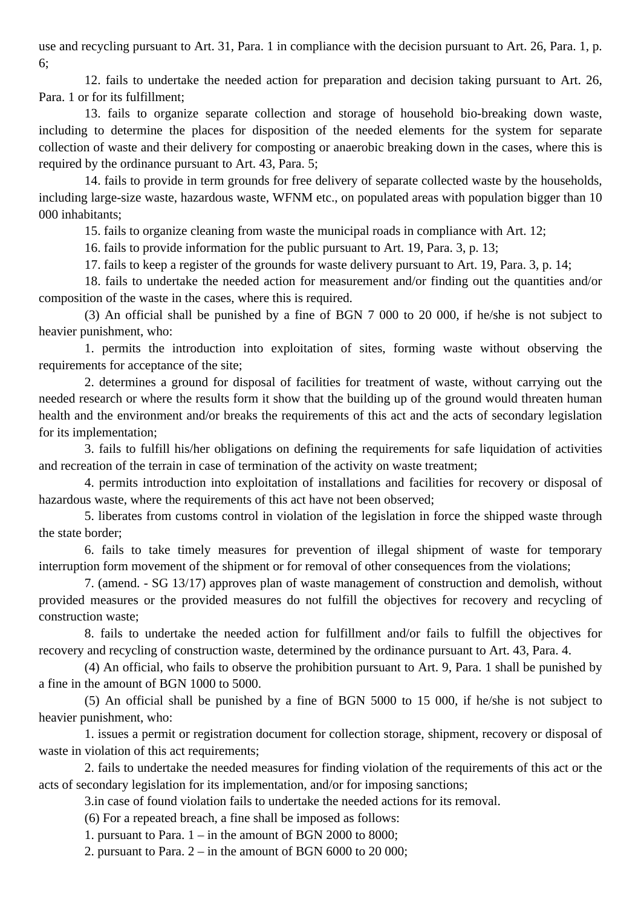use and recycling pursuant to Art. 31, Para. 1 in compliance with the decision pursuant to Art. 26, Para. 1, p. 6;

12. fails to undertake the needed action for preparation and decision taking pursuant to Art. 26, Para. 1 or for its fulfillment;

13. fails to organize separate collection and storage of household bio-breaking down waste, including to determine the places for disposition of the needed elements for the system for separate collection of waste and their delivery for composting or anaerobic breaking down in the cases, where this is required by the ordinance pursuant to Art. 43, Para. 5;

14. fails to provide in term grounds for free delivery of separate collected waste by the households, including large-size waste, hazardous waste, WFNM etc., on populated areas with population bigger than 10 000 inhabitants;

15. fails to organize cleaning from waste the municipal roads in compliance with Art. 12;

16. fails to provide information for the public pursuant to Art. 19, Para. 3, p. 13;

17. fails to keep a register of the grounds for waste delivery pursuant to Art. 19, Para. 3, p. 14;

18. fails to undertake the needed action for measurement and/or finding out the quantities and/or composition of the waste in the cases, where this is required.

(3) An official shall be punished by a fine of BGN 7 000 to 20 000, if he/she is not subject to heavier punishment, who:

1. permits the introduction into exploitation of sites, forming waste without observing the requirements for acceptance of the site;

2. determines a ground for disposal of facilities for treatment of waste, without carrying out the needed research or where the results form it show that the building up of the ground would threaten human health and the environment and/or breaks the requirements of this act and the acts of secondary legislation for its implementation;

3. fails to fulfill his/her obligations on defining the requirements for safe liquidation of activities and recreation of the terrain in case of termination of the activity on waste treatment;

4. permits introduction into exploitation of installations and facilities for recovery or disposal of hazardous waste, where the requirements of this act have not been observed;

5. liberates from customs control in violation of the legislation in force the shipped waste through the state border;

6. fails to take timely measures for prevention of illegal shipment of waste for temporary interruption form movement of the shipment or for removal of other consequences from the violations;

7. (amend. - SG 13/17) approves plan of waste management of construction and demolish, without provided measures or the provided measures do not fulfill the objectives for recovery and recycling of construction waste;

8. fails to undertake the needed action for fulfillment and/or fails to fulfill the objectives for recovery and recycling of construction waste, determined by the ordinance pursuant to Art. 43, Para. 4.

(4) An official, who fails to observe the prohibition pursuant to Art. 9, Para. 1 shall be punished by a fine in the amount of BGN 1000 to 5000.

(5) An official shall be punished by a fine of BGN 5000 to 15 000, if he/she is not subject to heavier punishment, who:

1. issues a permit or registration document for collection storage, shipment, recovery or disposal of waste in violation of this act requirements;

2. fails to undertake the needed measures for finding violation of the requirements of this act or the acts of secondary legislation for its implementation, and/or for imposing sanctions;

3.in case of found violation fails to undertake the needed actions for its removal.

(6) For a repeated breach, a fine shall be imposed as follows:

1. pursuant to Para. 1 – in the amount of BGN 2000 to 8000;

2. pursuant to Para. 2 – in the amount of BGN 6000 to 20 000;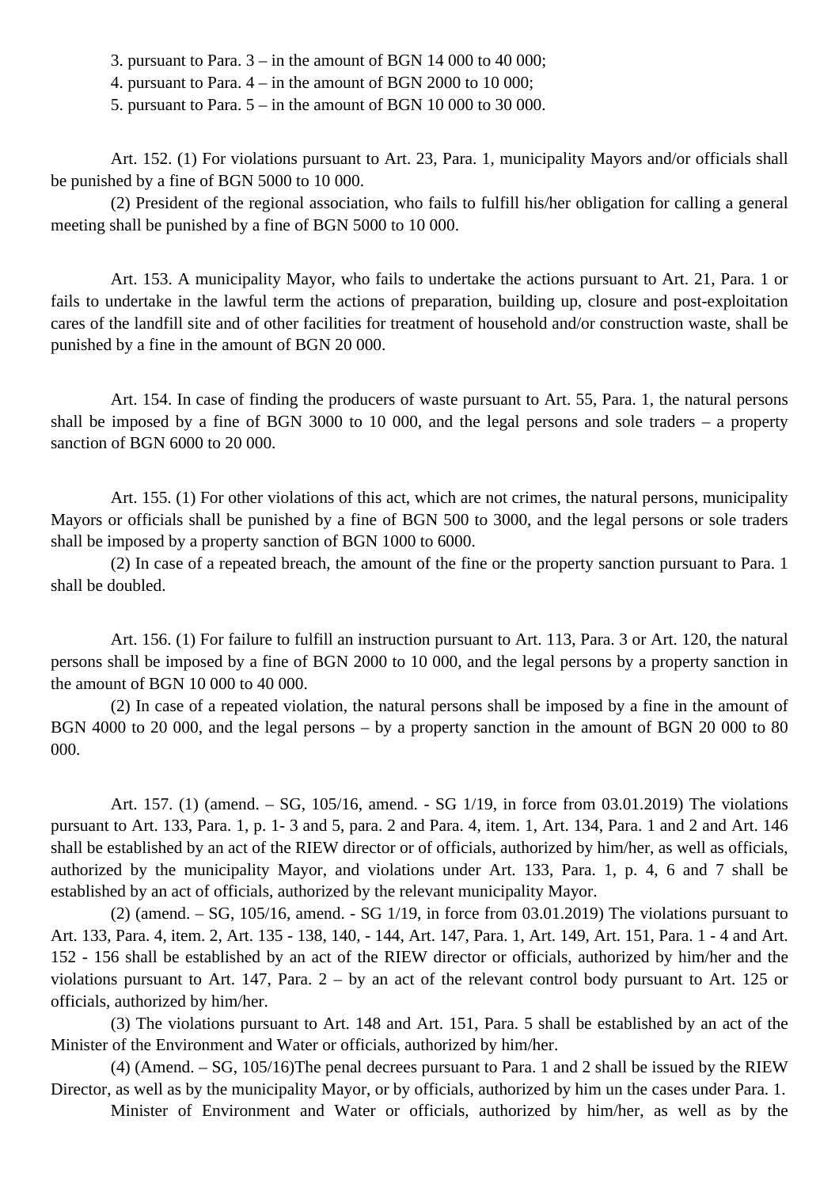3. pursuant to Para. 3 – in the amount of BGN 14 000 to 40 000;

4. pursuant to Para. 4 – in the amount of BGN 2000 to 10 000;

5. pursuant to Para. 5 – in the amount of BGN 10 000 to 30 000.

Art. 152. (1) For violations pursuant to Art. 23, Para. 1, municipality Mayors and/or officials shall be punished by a fine of BGN 5000 to 10 000.

(2) President of the regional association, who fails to fulfill his/her obligation for calling a general meeting shall be punished by a fine of BGN 5000 to 10 000.

Art. 153. A municipality Mayor, who fails to undertake the actions pursuant to Art. 21, Para. 1 or fails to undertake in the lawful term the actions of preparation, building up, closure and post-exploitation cares of the landfill site and of other facilities for treatment of household and/or construction waste, shall be punished by a fine in the amount of BGN 20 000.

Art. 154. In case of finding the producers of waste pursuant to Art. 55, Para. 1, the natural persons shall be imposed by a fine of BGN 3000 to 10 000, and the legal persons and sole traders – a property sanction of BGN 6000 to 20 000.

Art. 155. (1) For other violations of this act, which are not crimes, the natural persons, municipality Mayors or officials shall be punished by a fine of BGN 500 to 3000, and the legal persons or sole traders shall be imposed by a property sanction of BGN 1000 to 6000.

(2) In case of a repeated breach, the amount of the fine or the property sanction pursuant to Para. 1 shall be doubled.

Art. 156. (1) For failure to fulfill an instruction pursuant to Art. 113, Para. 3 or Art. 120, the natural persons shall be imposed by a fine of BGN 2000 to 10 000, and the legal persons by a property sanction in the amount of BGN 10 000 to 40 000.

(2) In case of a repeated violation, the natural persons shall be imposed by a fine in the amount of BGN 4000 to 20 000, and the legal persons – by a property sanction in the amount of BGN 20 000 to 80 000.

Art. 157. (1) (amend. – SG, 105/16, amend. - SG 1/19, in force from 03.01.2019) The violations pursuant to Art. 133, Para. 1, p. 1- 3 and 5, para. 2 and Para. 4, item. 1, Art. 134, Para. 1 and 2 and Art. 146 shall be established by an act of the RIEW director or of officials, authorized by him/her, as well as officials, authorized by the municipality Mayor, and violations under Art. 133, Para. 1, p. 4, 6 and 7 shall be established by an act of officials, authorized by the relevant municipality Mayor.

(2) (amend. – SG, 105/16, amend. - SG 1/19, in force from 03.01.2019) The violations pursuant to Art. 133, Para. 4, item. 2, Art. 135 - 138, 140, - 144, Art. 147, Para. 1, Art. 149, Art. 151, Para. 1 - 4 and Art. 152 - 156 shall be established by an act of the RIEW director or officials, authorized by him/her and the violations pursuant to Art. 147, Para. 2 – by an act of the relevant control body pursuant to Art. 125 or officials, authorized by him/her.

(3) The violations pursuant to Art. 148 and Art. 151, Para. 5 shall be established by an act of the Minister of the Environment and Water or officials, authorized by him/her.

(4) (Amend. – SG, 105/16)The penal decrees pursuant to Para. 1 and 2 shall be issued by the RIEW Director, as well as by the municipality Mayor, or by officials, authorized by him un the cases under Para. 1.

Minister of Environment and Water or officials, authorized by him/her, as well as by the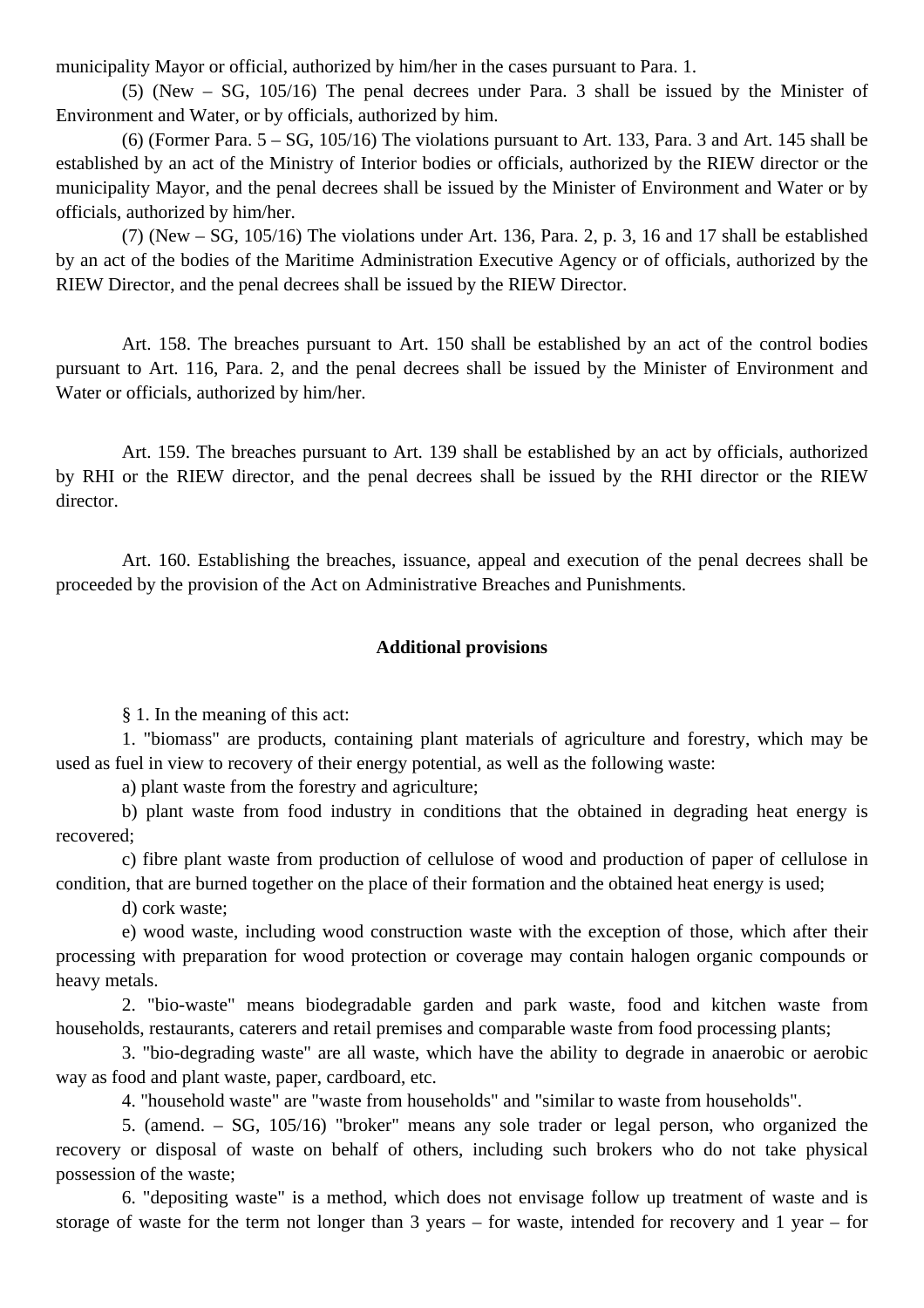municipality Mayor or official, authorized by him/her in the cases pursuant to Para. 1.

(5) (New – SG, 105/16) The penal decrees under Para. 3 shall be issued by the Minister of Environment and Water, or by officials, authorized by him.

(6) (Former Para. 5 – SG, 105/16) The violations pursuant to Art. 133, Para. 3 and Art. 145 shall be established by an act of the Ministry of Interior bodies or officials, authorized by the RIEW director or the municipality Mayor, and the penal decrees shall be issued by the Minister of Environment and Water or by officials, authorized by him/her.

(7) (New – SG, 105/16) The violations under Art. 136, Para. 2, p. 3, 16 and 17 shall be established by an act of the bodies of the Maritime Administration Executive Agency or of officials, authorized by the RIEW Director, and the penal decrees shall be issued by the RIEW Director.

Art. 158. The breaches pursuant to Art. 150 shall be established by an act of the control bodies pursuant to Art. 116, Para. 2, and the penal decrees shall be issued by the Minister of Environment and Water or officials, authorized by him/her.

Art. 159. The breaches pursuant to Art. 139 shall be established by an act by officials, authorized by RHI or the RIEW director, and the penal decrees shall be issued by the RHI director or the RIEW director.

Art. 160. Establishing the breaches, issuance, appeal and execution of the penal decrees shall be proceeded by the provision of the Act on Administrative Breaches and Punishments.

## Additional provisions

§ 1. In the meaning of this act:

1. "biomass" are products, containing plant materials of agriculture and forestry, which may be used as fuel in view to recovery of their energy potential, as well as the following waste:

a) plant waste from the forestry and agriculture;

b) plant waste from food industry in conditions that the obtained in degrading heat energy is recovered;

c) fibre plant waste from production of cellulose of wood and production of paper of cellulose in condition, that are burned together on the place of their formation and the obtained heat energy is used;

d) cork waste;

e) wood waste, including wood construction waste with the exception of those, which after their processing with preparation for wood protection or coverage may contain halogen organic compounds or heavy metals.

2. "bio-waste" means biodegradable garden and park waste, food and kitchen waste from households, restaurants, caterers and retail premises and comparable waste from food processing plants;

3. "bio-degrading waste" are all waste, which have the ability to degrade in anaerobic or aerobic way as food and plant waste, paper, cardboard, etc.

4. "household waste" are "waste from households" and "similar to waste from households".

5. (amend. – SG, 105/16) "broker" means any sole trader or legal person, who organized the recovery or disposal of waste on behalf of others, including such brokers who do not take physical possession of the waste;

6. "depositing waste" is a method, which does not envisage follow up treatment of waste and is storage of waste for the term not longer than 3 years – for waste, intended for recovery and 1 year – for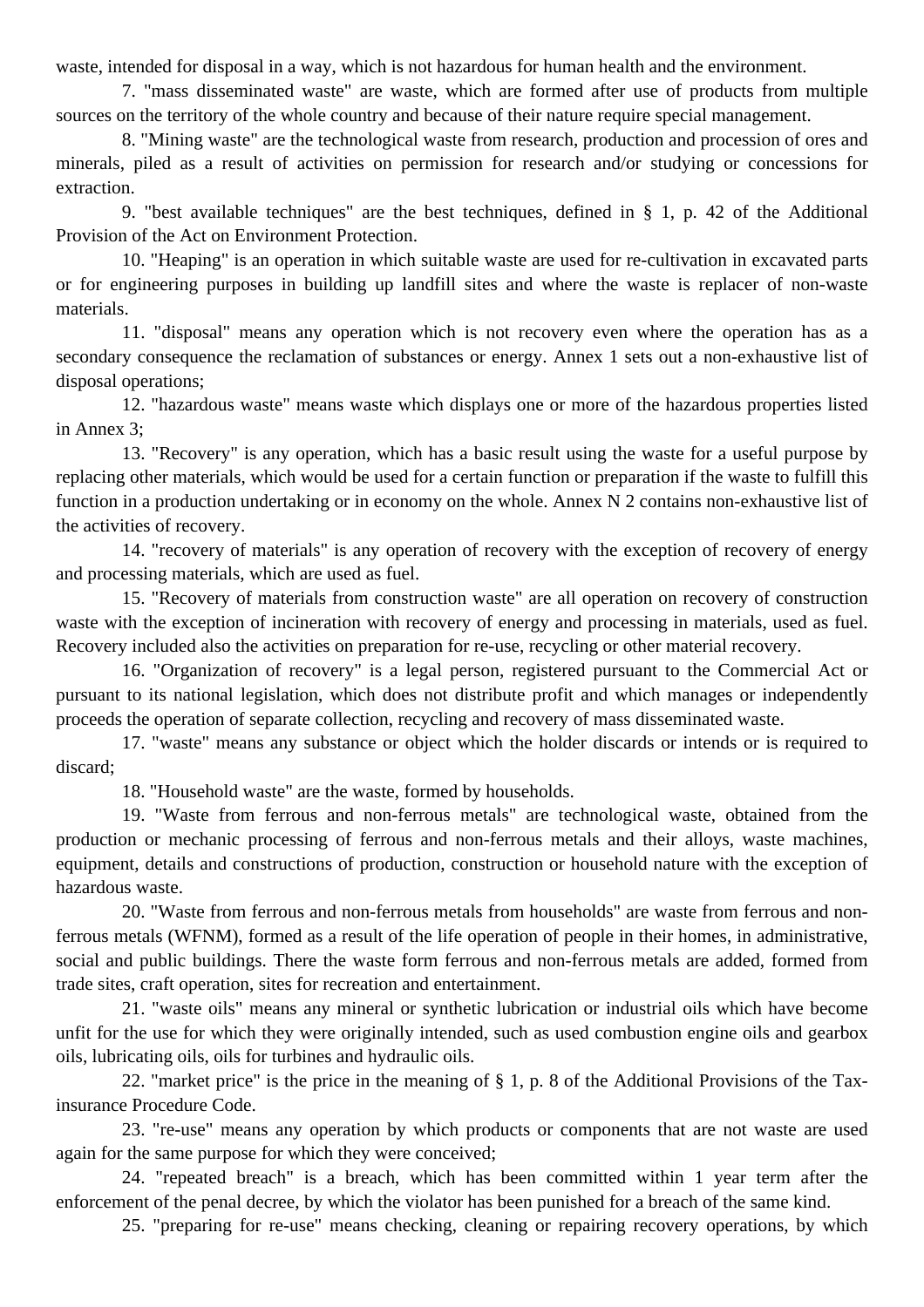waste, intended for disposal in a way, which is not hazardous for human health and the environment.

7. "mass disseminated waste" are waste, which are formed after use of products from multiple sources on the territory of the whole country and because of their nature require special management.

8. "Mining waste" are the technological waste from research, production and procession of ores and minerals, piled as a result of activities on permission for research and/or studying or concessions for extraction.

9. "best available techniques" are the best techniques, defined in § 1, p. 42 of the Additional Provision of the Act on Environment Protection.

10. "Heaping" is an operation in which suitable waste are used for re-cultivation in excavated parts or for engineering purposes in building up landfill sites and where the waste is replacer of non-waste materials.

11. "disposal" means any operation which is not recovery even where the operation has as a secondary consequence the reclamation of substances or energy. Annex 1 sets out a non-exhaustive list of disposal operations;

12. "hazardous waste" means waste which displays one or more of the hazardous properties listed in Annex 3;

13. "Recovery" is any operation, which has a basic result using the waste for a useful purpose by replacing other materials, which would be used for a certain function or preparation if the waste to fulfill this function in a production undertaking or in economy on the whole. Annex N 2 contains non-exhaustive list of the activities of recovery.

14. "recovery of materials" is any operation of recovery with the exception of recovery of energy and processing materials, which are used as fuel.

15. "Recovery of materials from construction waste" are all operation on recovery of construction waste with the exception of incineration with recovery of energy and processing in materials, used as fuel. Recovery included also the activities on preparation for re-use, recycling or other material recovery.

16. "Organization of recovery" is a legal person, registered pursuant to the Commercial Act or pursuant to its national legislation, which does not distribute profit and which manages or independently proceeds the operation of separate collection, recycling and recovery of mass disseminated waste.

17. "waste" means any substance or object which the holder discards or intends or is required to discard;

18. "Household waste" are the waste, formed by households.

19. "Waste from ferrous and non-ferrous metals" are technological waste, obtained from the production or mechanic processing of ferrous and non-ferrous metals and their alloys, waste machines, equipment, details and constructions of production, construction or household nature with the exception of hazardous waste.

20. "Waste from ferrous and non-ferrous metals from households" are waste from ferrous and non-ferrous metals (WFNM), formed as a result of the life operation of people in their homes, in administrative, social and public buildings. There the waste form ferrous and non-ferrous metals are added, formed from trade sites, craft operation, sites for recreation and entertainment.

21. "waste oils" means any mineral or synthetic lubrication or industrial oils which have become unfit for the use for which they were originally intended, such as used combustion engine oils and gearbox oils, lubricating oils, oils for turbines and hydraulic oils.

22. "market price" is the price in the meaning of § 1, p. 8 of the Additional Provisions of the Tax-insurance Procedure Code.

23. "re-use" means any operation by which products or components that are not waste are used again for the same purpose for which they were conceived;

24. "repeated breach" is a breach, which has been committed within 1 year term after the enforcement of the penal decree, by which the violator has been punished for a breach of the same kind.

25. "preparing for re-use" means checking, cleaning or repairing recovery operations, by which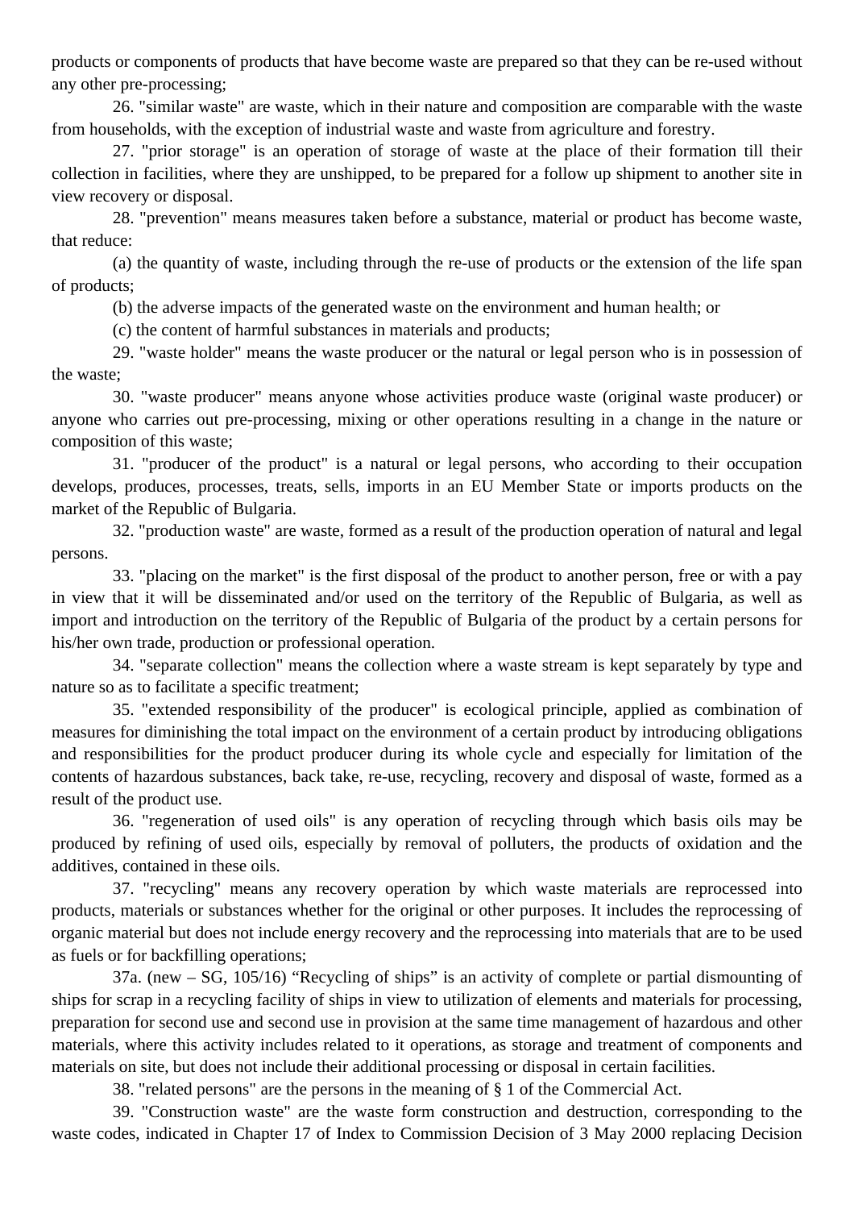products or components of products that have become waste are prepared so that they can be re-used without any other pre-processing;

26. "similar waste" are waste, which in their nature and composition are comparable with the waste from households, with the exception of industrial waste and waste from agriculture and forestry.

27. "prior storage" is an operation of storage of waste at the place of their formation till their collection in facilities, where they are unshipped, to be prepared for a follow up shipment to another site in view recovery or disposal.

28. "prevention" means measures taken before a substance, material or product has become waste, that reduce:

(a) the quantity of waste, including through the re-use of products or the extension of the life span of products;

(b) the adverse impacts of the generated waste on the environment and human health; or

(c) the content of harmful substances in materials and products;

29. "waste holder" means the waste producer or the natural or legal person who is in possession of the waste;

30. "waste producer" means anyone whose activities produce waste (original waste producer) or anyone who carries out pre-processing, mixing or other operations resulting in a change in the nature or composition of this waste;

31. "producer of the product" is a natural or legal persons, who according to their occupation develops, produces, processes, treats, sells, imports in an EU Member State or imports products on the market of the Republic of Bulgaria.

32. "production waste" are waste, formed as a result of the production operation of natural and legal persons.

33. "placing on the market" is the first disposal of the product to another person, free or with a pay in view that it will be disseminated and/or used on the territory of the Republic of Bulgaria, as well as import and introduction on the territory of the Republic of Bulgaria of the product by a certain persons for his/her own trade, production or professional operation.

34. "separate collection" means the collection where a waste stream is kept separately by type and nature so as to facilitate a specific treatment;

35. "extended responsibility of the producer" is ecological principle, applied as combination of measures for diminishing the total impact on the environment of a certain product by introducing obligations and responsibilities for the product producer during its whole cycle and especially for limitation of the contents of hazardous substances, back take, re-use, recycling, recovery and disposal of waste, formed as a result of the product use.

36. "regeneration of used oils" is any operation of recycling through which basis oils may be produced by refining of used oils, especially by removal of polluters, the products of oxidation and the additives, contained in these oils.

37. "recycling" means any recovery operation by which waste materials are reprocessed into products, materials or substances whether for the original or other purposes. It includes the reprocessing of organic material but does not include energy recovery and the reprocessing into materials that are to be used as fuels or for backfilling operations;

37a. (new – SG, 105/16) “Recycling of ships” is an activity of complete or partial dismounting of ships for scrap in a recycling facility of ships in view to utilization of elements and materials for processing, preparation for second use and second use in provision at the same time management of hazardous and other materials, where this activity includes related to it operations, as storage and treatment of components and materials on site, but does not include their additional processing or disposal in certain facilities.

38. "related persons" are the persons in the meaning of § 1 of the Commercial Act.

39. "Construction waste" are the waste form construction and destruction, corresponding to the waste codes, indicated in Chapter 17 of Index to Commission Decision of 3 May 2000 replacing Decision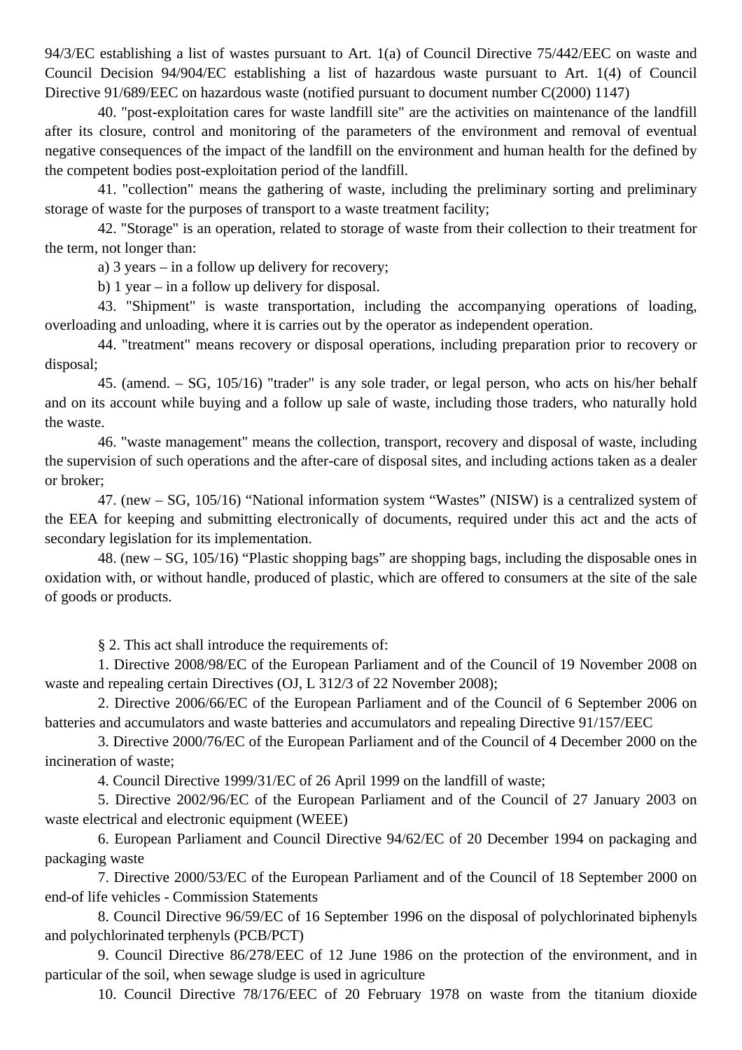94/3/EC establishing a list of wastes pursuant to Art. 1(a) of Council Directive 75/442/EEC on waste and Council Decision 94/904/EC establishing a list of hazardous waste pursuant to Art. 1(4) of Council Directive 91/689/EEC on hazardous waste (notified pursuant to document number C(2000) 1147)

40. "post-exploitation cares for waste landfill site" are the activities on maintenance of the landfill after its closure, control and monitoring of the parameters of the environment and removal of eventual negative consequences of the impact of the landfill on the environment and human health for the defined by the competent bodies post-exploitation period of the landfill.

41. "collection" means the gathering of waste, including the preliminary sorting and preliminary storage of waste for the purposes of transport to a waste treatment facility;

42. "Storage" is an operation, related to storage of waste from their collection to their treatment for the term, not longer than:

a) 3 years – in a follow up delivery for recovery;

b) 1 year – in a follow up delivery for disposal.

43. "Shipment" is waste transportation, including the accompanying operations of loading, overloading and unloading, where it is carries out by the operator as independent operation.

44. "treatment" means recovery or disposal operations, including preparation prior to recovery or disposal;

45. (amend. – SG, 105/16) "trader" is any sole trader, or legal person, who acts on his/her behalf and on its account while buying and a follow up sale of waste, including those traders, who naturally hold the waste.

46. "waste management" means the collection, transport, recovery and disposal of waste, including the supervision of such operations and the after-care of disposal sites, and including actions taken as a dealer or broker;

47. (new – SG, 105/16) "National information system "Wastes" (NISW) is a centralized system of the EEA for keeping and submitting electronically of documents, required under this act and the acts of secondary legislation for its implementation.

48. (new – SG, 105/16) "Plastic shopping bags" are shopping bags, including the disposable ones in oxidation with, or without handle, produced of plastic, which are offered to consumers at the site of the sale of goods or products.

§ 2. This act shall introduce the requirements of:

1. Directive 2008/98/EC of the European Parliament and of the Council of 19 November 2008 on waste and repealing certain Directives (OJ, L 312/3 of 22 November 2008);

2. Directive 2006/66/EC of the European Parliament and of the Council of 6 September 2006 on batteries and accumulators and waste batteries and accumulators and repealing Directive 91/157/EEC

3. Directive 2000/76/EC of the European Parliament and of the Council of 4 December 2000 on the incineration of waste;

4. Council Directive 1999/31/EC of 26 April 1999 on the landfill of waste;

5. Directive 2002/96/EC of the European Parliament and of the Council of 27 January 2003 on waste electrical and electronic equipment (WEEE)

6. European Parliament and Council Directive 94/62/EC of 20 December 1994 on packaging and packaging waste

7. Directive 2000/53/EC of the European Parliament and of the Council of 18 September 2000 on end-of life vehicles - Commission Statements

8. Council Directive 96/59/EC of 16 September 1996 on the disposal of polychlorinated biphenyls and polychlorinated terphenyls (PCB/PCT)

9. Council Directive 86/278/EEC of 12 June 1986 on the protection of the environment, and in particular of the soil, when sewage sludge is used in agriculture

10. Council Directive 78/176/EEC of 20 February 1978 on waste from the titanium dioxide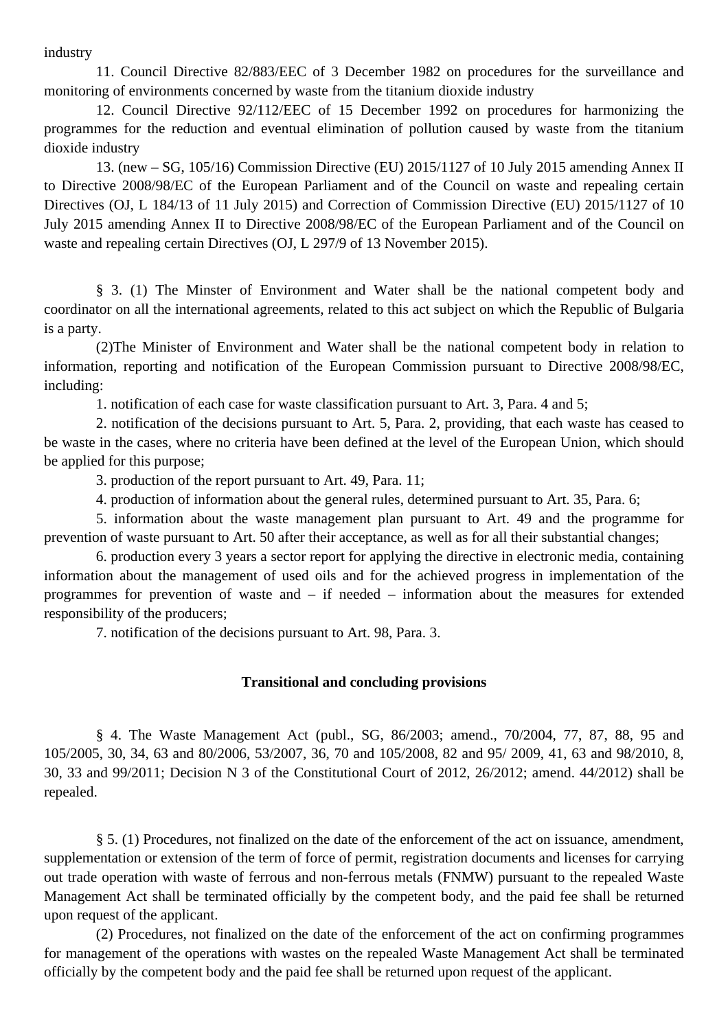industry

11. Council Directive 82/883/EEC of 3 December 1982 on procedures for the surveillance and monitoring of environments concerned by waste from the titanium dioxide industry

12. Council Directive 92/112/EEC of 15 December 1992 on procedures for harmonizing the programmes for the reduction and eventual elimination of pollution caused by waste from the titanium dioxide industry

13. (new – SG, 105/16) Commission Directive (EU) 2015/1127 of 10 July 2015 amending Annex II to Directive 2008/98/EC of the European Parliament and of the Council on waste and repealing certain Directives (OJ, L 184/13 of 11 July 2015) and Correction of Commission Directive (EU) 2015/1127 of 10 July 2015 amending Annex II to Directive 2008/98/EC of the European Parliament and of the Council on waste and repealing certain Directives (OJ, L 297/9 of 13 November 2015).

§ 3. (1) The Minster of Environment and Water shall be the national competent body and coordinator on all the international agreements, related to this act subject on which the Republic of Bulgaria is a party.

(2)The Minister of Environment and Water shall be the national competent body in relation to information, reporting and notification of the European Commission pursuant to Directive 2008/98/EC, including:

1. notification of each case for waste classification pursuant to Art. 3, Para. 4 and 5;

2. notification of the decisions pursuant to Art. 5, Para. 2, providing, that each waste has ceased to be waste in the cases, where no criteria have been defined at the level of the European Union, which should be applied for this purpose;

3. production of the report pursuant to Art. 49, Para. 11;

4. production of information about the general rules, determined pursuant to Art. 35, Para. 6;

5. information about the waste management plan pursuant to Art. 49 and the programme for prevention of waste pursuant to Art. 50 after their acceptance, as well as for all their substantial changes;

6. production every 3 years a sector report for applying the directive in electronic media, containing information about the management of used oils and for the achieved progress in implementation of the programmes for prevention of waste and – if needed – information about the measures for extended responsibility of the producers;

7. notification of the decisions pursuant to Art. 98, Para. 3.

**Transitional and concluding provisions**

§ 4. The Waste Management Act (publ., SG, 86/2003; amend., 70/2004, 77, 87, 88, 95 and 105/2005, 30, 34, 63 and 80/2006, 53/2007, 36, 70 and 105/2008, 82 and 95/ 2009, 41, 63 and 98/2010, 8, 30, 33 and 99/2011; Decision N 3 of the Constitutional Court of 2012, 26/2012; amend. 44/2012) shall be repealed.

§ 5. (1) Procedures, not finalized on the date of the enforcement of the act on issuance, amendment, supplementation or extension of the term of force of permit, registration documents and licenses for carrying out trade operation with waste of ferrous and non-ferrous metals (FNMW) pursuant to the repealed Waste Management Act shall be terminated officially by the competent body, and the paid fee shall be returned upon request of the applicant.

(2) Procedures, not finalized on the date of the enforcement of the act on confirming programmes for management of the operations with wastes on the repealed Waste Management Act shall be terminated officially by the competent body and the paid fee shall be returned upon request of the applicant.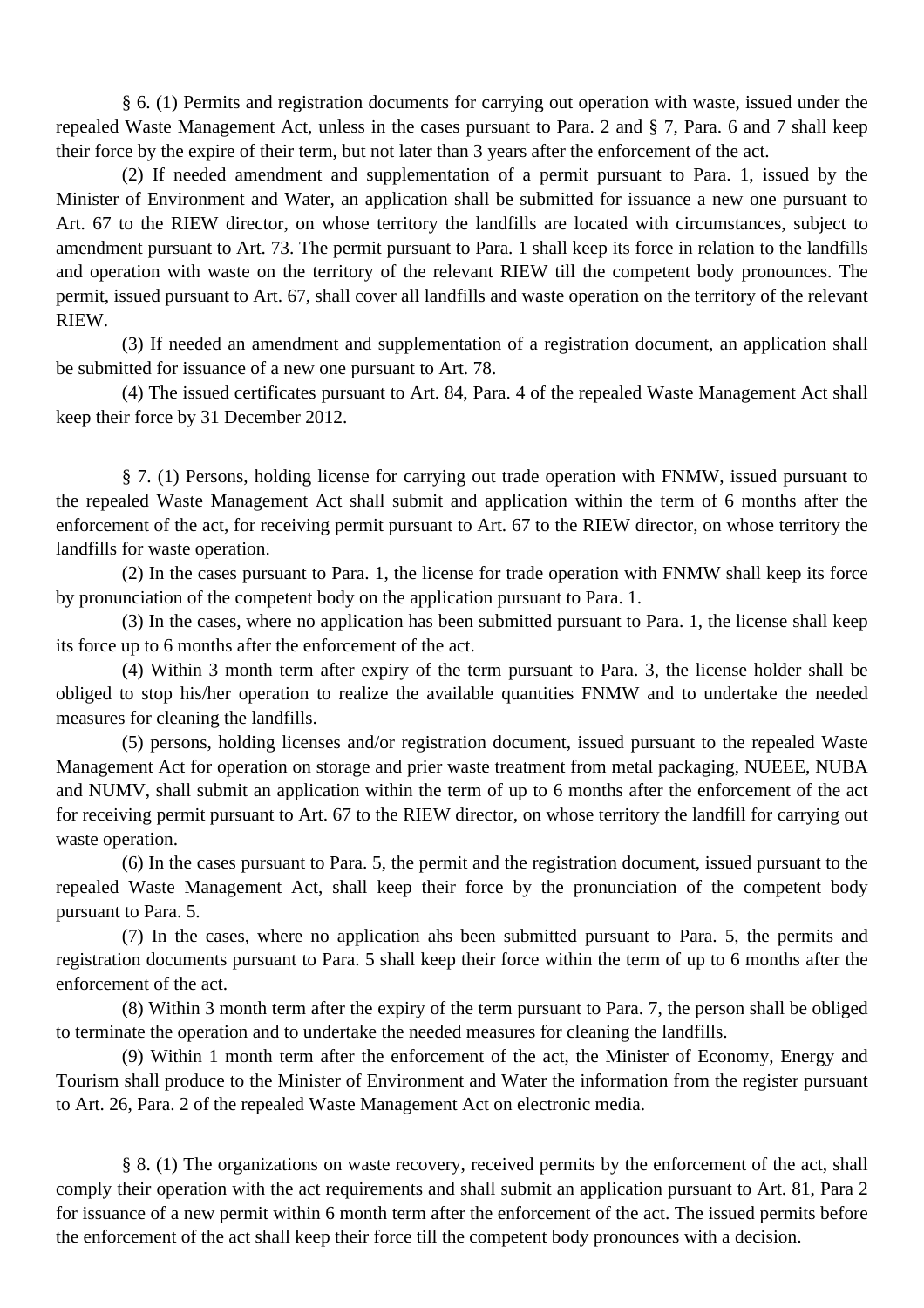§ 6. (1) Permits and registration documents for carrying out operation with waste, issued under the repealed Waste Management Act, unless in the cases pursuant to Para. 2 and § 7, Para. 6 and 7 shall keep their force by the expire of their term, but not later than 3 years after the enforcement of the act.

(2) If needed amendment and supplementation of a permit pursuant to Para. 1, issued by the Minister of Environment and Water, an application shall be submitted for issuance a new one pursuant to Art. 67 to the RIEW director, on whose territory the landfills are located with circumstances, subject to amendment pursuant to Art. 73. The permit pursuant to Para. 1 shall keep its force in relation to the landfills and operation with waste on the territory of the relevant RIEW till the competent body pronounces. The permit, issued pursuant to Art. 67, shall cover all landfills and waste operation on the territory of the relevant RIEW.

(3) If needed an amendment and supplementation of a registration document, an application shall be submitted for issuance of a new one pursuant to Art. 78.

(4) The issued certificates pursuant to Art. 84, Para. 4 of the repealed Waste Management Act shall keep their force by 31 December 2012.

§ 7. (1) Persons, holding license for carrying out trade operation with FNMW, issued pursuant to the repealed Waste Management Act shall submit and application within the term of 6 months after the enforcement of the act, for receiving permit pursuant to Art. 67 to the RIEW director, on whose territory the landfills for waste operation.

(2) In the cases pursuant to Para. 1, the license for trade operation with FNMW shall keep its force by pronunciation of the competent body on the application pursuant to Para. 1.

(3) In the cases, where no application has been submitted pursuant to Para. 1, the license shall keep its force up to 6 months after the enforcement of the act.

(4) Within 3 month term after expiry of the term pursuant to Para. 3, the license holder shall be obliged to stop his/her operation to realize the available quantities FNMW and to undertake the needed measures for cleaning the landfills.

(5) persons, holding licenses and/or registration document, issued pursuant to the repealed Waste Management Act for operation on storage and prier waste treatment from metal packaging, NUEEE, NUBA and NUMV, shall submit an application within the term of up to 6 months after the enforcement of the act for receiving permit pursuant to Art. 67 to the RIEW director, on whose territory the landfill for carrying out waste operation.

(6) In the cases pursuant to Para. 5, the permit and the registration document, issued pursuant to the repealed Waste Management Act, shall keep their force by the pronunciation of the competent body pursuant to Para. 5.

(7) In the cases, where no application ahs been submitted pursuant to Para. 5, the permits and registration documents pursuant to Para. 5 shall keep their force within the term of up to 6 months after the enforcement of the act.

(8) Within 3 month term after the expiry of the term pursuant to Para. 7, the person shall be obliged to terminate the operation and to undertake the needed measures for cleaning the landfills.

(9) Within 1 month term after the enforcement of the act, the Minister of Economy, Energy and Tourism shall produce to the Minister of Environment and Water the information from the register pursuant to Art. 26, Para. 2 of the repealed Waste Management Act on electronic media.

§ 8. (1) The organizations on waste recovery, received permits by the enforcement of the act, shall comply their operation with the act requirements and shall submit an application pursuant to Art. 81, Para 2 for issuance of a new permit within 6 month term after the enforcement of the act. The issued permits before the enforcement of the act shall keep their force till the competent body pronounces with a decision.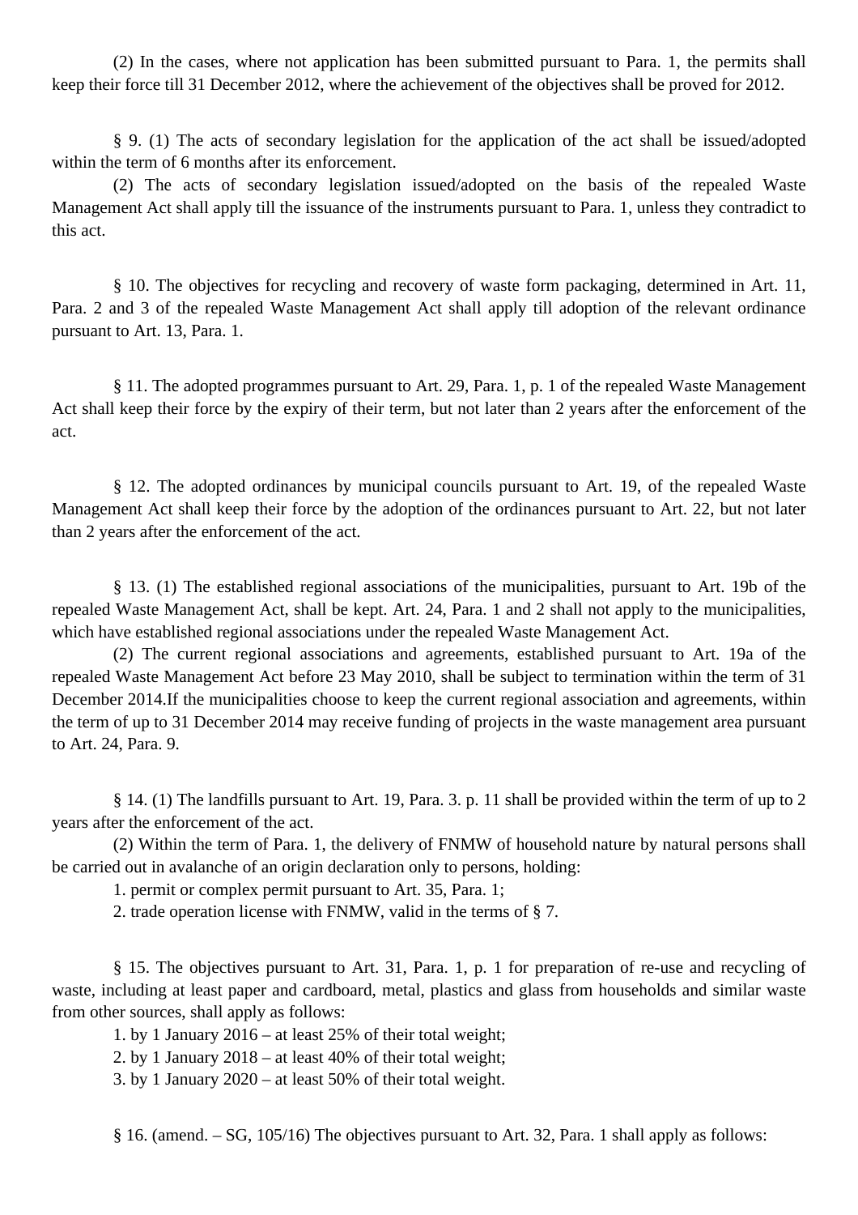(2) In the cases, where not application has been submitted pursuant to Para. 1, the permits shall keep their force till 31 December 2012, where the achievement of the objectives shall be proved for 2012.

§ 9. (1) The acts of secondary legislation for the application of the act shall be issued/adopted within the term of 6 months after its enforcement.

(2) The acts of secondary legislation issued/adopted on the basis of the repealed Waste Management Act shall apply till the issuance of the instruments pursuant to Para. 1, unless they contradict to this act.

§ 10. The objectives for recycling and recovery of waste form packaging, determined in Art. 11, Para. 2 and 3 of the repealed Waste Management Act shall apply till adoption of the relevant ordinance pursuant to Art. 13, Para. 1.

§ 11. The adopted programmes pursuant to Art. 29, Para. 1, p. 1 of the repealed Waste Management Act shall keep their force by the expiry of their term, but not later than 2 years after the enforcement of the act.

§ 12. The adopted ordinances by municipal councils pursuant to Art. 19, of the repealed Waste Management Act shall keep their force by the adoption of the ordinances pursuant to Art. 22, but not later than 2 years after the enforcement of the act.

§ 13. (1) The established regional associations of the municipalities, pursuant to Art. 19b of the repealed Waste Management Act, shall be kept. Art. 24, Para. 1 and 2 shall not apply to the municipalities, which have established regional associations under the repealed Waste Management Act.

(2) The current regional associations and agreements, established pursuant to Art. 19a of the repealed Waste Management Act before 23 May 2010, shall be subject to termination within the term of 31 December 2014.If the municipalities choose to keep the current regional association and agreements, within the term of up to 31 December 2014 may receive funding of projects in the waste management area pursuant to Art. 24, Para. 9.

§ 14. (1) The landfills pursuant to Art. 19, Para. 3. p. 11 shall be provided within the term of up to 2 years after the enforcement of the act.

(2) Within the term of Para. 1, the delivery of FNMW of household nature by natural persons shall be carried out in avalanche of an origin declaration only to persons, holding:

1. permit or complex permit pursuant to Art. 35, Para. 1;

2. trade operation license with FNMW, valid in the terms of § 7.

§ 15. The objectives pursuant to Art. 31, Para. 1, p. 1 for preparation of re-use and recycling of waste, including at least paper and cardboard, metal, plastics and glass from households and similar waste from other sources, shall apply as follows:

1. by 1 January 2016 – at least 25% of their total weight;

2. by 1 January 2018 – at least 40% of their total weight;

3. by 1 January 2020 – at least 50% of their total weight.

§ 16. (amend. – SG, 105/16) The objectives pursuant to Art. 32, Para. 1 shall apply as follows: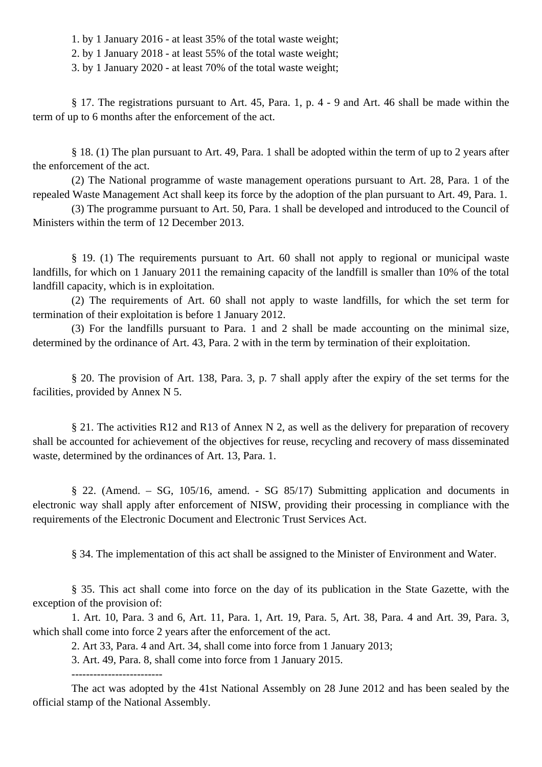1. by 1 January 2016 - at least 35% of the total waste weight;
2. by 1 January 2018 - at least 55% of the total waste weight;
3. by 1 January 2020 - at least 70% of the total waste weight;

§ 17. The registrations pursuant to Art. 45, Para. 1, p. 4 - 9 and Art. 46 shall be made within the term of up to 6 months after the enforcement of the act.

§ 18. (1) The plan pursuant to Art. 49, Para. 1 shall be adopted within the term of up to 2 years after the enforcement of the act.

(2) The National programme of waste management operations pursuant to Art. 28, Para. 1 of the repealed Waste Management Act shall keep its force by the adoption of the plan pursuant to Art. 49, Para. 1.

(3) The programme pursuant to Art. 50, Para. 1 shall be developed and introduced to the Council of Ministers within the term of 12 December 2013.

§ 19. (1) The requirements pursuant to Art. 60 shall not apply to regional or municipal waste landfills, for which on 1 January 2011 the remaining capacity of the landfill is smaller than 10% of the total landfill capacity, which is in exploitation.

(2) The requirements of Art. 60 shall not apply to waste landfills, for which the set term for termination of their exploitation is before 1 January 2012.

(3) For the landfills pursuant to Para. 1 and 2 shall be made accounting on the minimal size, determined by the ordinance of Art. 43, Para. 2 with in the term by termination of their exploitation.

§ 20. The provision of Art. 138, Para. 3, p. 7 shall apply after the expiry of the set terms for the facilities, provided by Annex N 5.

§ 21. The activities R12 and R13 of Annex N 2, as well as the delivery for preparation of recovery shall be accounted for achievement of the objectives for reuse, recycling and recovery of mass disseminated waste, determined by the ordinances of Art. 13, Para. 1.

§ 22. (Amend. – SG, 105/16, amend. - SG 85/17) Submitting application and documents in electronic way shall apply after enforcement of NISW, providing their processing in compliance with the requirements of the Electronic Document and Electronic Trust Services Act.

§ 34. The implementation of this act shall be assigned to the Minister of Environment and Water.

§ 35. This act shall come into force on the day of its publication in the State Gazette, with the exception of the provision of:

1. Art. 10, Para. 3 and 6, Art. 11, Para. 1, Art. 19, Para. 5, Art. 38, Para. 4 and Art. 39, Para. 3, which shall come into force 2 years after the enforcement of the act.
2. Art 33, Para. 4 and Art. 34, shall come into force from 1 January 2013;
3. Art. 49, Para. 8, shall come into force from 1 January 2015.

-------------------------

The act was adopted by the 41st National Assembly on 28 June 2012 and has been sealed by the official stamp of the National Assembly.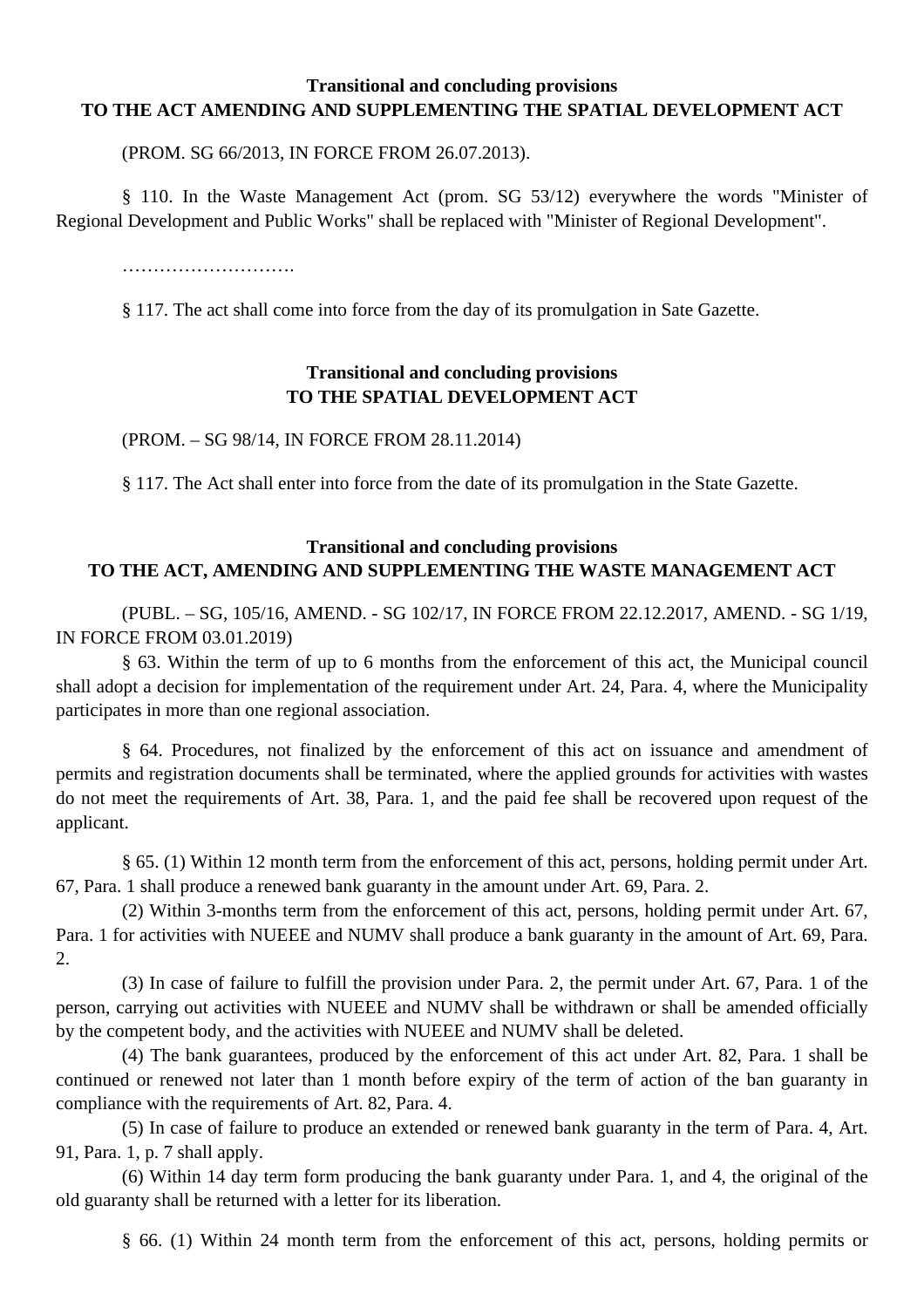## Transitional and concluding provisions
## TO THE ACT AMENDING AND SUPPLEMENTING THE SPATIAL DEVELOPMENT ACT

(PROM. SG 66/2013, IN FORCE FROM 26.07.2013).

§ 110. In the Waste Management Act (prom. SG 53/12) everywhere the words "Minister of Regional Development and Public Works" shall be replaced with "Minister of Regional Development".

……………………….

§ 117. The act shall come into force from the day of its promulgation in Sate Gazette.

## Transitional and concluding provisions
## TO THE SPATIAL DEVELOPMENT ACT

(PROM. – SG 98/14, IN FORCE FROM 28.11.2014)

§ 117. The Act shall enter into force from the date of its promulgation in the State Gazette.

## Transitional and concluding provisions
## TO THE ACT, AMENDING AND SUPPLEMENTING THE WASTE MANAGEMENT ACT

(PUBL. – SG, 105/16, AMEND. - SG 102/17, IN FORCE FROM 22.12.2017, AMEND. - SG 1/19, IN FORCE FROM 03.01.2019)

§ 63. Within the term of up to 6 months from the enforcement of this act, the Municipal council shall adopt a decision for implementation of the requirement under Art. 24, Para. 4, where the Municipality participates in more than one regional association.

§ 64. Procedures, not finalized by the enforcement of this act on issuance and amendment of permits and registration documents shall be terminated, where the applied grounds for activities with wastes do not meet the requirements of Art. 38, Para. 1, and the paid fee shall be recovered upon request of the applicant.

§ 65. (1) Within 12 month term from the enforcement of this act, persons, holding permit under Art. 67, Para. 1 shall produce a renewed bank guaranty in the amount under Art. 69, Para. 2.

(2) Within 3-months term from the enforcement of this act, persons, holding permit under Art. 67, Para. 1 for activities with NUEEE and NUMV shall produce a bank guaranty in the amount of Art. 69, Para. 2.

(3) In case of failure to fulfill the provision under Para. 2, the permit under Art. 67, Para. 1 of the person, carrying out activities with NUEEE and NUMV shall be withdrawn or shall be amended officially by the competent body, and the activities with NUEEE and NUMV shall be deleted.

(4) The bank guarantees, produced by the enforcement of this act under Art. 82, Para. 1 shall be continued or renewed not later than 1 month before expiry of the term of action of the ban guaranty in compliance with the requirements of Art. 82, Para. 4.

(5) In case of failure to produce an extended or renewed bank guaranty in the term of Para. 4, Art. 91, Para. 1, p. 7 shall apply.

(6) Within 14 day term form producing the bank guaranty under Para. 1, and 4, the original of the old guaranty shall be returned with a letter for its liberation.

§ 66. (1) Within 24 month term from the enforcement of this act, persons, holding permits or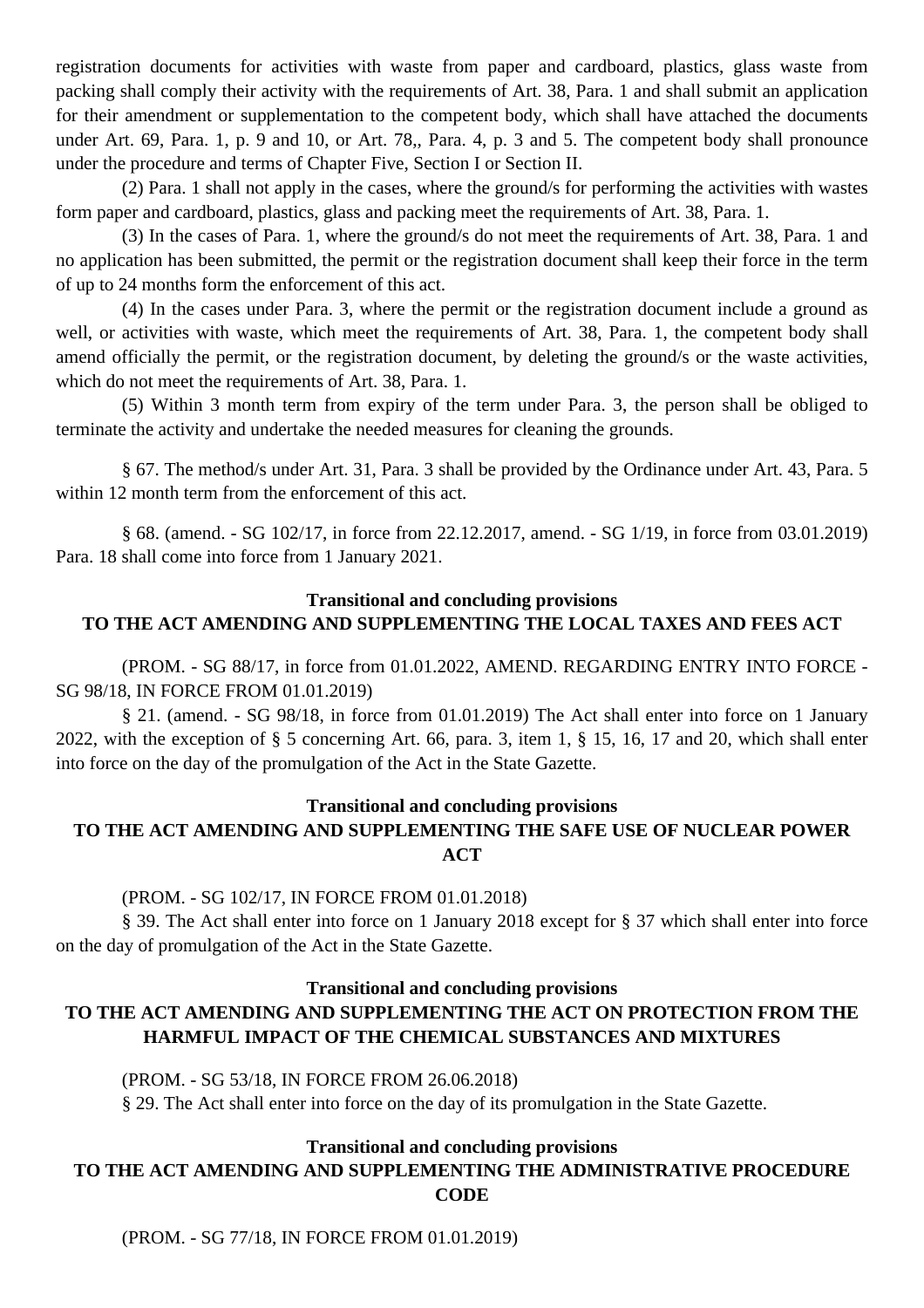registration documents for activities with waste from paper and cardboard, plastics, glass waste from packing shall comply their activity with the requirements of Art. 38, Para. 1 and shall submit an application for their amendment or supplementation to the competent body, which shall have attached the documents under Art. 69, Para. 1, p. 9 and 10, or Art. 78,, Para. 4, p. 3 and 5. The competent body shall pronounce under the procedure and terms of Chapter Five, Section I or Section II.

(2) Para. 1 shall not apply in the cases, where the ground/s for performing the activities with wastes form paper and cardboard, plastics, glass and packing meet the requirements of Art. 38, Para. 1.

(3) In the cases of Para. 1, where the ground/s do not meet the requirements of Art. 38, Para. 1 and no application has been submitted, the permit or the registration document shall keep their force in the term of up to 24 months form the enforcement of this act.

(4) In the cases under Para. 3, where the permit or the registration document include a ground as well, or activities with waste, which meet the requirements of Art. 38, Para. 1, the competent body shall amend officially the permit, or the registration document, by deleting the ground/s or the waste activities, which do not meet the requirements of Art. 38, Para. 1.

(5) Within 3 month term from expiry of the term under Para. 3, the person shall be obliged to terminate the activity and undertake the needed measures for cleaning the grounds.

§ 67. The method/s under Art. 31, Para. 3 shall be provided by the Ordinance under Art. 43, Para. 5 within 12 month term from the enforcement of this act.

§ 68. (amend. - SG 102/17, in force from 22.12.2017, amend. - SG 1/19, in force from 03.01.2019) Para. 18 shall come into force from 1 January 2021.

**Transitional and concluding provisions**
**TO THE ACT AMENDING AND SUPPLEMENTING THE LOCAL TAXES AND FEES ACT**

(PROM. - SG 88/17, in force from 01.01.2022, AMEND. REGARDING ENTRY INTO FORCE - SG 98/18, IN FORCE FROM 01.01.2019)

§ 21. (amend. - SG 98/18, in force from 01.01.2019) The Act shall enter into force on 1 January 2022, with the exception of § 5 concerning Art. 66, para. 3, item 1, § 15, 16, 17 and 20, which shall enter into force on the day of the promulgation of the Act in the State Gazette.

**Transitional and concluding provisions**
**TO THE ACT AMENDING AND SUPPLEMENTING THE SAFE USE OF NUCLEAR POWER ACT**

(PROM. - SG 102/17, IN FORCE FROM 01.01.2018)

§ 39. The Act shall enter into force on 1 January 2018 except for § 37 which shall enter into force on the day of promulgation of the Act in the State Gazette.

**Transitional and concluding provisions**
**TO THE ACT AMENDING AND SUPPLEMENTING THE ACT ON PROTECTION FROM THE HARMFUL IMPACT OF THE CHEMICAL SUBSTANCES AND MIXTURES**

(PROM. - SG 53/18, IN FORCE FROM 26.06.2018)

§ 29. The Act shall enter into force on the day of its promulgation in the State Gazette.

**Transitional and concluding provisions**
**TO THE ACT AMENDING AND SUPPLEMENTING THE ADMINISTRATIVE PROCEDURE CODE**

(PROM. - SG 77/18, IN FORCE FROM 01.01.2019)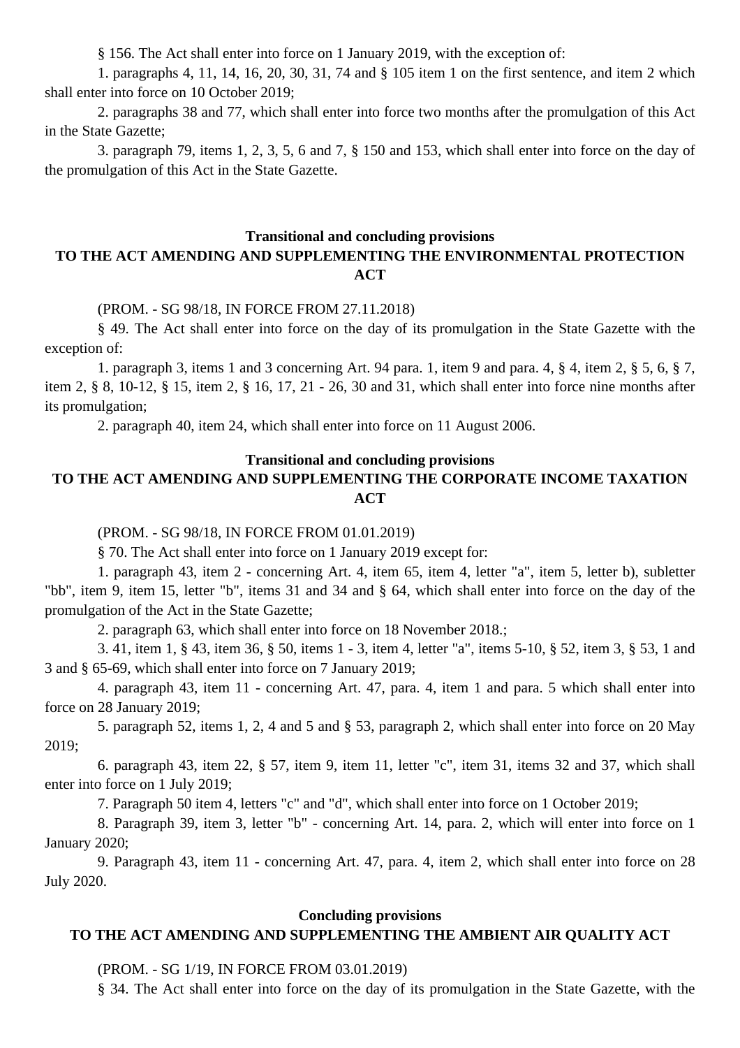§ 156. The Act shall enter into force on 1 January 2019, with the exception of:

1. paragraphs 4, 11, 14, 16, 20, 30, 31, 74 and § 105 item 1 on the first sentence, and item 2 which shall enter into force on 10 October 2019;

2. paragraphs 38 and 77, which shall enter into force two months after the promulgation of this Act in the State Gazette;

3. paragraph 79, items 1, 2, 3, 5, 6 and 7, § 150 and 153, which shall enter into force on the day of the promulgation of this Act in the State Gazette.

## Transitional and concluding provisions
## TO THE ACT AMENDING AND SUPPLEMENTING THE ENVIRONMENTAL PROTECTION ACT

(PROM. - SG 98/18, IN FORCE FROM 27.11.2018)

§ 49. The Act shall enter into force on the day of its promulgation in the State Gazette with the exception of:

1. paragraph 3, items 1 and 3 concerning Art. 94 para. 1, item 9 and para. 4, § 4, item 2, § 5, 6, § 7, item 2, § 8, 10-12, § 15, item 2, § 16, 17, 21 - 26, 30 and 31, which shall enter into force nine months after its promulgation;

2. paragraph 40, item 24, which shall enter into force on 11 August 2006.

## Transitional and concluding provisions
## TO THE ACT AMENDING AND SUPPLEMENTING THE CORPORATE INCOME TAXATION ACT

(PROM. - SG 98/18, IN FORCE FROM 01.01.2019)

§ 70. The Act shall enter into force on 1 January 2019 except for:

1. paragraph 43, item 2 - concerning Art. 4, item 65, item 4, letter "a", item 5, letter b), subletter "bb", item 9, item 15, letter "b", items 31 and 34 and § 64, which shall enter into force on the day of the promulgation of the Act in the State Gazette;

2. paragraph 63, which shall enter into force on 18 November 2018.;

3. 41, item 1, § 43, item 36, § 50, items 1 - 3, item 4, letter "a", items 5-10, § 52, item 3, § 53, 1 and 3 and § 65-69, which shall enter into force on 7 January 2019;

4. paragraph 43, item 11 - concerning Art. 47, para. 4, item 1 and para. 5 which shall enter into force on 28 January 2019;

5. paragraph 52, items 1, 2, 4 and 5 and § 53, paragraph 2, which shall enter into force on 20 May 2019;

6. paragraph 43, item 22, § 57, item 9, item 11, letter "c", item 31, items 32 and 37, which shall enter into force on 1 July 2019;

7. Paragraph 50 item 4, letters "c" and "d", which shall enter into force on 1 October 2019;

8. Paragraph 39, item 3, letter "b" - concerning Art. 14, para. 2, which will enter into force on 1 January 2020;

9. Paragraph 43, item 11 - concerning Art. 47, para. 4, item 2, which shall enter into force on 28 July 2020.

## Concluding provisions
## TO THE ACT AMENDING AND SUPPLEMENTING THE AMBIENT AIR QUALITY ACT

(PROM. - SG 1/19, IN FORCE FROM 03.01.2019)

§ 34. The Act shall enter into force on the day of its promulgation in the State Gazette, with the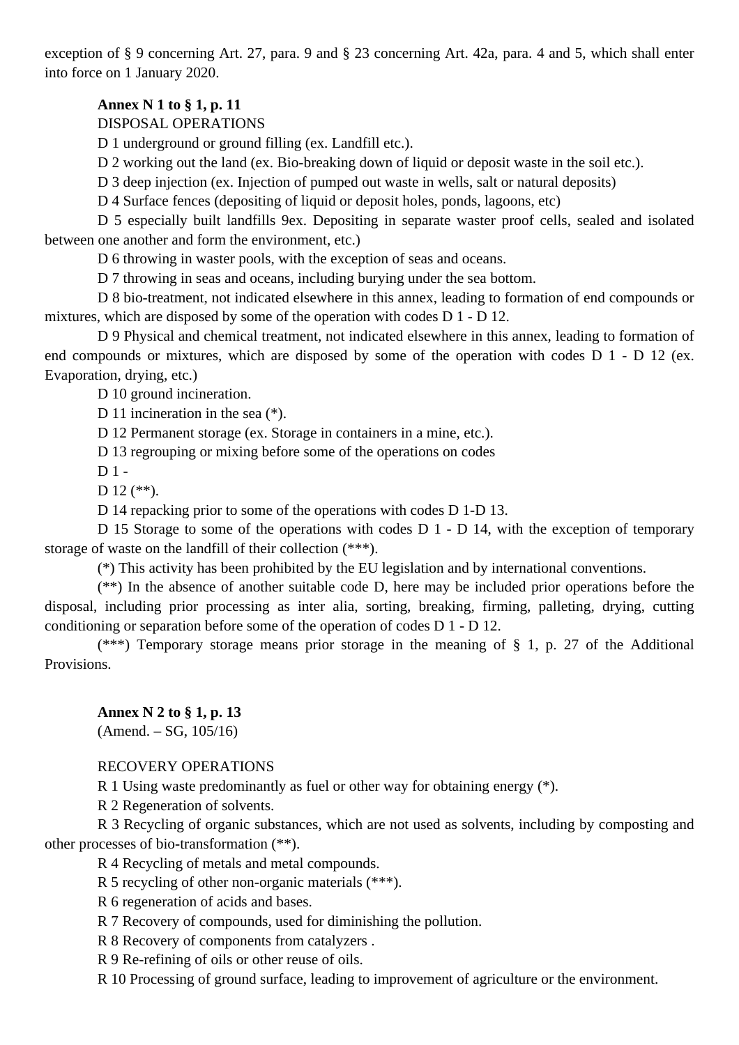exception of § 9 concerning Art. 27, para. 9 and § 23 concerning Art. 42a, para. 4 and 5, which shall enter into force on 1 January 2020.

**Annex N 1 to § 1, p. 11**

DISPOSAL OPERATIONS

D 1 underground or ground filling (ex. Landfill etc.).

D 2 working out the land (ex. Bio-breaking down of liquid or deposit waste in the soil etc.).

D 3 deep injection (ex. Injection of pumped out waste in wells, salt or natural deposits)

D 4 Surface fences (depositing of liquid or deposit holes, ponds, lagoons, etc)

D 5 especially built landfills 9ex. Depositing in separate waster proof cells, sealed and isolated between one another and form the environment, etc.)

D 6 throwing in waster pools, with the exception of seas and oceans.

D 7 throwing in seas and oceans, including burying under the sea bottom.

D 8 bio-treatment, not indicated elsewhere in this annex, leading to formation of end compounds or mixtures, which are disposed by some of the operation with codes D 1 - D 12.

D 9 Physical and chemical treatment, not indicated elsewhere in this annex, leading to formation of end compounds or mixtures, which are disposed by some of the operation with codes D 1 - D 12 (ex. Evaporation, drying, etc.)

D 10 ground incineration.

D 11 incineration in the sea (*).

D 12 Permanent storage (ex. Storage in containers in a mine, etc.).

D 13 regrouping or mixing before some of the operations on codes

D 1 -

D 12 (**).

D 14 repacking prior to some of the operations with codes D 1-D 13.

D 15 Storage to some of the operations with codes D 1 - D 14, with the exception of temporary storage of waste on the landfill of their collection (***).

(*) This activity has been prohibited by the EU legislation and by international conventions.

(**) In the absence of another suitable code D, here may be included prior operations before the disposal, including prior processing as inter alia, sorting, breaking, firming, palleting, drying, cutting conditioning or separation before some of the operation of codes D 1 - D 12.

(***) Temporary storage means prior storage in the meaning of § 1, p. 27 of the Additional Provisions.

**Annex N 2 to § 1, p. 13**

(Amend. – SG, 105/16)

RECOVERY OPERATIONS

R 1 Using waste predominantly as fuel or other way for obtaining energy (*).

R 2 Regeneration of solvents.

R 3 Recycling of organic substances, which are not used as solvents, including by composting and other processes of bio-transformation (**).

R 4 Recycling of metals and metal compounds.

R 5 recycling of other non-organic materials (***).

R 6 regeneration of acids and bases.

R 7 Recovery of compounds, used for diminishing the pollution.

R 8 Recovery of components from catalyzers .

R 9 Re-refining of oils or other reuse of oils.

R 10 Processing of ground surface, leading to improvement of agriculture or the environment.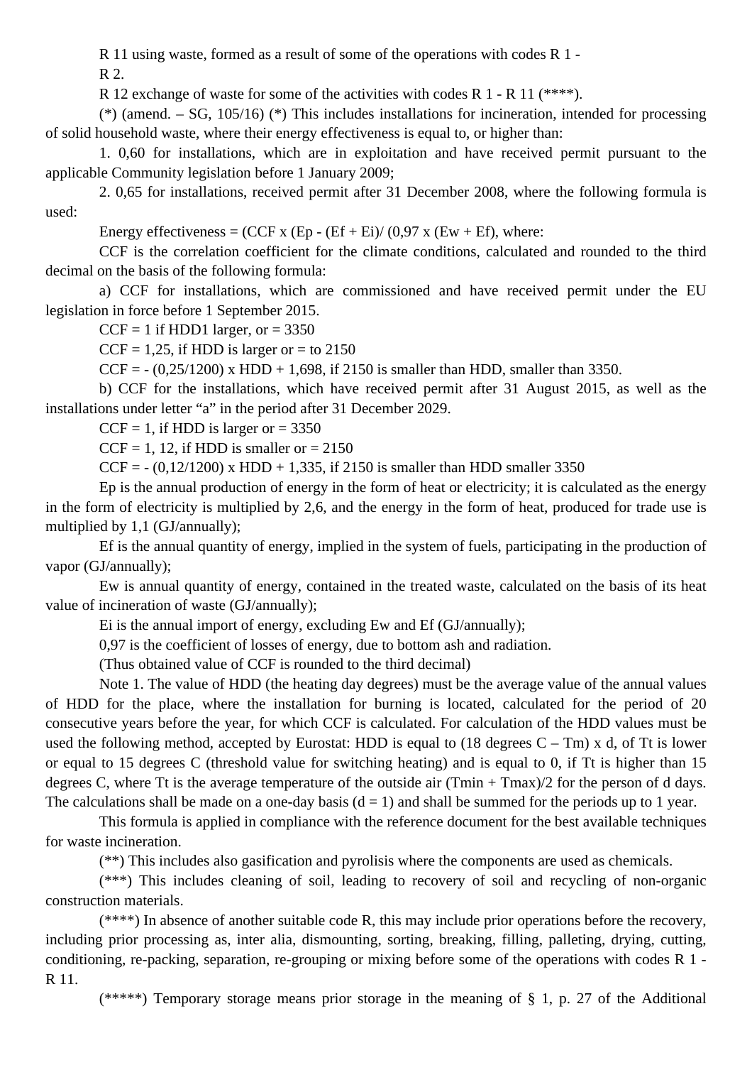R 11 using waste, formed as a result of some of the operations with codes R 1 - R 2.

R 12 exchange of waste for some of the activities with codes R 1 - R 11 (****).

(*) (amend. – SG, 105/16) (*) This includes installations for incineration, intended for processing of solid household waste, where their energy effectiveness is equal to, or higher than:

1. 0,60 for installations, which are in exploitation and have received permit pursuant to the applicable Community legislation before 1 January 2009;

2. 0,65 for installations, received permit after 31 December 2008, where the following formula is used:

Energy effectiveness = (CCF x (Ep - (Ef + Ei)/ (0,97 x (Ew + Ef), where:

CCF is the correlation coefficient for the climate conditions, calculated and rounded to the third decimal on the basis of the following formula:

a) CCF for installations, which are commissioned and have received permit under the EU legislation in force before 1 September 2015.

CCF = 1 if HDD1 larger, or = 3350

CCF = 1,25, if HDD is larger or = to 2150

CCF = - (0,25/1200) x HDD + 1,698, if 2150 is smaller than HDD, smaller than 3350.

b) CCF for the installations, which have received permit after 31 August 2015, as well as the installations under letter "a" in the period after 31 December 2029.

CCF = 1, if HDD is larger or = 3350

CCF = 1, 12, if HDD is smaller or = 2150

CCF = - (0,12/1200) x HDD + 1,335, if 2150 is smaller than HDD smaller 3350

Ep is the annual production of energy in the form of heat or electricity; it is calculated as the energy in the form of electricity is multiplied by 2,6, and the energy in the form of heat, produced for trade use is multiplied by 1,1 (GJ/annually);

Ef is the annual quantity of energy, implied in the system of fuels, participating in the production of vapor (GJ/annually);

Ew is annual quantity of energy, contained in the treated waste, calculated on the basis of its heat value of incineration of waste (GJ/annually);

Ei is the annual import of energy, excluding Ew and Ef (GJ/annually);

0,97 is the coefficient of losses of energy, due to bottom ash and radiation.

(Thus obtained value of CCF is rounded to the third decimal)

Note 1. The value of HDD (the heating day degrees) must be the average value of the annual values of HDD for the place, where the installation for burning is located, calculated for the period of 20 consecutive years before the year, for which CCF is calculated. For calculation of the HDD values must be used the following method, accepted by Eurostat: HDD is equal to (18 degrees C – Tm) x d, of Tt is lower or equal to 15 degrees C (threshold value for switching heating) and is equal to 0, if Tt is higher than 15 degrees C, where Tt is the average temperature of the outside air (Tmin + Tmax)/2 for the person of d days. The calculations shall be made on a one-day basis (d = 1) and shall be summed for the periods up to 1 year.

This formula is applied in compliance with the reference document for the best available techniques for waste incineration.

(**) This includes also gasification and pyrolisis where the components are used as chemicals.

(***) This includes cleaning of soil, leading to recovery of soil and recycling of non-organic construction materials.

(****) In absence of another suitable code R, this may include prior operations before the recovery, including prior processing as, inter alia, dismounting, sorting, breaking, filling, palleting, drying, cutting, conditioning, re-packing, separation, re-grouping or mixing before some of the operations with codes R 1 - R 11.

(*****) Temporary storage means prior storage in the meaning of § 1, p. 27 of the Additional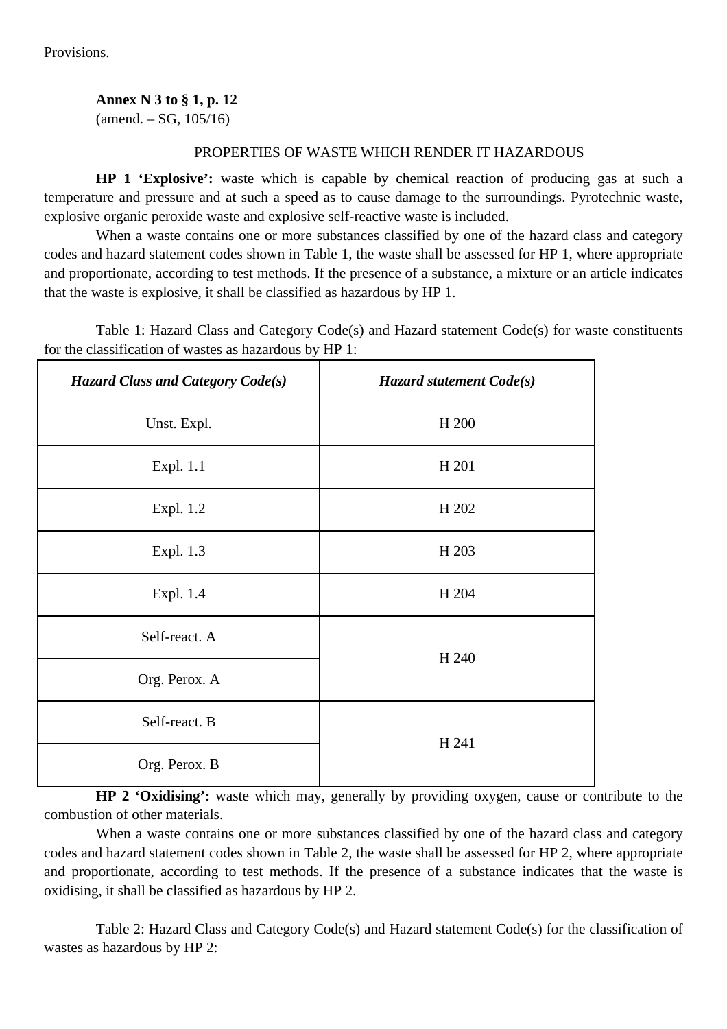Provisions.

**Annex N 3 to § 1, p. 12**
(amend. – SG, 105/16)

PROPERTIES OF WASTE WHICH RENDER IT HAZARDOUS

**HP 1 'Explosive':** waste which is capable by chemical reaction of producing gas at such a temperature and pressure and at such a speed as to cause damage to the surroundings. Pyrotechnic waste, explosive organic peroxide waste and explosive self-reactive waste is included.

When a waste contains one or more substances classified by one of the hazard class and category codes and hazard statement codes shown in Table 1, the waste shall be assessed for HP 1, where appropriate and proportionate, according to test methods. If the presence of a substance, a mixture or an article indicates that the waste is explosive, it shall be classified as hazardous by HP 1.

Table 1: Hazard Class and Category Code(s) and Hazard statement Code(s) for waste constituents for the classification of wastes as hazardous by HP 1:

| ***Hazard Class and Category Code(s)*** | ***Hazard statement Code(s)*** |
|---|---|
| Unst. Expl. | H 200 |
| Expl. 1.1 | H 201 |
| Expl. 1.2 | H 202 |
| Expl. 1.3 | H 203 |
| Expl. 1.4 | H 204 |
| Self-react. A | H 240 |
| Org. Perox. A | |
| Self-react. B | H 241 |
| Org. Perox. B | |

**HP 2 'Oxidising':** waste which may, generally by providing oxygen, cause or contribute to the combustion of other materials.

When a waste contains one or more substances classified by one of the hazard class and category codes and hazard statement codes shown in Table 2, the waste shall be assessed for HP 2, where appropriate and proportionate, according to test methods. If the presence of a substance indicates that the waste is oxidising, it shall be classified as hazardous by HP 2.

Table 2: Hazard Class and Category Code(s) and Hazard statement Code(s) for the classification of wastes as hazardous by HP 2: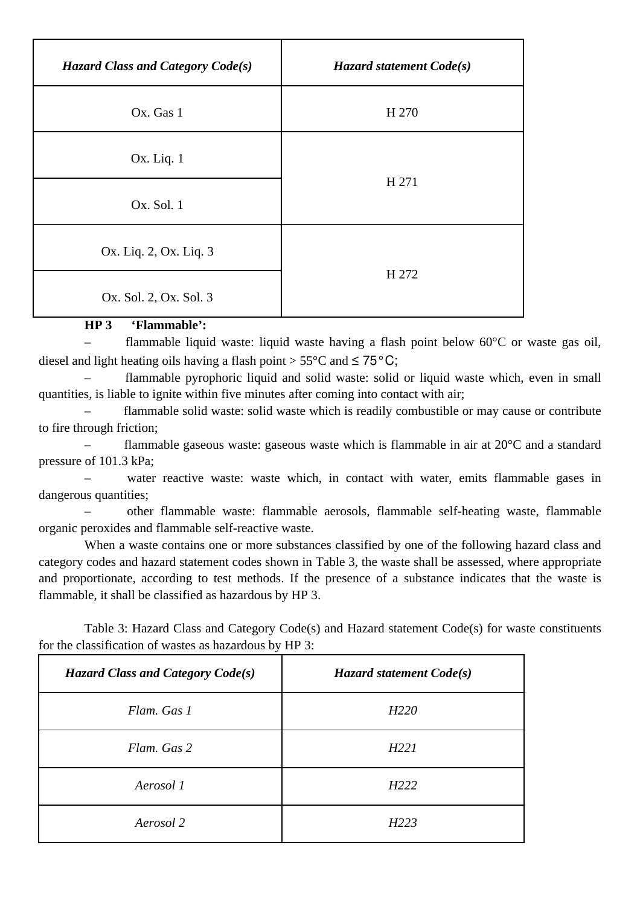| *Hazard Class and Category Code(s)* | *Hazard statement Code(s)* |
|---|---|
| Ox. Gas 1 | H 270 |
| Ox. Liq. 1 | H 271 |
| Ox. Sol. 1 | |
| Ox. Liq. 2, Ox. Liq. 3 | H 272 |
| Ox. Sol. 2, Ox. Sol. 3 | |

**HP 3 ‘Flammable’:**

– flammable liquid waste: liquid waste having a flash point below 60°C or waste gas oil, diesel and light heating oils having a flash point > 55°C and ≤ 75°C;

– flammable pyrophoric liquid and solid waste: solid or liquid waste which, even in small quantities, is liable to ignite within five minutes after coming into contact with air;

– flammable solid waste: solid waste which is readily combustible or may cause or contribute to fire through friction;

– flammable gaseous waste: gaseous waste which is flammable in air at 20°C and a standard pressure of 101.3 kPa;

– water reactive waste: waste which, in contact with water, emits flammable gases in dangerous quantities;

– other flammable waste: flammable aerosols, flammable self-heating waste, flammable organic peroxides and flammable self-reactive waste.

When a waste contains one or more substances classified by one of the following hazard class and category codes and hazard statement codes shown in Table 3, the waste shall be assessed, where appropriate and proportionate, according to test methods. If the presence of a substance indicates that the waste is flammable, it shall be classified as hazardous by HP 3.

Table 3: Hazard Class and Category Code(s) and Hazard statement Code(s) for waste constituents for the classification of wastes as hazardous by HP 3:

| *Hazard Class and Category Code(s)* | *Hazard statement Code(s)* |
|---|---|
| *Flam. Gas 1* | *H220* |
| *Flam. Gas 2* | *H221* |
| *Aerosol 1* | *H222* |
| *Aerosol 2* | *H223* |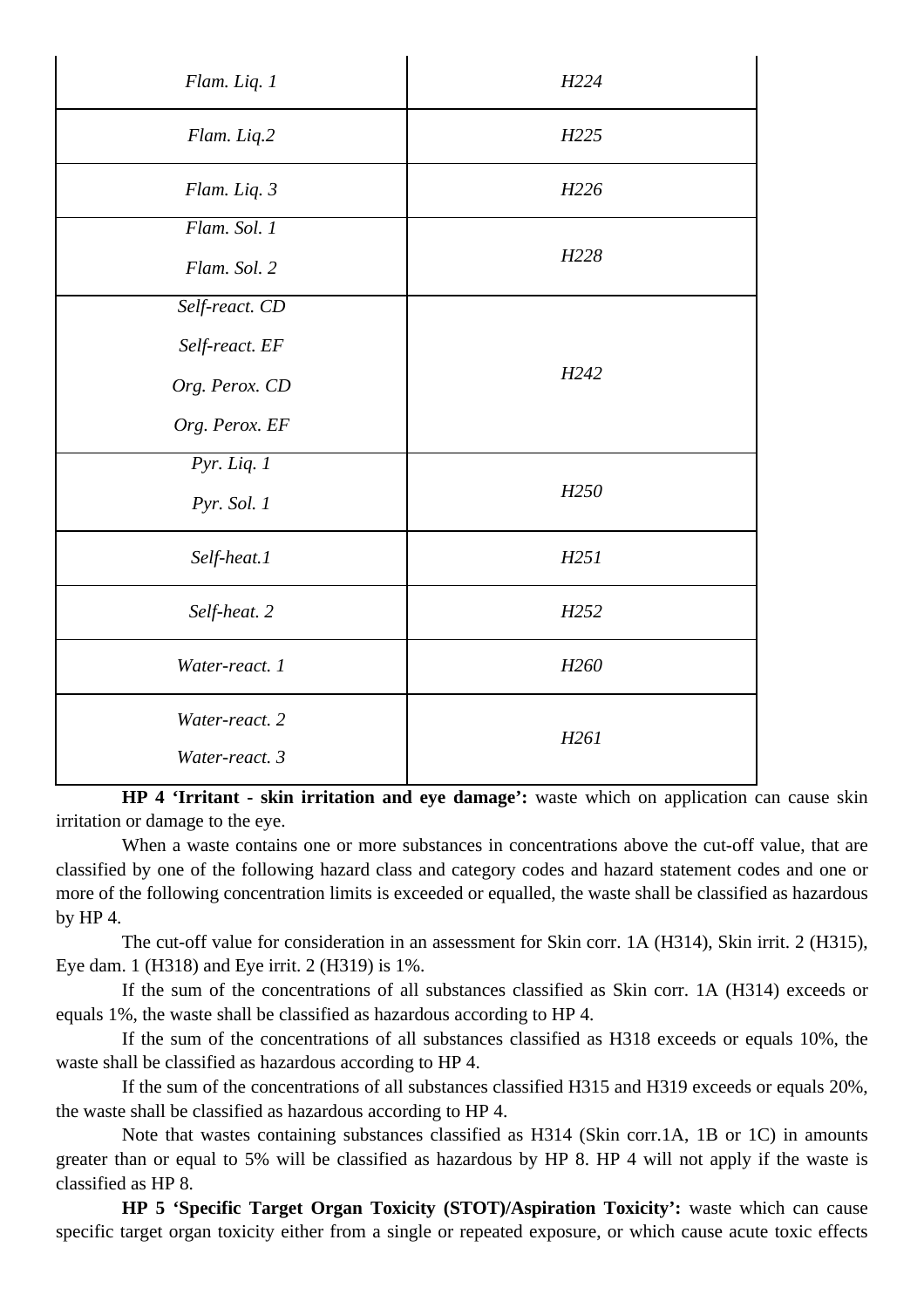| | |
|---|---|
| *Flam. Liq. 1* | *H224* |
| *Flam. Liq.2* | *H225* |
| *Flam. Liq. 3* | *H226* |
| *Flam. Sol. 1*<br>*Flam. Sol. 2* | *H228* |
| *Self-react. CD*<br>*Self-react. EF*<br>*Org. Perox. CD*<br>*Org. Perox. EF* | *H242* |
| *Pyr. Liq. 1*<br>*Pyr. Sol. 1* | *H250* |
| *Self-heat.1* | *H251* |
| *Self-heat. 2* | *H252* |
| *Water-react. 1* | *H260* |
| *Water-react. 2*<br>*Water-react. 3* | *H261* |

**HP 4 'Irritant - skin irritation and eye damage':** waste which on application can cause skin irritation or damage to the eye.

When a waste contains one or more substances in concentrations above the cut-off value, that are classified by one of the following hazard class and category codes and hazard statement codes and one or more of the following concentration limits is exceeded or equalled, the waste shall be classified as hazardous by HP 4.

The cut-off value for consideration in an assessment for Skin corr. 1A (H314), Skin irrit. 2 (H315), Eye dam. 1 (H318) and Eye irrit. 2 (H319) is 1%.

If the sum of the concentrations of all substances classified as Skin corr. 1A (H314) exceeds or equals 1%, the waste shall be classified as hazardous according to HP 4.

If the sum of the concentrations of all substances classified as H318 exceeds or equals 10%, the waste shall be classified as hazardous according to HP 4.

If the sum of the concentrations of all substances classified H315 and H319 exceeds or equals 20%, the waste shall be classified as hazardous according to HP 4.

Note that wastes containing substances classified as H314 (Skin corr.1A, 1B or 1C) in amounts greater than or equal to 5% will be classified as hazardous by HP 8. HP 4 will not apply if the waste is classified as HP 8.

**HP 5 'Specific Target Organ Toxicity (STOT)/Aspiration Toxicity':** waste which can cause specific target organ toxicity either from a single or repeated exposure, or which cause acute toxic effects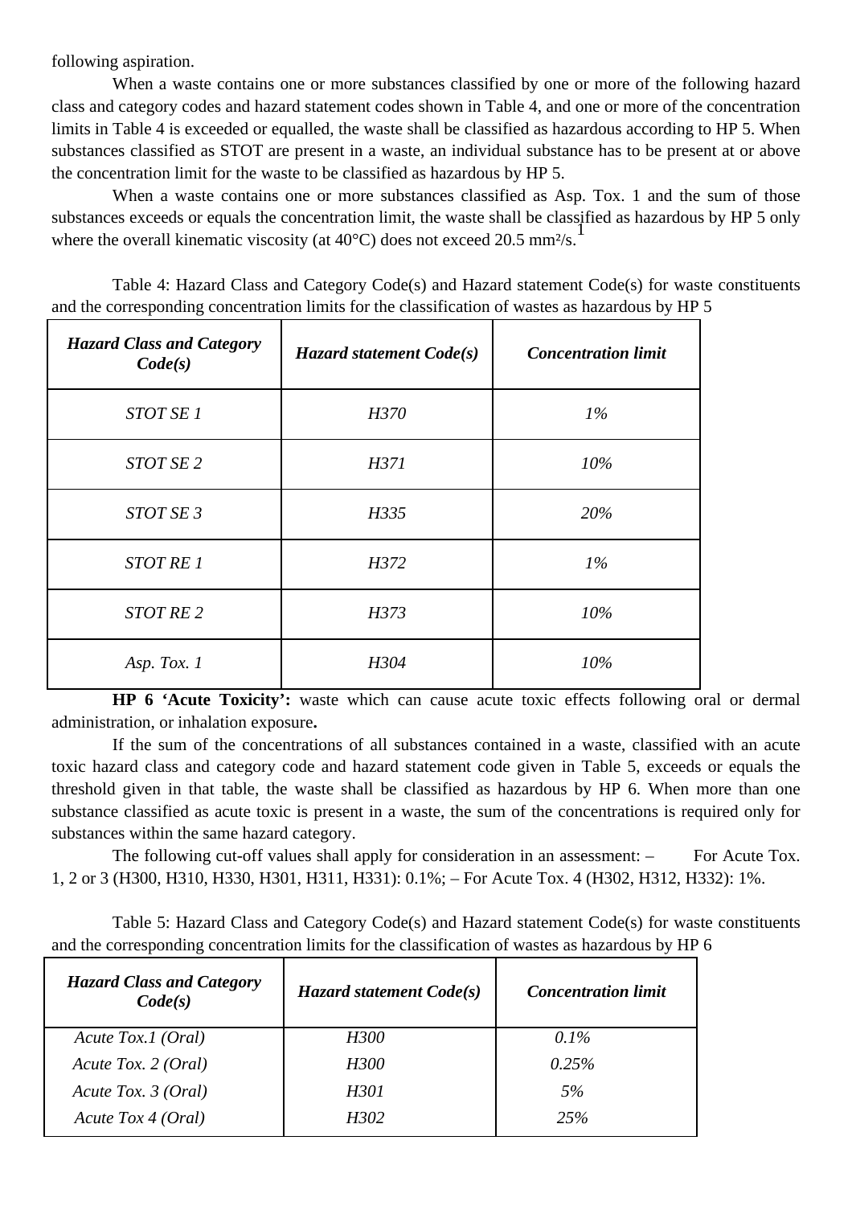following aspiration.

When a waste contains one or more substances classified by one or more of the following hazard class and category codes and hazard statement codes shown in Table 4, and one or more of the concentration limits in Table 4 is exceeded or equalled, the waste shall be classified as hazardous according to HP 5. When substances classified as STOT are present in a waste, an individual substance has to be present at or above the concentration limit for the waste to be classified as hazardous by HP 5.

When a waste contains one or more substances classified as Asp. Tox. 1 and the sum of those substances exceeds or equals the concentration limit, the waste shall be classified as hazardous by HP 5 only where the overall kinematic viscosity (at 40°C) does not exceed 20.5 mm²/s.[1]

Table 4: Hazard Class and Category Code(s) and Hazard statement Code(s) for waste constituents and the corresponding concentration limits for the classification of wastes as hazardous by HP 5

| *Hazard Class and Category Code(s)* | *Hazard statement Code(s)* | *Concentration limit* |
|---|---|---|
| *STOT SE 1* | *H370* | *1%* |
| *STOT SE 2* | *H371* | *10%* |
| *STOT SE 3* | *H335* | *20%* |
| *STOT RE 1* | *H372* | *1%* |
| *STOT RE 2* | *H373* | *10%* |
| *Asp. Tox. 1* | *H304* | *10%* |

**HP 6 'Acute Toxicity':** waste which can cause acute toxic effects following oral or dermal administration, or inhalation exposure**.**

If the sum of the concentrations of all substances contained in a waste, classified with an acute toxic hazard class and category code and hazard statement code given in Table 5, exceeds or equals the threshold given in that table, the waste shall be classified as hazardous by HP 6. When more than one substance classified as acute toxic is present in a waste, the sum of the concentrations is required only for substances within the same hazard category.

The following cut-off values shall apply for consideration in an assessment: – For Acute Tox. 1, 2 or 3 (H300, H310, H330, H301, H311, H331): 0.1%; – For Acute Tox. 4 (H302, H312, H332): 1%.

Table 5: Hazard Class and Category Code(s) and Hazard statement Code(s) for waste constituents and the corresponding concentration limits for the classification of wastes as hazardous by HP 6

| *Hazard Class and Category Code(s)* | *Hazard statement Code(s)* | *Concentration limit* |
|---|---|---|
| *Acute Tox.1 (Oral)* | *H300* | *0.1%* |
| *Acute Tox. 2 (Oral)* | *H300* | *0.25%* |
| *Acute Tox. 3 (Oral)* | *H301* | *5%* |
| *Acute Tox 4 (Oral)* | *H302* | *25%* |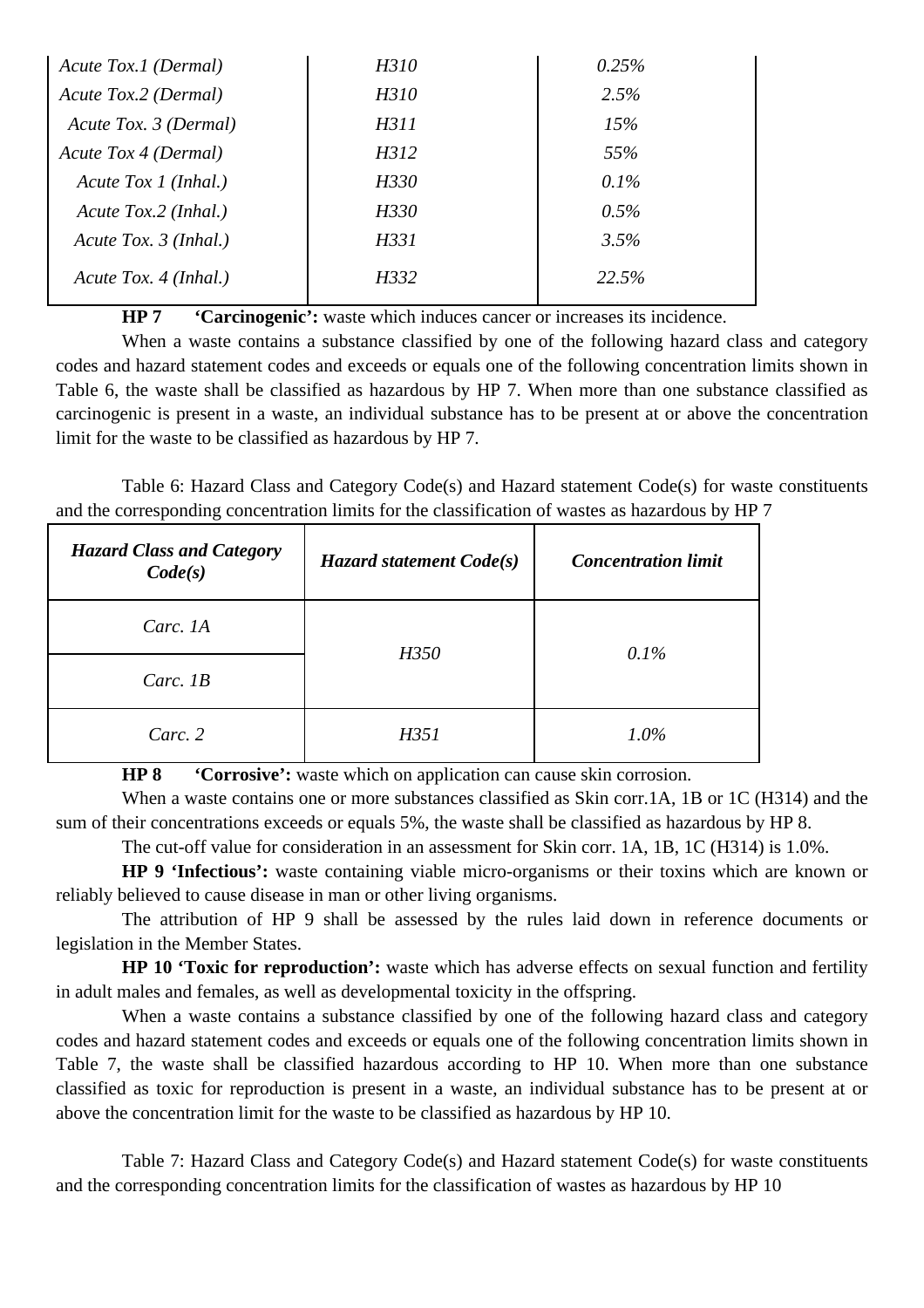| | | |
|---|---|---|
| *Acute Tox.1 (Dermal)* | *H310* | *0.25%* |
| *Acute Tox.2 (Dermal)* | *H310* | *2.5%* |
| *Acute Tox. 3 (Dermal)* | *H311* | *15%* |
| *Acute Tox 4 (Dermal)* | *H312* | *55%* |
| *Acute Tox 1 (Inhal.)* | *H330* | *0.1%* |
| *Acute Tox.2 (Inhal.)* | *H330* | *0.5%* |
| *Acute Tox. 3 (Inhal.)* | *H331* | *3.5%* |
| *Acute Tox. 4 (Inhal.)* | *H332* | *22.5%* |

**HP 7 'Carcinogenic':** waste which induces cancer or increases its incidence.

When a waste contains a substance classified by one of the following hazard class and category codes and hazard statement codes and exceeds or equals one of the following concentration limits shown in Table 6, the waste shall be classified as hazardous by HP 7. When more than one substance classified as carcinogenic is present in a waste, an individual substance has to be present at or above the concentration limit for the waste to be classified as hazardous by HP 7.

Table 6: Hazard Class and Category Code(s) and Hazard statement Code(s) for waste constituents and the corresponding concentration limits for the classification of wastes as hazardous by HP 7

| ***Hazard Class and Category Code(s)*** | ***Hazard statement Code(s)*** | ***Concentration limit*** |
|---|---|---|
| *Carc. 1A* | *H350* | *0.1%* |
| *Carc. 1B* | | |
| *Carc. 2* | *H351* | *1.0%* |

**HP 8 'Corrosive':** waste which on application can cause skin corrosion.

When a waste contains one or more substances classified as Skin corr.1A, 1B or 1C (H314) and the sum of their concentrations exceeds or equals 5%, the waste shall be classified as hazardous by HP 8.

The cut-off value for consideration in an assessment for Skin corr. 1A, 1B, 1C (H314) is 1.0%.

**HP 9 'Infectious':** waste containing viable micro-organisms or their toxins which are known or reliably believed to cause disease in man or other living organisms.

The attribution of HP 9 shall be assessed by the rules laid down in reference documents or legislation in the Member States.

**HP 10 'Toxic for reproduction':** waste which has adverse effects on sexual function and fertility in adult males and females, as well as developmental toxicity in the offspring.

When a waste contains a substance classified by one of the following hazard class and category codes and hazard statement codes and exceeds or equals one of the following concentration limits shown in Table 7, the waste shall be classified hazardous according to HP 10. When more than one substance classified as toxic for reproduction is present in a waste, an individual substance has to be present at or above the concentration limit for the waste to be classified as hazardous by HP 10.

Table 7: Hazard Class and Category Code(s) and Hazard statement Code(s) for waste constituents and the corresponding concentration limits for the classification of wastes as hazardous by HP 10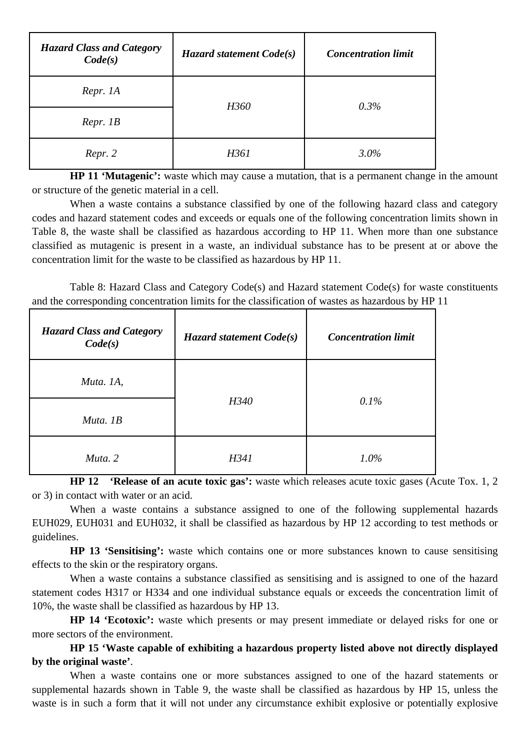| *Hazard Class and Category Code(s)* | *Hazard statement Code(s)* | *Concentration limit* |
|---|---|---|
| *Repr. 1A* | *H360* | *0.3%* |
| *Repr. 1B* | | |
| *Repr. 2* | *H361* | *3.0%* |

**HP 11 'Mutagenic':** waste which may cause a mutation, that is a permanent change in the amount or structure of the genetic material in a cell.

When a waste contains a substance classified by one of the following hazard class and category codes and hazard statement codes and exceeds or equals one of the following concentration limits shown in Table 8, the waste shall be classified as hazardous according to HP 11. When more than one substance classified as mutagenic is present in a waste, an individual substance has to be present at or above the concentration limit for the waste to be classified as hazardous by HP 11.

Table 8: Hazard Class and Category Code(s) and Hazard statement Code(s) for waste constituents and the corresponding concentration limits for the classification of wastes as hazardous by HP 11

| *Hazard Class and Category Code(s)* | *Hazard statement Code(s)* | *Concentration limit* |
|---|---|---|
| *Muta. 1A,* | *H340* | *0.1%* |
| *Muta. 1B* | | |
| *Muta. 2* | *H341* | *1.0%* |

**HP 12 'Release of an acute toxic gas':** waste which releases acute toxic gases (Acute Tox. 1, 2 or 3) in contact with water or an acid.

When a waste contains a substance assigned to one of the following supplemental hazards EUH029, EUH031 and EUH032, it shall be classified as hazardous by HP 12 according to test methods or guidelines.

**HP 13 'Sensitising':** waste which contains one or more substances known to cause sensitising effects to the skin or the respiratory organs.

When a waste contains a substance classified as sensitising and is assigned to one of the hazard statement codes H317 or H334 and one individual substance equals or exceeds the concentration limit of 10%, the waste shall be classified as hazardous by HP 13.

**HP 14 'Ecotoxic':** waste which presents or may present immediate or delayed risks for one or more sectors of the environment.

**HP 15 'Waste capable of exhibiting a hazardous property listed above not directly displayed by the original waste'**.

When a waste contains one or more substances assigned to one of the hazard statements or supplemental hazards shown in Table 9, the waste shall be classified as hazardous by HP 15, unless the waste is in such a form that it will not under any circumstance exhibit explosive or potentially explosive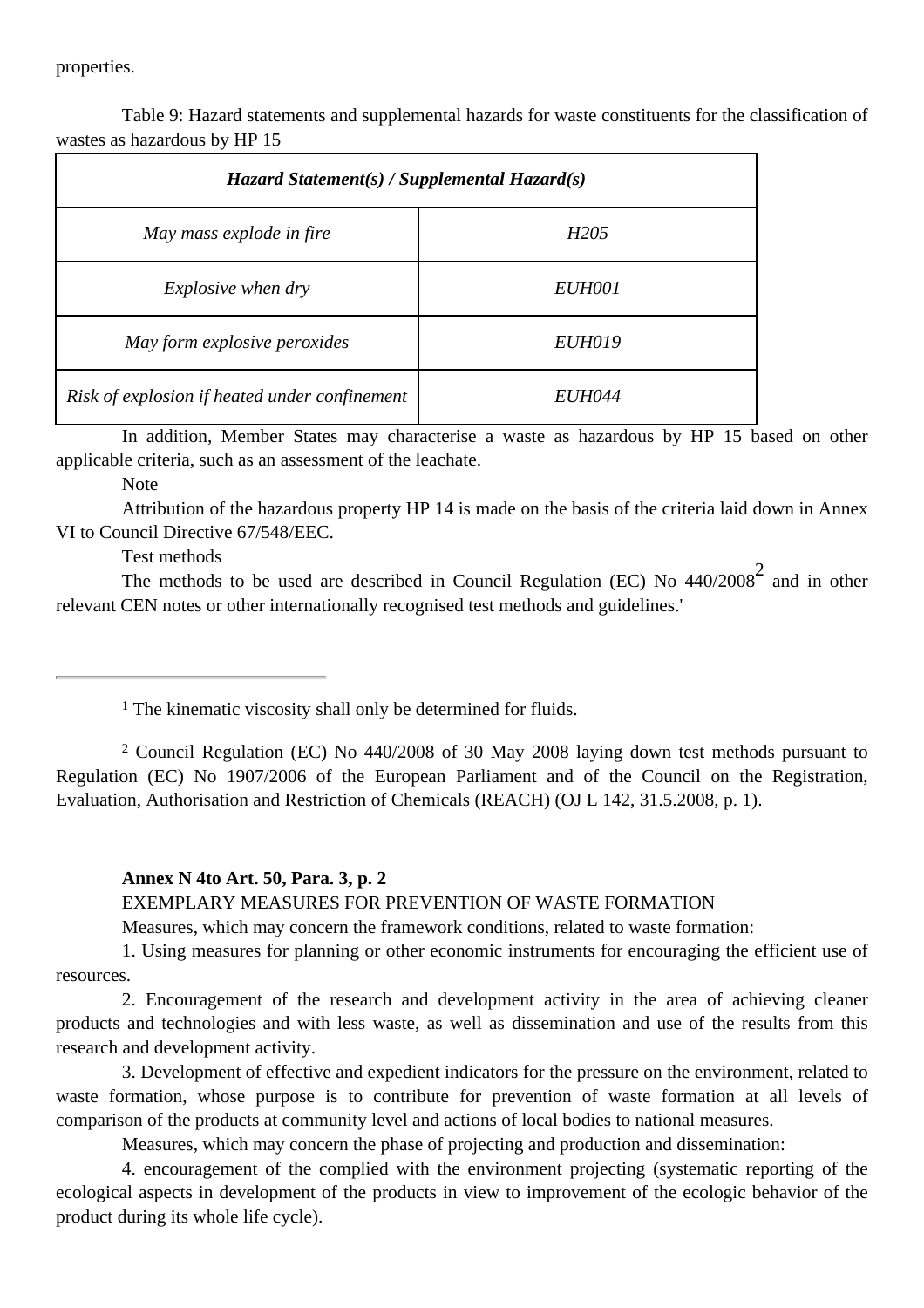properties.

Table 9: Hazard statements and supplemental hazards for waste constituents for the classification of wastes as hazardous by HP 15

| *Hazard Statement(s) / Supplemental Hazard(s)* | |
|---|---|
| *May mass explode in fire* | *H205* |
| *Explosive when dry* | *EUH001* |
| *May form explosive peroxides* | *EUH019* |
| *Risk of explosion if heated under confinement* | *EUH044* |

In addition, Member States may characterise a waste as hazardous by HP 15 based on other applicable criteria, such as an assessment of the leachate.

Note

Attribution of the hazardous property HP 14 is made on the basis of the criteria laid down in Annex VI to Council Directive 67/548/EEC.

Test methods

The methods to be used are described in Council Regulation (EC) No 440/2008[2] and in other relevant CEN notes or other internationally recognised test methods and guidelines.'

---

[1] The kinematic viscosity shall only be determined for fluids.

[2] Council Regulation (EC) No 440/2008 of 30 May 2008 laying down test methods pursuant to Regulation (EC) No 1907/2006 of the European Parliament and of the Council on the Registration, Evaluation, Authorisation and Restriction of Chemicals (REACH) (OJ L 142, 31.5.2008, p. 1).

**Annex N 4to Art. 50, Para. 3, p. 2**

EXEMPLARY MEASURES FOR PREVENTION OF WASTE FORMATION

Measures, which may concern the framework conditions, related to waste formation:

1. Using measures for planning or other economic instruments for encouraging the efficient use of resources.

2. Encouragement of the research and development activity in the area of achieving cleaner products and technologies and with less waste, as well as dissemination and use of the results from this research and development activity.

3. Development of effective and expedient indicators for the pressure on the environment, related to waste formation, whose purpose is to contribute for prevention of waste formation at all levels of comparison of the products at community level and actions of local bodies to national measures.

Measures, which may concern the phase of projecting and production and dissemination:

4. encouragement of the complied with the environment projecting (systematic reporting of the ecological aspects in development of the products in view to improvement of the ecologic behavior of the product during its whole life cycle).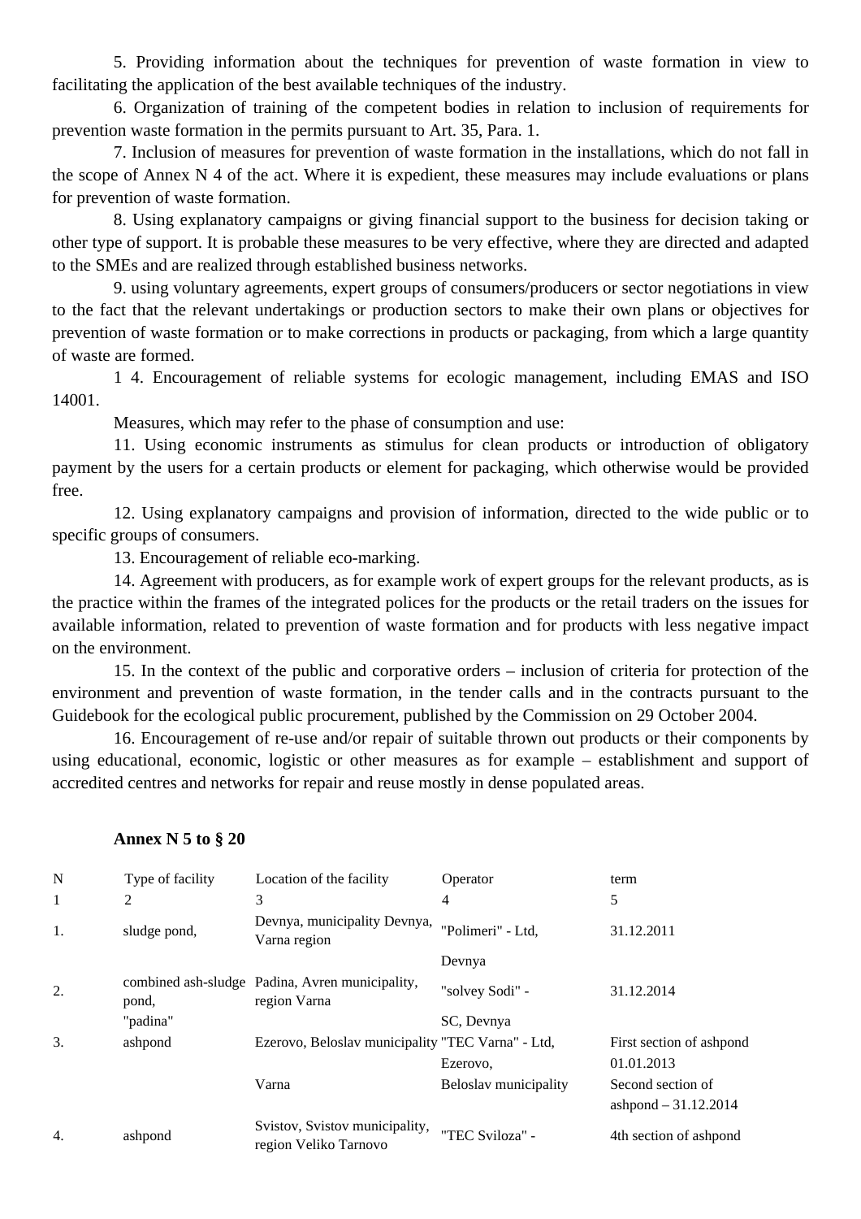5. Providing information about the techniques for prevention of waste formation in view to facilitating the application of the best available techniques of the industry.

6. Organization of training of the competent bodies in relation to inclusion of requirements for prevention waste formation in the permits pursuant to Art. 35, Para. 1.

7. Inclusion of measures for prevention of waste formation in the installations, which do not fall in the scope of Annex N 4 of the act. Where it is expedient, these measures may include evaluations or plans for prevention of waste formation.

8. Using explanatory campaigns or giving financial support to the business for decision taking or other type of support. It is probable these measures to be very effective, where they are directed and adapted to the SMEs and are realized through established business networks.

9. using voluntary agreements, expert groups of consumers/producers or sector negotiations in view to the fact that the relevant undertakings or production sectors to make their own plans or objectives for prevention of waste formation or to make corrections in products or packaging, from which a large quantity of waste are formed.

1 4. Encouragement of reliable systems for ecologic management, including EMAS and ISO 14001.

Measures, which may refer to the phase of consumption and use:

11. Using economic instruments as stimulus for clean products or introduction of obligatory payment by the users for a certain products or element for packaging, which otherwise would be provided free.

12. Using explanatory campaigns and provision of information, directed to the wide public or to specific groups of consumers.

13. Encouragement of reliable eco-marking.

14. Agreement with producers, as for example work of expert groups for the relevant products, as is the practice within the frames of the integrated polices for the products or the retail traders on the issues for available information, related to prevention of waste formation and for products with less negative impact on the environment.

15. In the context of the public and corporative orders – inclusion of criteria for protection of the environment and prevention of waste formation, in the tender calls and in the contracts pursuant to the Guidebook for the ecological public procurement, published by the Commission on 29 October 2004.

16. Encouragement of re-use and/or repair of suitable thrown out products or their components by using educational, economic, logistic or other measures as for example – establishment and support of accredited centres and networks for repair and reuse mostly in dense populated areas.

**Annex N 5 to § 20**

| N | Type of facility | Location of the facility | Operator | term |
|---|---|---|---|---|
| 1 | 2 | 3 | 4 | 5 |
| 1. | sludge pond, | Devnya, municipality Devnya, Varna region | "Polimeri" - Ltd, Devnya | 31.12.2011 |
| 2. | combined ash-sludge pond, "padina" | Padina, Avren municipality, region Varna | "solvey Sodi" - SC, Devnya | 31.12.2014 |
| 3. | ashpond | Ezerovo, Beloslav municipality Varna | "TEC Varna" - Ltd, Ezerovo, Beloslav municipality | First section of ashpond 01.01.2013 Second section of ashpond – 31.12.2014 |
| 4. | ashpond | Svistov, Svistov municipality, region Veliko Tarnovo | "TEC Sviloza" - | 4th section of ashpond |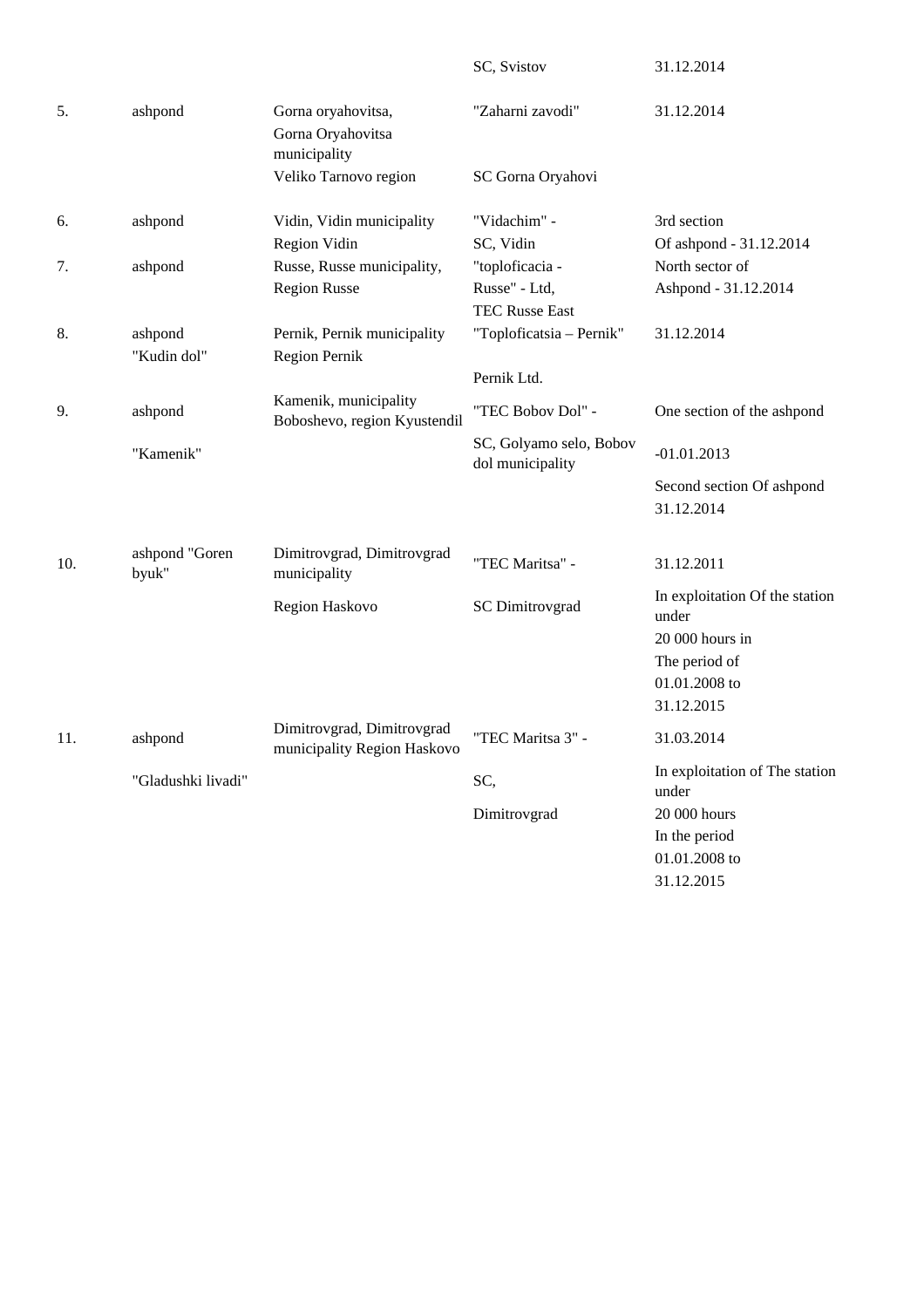| | | | | |
|---|---|---|---|---|
| | | | SC, Svistov | 31.12.2014 |
| 5. | ashpond | Gorna oryahovitsa, Gorna Oryahovitsa municipality Veliko Tarnovo region | "Zaharni zavodi" SC Gorna Oryahovi | 31.12.2014 |
| 6. | ashpond | Vidin, Vidin municipality Region Vidin | "Vidachim" - SC, Vidin | 3rd section Of ashpond - 31.12.2014 |
| 7. | ashpond | Russe, Russe municipality, Region Russe | "toploficacia - Russe" - Ltd, TEC Russe East | North sector of Ashpond - 31.12.2014 |
| 8. | ashpond "Kudin dol" | Pernik, Pernik municipality Region Pernik | "Toploficatsia – Pernik" Pernik Ltd. | 31.12.2014 |
| 9. | ashpond "Kamenik" | Kamenik, municipality Boboshevo, region Kyustendil | "TEC Bobov Dol" - SC, Golyamo selo, Bobov dol municipality | One section of the ashpond -01.01.2013 Second section Of ashpond 31.12.2014 |
| 10. | ashpond "Goren byuk" | Dimitrovgrad, Dimitrovgrad municipality Region Haskovo | "TEC Maritsa" - SC Dimitrovgrad | 31.12.2011 In exploitation Of the station under 20 000 hours in The period of 01.01.2008 to 31.12.2015 |
| 11. | ashpond "Gladushki livadi" | Dimitrovgrad, Dimitrovgrad municipality Region Haskovo | "TEC Maritsa 3" - SC, Dimitrovgrad | 31.03.2014 In exploitation Of The station under 20 000 hours In the period 01.01.2008 to 31.12.2015 |